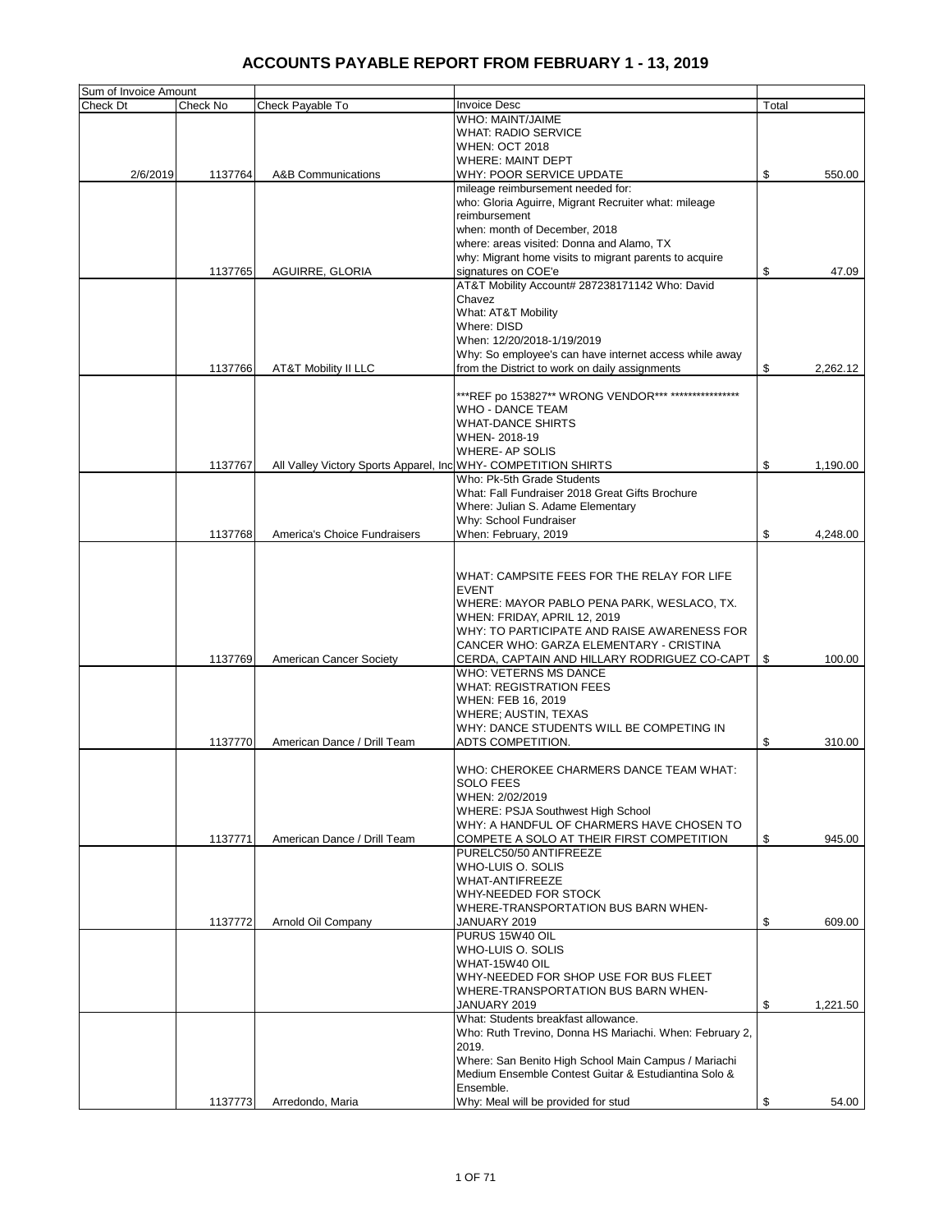# ACCOUNTS PAYABLE REPORT FROM FEBRUARY 1 - 13, 2019

| Sum of Invoice Amount | | | | |
|---|---|---|---|---|
| Check Dt | Check No | Check Payable To | Invoice Desc | Total |
| 2/6/2019 | 1137764 | A&B Communications | WHO: MAINT/JAIME<br>WHAT: RADIO SERVICE<br>WHEN: OCT 2018<br>WHERE: MAINT DEPT<br>WHY: POOR SERVICE UPDATE | $ 550.00 |
| | 1137765 | AGUIRRE, GLORIA | mileage reimbursement needed for:<br>who: Gloria Aguirre, Migrant Recruiter what: mileage reimbursement<br>when: month of December, 2018<br>where: areas visited: Donna and Alamo, TX<br>why: Migrant home visits to migrant parents to acquire signatures on COE'e | $ 47.09 |
| | 1137766 | AT&T Mobility II LLC | AT&T Mobility Account# 287238171142 Who: David Chavez<br>What: AT&T Mobility<br>Where: DISD<br>When: 12/20/2018-1/19/2019<br>Why: So employee's can have internet access while away from the District to work on daily assignments | $ 2,262.12 |
| | 1137767 | All Valley Victory Sports Apparel, Inc | ***REF po 153827** WRONG VENDOR*** ****************<br>WHO - DANCE TEAM<br>WHAT-DANCE SHIRTS<br>WHEN- 2018-19<br>WHERE- AP SOLIS<br>WHY- COMPETITION SHIRTS | $ 1,190.00 |
| | 1137768 | America's Choice Fundraisers | Who: Pk-5th Grade Students<br>What: Fall Fundraiser 2018 Great Gifts Brochure<br>Where: Julian S. Adame Elementary<br>Why: School Fundraiser<br>When: February, 2019 | $ 4,248.00 |
| | 1137769 | American Cancer Society | WHAT: CAMPSITE FEES FOR THE RELAY FOR LIFE EVENT<br>WHERE: MAYOR PABLO PENA PARK, WESLACO, TX.<br>WHEN: FRIDAY, APRIL 12, 2019<br>WHY: TO PARTICIPATE AND RAISE AWARENESS FOR CANCER WHO: GARZA ELEMENTARY - CRISTINA CERDA, CAPTAIN AND HILLARY RODRIGUEZ CO-CAPT | $ 100.00 |
| | 1137770 | American Dance / Drill Team | WHO: VETERNS MS DANCE<br>WHAT: REGISTRATION FEES<br>WHEN: FEB 16, 2019<br>WHERE; AUSTIN, TEXAS<br>WHY: DANCE STUDENTS WILL BE COMPETING IN ADTS COMPETITION. | $ 310.00 |
| | 1137771 | American Dance / Drill Team | WHO: CHEROKEE CHARMERS DANCE TEAM WHAT: SOLO FEES<br>WHEN: 2/02/2019<br>WHERE: PSJA Southwest High School<br>WHY: A HANDFUL OF CHARMERS HAVE CHOSEN TO COMPETE A SOLO AT THEIR FIRST COMPETITION | $ 945.00 |
| | 1137772 | Arnold Oil Company | PURELC50/50 ANTIFREEZE<br>WHO-LUIS O. SOLIS<br>WHAT-ANTIFREEZE<br>WHY-NEEDED FOR STOCK<br>WHERE-TRANSPORTATION BUS BARN WHEN-JANUARY 2019 | $ 609.00 |
| | | | PURUS 15W40 OIL<br>WHO-LUIS O. SOLIS<br>WHAT-15W40 OIL<br>WHY-NEEDED FOR SHOP USE FOR BUS FLEET<br>WHERE-TRANSPORTATION BUS BARN WHEN-JANUARY 2019 | $ 1,221.50 |
| | 1137773 | Arredondo, Maria | What: Students breakfast allowance.<br>Who: Ruth Trevino, Donna HS Mariachi. When: February 2, 2019.<br>Where: San Benito High School Main Campus / Mariachi Medium Ensemble Contest Guitar & Estudiantina Solo & Ensemble.<br>Why: Meal will be provided for stud | $ 54.00 |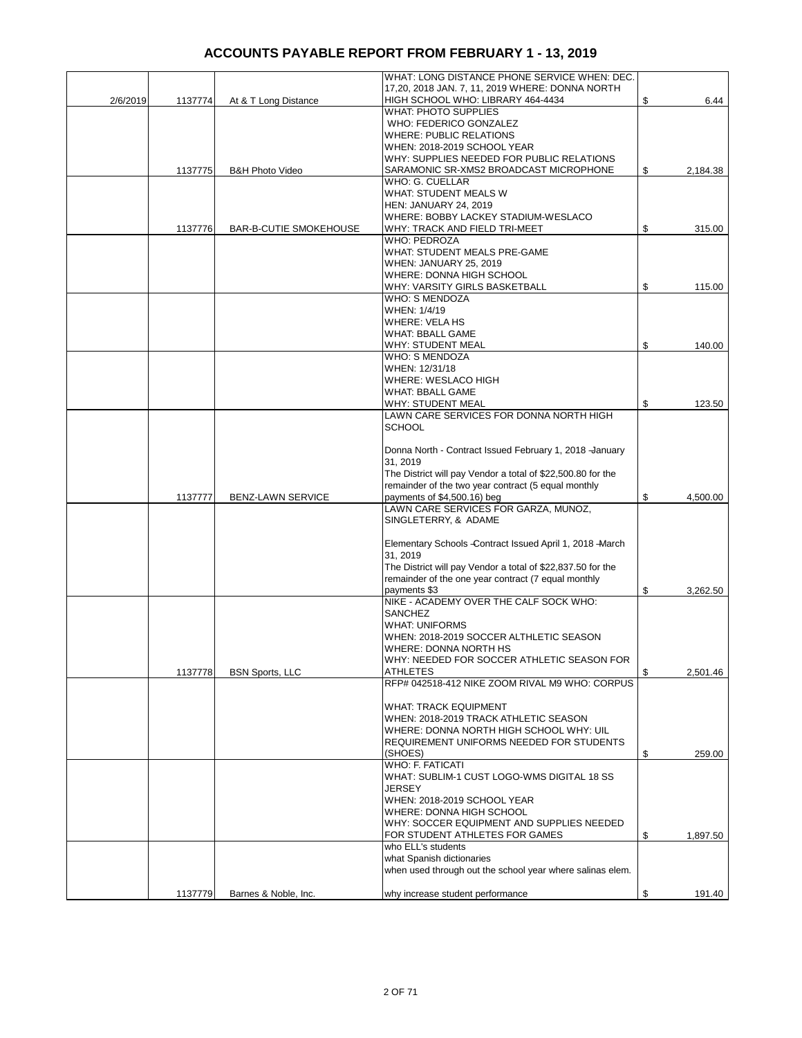# ACCOUNTS PAYABLE REPORT FROM FEBRUARY 1 - 13, 2019

| | | | | |
|---|---|---|---|---|
| 2/6/2019 | 1137774 | At & T Long Distance | WHAT: LONG DISTANCE PHONE SERVICE WHEN: DEC. 17,20, 2018 JAN. 7, 11, 2019 WHERE: DONNA NORTH HIGH SCHOOL WHO: LIBRARY 464-4434 | $ 6.44 |
| | 1137775 | B&H Photo Video | WHAT: PHOTO SUPPLIES<br>WHO: FEDERICO GONZALEZ<br>WHERE: PUBLIC RELATIONS<br>WHEN: 2018-2019 SCHOOL YEAR<br>WHY: SUPPLIES NEEDED FOR PUBLIC RELATIONS SARAMONIC SR-XMS2 BROADCAST MICROPHONE | $ 2,184.38 |
| | 1137776 | BAR-B-CUTIE SMOKEHOUSE | WHO: G. CUELLAR<br>WHAT: STUDENT MEALS W<br>HEN: JANUARY 24, 2019<br>WHERE: BOBBY LACKEY STADIUM-WESLACO<br>WHY: TRACK AND FIELD TRI-MEET | $ 315.00 |
| | | | WHO: PEDROZA<br>WHAT: STUDENT MEALS PRE-GAME<br>WHEN: JANUARY 25, 2019<br>WHERE: DONNA HIGH SCHOOL<br>WHY: VARSITY GIRLS BASKETBALL | $ 115.00 |
| | | | WHO: S MENDOZA<br>WHEN: 1/4/19<br>WHERE: VELA HS<br>WHAT: BBALL GAME<br>WHY: STUDENT MEAL | $ 140.00 |
| | | | WHO: S MENDOZA<br>WHEN: 12/31/18<br>WHERE: WESLACO HIGH<br>WHAT: BBALL GAME<br>WHY: STUDENT MEAL | $ 123.50 |
| | 1137777 | BENZ-LAWN SERVICE | LAWN CARE SERVICES FOR DONNA NORTH HIGH SCHOOL<br><br>Donna North - Contract Issued February 1, 2018 -January 31, 2019<br>The District will pay Vendor a total of $22,500.80 for the remainder of the two year contract (5 equal monthly payments of $4,500.16) beg | $ 4,500.00 |
| | | | LAWN CARE SERVICES FOR GARZA, MUNOZ, SINGLETERRY, & ADAME<br><br>Elementary Schools -Contract Issued April 1, 2018 -March 31, 2019<br>The District will pay Vendor a total of $22,837.50 for the remainder of the one year contract (7 equal monthly payments $3 | $ 3,262.50 |
| | 1137778 | BSN Sports, LLC | NIKE - ACADEMY OVER THE CALF SOCK WHO: SANCHEZ<br>WHAT: UNIFORMS<br>WHEN: 2018-2019 SOCCER ALTHLETIC SEASON<br>WHERE: DONNA NORTH HS<br>WHY: NEEDED FOR SOCCER ATHLETIC SEASON FOR ATHLETES | $ 2,501.46 |
| | | | RFP# 042518-412 NIKE ZOOM RIVAL M9 WHO: CORPUS<br><br>WHAT: TRACK EQUIPMENT<br>WHEN: 2018-2019 TRACK ATHLETIC SEASON<br>WHERE: DONNA NORTH HIGH SCHOOL WHY: UIL REQUIREMENT UNIFORMS NEEDED FOR STUDENTS (SHOES) | $ 259.00 |
| | | | WHO: F. FATICATI<br>WHAT: SUBLIM-1 CUST LOGO-WMS DIGITAL 18 SS JERSEY<br>WHEN: 2018-2019 SCHOOL YEAR<br>WHERE: DONNA HIGH SCHOOL<br>WHY: SOCCER EQUIPMENT AND SUPPLIES NEEDED FOR STUDENT ATHLETES FOR GAMES | $ 1,897.50 |
| | 1137779 | Barnes & Noble, Inc. | who ELL's students<br>what Spanish dictionaries<br>when used through out the school year where salinas elem.<br><br>why increase student performance | $ 191.40 |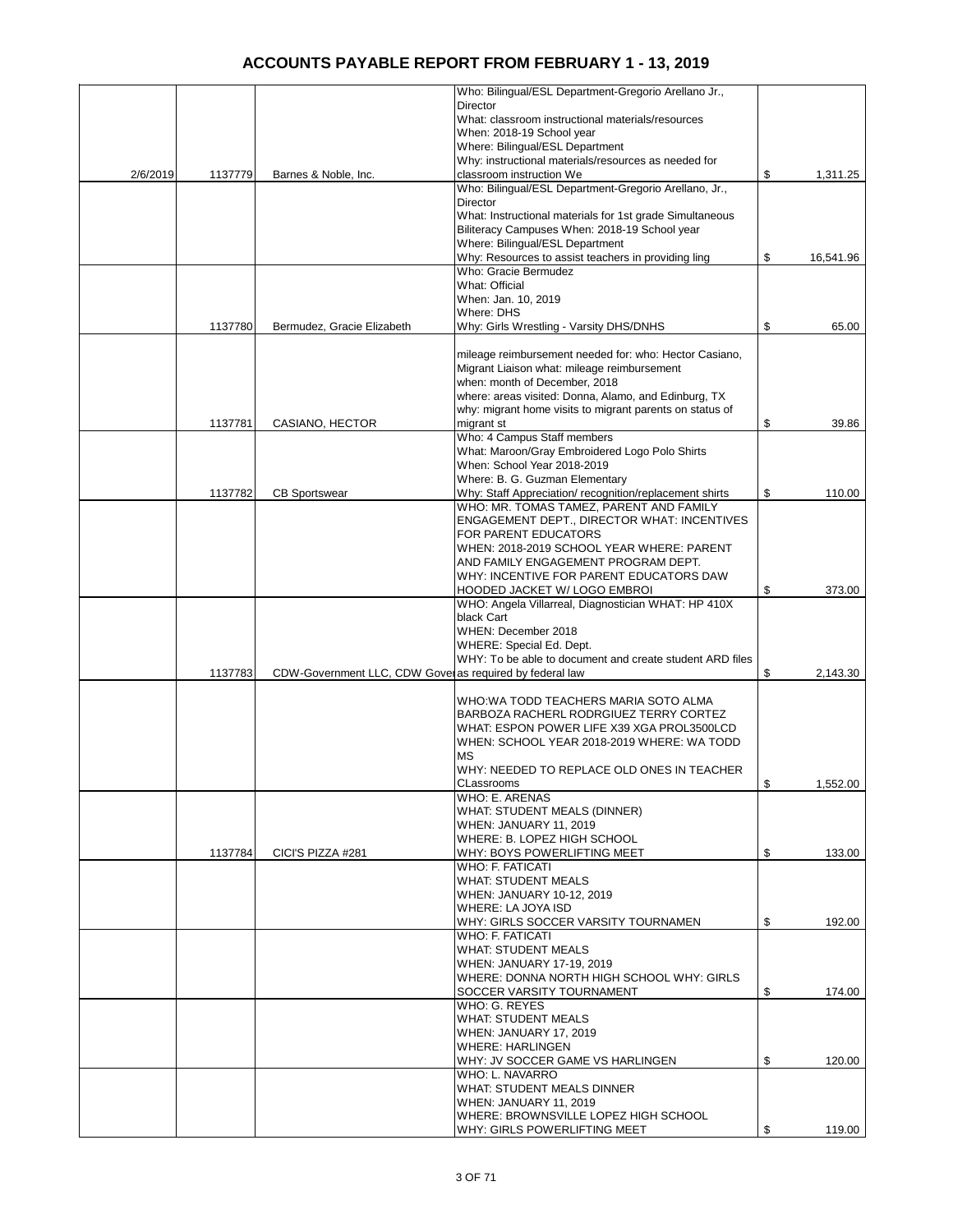# ACCOUNTS PAYABLE REPORT FROM FEBRUARY 1 - 13, 2019

| | | | | |
|---|---|---|---|---|
| 2/6/2019 | 1137779 | Barnes & Noble, Inc. | Who: Bilingual/ESL Department-Gregorio Arellano Jr., Director What: classroom instructional materials/resources When: 2018-19 School year Where: Bilingual/ESL Department Why: instructional materials/resources as needed for classroom instruction We | $ 1,311.25 |
| | | | Who: Bilingual/ESL Department-Gregorio Arellano, Jr., Director What: Instructional materials for 1st grade Simultaneous Biliteracy Campuses When: 2018-19 School year Where: Bilingual/ESL Department Why: Resources to assist teachers in providing ling | $ 16,541.96 |
| | 1137780 | Bermudez, Gracie Elizabeth | Who: Gracie Bermudez What: Official When: Jan. 10, 2019 Where: DHS Why: Girls Wrestling - Varsity DHS/DNHS | $ 65.00 |
| | 1137781 | CASIANO, HECTOR | mileage reimbursement needed for: who: Hector Casiano, Migrant Liaison what: mileage reimbursement when: month of December, 2018 where: areas visited: Donna, Alamo, and Edinburg, TX why: migrant home visits to migrant parents on status of migrant st | $ 39.86 |
| | 1137782 | CB Sportswear | Who: 4 Campus Staff members What: Maroon/Gray Embroidered Logo Polo Shirts When: School Year 2018-2019 Where: B. G. Guzman Elementary Why: Staff Appreciation/ recognition/replacement shirts | $ 110.00 |
| | | | WHO: MR. TOMAS TAMEZ, PARENT AND FAMILY ENGAGEMENT DEPT., DIRECTOR WHAT: INCENTIVES FOR PARENT EDUCATORS WHEN: 2018-2019 SCHOOL YEAR WHERE: PARENT AND FAMILY ENGAGEMENT PROGRAM DEPT. WHY: INCENTIVE FOR PARENT EDUCATORS DAW HOODED JACKET W/ LOGO EMBROI | $ 373.00 |
| | 1137783 | CDW-Government LLC, CDW Gover | WHO: Angela Villarreal, Diagnostician WHAT: HP 410X black Cart WHEN: December 2018 WHERE: Special Ed. Dept. WHY: To be able to document and create student ARD files as required by federal law | $ 2,143.30 |
| | | | WHO:WA TODD TEACHERS MARIA SOTO ALMA BARBOZA RACHERL RODRGIUEZ TERRY CORTEZ WHAT: ESPON POWER LIFE X39 XGA PROL3500LCD WHEN: SCHOOL YEAR 2018-2019 WHERE: WA TODD MS WHY: NEEDED TO REPLACE OLD ONES IN TEACHER CLassrooms | $ 1,552.00 |
| | 1137784 | CICI'S PIZZA #281 | WHO: E. ARENAS WHAT: STUDENT MEALS (DINNER) WHEN: JANUARY 11, 2019 WHERE: B. LOPEZ HIGH SCHOOL WHY: BOYS POWERLIFTING MEET | $ 133.00 |
| | | | WHO: F. FATICATI WHAT: STUDENT MEALS WHEN: JANUARY 10-12, 2019 WHERE: LA JOYA ISD WHY: GIRLS SOCCER VARSITY TOURNAMEN | $ 192.00 |
| | | | WHO: F. FATICATI WHAT: STUDENT MEALS WHEN: JANUARY 17-19, 2019 WHERE: DONNA NORTH HIGH SCHOOL WHY: GIRLS SOCCER VARSITY TOURNAMENT | $ 174.00 |
| | | | WHO: G. REYES WHAT: STUDENT MEALS WHEN: JANUARY 17, 2019 WHERE: HARLINGEN WHY: JV SOCCER GAME VS HARLINGEN | $ 120.00 |
| | | | WHO: L. NAVARRO WHAT: STUDENT MEALS DINNER WHEN: JANUARY 11, 2019 WHERE: BROWNSVILLE LOPEZ HIGH SCHOOL WHY: GIRLS POWERLIFTING MEET | $ 119.00 |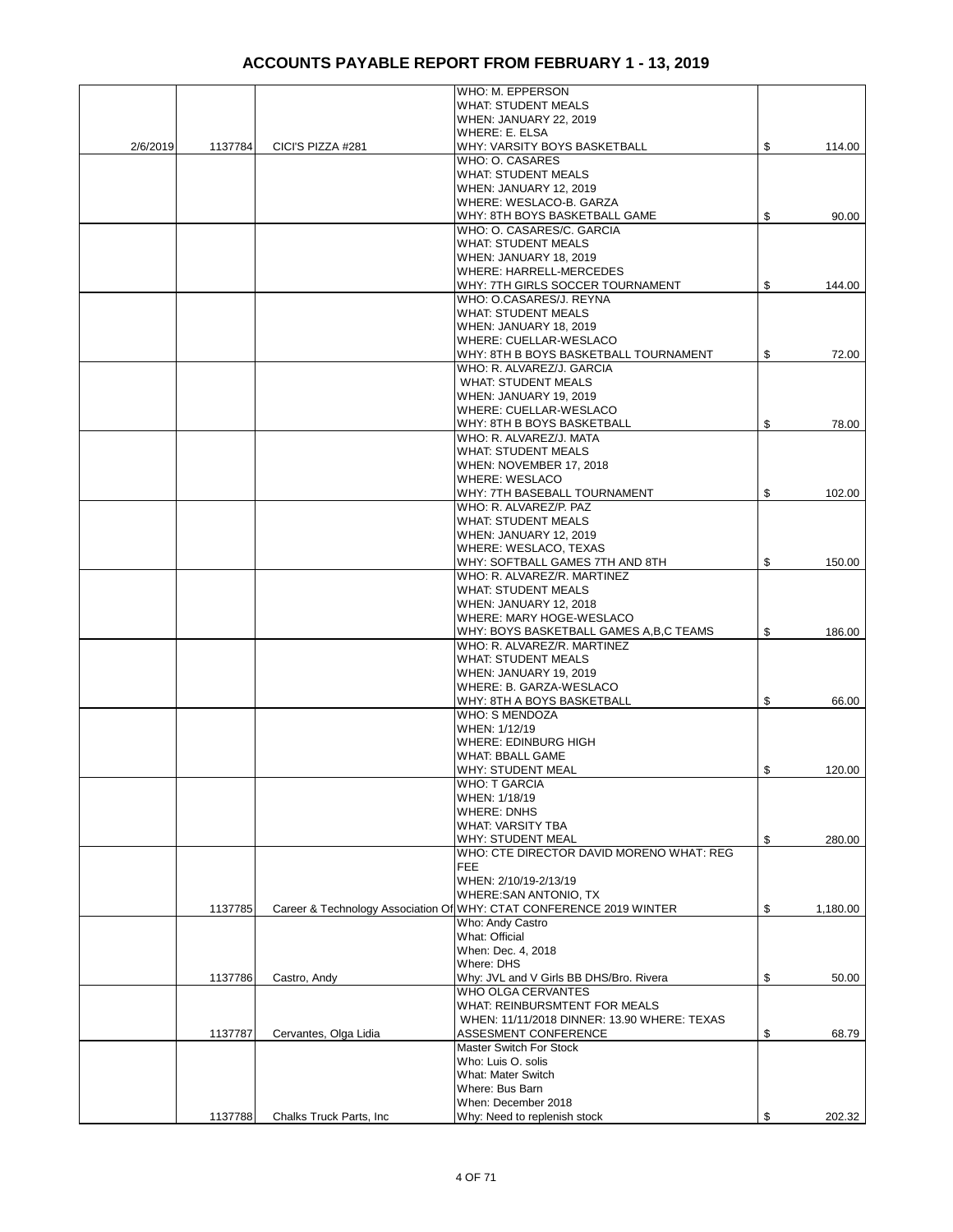# ACCOUNTS PAYABLE REPORT FROM FEBRUARY 1 - 13, 2019

| Date | Check # | Vendor | Description | Amount |
|---|---|---|---|---|
| 2/6/2019 | 1137784 | CICI'S PIZZA #281 | WHO: M. EPPERSON<br>WHAT: STUDENT MEALS<br>WHEN: JANUARY 22, 2019<br>WHERE: E. ELSA<br>WHY: VARSITY BOYS BASKETBALL | $ 114.00 |
| | | | WHO: O. CASARES<br>WHAT: STUDENT MEALS<br>WHEN: JANUARY 12, 2019<br>WHERE: WESLACO-B. GARZA<br>WHY: 8TH BOYS BASKETBALL GAME | $ 90.00 |
| | | | WHO: O. CASARES/C. GARCIA<br>WHAT: STUDENT MEALS<br>WHEN: JANUARY 18, 2019<br>WHERE: HARRELL-MERCEDES<br>WHY: 7TH GIRLS SOCCER TOURNAMENT | $ 144.00 |
| | | | WHO: O.CASARES/J. REYNA<br>WHAT: STUDENT MEALS<br>WHEN: JANUARY 18, 2019<br>WHERE: CUELLAR-WESLACO<br>WHY: 8TH B BOYS BASKETBALL TOURNAMENT | $ 72.00 |
| | | | WHO: R. ALVAREZ/J. GARCIA<br>WHAT: STUDENT MEALS<br>WHEN: JANUARY 19, 2019<br>WHERE: CUELLAR-WESLACO<br>WHY: 8TH B BOYS BASKETBALL | $ 78.00 |
| | | | WHO: R. ALVAREZ/J. MATA<br>WHAT: STUDENT MEALS<br>WHEN: NOVEMBER 17, 2018<br>WHERE: WESLACO<br>WHY: 7TH BASEBALL TOURNAMENT | $ 102.00 |
| | | | WHO: R. ALVAREZ/P. PAZ<br>WHAT: STUDENT MEALS<br>WHEN: JANUARY 12, 2019<br>WHERE: WESLACO, TEXAS<br>WHY: SOFTBALL GAMES 7TH AND 8TH | $ 150.00 |
| | | | WHO: R. ALVAREZ/R. MARTINEZ<br>WHAT: STUDENT MEALS<br>WHEN: JANUARY 12, 2018<br>WHERE: MARY HOGE-WESLACO<br>WHY: BOYS BASKETBALL GAMES A,B,C TEAMS | $ 186.00 |
| | | | WHO: R. ALVAREZ/R. MARTINEZ<br>WHAT: STUDENT MEALS<br>WHEN: JANUARY 19, 2019<br>WHERE: B. GARZA-WESLACO<br>WHY: 8TH A BOYS BASKETBALL | $ 66.00 |
| | | | WHO: S MENDOZA<br>WHEN: 1/12/19<br>WHERE: EDINBURG HIGH<br>WHAT: BBALL GAME<br>WHY: STUDENT MEAL | $ 120.00 |
| | | | WHO: T GARCIA<br>WHEN: 1/18/19<br>WHERE: DNHS<br>WHAT: VARSITY TBA<br>WHY: STUDENT MEAL | $ 280.00 |
| | 1137785 | Career & Technology Association Of | WHO: CTE DIRECTOR DAVID MORENO WHAT: REG FEE<br>WHEN: 2/10/19-2/13/19<br>WHERE:SAN ANTONIO, TX<br>WHY: CTAT CONFERENCE 2019 WINTER | $ 1,180.00 |
| | 1137786 | Castro, Andy | Who: Andy Castro<br>What: Official<br>When: Dec. 4, 2018<br>Where: DHS<br>Why: JVL and V Girls BB DHS/Bro. Rivera | $ 50.00 |
| | 1137787 | Cervantes, Olga Lidia | WHO OLGA CERVANTES<br>WHAT: REINBURSMTENT FOR MEALS<br>WHEN: 11/11/2018 DINNER: 13.90 WHERE: TEXAS ASSESMENT CONFERENCE | $ 68.79 |
| | 1137788 | Chalks Truck Parts, Inc | Master Switch For Stock<br>Who: Luis O. solis<br>What: Mater Switch<br>Where: Bus Barn<br>When: December 2018<br>Why: Need to replenish stock | $ 202.32 |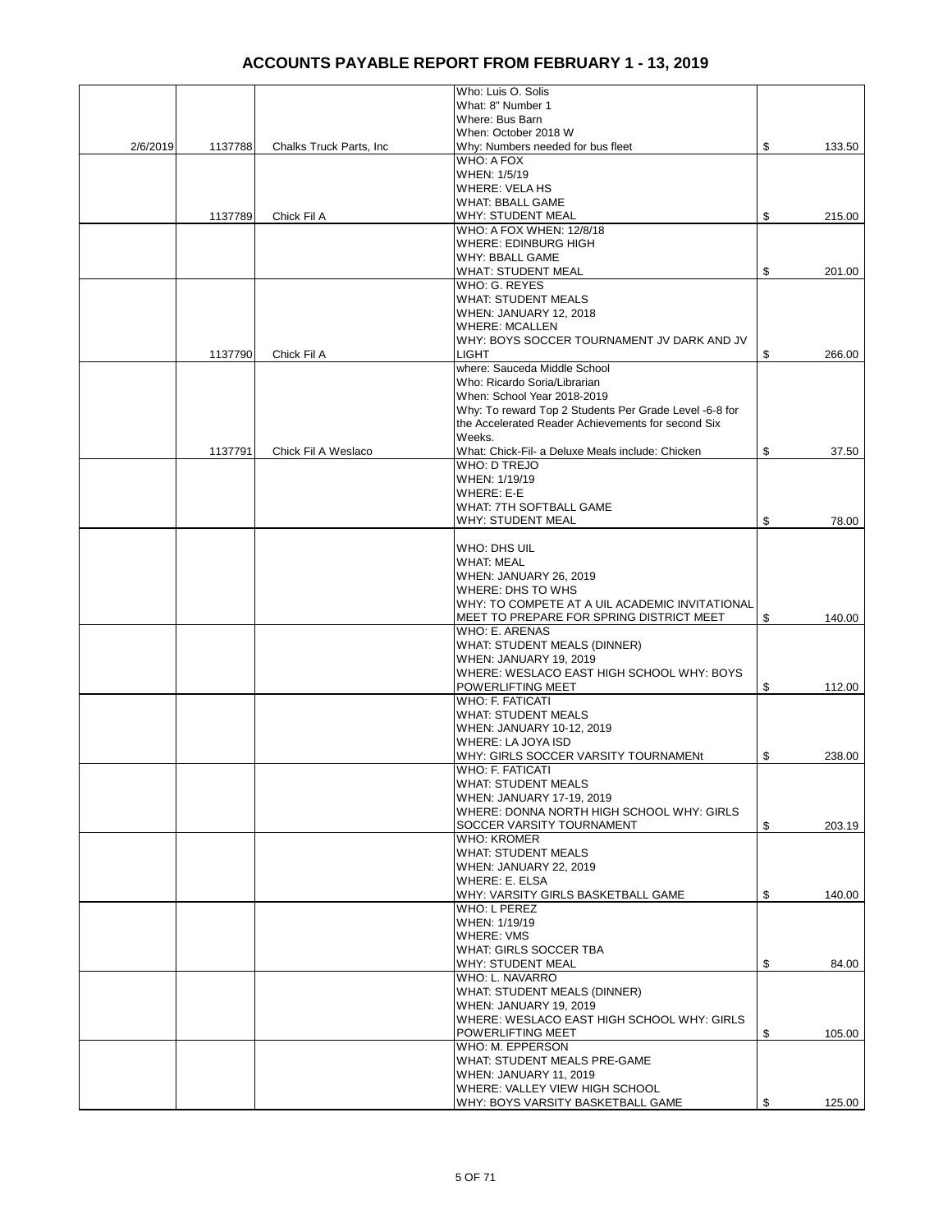# ACCOUNTS PAYABLE REPORT FROM FEBRUARY 1 - 13, 2019

| | | | | |
|---|---|---|---|---|
| 2/6/2019 | 1137788 | Chalks Truck Parts, Inc | Who: Luis O. Solis<br>What: 8" Number 1<br>Where: Bus Barn<br>When: October 2018 W<br>Why: Numbers needed for bus fleet | $ 133.50 |
| | 1137789 | Chick Fil A | WHO: A FOX<br>WHEN: 1/5/19<br>WHERE: VELA HS<br>WHAT: BBALL GAME<br>WHY: STUDENT MEAL | $ 215.00 |
| | | | WHO: A FOX WHEN: 12/8/18<br>WHERE: EDINBURG HIGH<br>WHY: BBALL GAME<br>WHAT: STUDENT MEAL | $ 201.00 |
| | 1137790 | Chick Fil A | WHO: G. REYES<br>WHAT: STUDENT MEALS<br>WHEN: JANUARY 12, 2018<br>WHERE: MCALLEN<br>WHY: BOYS SOCCER TOURNAMENT JV DARK AND JV LIGHT | $ 266.00 |
| | 1137791 | Chick Fil A Weslaco | where: Sauceda Middle School<br>Who: Ricardo Soria/Librarian<br>When: School Year 2018-2019<br>Why: To reward Top 2 Students Per Grade Level -6-8 for the Accelerated Reader Achievements for second Six Weeks.<br>What: Chick-Fil- a Deluxe Meals include: Chicken | $ 37.50 |
| | | | WHO: D TREJO<br>WHEN: 1/19/19<br>WHERE: E-E<br>WHAT: 7TH SOFTBALL GAME<br>WHY: STUDENT MEAL | $ 78.00 |
| | | | WHO: DHS UIL<br>WHAT: MEAL<br>WHEN: JANUARY 26, 2019<br>WHERE: DHS TO WHS<br>WHY: TO COMPETE AT A UIL ACADEMIC INVITATIONAL MEET TO PREPARE FOR SPRING DISTRICT MEET | $ 140.00 |
| | | | WHO: E. ARENAS<br>WHAT: STUDENT MEALS (DINNER)<br>WHEN: JANUARY 19, 2019<br>WHERE: WESLACO EAST HIGH SCHOOL WHY: BOYS POWERLIFTING MEET | $ 112.00 |
| | | | WHO: F. FATICATI<br>WHAT: STUDENT MEALS<br>WHEN: JANUARY 10-12, 2019<br>WHERE: LA JOYA ISD<br>WHY: GIRLS SOCCER VARSITY TOURNAMENt | $ 238.00 |
| | | | WHO: F. FATICATI<br>WHAT: STUDENT MEALS<br>WHEN: JANUARY 17-19, 2019<br>WHERE: DONNA NORTH HIGH SCHOOL WHY: GIRLS SOCCER VARSITY TOURNAMENT | $ 203.19 |
| | | | WHO: KROMER<br>WHAT: STUDENT MEALS<br>WHEN: JANUARY 22, 2019<br>WHERE: E. ELSA<br>WHY: VARSITY GIRLS BASKETBALL GAME | $ 140.00 |
| | | | WHO: L PEREZ<br>WHEN: 1/19/19<br>WHERE: VMS<br>WHAT: GIRLS SOCCER TBA<br>WHY: STUDENT MEAL | $ 84.00 |
| | | | WHO: L. NAVARRO<br>WHAT: STUDENT MEALS (DINNER)<br>WHEN: JANUARY 19, 2019<br>WHERE: WESLACO EAST HIGH SCHOOL WHY: GIRLS POWERLIFTING MEET | $ 105.00 |
| | | | WHO: M. EPPERSON<br>WHAT: STUDENT MEALS PRE-GAME<br>WHEN: JANUARY 11, 2019<br>WHERE: VALLEY VIEW HIGH SCHOOL<br>WHY: BOYS VARSITY BASKETBALL GAME | $ 125.00 |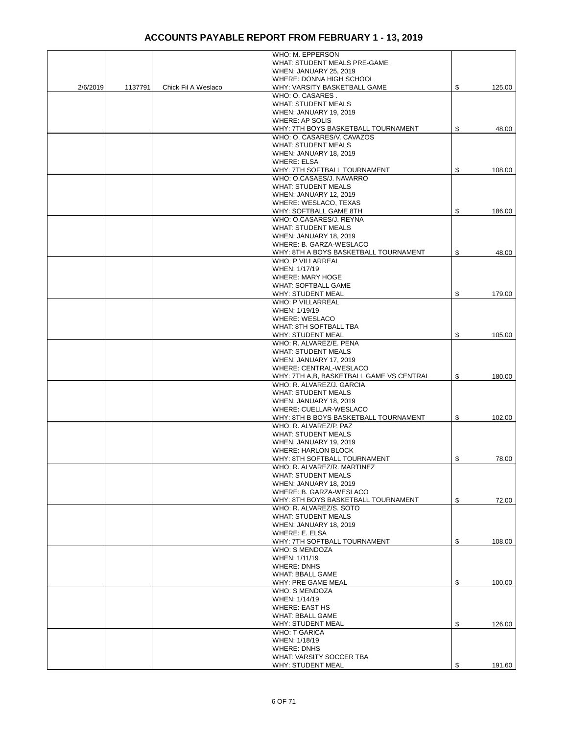# ACCOUNTS PAYABLE REPORT FROM FEBRUARY 1 - 13, 2019

| | | | | |
|---|---|---|---|---|
| 2/6/2019 | 1137791 | Chick Fil A Weslaco | WHO: M. EPPERSON<br>WHAT: STUDENT MEALS PRE-GAME<br>WHEN: JANUARY 25, 2019<br>WHERE: DONNA HIGH SCHOOL<br>WHY: VARSITY BASKETBALL GAME | $ 125.00 |
| | | | WHO: O. CASARES .<br>WHAT: STUDENT MEALS<br>WHEN: JANUARY 19, 2019<br>WHERE: AP SOLIS<br>WHY: 7TH BOYS BASKETBALL TOURNAMENT | $ 48.00 |
| | | | WHO: O. CASARES/V. CAVAZOS<br>WHAT: STUDENT MEALS<br>WHEN: JANUARY 18, 2019<br>WHERE: ELSA<br>WHY: 7TH SOFTBALL TOURNAMENT | $ 108.00 |
| | | | WHO: O.CASAES/J. NAVARRO<br>WHAT: STUDENT MEALS<br>WHEN: JANUARY 12, 2019<br>WHERE: WESLACO, TEXAS<br>WHY: SOFTBALL GAME 8TH | $ 186.00 |
| | | | WHO: O.CASARES/J. REYNA<br>WHAT: STUDENT MEALS<br>WHEN: JANUARY 18, 2019<br>WHERE: B. GARZA-WESLACO<br>WHY: 8TH A BOYS BASKETBALL TOURNAMENT | $ 48.00 |
| | | | WHO: P VILLARREAL<br>WHEN: 1/17/19<br>WHERE: MARY HOGE<br>WHAT: SOFTBALL GAME<br>WHY: STUDENT MEAL | $ 179.00 |
| | | | WHO: P VILLARREAL<br>WHEN: 1/19/19<br>WHERE: WESLACO<br>WHAT: 8TH SOFTBALL TBA<br>WHY: STUDENT MEAL | $ 105.00 |
| | | | WHO: R. ALVAREZ/E. PENA<br>WHAT: STUDENT MEALS<br>WHEN: JANUARY 17, 2019<br>WHERE: CENTRAL-WESLACO<br>WHY: 7TH A,B, BASKETBALL GAME VS CENTRAL | $ 180.00 |
| | | | WHO: R. ALVAREZ/J. GARCIA<br>WHAT: STUDENT MEALS<br>WHEN: JANUARY 18, 2019<br>WHERE: CUELLAR-WESLACO<br>WHY: 8TH B BOYS BASKETBALL TOURNAMENT | $ 102.00 |
| | | | WHO: R. ALVAREZ/P. PAZ<br>WHAT: STUDENT MEALS<br>WHEN: JANUARY 19, 2019<br>WHERE: HARLON BLOCK<br>WHY: 8TH SOFTBALL TOURNAMENT | $ 78.00 |
| | | | WHO: R. ALVAREZ/R. MARTINEZ<br>WHAT: STUDENT MEALS<br>WHEN: JANUARY 18, 2019<br>WHERE: B. GARZA-WESLACO<br>WHY: 8TH BOYS BASKETBALL TOURNAMENT | $ 72.00 |
| | | | WHO: R. ALVAREZ/S. SOTO<br>WHAT: STUDENT MEALS<br>WHEN: JANUARY 18, 2019<br>WHERE: E. ELSA<br>WHY: 7TH SOFTBALL TOURNAMENT | $ 108.00 |
| | | | WHO: S MENDOZA<br>WHEN: 1/11/19<br>WHERE: DNHS<br>WHAT: BBALL GAME<br>WHY: PRE GAME MEAL | $ 100.00 |
| | | | WHO: S MENDOZA<br>WHEN: 1/14/19<br>WHERE: EAST HS<br>WHAT: BBALL GAME<br>WHY: STUDENT MEAL | $ 126.00 |
| | | | WHO: T GARICA<br>WHEN: 1/18/19<br>WHERE: DNHS<br>WHAT: VARSITY SOCCER TBA<br>WHY: STUDENT MEAL | $ 191.60 |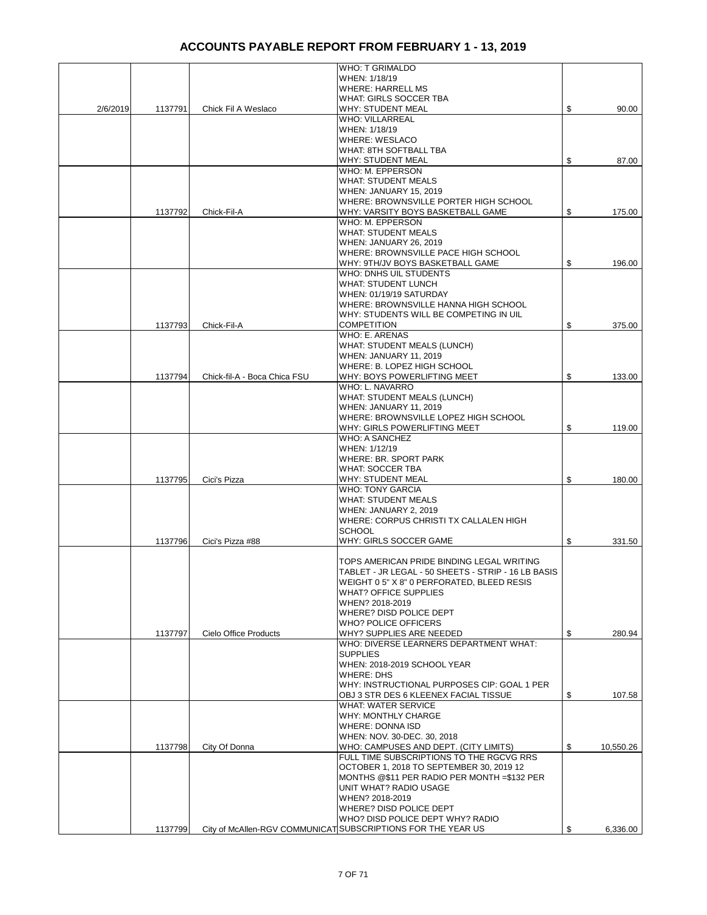# ACCOUNTS PAYABLE REPORT FROM FEBRUARY 1 - 13, 2019

| | | | | |
|---|---|---|---|---|
| 2/6/2019 | 1137791 | Chick Fil A Weslaco | WHO: T GRIMALDO<br>WHEN: 1/18/19<br>WHERE: HARRELL MS<br>WHAT: GIRLS SOCCER TBA<br>WHY: STUDENT MEAL | $ 90.00 |
| | | | WHO: VILLARREAL<br>WHEN: 1/18/19<br>WHERE: WESLACO<br>WHAT: 8TH SOFTBALL TBA<br>WHY: STUDENT MEAL | $ 87.00 |
| | 1137792 | Chick-Fil-A | WHO: M. EPPERSON<br>WHAT: STUDENT MEALS<br>WHEN: JANUARY 15, 2019<br>WHERE: BROWNSVILLE PORTER HIGH SCHOOL<br>WHY: VARSITY BOYS BASKETBALL GAME | $ 175.00 |
| | | | WHO: M. EPPERSON<br>WHAT: STUDENT MEALS<br>WHEN: JANUARY 26, 2019<br>WHERE: BROWNSVILLE PACE HIGH SCHOOL<br>WHY: 9TH/JV BOYS BASKETBALL GAME | $ 196.00 |
| | 1137793 | Chick-Fil-A | WHO: DNHS UIL STUDENTS<br>WHAT: STUDENT LUNCH<br>WHEN: 01/19/19 SATURDAY<br>WHERE: BROWNSVILLE HANNA HIGH SCHOOL<br>WHY: STUDENTS WILL BE COMPETING IN UIL COMPETITION | $ 375.00 |
| | 1137794 | Chick-fil-A - Boca Chica FSU | WHO: E. ARENAS<br>WHAT: STUDENT MEALS (LUNCH)<br>WHEN: JANUARY 11, 2019<br>WHERE: B. LOPEZ HIGH SCHOOL<br>WHY: BOYS POWERLIFTING MEET | $ 133.00 |
| | | | WHO: L. NAVARRO<br>WHAT: STUDENT MEALS (LUNCH)<br>WHEN: JANUARY 11, 2019<br>WHERE: BROWNSVILLE LOPEZ HIGH SCHOOL<br>WHY: GIRLS POWERLIFTING MEET | $ 119.00 |
| | 1137795 | Cici's Pizza | WHO: A SANCHEZ<br>WHEN: 1/12/19<br>WHERE: BR. SPORT PARK<br>WHAT: SOCCER TBA<br>WHY: STUDENT MEAL | $ 180.00 |
| | 1137796 | Cici's Pizza #88 | WHO: TONY GARCIA<br>WHAT: STUDENT MEALS<br>WHEN: JANUARY 2, 2019<br>WHERE: CORPUS CHRISTI TX CALLALEN HIGH SCHOOL<br>WHY: GIRLS SOCCER GAME | $ 331.50 |
| | 1137797 | Cielo Office Products | TOPS AMERICAN PRIDE BINDING LEGAL WRITING TABLET - JR LEGAL - 50 SHEETS - STRIP - 16 LB BASIS WEIGHT 0 5" X 8" 0 PERFORATED, BLEED RESIS<br>WHAT? OFFICE SUPPLIES<br>WHEN? 2018-2019<br>WHERE? DISD POLICE DEPT<br>WHO? POLICE OFFICERS<br>WHY? SUPPLIES ARE NEEDED | $ 280.94 |
| | | | WHO: DIVERSE LEARNERS DEPARTMENT WHAT: SUPPLIES<br>WHEN: 2018-2019 SCHOOL YEAR<br>WHERE: DHS<br>WHY: INSTRUCTIONAL PURPOSES CIP: GOAL 1 PER OBJ 3 STR DES 6 KLEENEX FACIAL TISSUE | $ 107.58 |
| | 1137798 | City Of Donna | WHAT: WATER SERVICE<br>WHY: MONTHLY CHARGE<br>WHERE: DONNA ISD<br>WHEN: NOV. 30-DEC. 30, 2018<br>WHO: CAMPUSES AND DEPT. (CITY LIMITS) | $ 10,550.26 |
| | 1137799 | City of McAllen-RGV COMMUNICAT | FULL TIME SUBSCRIPTIONS TO THE RGCVG RRS OCTOBER 1, 2018 TO SEPTEMBER 30, 2019 12 MONTHS @$11 PER RADIO PER MONTH =$132 PER UNIT WHAT? RADIO USAGE<br>WHEN? 2018-2019<br>WHERE? DISD POLICE DEPT<br>WHO? DISD POLICE DEPT WHY? RADIO SUBSCRIPTIONS FOR THE YEAR US | $ 6,336.00 |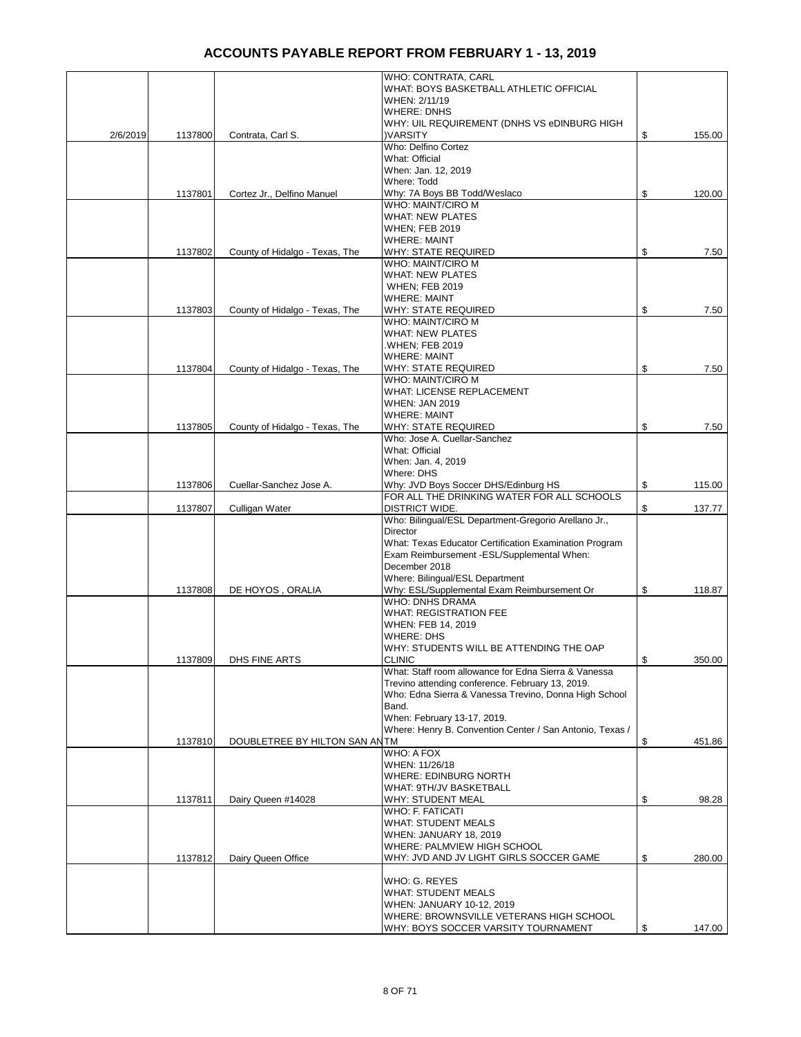# ACCOUNTS PAYABLE REPORT FROM FEBRUARY 1 - 13, 2019

| | | | | |
|---|---|---|---|---|
| 2/6/2019 | 1137800 | Contrata, Carl S. | WHO: CONTRATA, CARL<br>WHAT: BOYS BASKETBALL ATHLETIC OFFICIAL<br>WHEN: 2/11/19<br>WHERE: DNHS<br>WHY: UIL REQUIREMENT (DNHS VS eDINBURG HIGH )VARSITY | $ 155.00 |
| | 1137801 | Cortez Jr., Delfino Manuel | Who: Delfino Cortez<br>What: Official<br>When: Jan. 12, 2019<br>Where: Todd<br>Why: 7A Boys BB Todd/Weslaco | $ 120.00 |
| | 1137802 | County of Hidalgo - Texas, The | WHO: MAINT/CIRO M<br>WHAT: NEW PLATES<br>WHEN; FEB 2019<br>WHERE: MAINT<br>WHY: STATE REQUIRED | $ 7.50 |
| | 1137803 | County of Hidalgo - Texas, The | WHO: MAINT/CIRO M<br>WHAT: NEW PLATES<br>WHEN; FEB 2019<br>WHERE: MAINT<br>WHY: STATE REQUIRED | $ 7.50 |
| | 1137804 | County of Hidalgo - Texas, The | WHO: MAINT/CIRO M<br>WHAT: NEW PLATES<br>.WHEN; FEB 2019<br>WHERE: MAINT<br>WHY: STATE REQUIRED | $ 7.50 |
| | 1137805 | County of Hidalgo - Texas, The | WHO: MAINT/CIRO M<br>WHAT: LICENSE REPLACEMENT<br>WHEN: JAN 2019<br>WHERE: MAINT<br>WHY: STATE REQUIRED | $ 7.50 |
| | 1137806 | Cuellar-Sanchez Jose A. | Who: Jose A. Cuellar-Sanchez<br>What: Official<br>When: Jan. 4, 2019<br>Where: DHS<br>Why: JVD Boys Soccer DHS/Edinburg HS | $ 115.00 |
| | 1137807 | Culligan Water | FOR ALL THE DRINKING WATER FOR ALL SCHOOLS DISTRICT WIDE. | $ 137.77 |
| | 1137808 | DE HOYOS , ORALIA | Who: Bilingual/ESL Department-Gregorio Arellano Jr., Director<br>What: Texas Educator Certification Examination Program Exam Reimbursement -ESL/Supplemental When: December 2018<br>Where: Bilingual/ESL Department<br>Why: ESL/Supplemental Exam Reimbursement Or | $ 118.87 |
| | 1137809 | DHS FINE ARTS | WHO: DNHS DRAMA<br>WHAT: REGISTRATION FEE<br>WHEN: FEB 14, 2019<br>WHERE: DHS<br>WHY: STUDENTS WILL BE ATTENDING THE OAP CLINIC | $ 350.00 |
| | 1137810 | DOUBLETREE BY HILTON SAN AN | What: Staff room allowance for Edna Sierra & Vanessa Trevino attending conference. February 13, 2019.<br>Who: Edna Sierra & Vanessa Trevino, Donna High School Band.<br>When: February 13-17, 2019.<br>Where: Henry B. Convention Center / San Antonio, Texas / TM | $ 451.86 |
| | 1137811 | Dairy Queen #14028 | WHO: A FOX<br>WHEN: 11/26/18<br>WHERE: EDINBURG NORTH<br>WHAT: 9TH/JV BASKETBALL<br>WHY: STUDENT MEAL | $ 98.28 |
| | 1137812 | Dairy Queen Office | WHO: F. FATICATI<br>WHAT: STUDENT MEALS<br>WHEN: JANUARY 18, 2019<br>WHERE: PALMVIEW HIGH SCHOOL<br>WHY: JVD AND JV LIGHT GIRLS SOCCER GAME | $ 280.00 |
| | | | WHO: G. REYES<br>WHAT: STUDENT MEALS<br>WHEN: JANUARY 10-12, 2019<br>WHERE: BROWNSVILLE VETERANS HIGH SCHOOL<br>WHY: BOYS SOCCER VARSITY TOURNAMENT | $ 147.00 |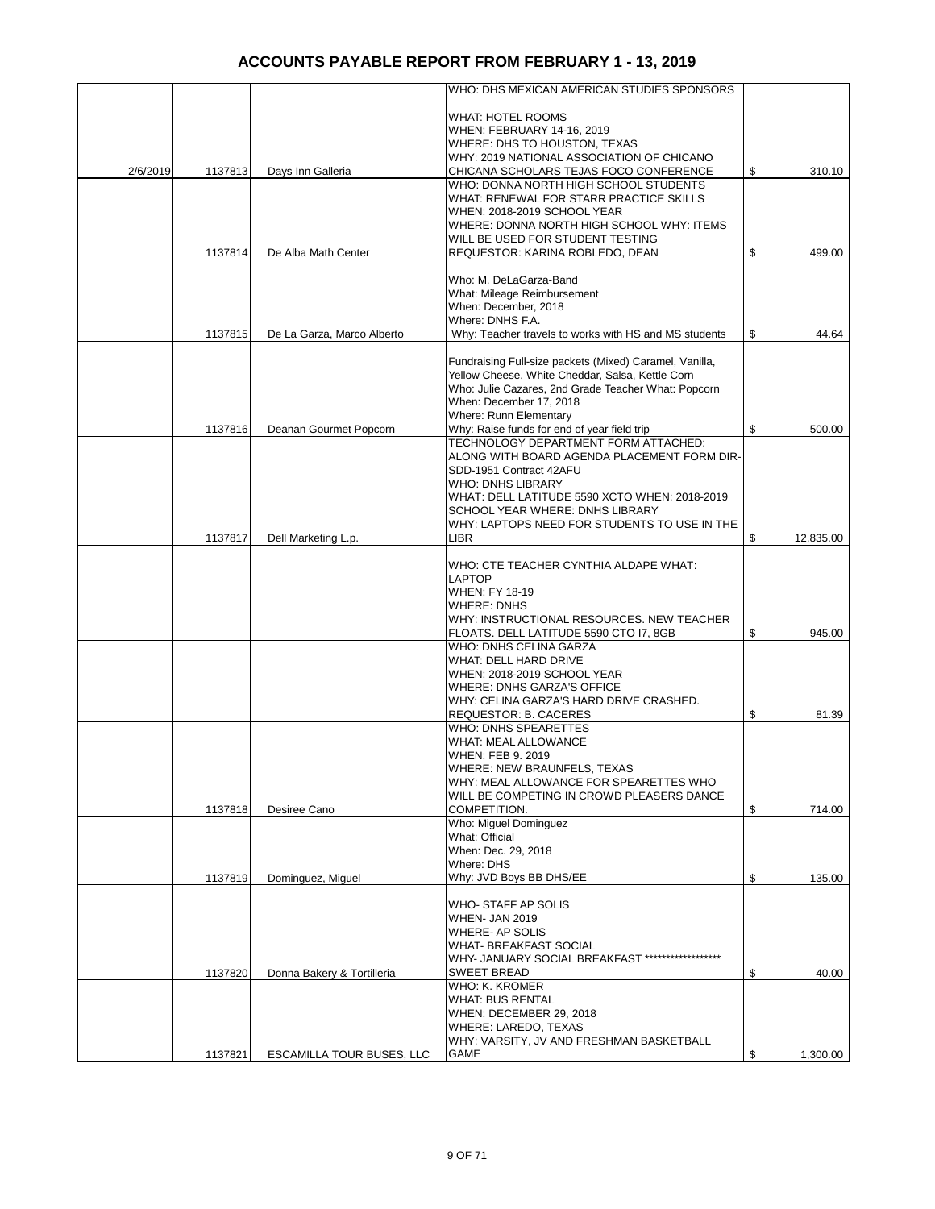# ACCOUNTS PAYABLE REPORT FROM FEBRUARY 1 - 13, 2019

| | | | | |
|---|---|---|---|---|
| 2/6/2019 | 1137813 | Days Inn Galleria | WHO: DHS MEXICAN AMERICAN STUDIES SPONSORS<br><br>WHAT: HOTEL ROOMS<br>WHEN: FEBRUARY 14-16, 2019<br>WHERE: DHS TO HOUSTON, TEXAS<br>WHY: 2019 NATIONAL ASSOCIATION OF CHICANO CHICANA SCHOLARS TEJAS FOCO CONFERENCE | $ 310.10 |
| | 1137814 | De Alba Math Center | WHO: DONNA NORTH HIGH SCHOOL STUDENTS<br>WHAT: RENEWAL FOR STARR PRACTICE SKILLS<br>WHEN: 2018-2019 SCHOOL YEAR<br>WHERE: DONNA NORTH HIGH SCHOOL WHY: ITEMS WILL BE USED FOR STUDENT TESTING<br>REQUESTOR: KARINA ROBLEDO, DEAN | $ 499.00 |
| | 1137815 | De La Garza, Marco Alberto | Who: M. DeLaGarza-Band<br>What: Mileage Reimbursement<br>When: December, 2018<br>Where: DNHS F.A.<br>Why: Teacher travels to works with HS and MS students | $ 44.64 |
| | 1137816 | Deanan Gourmet Popcorn | Fundraising Full-size packets (Mixed) Caramel, Vanilla, Yellow Cheese, White Cheddar, Salsa, Kettle Corn<br>Who: Julie Cazares, 2nd Grade Teacher What: Popcorn<br>When: December 17, 2018<br>Where: Runn Elementary<br>Why: Raise funds for end of year field trip | $ 500.00 |
| | 1137817 | Dell Marketing L.p. | TECHNOLOGY DEPARTMENT FORM ATTACHED: ALONG WITH BOARD AGENDA PLACEMENT FORM DIR-SDD-1951 Contract 42AFU<br>WHO: DNHS LIBRARY<br>WHAT: DELL LATITUDE 5590 XCTO WHEN: 2018-2019 SCHOOL YEAR WHERE: DNHS LIBRARY<br>WHY: LAPTOPS NEED FOR STUDENTS TO USE IN THE LIBR | $ 12,835.00 |
| | | | WHO: CTE TEACHER CYNTHIA ALDAPE WHAT: LAPTOP<br>WHEN: FY 18-19<br>WHERE: DNHS<br>WHY: INSTRUCTIONAL RESOURCES. NEW TEACHER FLOATS. DELL LATITUDE 5590 CTO I7, 8GB | $ 945.00 |
| | | | WHO: DNHS CELINA GARZA<br>WHAT: DELL HARD DRIVE<br>WHEN: 2018-2019 SCHOOL YEAR<br>WHERE: DNHS GARZA'S OFFICE<br>WHY: CELINA GARZA'S HARD DRIVE CRASHED.<br>REQUESTOR: B. CACERES | $ 81.39 |
| | 1137818 | Desiree Cano | WHO: DNHS SPEARETTES<br>WHAT: MEAL ALLOWANCE<br>WHEN: FEB 9. 2019<br>WHERE: NEW BRAUNFELS, TEXAS<br>WHY: MEAL ALLOWANCE FOR SPEARETTES WHO WILL BE COMPETING IN CROWD PLEASERS DANCE COMPETITION. | $ 714.00 |
| | 1137819 | Dominguez, Miguel | Who: Miguel Dominguez<br>What: Official<br>When: Dec. 29, 2018<br>Where: DHS<br>Why: JVD Boys BB DHS/EE | $ 135.00 |
| | 1137820 | Donna Bakery & Tortilleria | WHO- STAFF AP SOLIS<br>WHEN- JAN 2019<br>WHERE- AP SOLIS<br>WHAT- BREAKFAST SOCIAL<br>WHY- JANUARY SOCIAL BREAKFAST ******************<br>SWEET BREAD | $ 40.00 |
| | 1137821 | ESCAMILLA TOUR BUSES, LLC | WHO: K. KROMER<br>WHAT: BUS RENTAL<br>WHEN: DECEMBER 29, 2018<br>WHERE: LAREDO, TEXAS<br>WHY: VARSITY, JV AND FRESHMAN BASKETBALL GAME | $ 1,300.00 |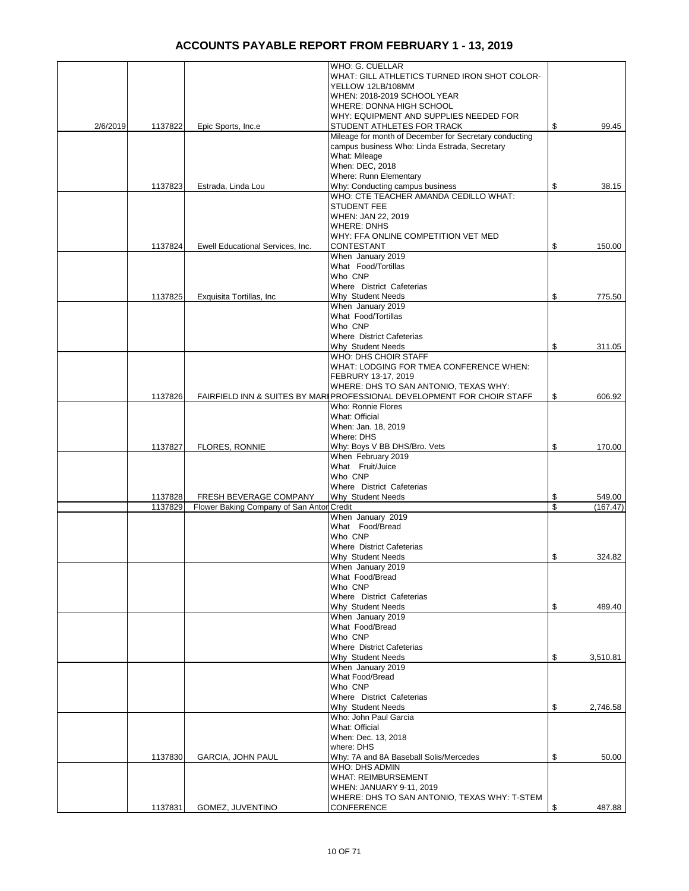# ACCOUNTS PAYABLE REPORT FROM FEBRUARY 1 - 13, 2019

| Date | Check # | Vendor | Description | Amount |
|---|---|---|---|---|
| 2/6/2019 | 1137822 | Epic Sports, Inc.e | WHO: G. CUELLAR WHAT: GILL ATHLETICS TURNED IRON SHOT COLOR-YELLOW 12LB/108MM WHEN: 2018-2019 SCHOOL YEAR WHERE: DONNA HIGH SCHOOL WHY: EQUIPMENT AND SUPPLIES NEEDED FOR STUDENT ATHLETES FOR TRACK | $ 99.45 |
| | 1137823 | Estrada, Linda Lou | Mileage for month of December for Secretary conducting campus business Who: Linda Estrada, Secretary What: Mileage When: DEC, 2018 Where: Runn Elementary Why: Conducting campus business | $ 38.15 |
| | 1137824 | Ewell Educational Services, Inc. | WHO: CTE TEACHER AMANDA CEDILLO WHAT: STUDENT FEE WHEN: JAN 22, 2019 WHERE: DNHS WHY: FFA ONLINE COMPETITION VET MED CONTESTANT | $ 150.00 |
| | 1137825 | Exquisita Tortillas, Inc | When January 2019 What Food/Tortillas Who CNP Where District Cafeterias Why Student Needs | $ 775.50 |
| | | | When January 2019 What Food/Tortillas Who CNP Where District Cafeterias Why Student Needs | $ 311.05 |
| | 1137826 | FAIRFIELD INN & SUITES BY MARI | WHO: DHS CHOIR STAFF WHAT: LODGING FOR TMEA CONFERENCE WHEN: FEBRURY 13-17, 2019 WHERE: DHS TO SAN ANTONIO, TEXAS WHY: PROFESSIONAL DEVELOPMENT FOR CHOIR STAFF | $ 606.92 |
| | 1137827 | FLORES, RONNIE | Who: Ronnie Flores What: Official When: Jan. 18, 2019 Where: DHS Why: Boys V BB DHS/Bro. Vets | $ 170.00 |
| | 1137828 | FRESH BEVERAGE COMPANY | When February 2019 What Fruit/Juice Who CNP Where District Cafeterias Why Student Needs | $ 549.00 |
| | 1137829 | Flower Baking Company of San Antor | Credit | $ (167.47) |
| | | | When January 2019 What Food/Bread Who CNP Where District Cafeterias Why Student Needs | $ 324.82 |
| | | | When January 2019 What Food/Bread Who CNP Where District Cafeterias Why Student Needs | $ 489.40 |
| | | | When January 2019 What Food/Bread Who CNP Where District Cafeterias Why Student Needs | $ 3,510.81 |
| | | | When January 2019 What Food/Bread Who CNP Where District Cafeterias Why Student Needs | $ 2,746.58 |
| | 1137830 | GARCIA, JOHN PAUL | Who: John Paul Garcia What: Official When: Dec. 13, 2018 where: DHS Why: 7A and 8A Baseball Solis/Mercedes | $ 50.00 |
| | 1137831 | GOMEZ, JUVENTINO | WHO: DHS ADMIN WHAT: REIMBURSEMENT WHEN: JANUARY 9-11, 2019 WHERE: DHS TO SAN ANTONIO, TEXAS WHY: T-STEM CONFERENCE | $ 487.88 |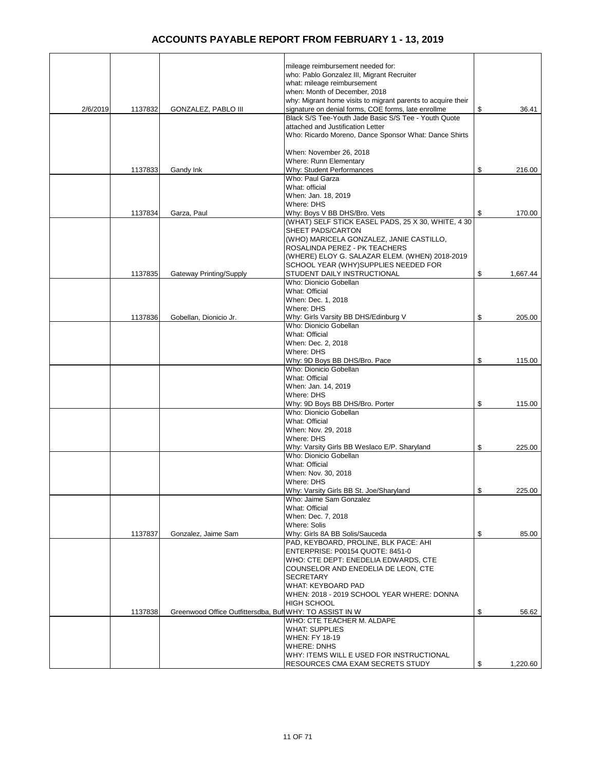# ACCOUNTS PAYABLE REPORT FROM FEBRUARY 1 - 13, 2019

| Date | Check No. | Vendor | Description | Amount |
|---|---|---|---|---|
| 2/6/2019 | 1137832 | GONZALEZ, PABLO III | mileage reimbursement needed for: who: Pablo Gonzalez III, Migrant Recruiter what: mileage reimbursement when: Month of December, 2018 why: Migrant home visits to migrant parents to acquire their signature on denial forms, COE forms, late enrollme | $ 36.41 |
| | 1137833 | Gandy Ink | Black S/S Tee-Youth Jade Basic S/S Tee - Youth Quote attached and Justification Letter Who: Ricardo Moreno, Dance Sponsor What: Dance Shirts When: November 26, 2018 Where: Runn Elementary Why: Student Performances | $ 216.00 |
| | 1137834 | Garza, Paul | Who: Paul Garza What: official When: Jan. 18, 2019 Where: DHS Why: Boys V BB DHS/Bro. Vets | $ 170.00 |
| | 1137835 | Gateway Printing/Supply | (WHAT) SELF STICK EASEL PADS, 25 X 30, WHITE, 4 30 SHEET PADS/CARTON (WHO) MARICELA GONZALEZ, JANIE CASTILLO, ROSALINDA PEREZ - PK TEACHERS (WHERE) ELOY G. SALAZAR ELEM. (WHEN) 2018-2019 SCHOOL YEAR (WHY)SUPPLIES NEEDED FOR STUDENT DAILY INSTRUCTIONAL | $ 1,667.44 |
| | 1137836 | Gobellan, Dionicio Jr. | Who: Dionicio Gobellan What: Official When: Dec. 1, 2018 Where: DHS Why: Girls Varsity BB DHS/Edinburg V | $ 205.00 |
| | | | Who: Dionicio Gobellan What: Official When: Dec. 2, 2018 Where: DHS Why: 9D Boys BB DHS/Bro. Pace | $ 115.00 |
| | | | Who: Dionicio Gobellan What: Official When: Jan. 14, 2019 Where: DHS Why: 9D Boys BB DHS/Bro. Porter | $ 115.00 |
| | | | Who: Dionicio Gobellan What: Official When: Nov. 29, 2018 Where: DHS Why: Varsity Girls BB Weslaco E/P. Sharyland | $ 225.00 |
| | | | Who: Dionicio Gobellan What: Official When: Nov. 30, 2018 Where: DHS Why: Varsity Girls BB St. Joe/Sharyland | $ 225.00 |
| | 1137837 | Gonzalez, Jaime Sam | Who: Jaime Sam Gonzalez What: Official When: Dec. 7, 2018 Where: Solis Why: Girls 8A BB Solis/Sauceda | $ 85.00 |
| | 1137838 | Greenwood Office Outfittersdba, Buf | PAD, KEYBOARD, PROLINE, BLK PACE: AHI ENTERPRISE: P00154 QUOTE: 8451-0 WHO: CTE DEPT: ENEDELIA EDWARDS, CTE COUNSELOR AND ENEDELIA DE LEON, CTE SECRETARY WHAT: KEYBOARD PAD WHEN: 2018 - 2019 SCHOOL YEAR WHERE: DONNA HIGH SCHOOL WHY: TO ASSIST IN W | $ 56.62 |
| | | | WHO: CTE TEACHER M. ALDAPE WHAT: SUPPLIES WHEN: FY 18-19 WHERE: DNHS WHY: ITEMS WILL E USED FOR INSTRUCTIONAL RESOURCES CMA EXAM SECRETS STUDY | $ 1,220.60 |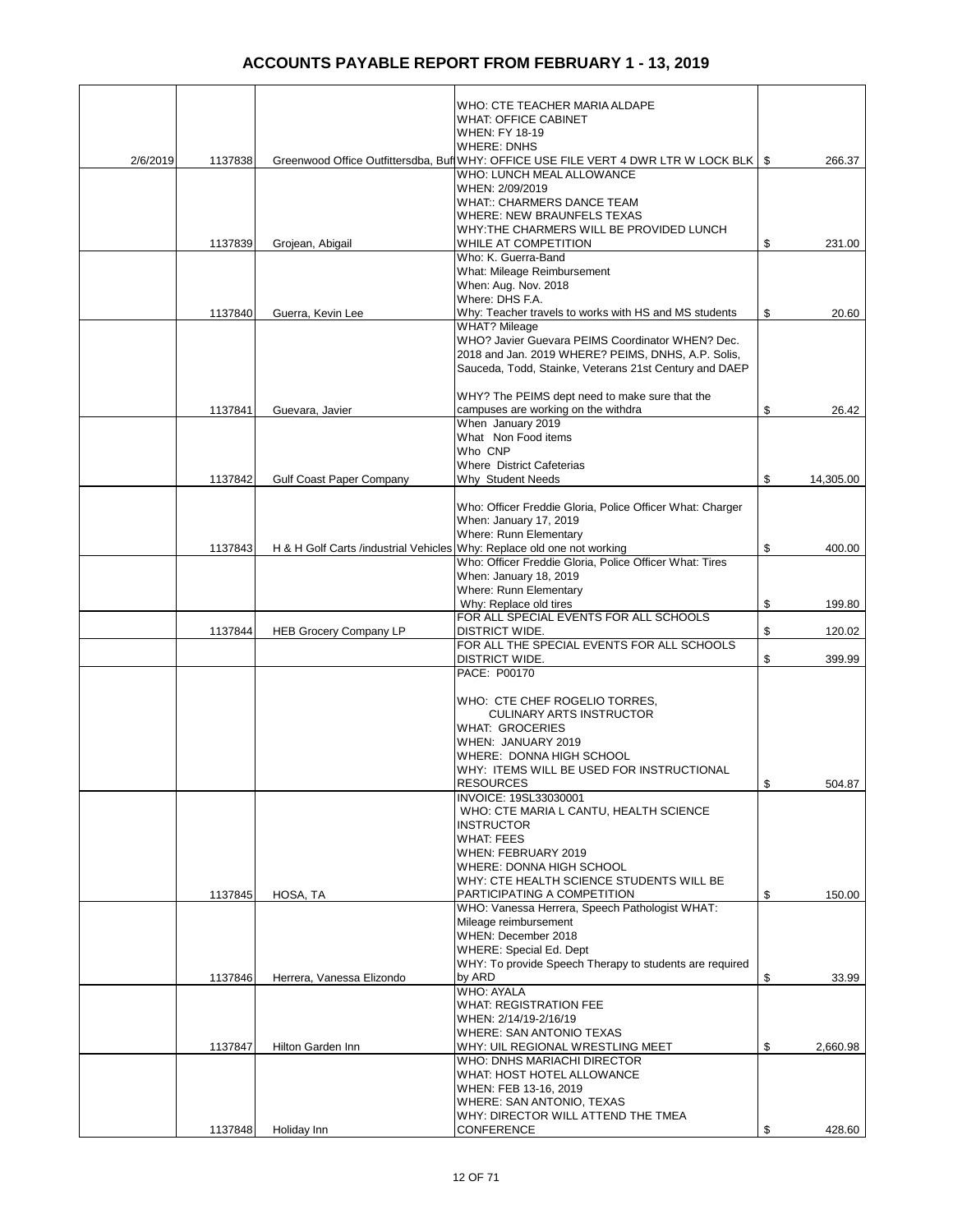# ACCOUNTS PAYABLE REPORT FROM FEBRUARY 1 - 13, 2019

| | | | | |
|---|---|---|---|---|
| 2/6/2019 | 1137838 | Greenwood Office Outfittersdba, Buf | WHO: CTE TEACHER MARIA ALDAPE<br>WHAT: OFFICE CABINET<br>WHEN: FY 18-19<br>WHERE: DNHS<br>WHY: OFFICE USE FILE VERT 4 DWR LTR W LOCK BLK | $ 266.37 |
| | 1137839 | Grojean, Abigail | WHO: LUNCH MEAL ALLOWANCE<br>WHEN: 2/09/2019<br>WHAT:: CHARMERS DANCE TEAM<br>WHERE: NEW BRAUNFELS TEXAS<br>WHY:THE CHARMERS WILL BE PROVIDED LUNCH WHILE AT COMPETITION | $ 231.00 |
| | 1137840 | Guerra, Kevin Lee | Who: K. Guerra-Band<br>What: Mileage Reimbursement<br>When: Aug. Nov. 2018<br>Where: DHS F.A.<br>Why: Teacher travels to works with HS and MS students | $ 20.60 |
| | 1137841 | Guevara, Javier | WHAT? Mileage<br>WHO? Javier Guevara PEIMS Coordinator WHEN? Dec. 2018 and Jan. 2019 WHERE? PEIMS, DNHS, A.P. Solis, Sauceda, Todd, Stainke, Veterans 21st Century and DAEP<br><br>WHY? The PEIMS dept need to make sure that the campuses are working on the withdra | $ 26.42 |
| | 1137842 | Gulf Coast Paper Company | When January 2019<br>What Non Food items<br>Who CNP<br>Where District Cafeterias<br>Why Student Needs | $ 14,305.00 |
| | 1137843 | H & H Golf Carts /industrial Vehicles | Who: Officer Freddie Gloria, Police Officer What: Charger<br>When: January 17, 2019<br>Where: Runn Elementary<br>Why: Replace old one not working | $ 400.00 |
| | | | Who: Officer Freddie Gloria, Police Officer What: Tires<br>When: January 18, 2019<br>Where: Runn Elementary<br>Why: Replace old tires | $ 199.80 |
| | 1137844 | HEB Grocery Company LP | FOR ALL SPECIAL EVENTS FOR ALL SCHOOLS DISTRICT WIDE. | $ 120.02 |
| | | | FOR ALL THE SPECIAL EVENTS FOR ALL SCHOOLS DISTRICT WIDE. | $ 399.99 |
| | | | PACE: P00170<br><br>WHO: CTE CHEF ROGELIO TORRES, CULINARY ARTS INSTRUCTOR<br>WHAT: GROCERIES<br>WHEN: JANUARY 2019<br>WHERE: DONNA HIGH SCHOOL<br>WHY: ITEMS WILL BE USED FOR INSTRUCTIONAL RESOURCES | $ 504.87 |
| | 1137845 | HOSA, TA | INVOICE: 19SL33030001<br>WHO: CTE MARIA L CANTU, HEALTH SCIENCE INSTRUCTOR<br>WHAT: FEES<br>WHEN: FEBRUARY 2019<br>WHERE: DONNA HIGH SCHOOL<br>WHY: CTE HEALTH SCIENCE STUDENTS WILL BE PARTICIPATING A COMPETITION | $ 150.00 |
| | 1137846 | Herrera, Vanessa Elizondo | WHO: Vanessa Herrera, Speech Pathologist WHAT: Mileage reimbursement<br>WHEN: December 2018<br>WHERE: Special Ed. Dept<br>WHY: To provide Speech Therapy to students are required by ARD | $ 33.99 |
| | 1137847 | Hilton Garden Inn | WHO: AYALA<br>WHAT: REGISTRATION FEE<br>WHEN: 2/14/19-2/16/19<br>WHERE: SAN ANTONIO TEXAS<br>WHY: UIL REGIONAL WRESTLING MEET | $ 2,660.98 |
| | 1137848 | Holiday Inn | WHO: DNHS MARIACHI DIRECTOR<br>WHAT: HOST HOTEL ALLOWANCE<br>WHEN: FEB 13-16, 2019<br>WHERE: SAN ANTONIO, TEXAS<br>WHY: DIRECTOR WILL ATTEND THE TMEA CONFERENCE | $ 428.60 |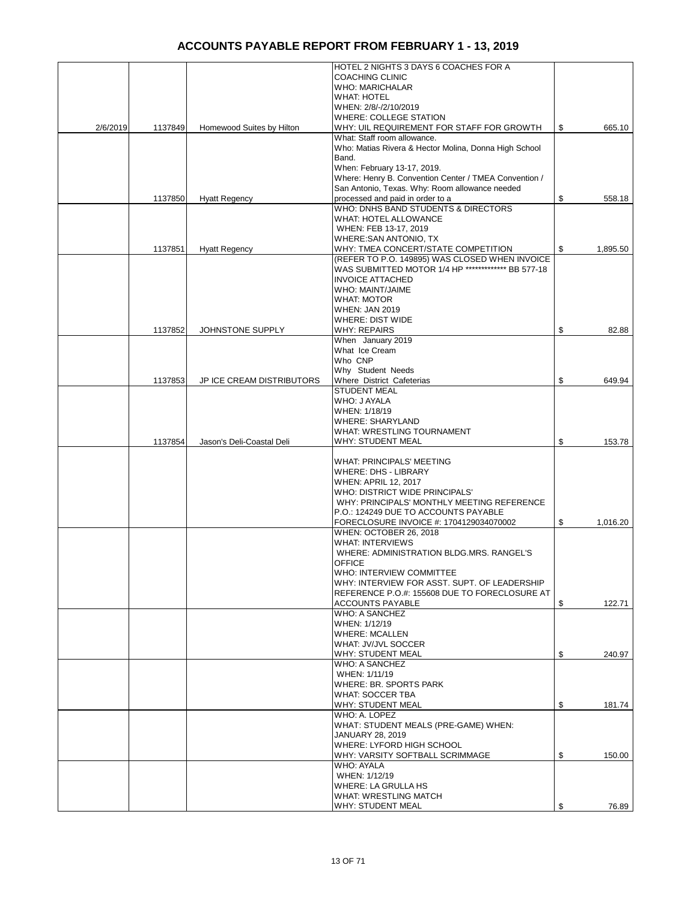# ACCOUNTS PAYABLE REPORT FROM FEBRUARY 1 - 13, 2019

| Date | Check # | Vendor | Description | Amount |
|---|---|---|---|---|
| 2/6/2019 | 1137849 | Homewood Suites by Hilton | HOTEL 2 NIGHTS 3 DAYS 6 COACHES FOR A COACHING CLINIC WHO: MARICHALAR WHAT: HOTEL WHEN: 2/8/-/2/10/2019 WHERE: COLLEGE STATION WHY: UIL REQUIREMENT FOR STAFF FOR GROWTH | $ 665.10 |
| | 1137850 | Hyatt Regency | What: Staff room allowance. Who: Matias Rivera & Hector Molina, Donna High School Band. When: February 13-17, 2019. Where: Henry B. Convention Center / TMEA Convention / San Antonio, Texas. Why: Room allowance needed processed and paid in order to a | $ 558.18 |
| | 1137851 | Hyatt Regency | WHO: DNHS BAND STUDENTS & DIRECTORS WHAT: HOTEL ALLOWANCE WHEN: FEB 13-17, 2019 WHERE:SAN ANTONIO, TX WHY: TMEA CONCERT/STATE COMPETITION | $ 1,895.50 |
| | 1137852 | JOHNSTONE SUPPLY | (REFER TO P.O. 149895) WAS CLOSED WHEN INVOICE WAS SUBMITTED MOTOR 1/4 HP ************* BB 577-18 INVOICE ATTACHED WHO: MAINT/JAIME WHAT: MOTOR WHEN: JAN 2019 WHERE: DIST WIDE WHY: REPAIRS | $ 82.88 |
| | 1137853 | JP ICE CREAM DISTRIBUTORS | When January 2019 What Ice Cream Who CNP Why Student Needs Where District Cafeterias | $ 649.94 |
| | 1137854 | Jason's Deli-Coastal Deli | STUDENT MEAL WHO: J AYALA WHEN: 1/18/19 WHERE: SHARYLAND WHAT: WRESTLING TOURNAMENT WHY: STUDENT MEAL | $ 153.78 |
| | | | WHAT: PRINCIPALS' MEETING WHERE: DHS - LIBRARY WHEN: APRIL 12, 2017 WHO: DISTRICT WIDE PRINCIPALS' WHY: PRINCIPALS' MONTHLY MEETING REFERENCE P.O.: 124249 DUE TO ACCOUNTS PAYABLE FORECLOSURE INVOICE #: 1704129034070002 | $ 1,016.20 |
| | | | WHEN: OCTOBER 26, 2018 WHAT: INTERVIEWS WHERE: ADMINISTRATION BLDG.MRS. RANGEL'S OFFICE WHO: INTERVIEW COMMITTEE WHY: INTERVIEW FOR ASST. SUPT. OF LEADERSHIP REFERENCE P.O.#: 155608 DUE TO FORECLOSURE AT ACCOUNTS PAYABLE | $ 122.71 |
| | | | WHO: A SANCHEZ WHEN: 1/12/19 WHERE: MCALLEN WHAT: JV/JVL SOCCER WHY: STUDENT MEAL | $ 240.97 |
| | | | WHO: A SANCHEZ WHEN: 1/11/19 WHERE: BR. SPORTS PARK WHAT: SOCCER TBA WHY: STUDENT MEAL | $ 181.74 |
| | | | WHO: A. LOPEZ WHAT: STUDENT MEALS (PRE-GAME) WHEN: JANUARY 28, 2019 WHERE: LYFORD HIGH SCHOOL WHY: VARSITY SOFTBALL SCRIMMAGE | $ 150.00 |
| | | | WHO: AYALA WHEN: 1/12/19 WHERE: LA GRULLA HS WHAT: WRESTLING MATCH WHY: STUDENT MEAL | $ 76.89 |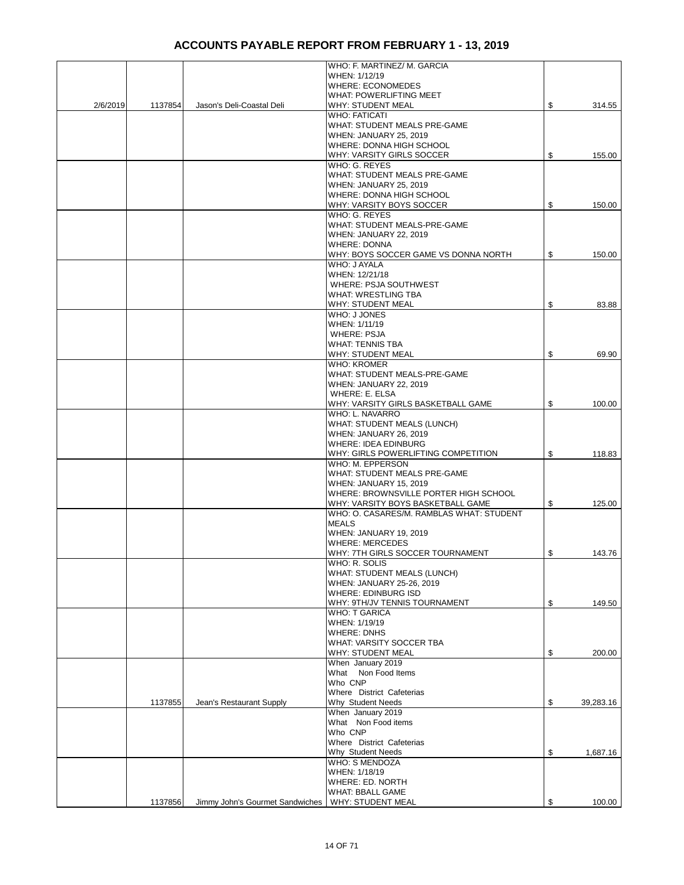# ACCOUNTS PAYABLE REPORT FROM FEBRUARY 1 - 13, 2019

| | | | | |
|---|---|---|---|---|
| 2/6/2019 | 1137854 | Jason's Deli-Coastal Deli | WHO: F. MARTINEZ/ M. GARCIA<br>WHEN: 1/12/19<br>WHERE: ECONOMEDES<br>WHAT: POWERLIFTING MEET<br>WHY: STUDENT MEAL | $ 314.55 |
| | | | WHO: FATICATI<br>WHAT: STUDENT MEALS PRE-GAME<br>WHEN: JANUARY 25, 2019<br>WHERE: DONNA HIGH SCHOOL<br>WHY: VARSITY GIRLS SOCCER | $ 155.00 |
| | | | WHO: G. REYES<br>WHAT: STUDENT MEALS PRE-GAME<br>WHEN: JANUARY 25, 2019<br>WHERE: DONNA HIGH SCHOOL<br>WHY: VARSITY BOYS SOCCER | $ 150.00 |
| | | | WHO: G. REYES<br>WHAT: STUDENT MEALS-PRE-GAME<br>WHEN: JANUARY 22, 2019<br>WHERE: DONNA<br>WHY: BOYS SOCCER GAME VS DONNA NORTH | $ 150.00 |
| | | | WHO: J AYALA<br>WHEN: 12/21/18<br>WHERE: PSJA SOUTHWEST<br>WHAT: WRESTLING TBA<br>WHY: STUDENT MEAL | $ 83.88 |
| | | | WHO: J JONES<br>WHEN: 1/11/19<br>WHERE: PSJA<br>WHAT: TENNIS TBA<br>WHY: STUDENT MEAL | $ 69.90 |
| | | | WHO: KROMER<br>WHAT: STUDENT MEALS-PRE-GAME<br>WHEN: JANUARY 22, 2019<br>WHERE: E. ELSA<br>WHY: VARSITY GIRLS BASKETBALL GAME | $ 100.00 |
| | | | WHO: L. NAVARRO<br>WHAT: STUDENT MEALS (LUNCH)<br>WHEN: JANUARY 26, 2019<br>WHERE: IDEA EDINBURG<br>WHY: GIRLS POWERLIFTING COMPETITION | $ 118.83 |
| | | | WHO: M. EPPERSON<br>WHAT: STUDENT MEALS PRE-GAME<br>WHEN: JANUARY 15, 2019<br>WHERE: BROWNSVILLE PORTER HIGH SCHOOL<br>WHY: VARSITY BOYS BASKETBALL GAME | $ 125.00 |
| | | | WHO: O. CASARES/M. RAMBLAS WHAT: STUDENT MEALS<br>WHEN: JANUARY 19, 2019<br>WHERE: MERCEDES<br>WHY: 7TH GIRLS SOCCER TOURNAMENT | $ 143.76 |
| | | | WHO: R. SOLIS<br>WHAT: STUDENT MEALS (LUNCH)<br>WHEN: JANUARY 25-26, 2019<br>WHERE: EDINBURG ISD<br>WHY: 9TH/JV TENNIS TOURNAMENT | $ 149.50 |
| | | | WHO: T GARICA<br>WHEN: 1/19/19<br>WHERE: DNHS<br>WHAT: VARSITY SOCCER TBA<br>WHY: STUDENT MEAL | $ 200.00 |
| | 1137855 | Jean's Restaurant Supply | When January 2019<br>What Non Food Items<br>Who CNP<br>Where District Cafeterias<br>Why Student Needs | $ 39,283.16 |
| | | | When January 2019<br>What Non Food items<br>Who CNP<br>Where District Cafeterias<br>Why Student Needs | $ 1,687.16 |
| | 1137856 | Jimmy John's Gourmet Sandwiches | WHO: S MENDOZA<br>WHEN: 1/18/19<br>WHERE: ED. NORTH<br>WHAT: BBALL GAME<br>WHY: STUDENT MEAL | $ 100.00 |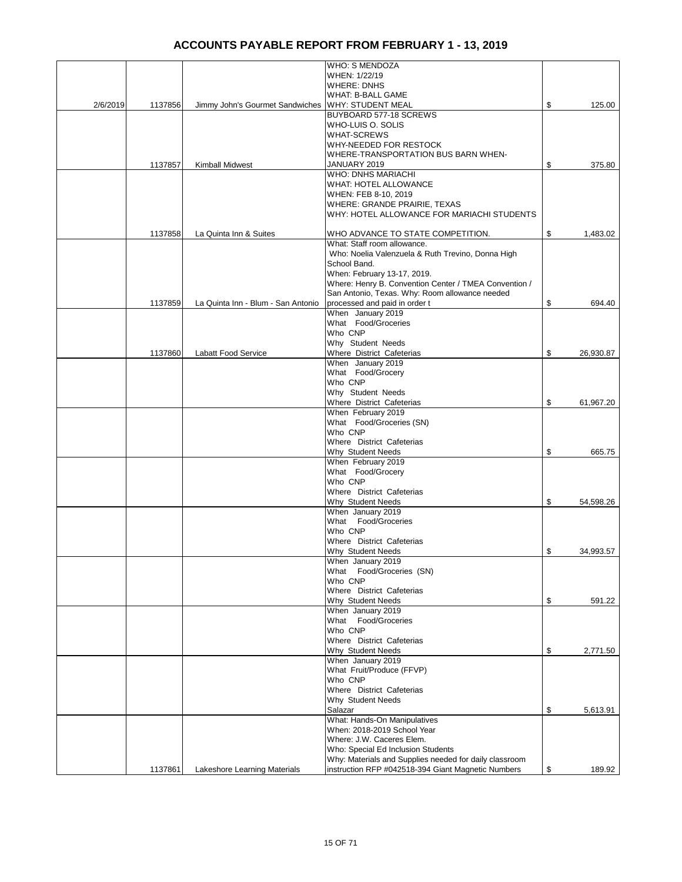# ACCOUNTS PAYABLE REPORT FROM FEBRUARY 1 - 13, 2019

| | | | | |
|---|---|---|---|---|
| 2/6/2019 | 1137856 | Jimmy John's Gourmet Sandwiches | WHO: S MENDOZA<br>WHEN: 1/22/19<br>WHERE: DNHS<br>WHAT: B-BALL GAME<br>WHY: STUDENT MEAL | $ 125.00 |
| | 1137857 | Kimball Midwest | BUYBOARD 577-18 SCREWS<br>WHO-LUIS O. SOLIS<br>WHAT-SCREWS<br>WHY-NEEDED FOR RESTOCK<br>WHERE-TRANSPORTATION BUS BARN WHEN-JANUARY 2019 | $ 375.80 |
| | 1137858 | La Quinta Inn & Suites | WHO: DNHS MARIACHI<br>WHAT: HOTEL ALLOWANCE<br>WHEN: FEB 8-10, 2019<br>WHERE: GRANDE PRAIRIE, TEXAS<br>WHY: HOTEL ALLOWANCE FOR MARIACHI STUDENTS WHO ADVANCE TO STATE COMPETITION. | $ 1,483.02 |
| | 1137859 | La Quinta Inn - Blum - San Antonio | What: Staff room allowance.<br>Who: Noelia Valenzuela & Ruth Trevino, Donna High School Band.<br>When: February 13-17, 2019.<br>Where: Henry B. Convention Center / TMEA Convention / San Antonio, Texas. Why: Room allowance needed processed and paid in order t | $ 694.40 |
| | 1137860 | Labatt Food Service | When January 2019<br>What Food/Groceries<br>Who CNP<br>Why Student Needs<br>Where District Cafeterias | $ 26,930.87 |
| | | | When January 2019<br>What Food/Grocery<br>Who CNP<br>Why Student Needs<br>Where District Cafeterias | $ 61,967.20 |
| | | | When February 2019<br>What Food/Groceries (SN)<br>Who CNP<br>Where District Cafeterias<br>Why Student Needs | $ 665.75 |
| | | | When February 2019<br>What Food/Grocery<br>Who CNP<br>Where District Cafeterias<br>Why Student Needs | $ 54,598.26 |
| | | | When January 2019<br>What Food/Groceries<br>Who CNP<br>Where District Cafeterias<br>Why Student Needs | $ 34,993.57 |
| | | | When January 2019<br>What Food/Groceries (SN)<br>Who CNP<br>Where District Cafeterias<br>Why Student Needs | $ 591.22 |
| | | | When January 2019<br>What Food/Groceries<br>Who CNP<br>Where District Cafeterias<br>Why Student Needs | $ 2,771.50 |
| | | | When January 2019<br>What Fruit/Produce (FFVP)<br>Who CNP<br>Where District Cafeterias<br>Why Student Needs<br>Salazar | $ 5,613.91 |
| | 1137861 | Lakeshore Learning Materials | What: Hands-On Manipulatives<br>When: 2018-2019 School Year<br>Where: J.W. Caceres Elem.<br>Who: Special Ed Inclusion Students<br>Why: Materials and Supplies needed for daily classroom instruction RFP #042518-394 Giant Magnetic Numbers | $ 189.92 |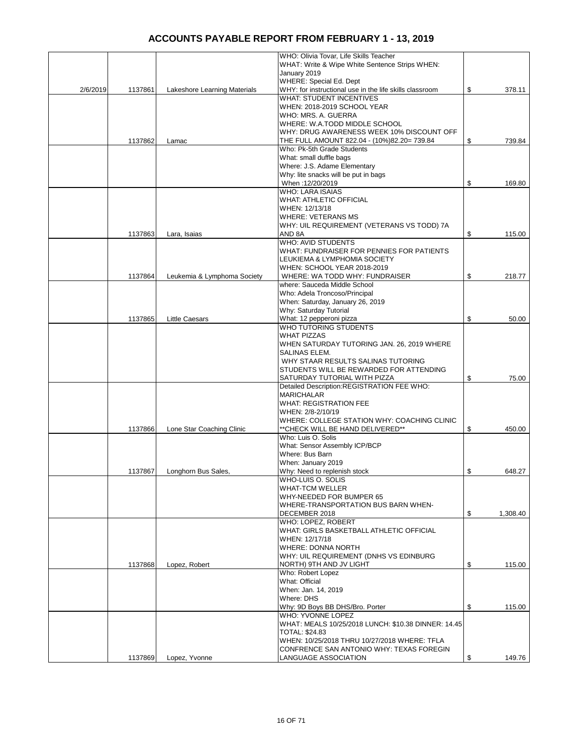# ACCOUNTS PAYABLE REPORT FROM FEBRUARY 1 - 13, 2019

| | | | | |
|---|---|---|---|---|
| 2/6/2019 | 1137861 | Lakeshore Learning Materials | WHO: Olivia Tovar, Life Skills Teacher WHAT: Write & Wipe White Sentence Strips WHEN: January 2019 WHERE: Special Ed. Dept WHY: for instructional use in the life skills classroom | $ 378.11 |
| | 1137862 | Lamac | WHAT: STUDENT INCENTIVES WHEN: 2018-2019 SCHOOL YEAR WHO: MRS. A. GUERRA WHERE: W.A.TODD MIDDLE SCHOOL WHY: DRUG AWARENESS WEEK 10% DISCOUNT OFF THE FULL AMOUNT 822.04 - (10%)82.20= 739.84 | $ 739.84 |
| | | | Who: Pk-5th Grade Students What: small duffle bags Where: J.S. Adame Elementary Why: lite snacks will be put in bags When :12/20/2019 | $ 169.80 |
| | 1137863 | Lara, Isaias | WHO: LARA ISAIAS WHAT: ATHLETIC OFFICIAL WHEN: 12/13/18 WHERE: VETERANS MS WHY: UIL REQUIREMENT (VETERANS VS TODD) 7A AND 8A | $ 115.00 |
| | 1137864 | Leukemia & Lymphoma Society | WHO: AVID STUDENTS WHAT: FUNDRAISER FOR PENNIES FOR PATIENTS LEUKIEMA & LYMPHOMIA SOCIETY WHEN: SCHOOL YEAR 2018-2019 WHERE: WA TODD WHY: FUNDRAISER | $ 218.77 |
| | 1137865 | Little Caesars | where: Sauceda Middle School Who: Adela Troncoso/Principal When: Saturday, January 26, 2019 Why: Saturday Tutorial What: 12 pepperoni pizza | $ 50.00 |
| | | | WHO TUTORING STUDENTS WHAT PIZZAS WHEN SATURDAY TUTORING JAN. 26, 2019 WHERE SALINAS ELEM. WHY STAAR RESULTS SALINAS TUTORING STUDENTS WILL BE REWARDED FOR ATTENDING SATURDAY TUTORIAL WITH PIZZA | $ 75.00 |
| | 1137866 | Lone Star Coaching Clinic | Detailed Description:REGISTRATION FEE WHO: MARICHALAR WHAT: REGISTRATION FEE WHEN: 2/8-2/10/19 WHERE: COLLEGE STATION WHY: COACHING CLINIC **CHECK WILL BE HAND DELIVERED** | $ 450.00 |
| | 1137867 | Longhorn Bus Sales, | Who: Luis O. Solis What: Sensor Assembly ICP/BCP Where: Bus Barn When: January 2019 Why: Need to replenish stock | $ 648.27 |
| | | | WHO-LUIS O. SOLIS WHAT-TCM WELLER WHY-NEEDED FOR BUMPER 65 WHERE-TRANSPORTATION BUS BARN WHEN-DECEMBER 2018 | $ 1,308.40 |
| | 1137868 | Lopez, Robert | WHO: LOPEZ, ROBERT WHAT: GIRLS BASKETBALL ATHLETIC OFFICIAL WHEN: 12/17/18 WHERE: DONNA NORTH WHY: UIL REQUIREMENT (DNHS VS EDINBURG NORTH) 9TH AND JV LIGHT | $ 115.00 |
| | | | Who: Robert Lopez What: Official When: Jan. 14, 2019 Where: DHS Why: 9D Boys BB DHS/Bro. Porter | $ 115.00 |
| | 1137869 | Lopez, Yvonne | WHO: YVONNE LOPEZ WHAT: MEALS 10/25/2018 LUNCH: $10.38 DINNER: 14.45 TOTAL: $24.83 WHEN: 10/25/2018 THRU 10/27/2018 WHERE: TFLA CONFRENCE SAN ANTONIO WHY: TEXAS FOREGIN LANGUAGE ASSOCIATION | $ 149.76 |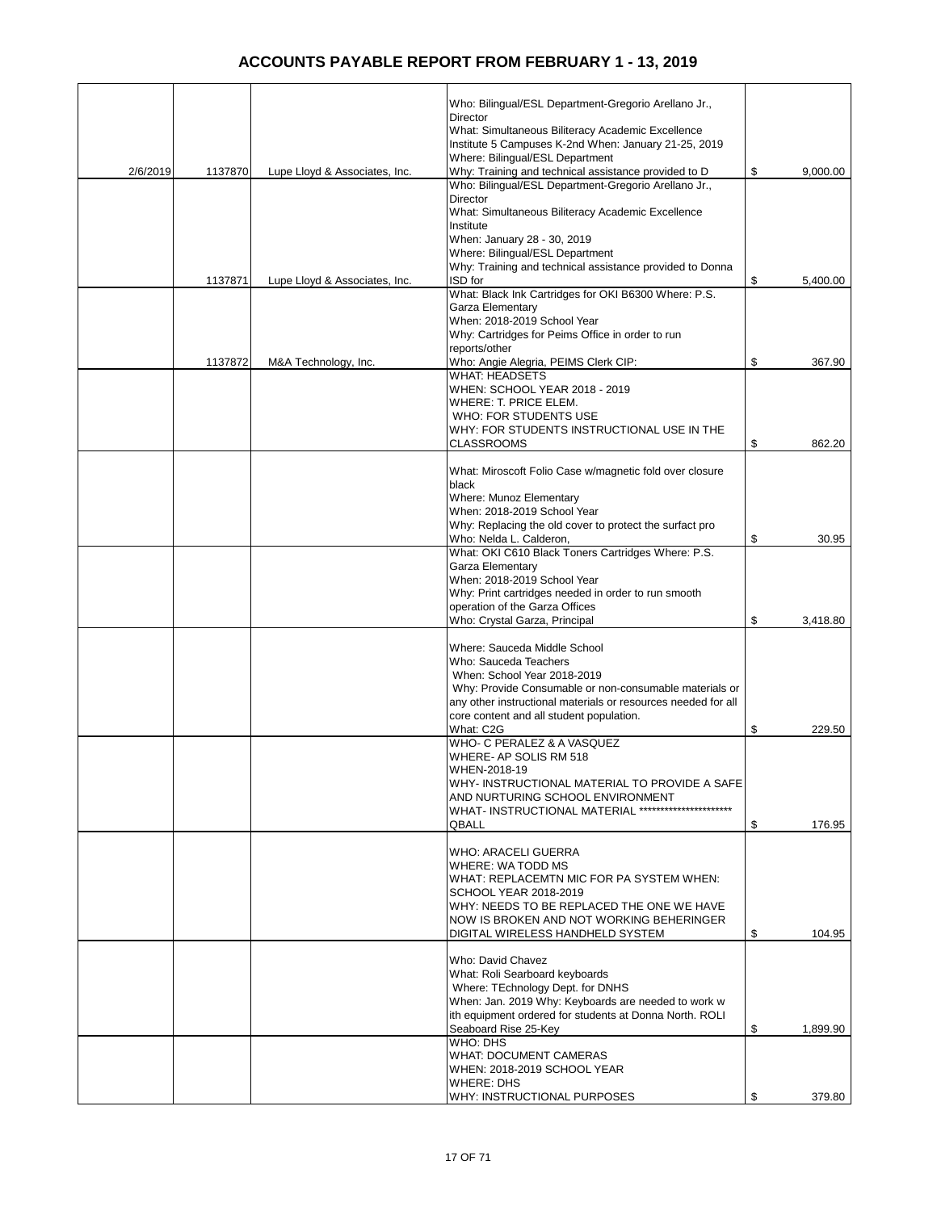# ACCOUNTS PAYABLE REPORT FROM FEBRUARY 1 - 13, 2019

| Date | Check No. | Vendor | Description | Amount |
|---|---|---|---|---|
| 2/6/2019 | 1137870 | Lupe Lloyd & Associates, Inc. | Who: Bilingual/ESL Department-Gregorio Arellano Jr., Director<br>What: Simultaneous Biliteracy Academic Excellence Institute 5 Campuses K-2nd When: January 21-25, 2019<br>Where: Bilingual/ESL Department<br>Why: Training and technical assistance provided to D | $ 9,000.00 |
| | 1137871 | Lupe Lloyd & Associates, Inc. | Who: Bilingual/ESL Department-Gregorio Arellano Jr., Director<br>What: Simultaneous Biliteracy Academic Excellence Institute<br>When: January 28 - 30, 2019<br>Where: Bilingual/ESL Department<br>Why: Training and technical assistance provided to Donna ISD for | $ 5,400.00 |
| | 1137872 | M&A Technology, Inc. | What: Black Ink Cartridges for OKI B6300 Where: P.S. Garza Elementary<br>When: 2018-2019 School Year<br>Why: Cartridges for Peims Office in order to run reports/other<br>Who: Angie Alegria, PEIMS Clerk CIP: | $ 367.90 |
| | | | WHAT: HEADSETS<br>WHEN: SCHOOL YEAR 2018 - 2019<br>WHERE: T. PRICE ELEM.<br>WHO: FOR STUDENTS USE<br>WHY: FOR STUDENTS INSTRUCTIONAL USE IN THE CLASSROOMS | $ 862.20 |
| | | | What: Miroscoft Folio Case w/magnetic fold over closure black<br>Where: Munoz Elementary<br>When: 2018-2019 School Year<br>Why: Replacing the old cover to protect the surfact pro<br>Who: Nelda L. Calderon, | $ 30.95 |
| | | | What: OKI C610 Black Toners Cartridges Where: P.S. Garza Elementary<br>When: 2018-2019 School Year<br>Why: Print cartridges needed in order to run smooth operation of the Garza Offices<br>Who: Crystal Garza, Principal | $ 3,418.80 |
| | | | Where: Sauceda Middle School<br>Who: Sauceda Teachers<br>When: School Year 2018-2019<br>Why: Provide Consumable or non-consumable materials or any other instructional materials or resources needed for all core content and all student population.<br>What: C2G | $ 229.50 |
| | | | WHO- C PERALEZ & A VASQUEZ<br>WHERE- AP SOLIS RM 518<br>WHEN-2018-19<br>WHY- INSTRUCTIONAL MATERIAL TO PROVIDE A SAFE AND NURTURING SCHOOL ENVIRONMENT<br>WHAT- INSTRUCTIONAL MATERIAL ********************** QBALL | $ 176.95 |
| | | | WHO: ARACELI GUERRA<br>WHERE: WA TODD MS<br>WHAT: REPLACEMTN MIC FOR PA SYSTEM WHEN: SCHOOL YEAR 2018-2019<br>WHY: NEEDS TO BE REPLACED THE ONE WE HAVE NOW IS BROKEN AND NOT WORKING BEHERINGER DIGITAL WIRELESS HANDHELD SYSTEM | $ 104.95 |
| | | | Who: David Chavez<br>What: Roli Searboard keyboards<br>Where: TEchnology Dept. for DNHS<br>When: Jan. 2019 Why: Keyboards are needed to work w ith equipment ordered for students at Donna North. ROLI Seaboard Rise 25-Key | $ 1,899.90 |
| | | | WHO: DHS<br>WHAT: DOCUMENT CAMERAS<br>WHEN: 2018-2019 SCHOOL YEAR<br>WHERE: DHS<br>WHY: INSTRUCTIONAL PURPOSES | $ 379.80 |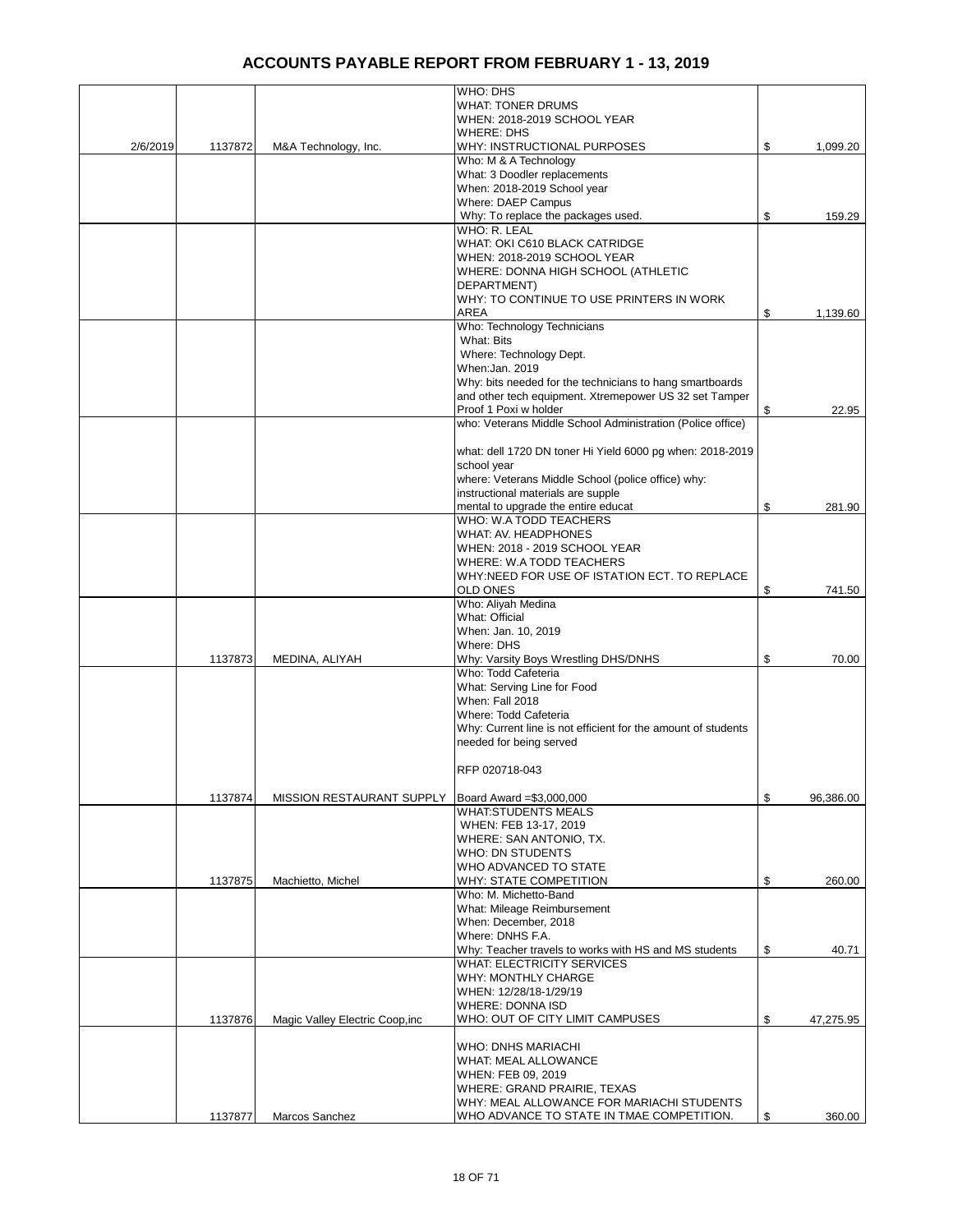# ACCOUNTS PAYABLE REPORT FROM FEBRUARY 1 - 13, 2019

| | | | | |
|---|---|---|---|---|
| 2/6/2019 | 1137872 | M&A Technology, Inc. | WHO: DHS<br>WHAT: TONER DRUMS<br>WHEN: 2018-2019 SCHOOL YEAR<br>WHERE: DHS<br>WHY: INSTRUCTIONAL PURPOSES | $ 1,099.20 |
| | | | Who: M & A Technology<br>What: 3 Doodler replacements<br>When: 2018-2019 School year<br>Where: DAEP Campus<br>Why: To replace the packages used. | $ 159.29 |
| | | | WHO: R. LEAL<br>WHAT: OKI C610 BLACK CATRIDGE<br>WHEN: 2018-2019 SCHOOL YEAR<br>WHERE: DONNA HIGH SCHOOL (ATHLETIC DEPARTMENT)<br>WHY: TO CONTINUE TO USE PRINTERS IN WORK AREA | $ 1,139.60 |
| | | | Who: Technology Technicians<br>What: Bits<br>Where: Technology Dept.<br>When:Jan. 2019<br>Why: bits needed for the technicians to hang smartboards and other tech equipment. Xtremepower US 32 set Tamper Proof 1 Poxi w holder | $ 22.95 |
| | | | who: Veterans Middle School Administration (Police office)<br><br>what: dell 1720 DN toner Hi Yield 6000 pg when: 2018-2019 school year<br>where: Veterans Middle School (police office) why: instructional materials are supple mental to upgrade the entire educat | $ 281.90 |
| | | | WHO: W.A TODD TEACHERS<br>WHAT: AV. HEADPHONES<br>WHEN: 2018 - 2019 SCHOOL YEAR<br>WHERE: W.A TODD TEACHERS<br>WHY:NEED FOR USE OF ISTATION ECT. TO REPLACE OLD ONES | $ 741.50 |
| | 1137873 | MEDINA, ALIYAH | Who: Aliyah Medina<br>What: Official<br>When: Jan. 10, 2019<br>Where: DHS<br>Why: Varsity Boys Wrestling DHS/DNHS | $ 70.00 |
| | 1137874 | MISSION RESTAURANT SUPPLY | Who: Todd Cafeteria<br>What: Serving Line for Food<br>When: Fall 2018<br>Where: Todd Cafeteria<br>Why: Current line is not efficient for the amount of students needed for being served<br><br>RFP 020718-043<br><br>Board Award =$3,000,000 | $ 96,386.00 |
| | 1137875 | Machietto, Michel | WHAT:STUDENTS MEALS<br>WHEN: FEB 13-17, 2019<br>WHERE: SAN ANTONIO, TX.<br>WHO: DN STUDENTS<br>WHO ADVANCED TO STATE<br>WHY: STATE COMPETITION | $ 260.00 |
| | | | Who: M. Michetto-Band<br>What: Mileage Reimbursement<br>When: December, 2018<br>Where: DNHS F.A.<br>Why: Teacher travels to works with HS and MS students | $ 40.71 |
| | 1137876 | Magic Valley Electric Coop,inc | WHAT: ELECTRICITY SERVICES<br>WHY: MONTHLY CHARGE<br>WHEN: 12/28/18-1/29/19<br>WHERE: DONNA ISD<br>WHO: OUT OF CITY LIMIT CAMPUSES | $ 47,275.95 |
| | 1137877 | Marcos Sanchez | WHO: DNHS MARIACHI<br>WHAT: MEAL ALLOWANCE<br>WHEN: FEB 09, 2019<br>WHERE: GRAND PRAIRIE, TEXAS<br>WHY: MEAL ALLOWANCE FOR MARIACHI STUDENTS WHO ADVANCE TO STATE IN TMAE COMPETITION. | $ 360.00 |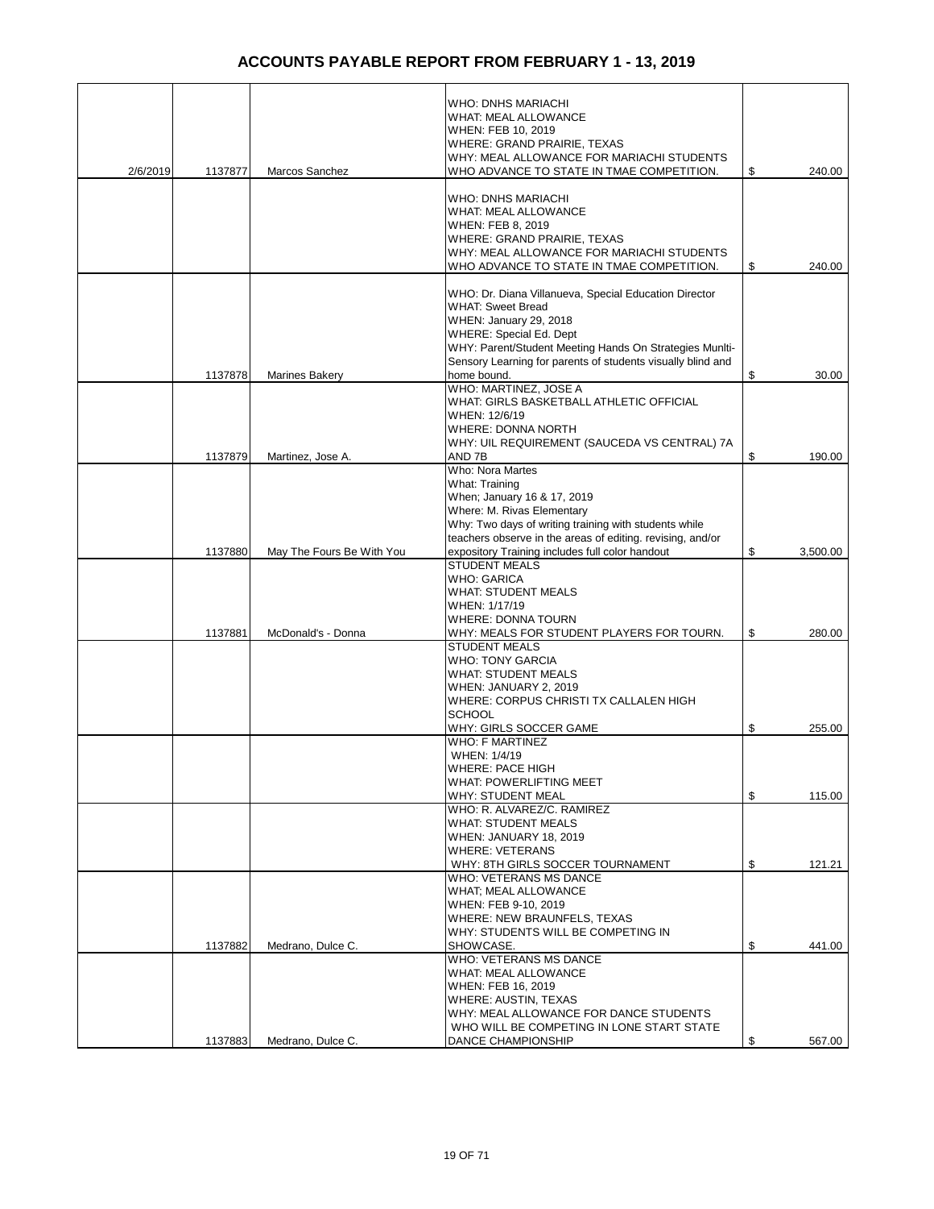# ACCOUNTS PAYABLE REPORT FROM FEBRUARY 1 - 13, 2019

| | | | | |
|---|---|---|---|---|
| 2/6/2019 | 1137877 | Marcos Sanchez | WHO: DNHS MARIACHI<br>WHAT: MEAL ALLOWANCE<br>WHEN: FEB 10, 2019<br>WHERE: GRAND PRAIRIE, TEXAS<br>WHY: MEAL ALLOWANCE FOR MARIACHI STUDENTS WHO ADVANCE TO STATE IN TMAE COMPETITION. | $ 240.00 |
| | | | WHO: DNHS MARIACHI<br>WHAT: MEAL ALLOWANCE<br>WHEN: FEB 8, 2019<br>WHERE: GRAND PRAIRIE, TEXAS<br>WHY: MEAL ALLOWANCE FOR MARIACHI STUDENTS WHO ADVANCE TO STATE IN TMAE COMPETITION. | $ 240.00 |
| | 1137878 | Marines Bakery | WHO: Dr. Diana Villanueva, Special Education Director<br>WHAT: Sweet Bread<br>WHEN: January 29, 2018<br>WHERE: Special Ed. Dept<br>WHY: Parent/Student Meeting Hands On Strategies Munlti-Sensory Learning for parents of students visually blind and home bound. | $ 30.00 |
| | 1137879 | Martinez, Jose A. | WHO: MARTINEZ, JOSE A<br>WHAT: GIRLS BASKETBALL ATHLETIC OFFICIAL<br>WHEN: 12/6/19<br>WHERE: DONNA NORTH<br>WHY: UIL REQUIREMENT (SAUCEDA VS CENTRAL) 7A AND 7B | $ 190.00 |
| | 1137880 | May The Fours Be With You | Who: Nora Martes<br>What: Training<br>When; January 16 & 17, 2019<br>Where: M. Rivas Elementary<br>Why: Two days of writing training with students while teachers observe in the areas of editing. revising, and/or expository Training includes full color handout | $ 3,500.00 |
| | 1137881 | McDonald's - Donna | STUDENT MEALS<br>WHO: GARICA<br>WHAT: STUDENT MEALS<br>WHEN: 1/17/19<br>WHERE: DONNA TOURN<br>WHY: MEALS FOR STUDENT PLAYERS FOR TOURN. | $ 280.00 |
| | | | STUDENT MEALS<br>WHO: TONY GARCIA<br>WHAT: STUDENT MEALS<br>WHEN: JANUARY 2, 2019<br>WHERE: CORPUS CHRISTI TX CALLALEN HIGH SCHOOL<br>WHY: GIRLS SOCCER GAME | $ 255.00 |
| | | | WHO: F MARTINEZ<br>WHEN: 1/4/19<br>WHERE: PACE HIGH<br>WHAT: POWERLIFTING MEET<br>WHY: STUDENT MEAL | $ 115.00 |
| | | | WHO: R. ALVAREZ/C. RAMIREZ<br>WHAT: STUDENT MEALS<br>WHEN: JANUARY 18, 2019<br>WHERE: VETERANS<br>WHY: 8TH GIRLS SOCCER TOURNAMENT | $ 121.21 |
| | 1137882 | Medrano, Dulce C. | WHO: VETERANS MS DANCE<br>WHAT; MEAL ALLOWANCE<br>WHEN: FEB 9-10, 2019<br>WHERE: NEW BRAUNFELS, TEXAS<br>WHY: STUDENTS WILL BE COMPETING IN SHOWCASE. | $ 441.00 |
| | 1137883 | Medrano, Dulce C. | WHO: VETERANS MS DANCE<br>WHAT: MEAL ALLOWANCE<br>WHEN: FEB 16, 2019<br>WHERE: AUSTIN, TEXAS<br>WHY: MEAL ALLOWANCE FOR DANCE STUDENTS WHO WILL BE COMPETING IN LONE START STATE DANCE CHAMPIONSHIP | $ 567.00 |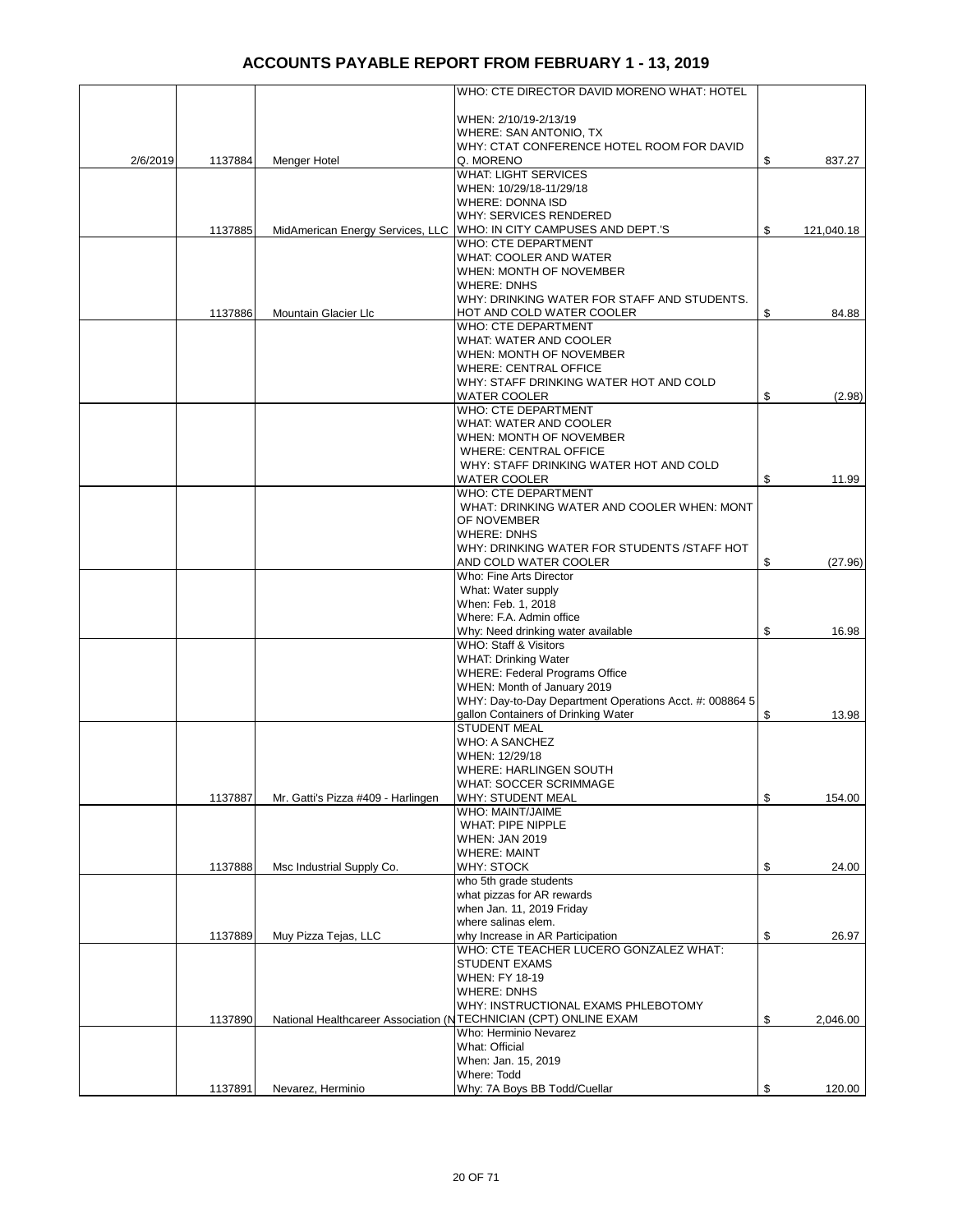# ACCOUNTS PAYABLE REPORT FROM FEBRUARY 1 - 13, 2019

| | | | | |
|---|---|---|---|---|
| 2/6/2019 | 1137884 | Menger Hotel | WHO: CTE DIRECTOR DAVID MORENO WHAT: HOTEL<br><br>WHEN: 2/10/19-2/13/19<br>WHERE: SAN ANTONIO, TX<br>WHY: CTAT CONFERENCE HOTEL ROOM FOR DAVID Q. MORENO | $ 837.27 |
| | 1137885 | MidAmerican Energy Services, LLC | WHAT: LIGHT SERVICES<br>WHEN: 10/29/18-11/29/18<br>WHERE: DONNA ISD<br>WHY: SERVICES RENDERED<br>WHO: IN CITY CAMPUSES AND DEPT.'S | $ 121,040.18 |
| | 1137886 | Mountain Glacier Llc | WHO: CTE DEPARTMENT<br>WHAT: COOLER AND WATER<br>WHEN: MONTH OF NOVEMBER<br>WHERE: DNHS<br>WHY: DRINKING WATER FOR STAFF AND STUDENTS. HOT AND COLD WATER COOLER | $ 84.88 |
| | | | WHO: CTE DEPARTMENT<br>WHAT: WATER AND COOLER<br>WHEN: MONTH OF NOVEMBER<br>WHERE: CENTRAL OFFICE<br>WHY: STAFF DRINKING WATER HOT AND COLD WATER COOLER | $ (2.98) |
| | | | WHO: CTE DEPARTMENT<br>WHAT: WATER AND COOLER<br>WHEN: MONTH OF NOVEMBER<br>WHERE: CENTRAL OFFICE<br>WHY: STAFF DRINKING WATER HOT AND COLD WATER COOLER | $ 11.99 |
| | | | WHO: CTE DEPARTMENT<br>WHAT: DRINKING WATER AND COOLER WHEN: MONT OF NOVEMBER<br>WHERE: DNHS<br>WHY: DRINKING WATER FOR STUDENTS /STAFF HOT AND COLD WATER COOLER | $ (27.96) |
| | | | Who: Fine Arts Director<br>What: Water supply<br>When: Feb. 1, 2018<br>Where: F.A. Admin office<br>Why: Need drinking water available | $ 16.98 |
| | | | WHO: Staff & Visitors<br>WHAT: Drinking Water<br>WHERE: Federal Programs Office<br>WHEN: Month of January 2019<br>WHY: Day-to-Day Department Operations Acct. #: 008864 5 gallon Containers of Drinking Water | $ 13.98 |
| | 1137887 | Mr. Gatti's Pizza #409 - Harlingen | STUDENT MEAL<br>WHO: A SANCHEZ<br>WHEN: 12/29/18<br>WHERE: HARLINGEN SOUTH<br>WHAT: SOCCER SCRIMMAGE<br>WHY: STUDENT MEAL | $ 154.00 |
| | 1137888 | Msc Industrial Supply Co. | WHO: MAINT/JAIME<br>WHAT: PIPE NIPPLE<br>WHEN: JAN 2019<br>WHERE: MAINT<br>WHY: STOCK | $ 24.00 |
| | 1137889 | Muy Pizza Tejas, LLC | who 5th grade students<br>what pizzas for AR rewards<br>when Jan. 11, 2019 Friday<br>where salinas elem.<br>why Increase in AR Participation | $ 26.97 |
| | 1137890 | National Healthcareer Association (N | WHO: CTE TEACHER LUCERO GONZALEZ WHAT: STUDENT EXAMS<br>WHEN: FY 18-19<br>WHERE: DNHS<br>WHY: INSTRUCTIONAL EXAMS PHLEBOTOMY TECHNICIAN (CPT) ONLINE EXAM | $ 2,046.00 |
| | 1137891 | Nevarez, Herminio | Who: Herminio Nevarez<br>What: Official<br>When: Jan. 15, 2019<br>Where: Todd<br>Why: 7A Boys BB Todd/Cuellar | $ 120.00 |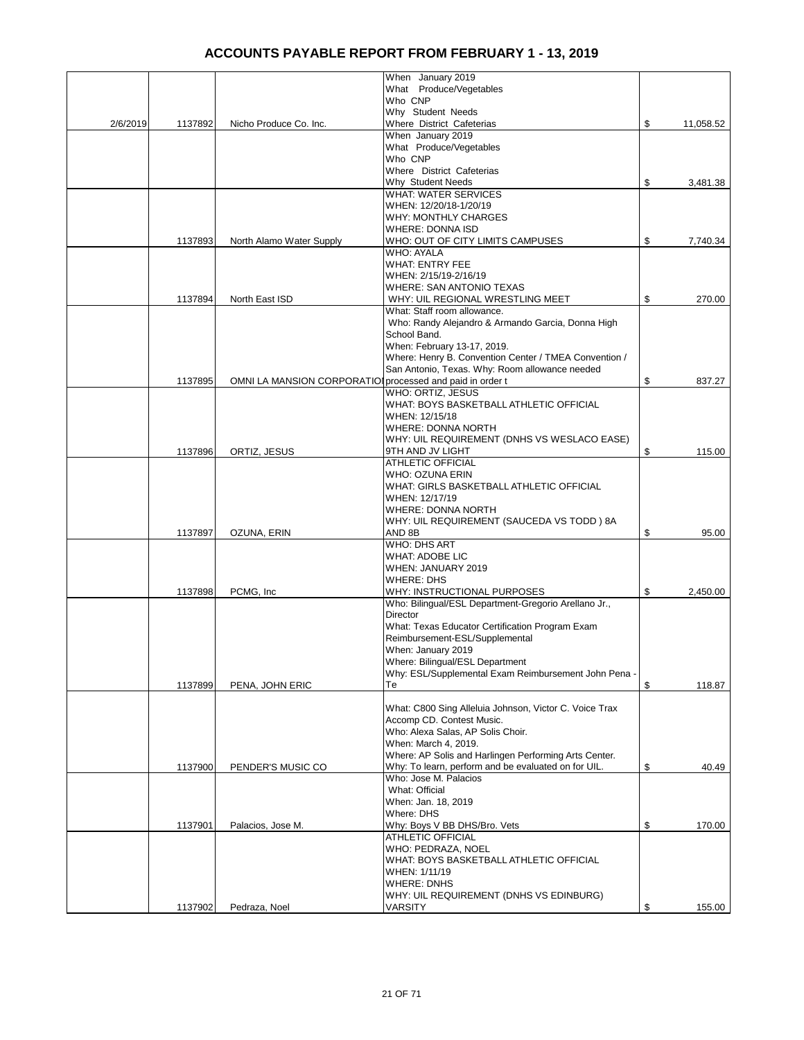# ACCOUNTS PAYABLE REPORT FROM FEBRUARY 1 - 13, 2019

| Date | Check # | Vendor | Description | Amount |
|---|---|---|---|---|
| 2/6/2019 | 1137892 | Nicho Produce Co. Inc. | When January 2019<br>What Produce/Vegetables<br>Who CNP<br>Why Student Needs<br>Where District Cafeterias | $ 11,058.52 |
| | | | When January 2019<br>What Produce/Vegetables<br>Who CNP<br>Where District Cafeterias<br>Why Student Needs | $ 3,481.38 |
| | 1137893 | North Alamo Water Supply | WHAT: WATER SERVICES<br>WHEN: 12/20/18-1/20/19<br>WHY: MONTHLY CHARGES<br>WHERE: DONNA ISD<br>WHO: OUT OF CITY LIMITS CAMPUSES | $ 7,740.34 |
| | 1137894 | North East ISD | WHO: AYALA<br>WHAT: ENTRY FEE<br>WHEN: 2/15/19-2/16/19<br>WHERE: SAN ANTONIO TEXAS<br>WHY: UIL REGIONAL WRESTLING MEET | $ 270.00 |
| | 1137895 | OMNI LA MANSION CORPORATIO | What: Staff room allowance.<br>Who: Randy Alejandro & Armando Garcia, Donna High School Band.<br>When: February 13-17, 2019.<br>Where: Henry B. Convention Center / TMEA Convention / San Antonio, Texas. Why: Room allowance needed processed and paid in order t | $ 837.27 |
| | 1137896 | ORTIZ, JESUS | WHO: ORTIZ, JESUS<br>WHAT: BOYS BASKETBALL ATHLETIC OFFICIAL<br>WHEN: 12/15/18<br>WHERE: DONNA NORTH<br>WHY: UIL REQUIREMENT (DNHS VS WESLACO EASE) 9TH AND JV LIGHT | $ 115.00 |
| | 1137897 | OZUNA, ERIN | ATHLETIC OFFICIAL<br>WHO: OZUNA ERIN<br>WHAT: GIRLS BASKETBALL ATHLETIC OFFICIAL<br>WHEN: 12/17/19<br>WHERE: DONNA NORTH<br>WHY: UIL REQUIREMENT (SAUCEDA VS TODD ) 8A AND 8B | $ 95.00 |
| | 1137898 | PCMG, Inc | WHO: DHS ART<br>WHAT: ADOBE LIC<br>WHEN: JANUARY 2019<br>WHERE: DHS<br>WHY: INSTRUCTIONAL PURPOSES | $ 2,450.00 |
| | 1137899 | PENA, JOHN ERIC | Who: Bilingual/ESL Department-Gregorio Arellano Jr., Director<br>What: Texas Educator Certification Program Exam Reimbursement-ESL/Supplemental<br>When: January 2019<br>Where: Bilingual/ESL Department<br>Why: ESL/Supplemental Exam Reimbursement John Pena - Te | $ 118.87 |
| | 1137900 | PENDER'S MUSIC CO | What: C800 Sing Alleluia Johnson, Victor C. Voice Trax Accomp CD. Contest Music.<br>Who: Alexa Salas, AP Solis Choir.<br>When: March 4, 2019.<br>Where: AP Solis and Harlingen Performing Arts Center.<br>Why: To learn, perform and be evaluated on for UIL. | $ 40.49 |
| | 1137901 | Palacios, Jose M. | Who: Jose M. Palacios<br>What: Official<br>When: Jan. 18, 2019<br>Where: DHS<br>Why: Boys V BB DHS/Bro. Vets | $ 170.00 |
| | 1137902 | Pedraza, Noel | ATHLETIC OFFICIAL<br>WHO: PEDRAZA, NOEL<br>WHAT: BOYS BASKETBALL ATHLETIC OFFICIAL<br>WHEN: 1/11/19<br>WHERE: DNHS<br>WHY: UIL REQUIREMENT (DNHS VS EDINBURG) VARSITY | $ 155.00 |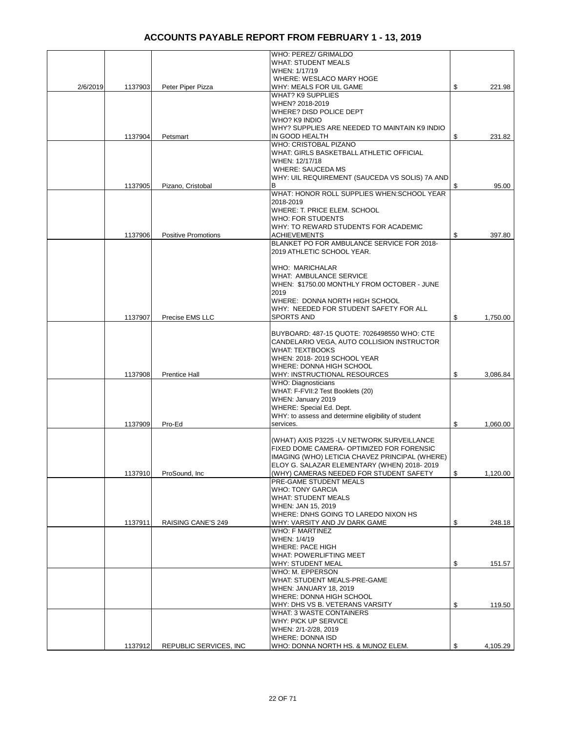# ACCOUNTS PAYABLE REPORT FROM FEBRUARY 1 - 13, 2019

| | | | | |
|---|---|---|---|---|
| 2/6/2019 | 1137903 | Peter Piper Pizza | WHO: PEREZ/ GRIMALDO WHAT: STUDENT MEALS WHEN: 1/17/19 WHERE: WESLACO MARY HOGE WHY: MEALS FOR UIL GAME | $ 221.98 |
| | 1137904 | Petsmart | WHAT? K9 SUPPLIES WHEN? 2018-2019 WHERE? DISD POLICE DEPT WHO? K9 INDIO WHY? SUPPLIES ARE NEEDED TO MAINTAIN K9 INDIO IN GOOD HEALTH | $ 231.82 |
| | 1137905 | Pizano, Cristobal | WHO: CRISTOBAL PIZANO WHAT: GIRLS BASKETBALL ATHLETIC OFFICIAL WHEN: 12/17/18 WHERE: SAUCEDA MS WHY: UIL REQUIREMENT (SAUCEDA VS SOLIS) 7A AND B | $ 95.00 |
| | 1137906 | Positive Promotions | WHAT: HONOR ROLL SUPPLIES WHEN:SCHOOL YEAR 2018-2019 WHERE: T. PRICE ELEM. SCHOOL WHO: FOR STUDENTS WHY: TO REWARD STUDENTS FOR ACADEMIC ACHIEVEMENTS | $ 397.80 |
| | 1137907 | Precise EMS LLC | BLANKET PO FOR AMBULANCE SERVICE FOR 2018-2019 ATHLETIC SCHOOL YEAR. WHO: MARICHALAR WHAT: AMBULANCE SERVICE WHEN: $1750.00 MONTHLY FROM OCTOBER - JUNE 2019 WHERE: DONNA NORTH HIGH SCHOOL WHY: NEEDED FOR STUDENT SAFETY FOR ALL SPORTS AND | $ 1,750.00 |
| | 1137908 | Prentice Hall | BUYBOARD: 487-15 QUOTE: 7026498550 WHO: CTE CANDELARIO VEGA, AUTO COLLISION INSTRUCTOR WHAT: TEXTBOOKS WHEN: 2018- 2019 SCHOOL YEAR WHERE: DONNA HIGH SCHOOL WHY: INSTRUCTIONAL RESOURCES | $ 3,086.84 |
| | 1137909 | Pro-Ed | WHO: Diagnosticians WHAT: F-FVII:2 Test Booklets (20) WHEN: January 2019 WHERE: Special Ed. Dept. WHY: to assess and determine eligibility of student services. | $ 1,060.00 |
| | 1137910 | ProSound, Inc | (WHAT) AXIS P3225 -LV NETWORK SURVEILLANCE FIXED DOME CAMERA- OPTIMIZED FOR FORENSIC IMAGING (WHO) LETICIA CHAVEZ PRINCIPAL (WHERE) ELOY G. SALAZAR ELEMENTARY (WHEN) 2018- 2019 (WHY) CAMERAS NEEDED FOR STUDENT SAFETY | $ 1,120.00 |
| | 1137911 | RAISING CANE'S 249 | PRE-GAME STUDENT MEALS WHO: TONY GARCIA WHAT: STUDENT MEALS WHEN: JAN 15, 2019 WHERE: DNHS GOING TO LAREDO NIXON HS WHY: VARSITY AND JV DARK GAME | $ 248.18 |
| | | | WHO: F MARTINEZ WHEN: 1/4/19 WHERE: PACE HIGH WHAT: POWERLIFTING MEET WHY: STUDENT MEAL | $ 151.57 |
| | | | WHO: M. EPPERSON WHAT: STUDENT MEALS-PRE-GAME WHEN: JANUARY 18, 2019 WHERE: DONNA HIGH SCHOOL WHY: DHS VS B. VETERANS VARSITY | $ 119.50 |
| | 1137912 | REPUBLIC SERVICES, INC | WHAT: 3 WASTE CONTAINERS WHY: PICK UP SERVICE WHEN: 2/1-2/28, 2019 WHERE: DONNA ISD WHO: DONNA NORTH HS. & MUNOZ ELEM. | $ 4,105.29 |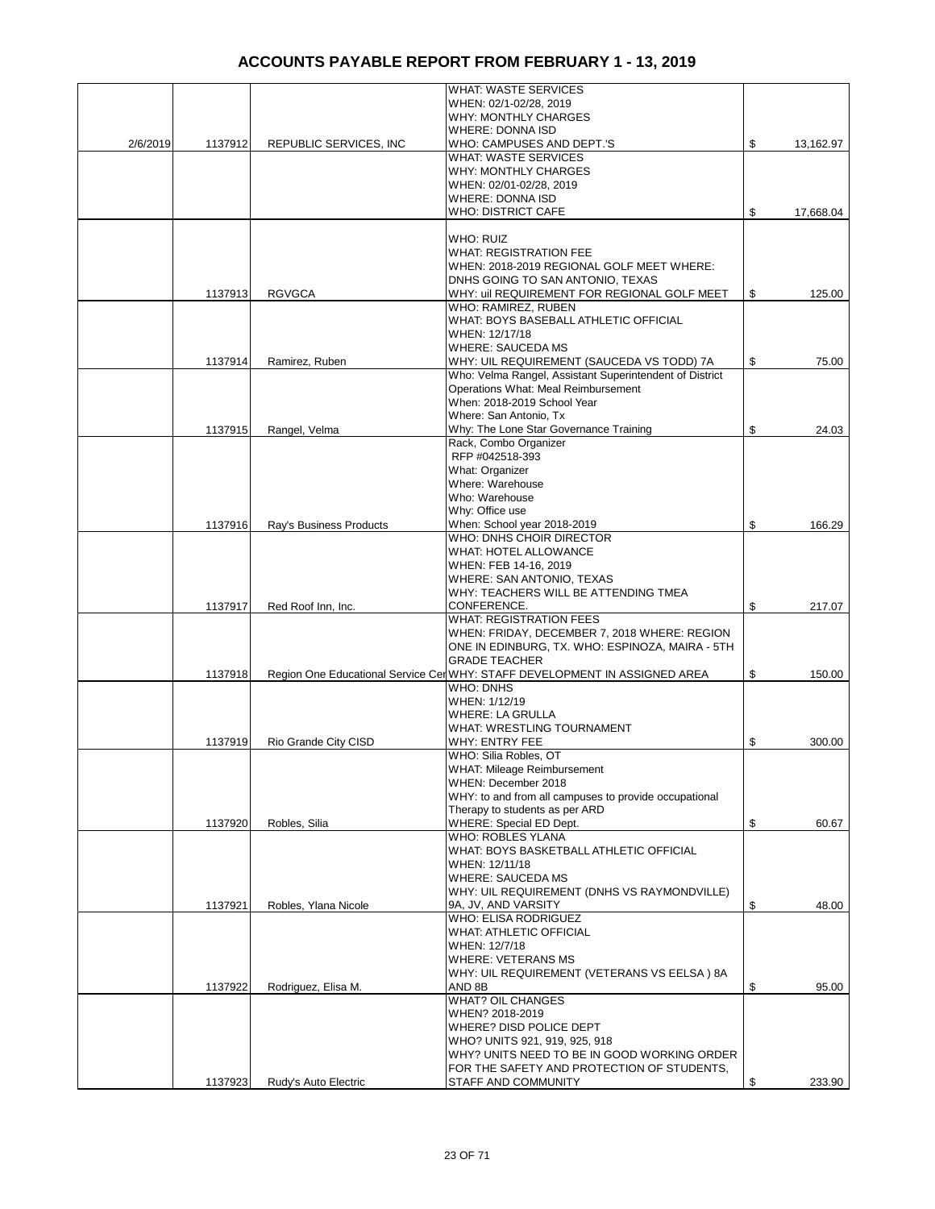# ACCOUNTS PAYABLE REPORT FROM FEBRUARY 1 - 13, 2019

| | | | | |
|---|---|---|---|---|
| 2/6/2019 | 1137912 | REPUBLIC SERVICES, INC | WHAT: WASTE SERVICES WHEN: 02/1-02/28, 2019 WHY: MONTHLY CHARGES WHERE: DONNA ISD WHO: CAMPUSES AND DEPT.'S | $ 13,162.97 |
| | | | WHAT: WASTE SERVICES WHY: MONTHLY CHARGES WHEN: 02/01-02/28, 2019 WHERE: DONNA ISD WHO: DISTRICT CAFE | $ 17,668.04 |
| | 1137913 | RGVGCA | WHO: RUIZ WHAT: REGISTRATION FEE WHEN: 2018-2019 REGIONAL GOLF MEET WHERE: DNHS GOING TO SAN ANTONIO, TEXAS WHY: uil REQUIREMENT FOR REGIONAL GOLF MEET | $ 125.00 |
| | 1137914 | Ramirez, Ruben | WHO: RAMIREZ, RUBEN WHAT: BOYS BASEBALL ATHLETIC OFFICIAL WHEN: 12/17/18 WHERE: SAUCEDA MS WHY: UIL REQUIREMENT (SAUCEDA VS TODD) 7A | $ 75.00 |
| | 1137915 | Rangel, Velma | Who: Velma Rangel, Assistant Superintendent of District Operations What: Meal Reimbursement When: 2018-2019 School Year Where: San Antonio, Tx Why: The Lone Star Governance Training | $ 24.03 |
| | 1137916 | Ray's Business Products | Rack, Combo Organizer RFP #042518-393 What: Organizer Where: Warehouse Who: Warehouse Why: Office use When: School year 2018-2019 | $ 166.29 |
| | 1137917 | Red Roof Inn, Inc. | WHO: DNHS CHOIR DIRECTOR WHAT: HOTEL ALLOWANCE WHEN: FEB 14-16, 2019 WHERE: SAN ANTONIO, TEXAS WHY: TEACHERS WILL BE ATTENDING TMEA CONFERENCE. | $ 217.07 |
| | 1137918 | Region One Educational Service Cer | WHAT: REGISTRATION FEES WHEN: FRIDAY, DECEMBER 7, 2018 WHERE: REGION ONE IN EDINBURG, TX. WHO: ESPINOZA, MAIRA - 5TH GRADE TEACHER WHY: STAFF DEVELOPMENT IN ASSIGNED AREA | $ 150.00 |
| | 1137919 | Rio Grande City CISD | WHO: DNHS WHEN: 1/12/19 WHERE: LA GRULLA WHAT: WRESTLING TOURNAMENT WHY: ENTRY FEE | $ 300.00 |
| | 1137920 | Robles, Silia | WHO: Silia Robles, OT WHAT: Mileage Reimbursement WHEN: December 2018 WHY: to and from all campuses to provide occupational Therapy to students as per ARD WHERE: Special ED Dept. | $ 60.67 |
| | 1137921 | Robles, Ylana Nicole | WHO: ROBLES YLANA WHAT: BOYS BASKETBALL ATHLETIC OFFICIAL WHEN: 12/11/18 WHERE: SAUCEDA MS WHY: UIL REQUIREMENT (DNHS VS RAYMONDVILLE) 9A, JV, AND VARSITY | $ 48.00 |
| | 1137922 | Rodriguez, Elisa M. | WHO: ELISA RODRIGUEZ WHAT: ATHLETIC OFFICIAL WHEN: 12/7/18 WHERE: VETERANS MS WHY: UIL REQUIREMENT (VETERANS VS EELSA ) 8A AND 8B | $ 95.00 |
| | 1137923 | Rudy's Auto Electric | WHAT? OIL CHANGES WHEN? 2018-2019 WHERE? DISD POLICE DEPT WHO? UNITS 921, 919, 925, 918 WHY? UNITS NEED TO BE IN GOOD WORKING ORDER FOR THE SAFETY AND PROTECTION OF STUDENTS, STAFF AND COMMUNITY | $ 233.90 |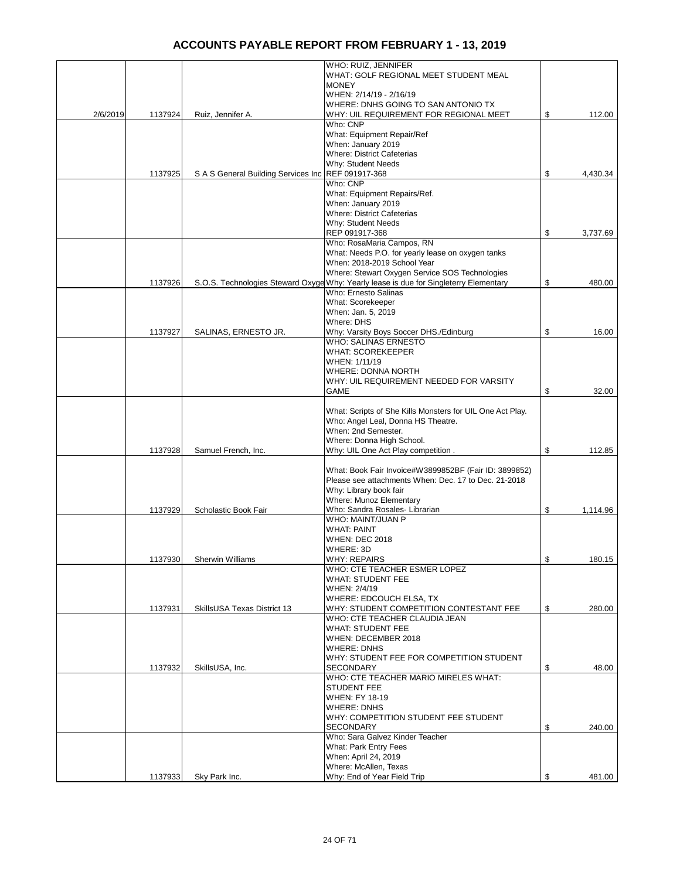# ACCOUNTS PAYABLE REPORT FROM FEBRUARY 1 - 13, 2019

| Date | Check No. | Vendor | Description | Amount |
|---|---|---|---|---|
| 2/6/2019 | 1137924 | Ruiz, Jennifer A. | WHO: RUIZ, JENNIFER<br>WHAT: GOLF REGIONAL MEET STUDENT MEAL MONEY<br>WHEN: 2/14/19 - 2/16/19<br>WHERE: DNHS GOING TO SAN ANTONIO TX<br>WHY: UIL REQUIREMENT FOR REGIONAL MEET | $ 112.00 |
| | 1137925 | S A S General Building Services Inc | Who: CNP<br>What: Equipment Repair/Ref<br>When: January 2019<br>Where: District Cafeterias<br>Why: Student Needs<br>REF 091917-368 | $ 4,430.34 |
| | | | Who: CNP<br>What: Equipment Repairs/Ref.<br>When: January 2019<br>Where: District Cafeterias<br>Why: Student Needs<br>REP 091917-368 | $ 3,737.69 |
| | 1137926 | S.O.S. Technologies Steward Oxyge | Who: RosaMaria Campos, RN<br>What: Needs P.O. for yearly lease on oxygen tanks<br>When: 2018-2019 School Year<br>Where: Stewart Oxygen Service SOS Technologies<br>Why: Yearly lease is due for Singleterry Elementary | $ 480.00 |
| | 1137927 | SALINAS, ERNESTO JR. | Who: Ernesto Salinas<br>What: Scorekeeper<br>When: Jan. 5, 2019<br>Where: DHS<br>Why: Varsity Boys Soccer DHS./Edinburg | $ 16.00 |
| | | | WHO: SALINAS ERNESTO<br>WHAT: SCOREKEEPER<br>WHEN: 1/11/19<br>WHERE: DONNA NORTH<br>WHY: UIL REQUIREMENT NEEDED FOR VARSITY GAME | $ 32.00 |
| | 1137928 | Samuel French, Inc. | What: Scripts of She Kills Monsters for UIL One Act Play.<br>Who: Angel Leal, Donna HS Theatre.<br>When: 2nd Semester.<br>Where: Donna High School.<br>Why: UIL One Act Play competition . | $ 112.85 |
| | 1137929 | Scholastic Book Fair | What: Book Fair Invoice#W3899852BF (Fair ID: 3899852)<br>Please see attachments When: Dec. 17 to Dec. 21-2018<br>Why: Library book fair<br>Where: Munoz Elementary<br>Who: Sandra Rosales- Librarian | $ 1,114.96 |
| | 1137930 | Sherwin Williams | WHO: MAINT/JUAN P<br>WHAT: PAINT<br>WHEN: DEC 2018<br>WHERE: 3D<br>WHY: REPAIRS | $ 180.15 |
| | 1137931 | SkillsUSA Texas District 13 | WHO: CTE TEACHER ESMER LOPEZ<br>WHAT: STUDENT FEE<br>WHEN: 2/4/19<br>WHERE: EDCOUCH ELSA, TX<br>WHY: STUDENT COMPETITION CONTESTANT FEE | $ 280.00 |
| | 1137932 | SkillsUSA, Inc. | WHO: CTE TEACHER CLAUDIA JEAN<br>WHAT: STUDENT FEE<br>WHEN: DECEMBER 2018<br>WHERE: DNHS<br>WHY: STUDENT FEE FOR COMPETITION STUDENT SECONDARY | $ 48.00 |
| | | | WHO: CTE TEACHER MARIO MIRELES WHAT: STUDENT FEE<br>WHEN: FY 18-19<br>WHERE: DNHS<br>WHY: COMPETITION STUDENT FEE STUDENT SECONDARY | $ 240.00 |
| | 1137933 | Sky Park Inc. | Who: Sara Galvez Kinder Teacher<br>What: Park Entry Fees<br>When: April 24, 2019<br>Where: McAllen, Texas<br>Why: End of Year Field Trip | $ 481.00 |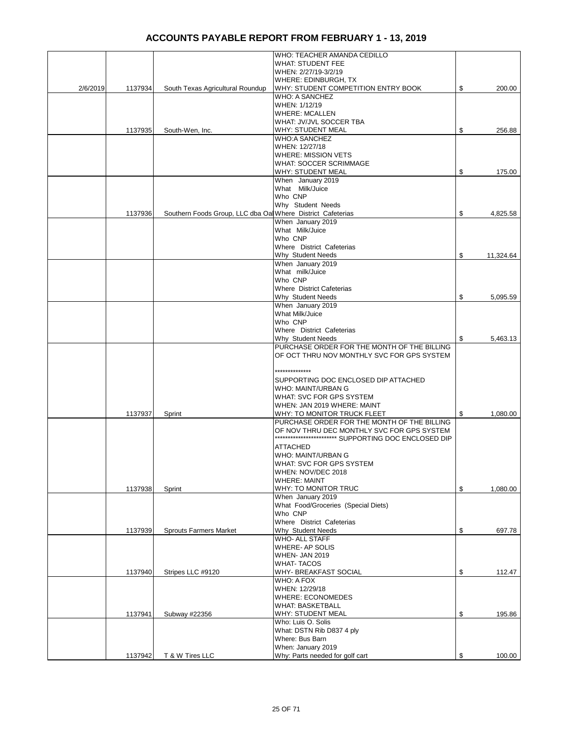# ACCOUNTS PAYABLE REPORT FROM FEBRUARY 1 - 13, 2019

| | | | | |
|---|---|---|---|---|
| 2/6/2019 | 1137934 | South Texas Agricultural Roundup | WHO: TEACHER AMANDA CEDILLO<br>WHAT: STUDENT FEE<br>WHEN: 2/27/19-3/2/19<br>WHERE: EDINBURGH, TX<br>WHY: STUDENT COMPETITION ENTRY BOOK | $ 200.00 |
| | 1137935 | South-Wen, Inc. | WHO: A SANCHEZ<br>WHEN: 1/12/19<br>WHERE: MCALLEN<br>WHAT: JV/JVL SOCCER TBA<br>WHY: STUDENT MEAL | $ 256.88 |
| | | | WHO:A SANCHEZ<br>WHEN: 12/27/18<br>WHERE: MISSION VETS<br>WHAT: SOCCER SCRIMMAGE<br>WHY: STUDENT MEAL | $ 175.00 |
| | 1137936 | Southern Foods Group, LLC dba Oal | When January 2019<br>What Milk/Juice<br>Who CNP<br>Why Student Needs<br>Where District Cafeterias | $ 4,825.58 |
| | | | When January 2019<br>What Milk/Juice<br>Who CNP<br>Where District Cafeterias<br>Why Student Needs | $ 11,324.64 |
| | | | When January 2019<br>What milk/Juice<br>Who CNP<br>Where District Cafeterias<br>Why Student Needs | $ 5,095.59 |
| | | | When January 2019<br>What Milk/Juice<br>Who CNP<br>Where District Cafeterias<br>Why Student Needs | $ 5,463.13 |
| | 1137937 | Sprint | PURCHASE ORDER FOR THE MONTH OF THE BILLING OF OCT THRU NOV MONTHLY SVC FOR GPS SYSTEM<br>**************<br>SUPPORTING DOC ENCLOSED DIP ATTACHED<br>WHO: MAINT/URBAN G<br>WHAT: SVC FOR GPS SYSTEM<br>WHEN: JAN 2019 WHERE: MAINT<br>WHY: TO MONITOR TRUCK FLEET | $ 1,080.00 |
| | 1137938 | Sprint | PURCHASE ORDER FOR THE MONTH OF THE BILLING OF NOV THRU DEC MONTHLY SVC FOR GPS SYSTEM<br>************************ SUPPORTING DOC ENCLOSED DIP ATTACHED<br>WHO: MAINT/URBAN G<br>WHAT: SVC FOR GPS SYSTEM<br>WHEN: NOV/DEC 2018<br>WHERE: MAINT<br>WHY: TO MONITOR TRUC | $ 1,080.00 |
| | 1137939 | Sprouts Farmers Market | When January 2019<br>What Food/Groceries (Special Diets)<br>Who CNP<br>Where District Cafeterias<br>Why Student Needs | $ 697.78 |
| | 1137940 | Stripes LLC #9120 | WHO- ALL STAFF<br>WHERE- AP SOLIS<br>WHEN- JAN 2019<br>WHAT- TACOS<br>WHY- BREAKFAST SOCIAL | $ 112.47 |
| | 1137941 | Subway #22356 | WHO: A FOX<br>WHEN: 12/29/18<br>WHERE: ECONOMEDES<br>WHAT: BASKETBALL<br>WHY: STUDENT MEAL | $ 195.86 |
| | 1137942 | T & W Tires LLC | Who: Luis O. Solis<br>What: DSTN Rib D837 4 ply<br>Where: Bus Barn<br>When: January 2019<br>Why: Parts needed for golf cart | $ 100.00 |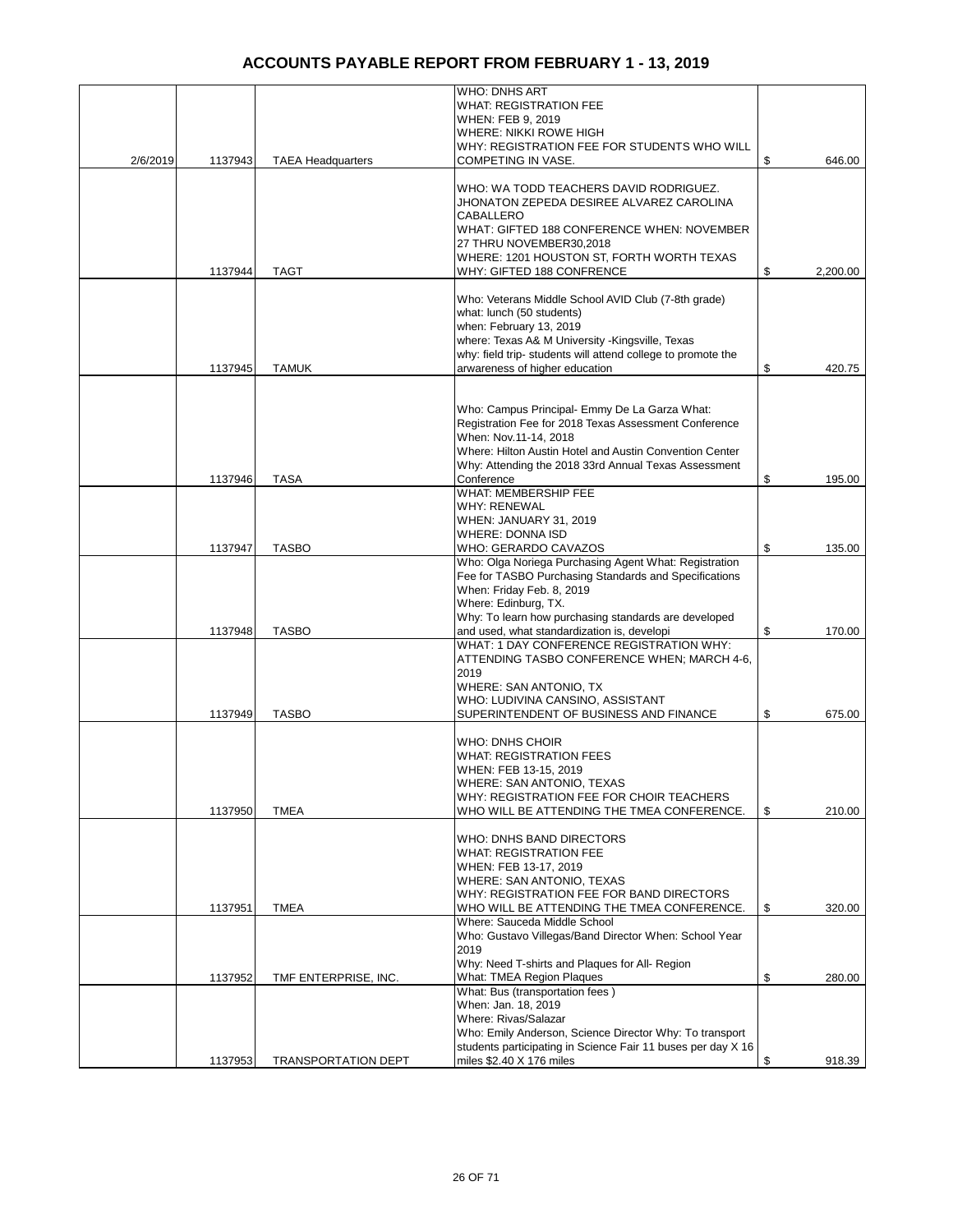# ACCOUNTS PAYABLE REPORT FROM FEBRUARY 1 - 13, 2019

| | | | | |
|---|---|---|---|---|
| 2/6/2019 | 1137943 | TAEA Headquarters | WHO: DNHS ART<br>WHAT: REGISTRATION FEE<br>WHEN: FEB 9, 2019<br>WHERE: NIKKI ROWE HIGH<br>WHY: REGISTRATION FEE FOR STUDENTS WHO WILL COMPETING IN VASE. | $ 646.00 |
| | 1137944 | TAGT | WHO: WA TODD TEACHERS DAVID RODRIGUEZ. JHONATON ZEPEDA DESIREE ALVAREZ CAROLINA CABALLERO<br>WHAT: GIFTED 188 CONFERENCE WHEN: NOVEMBER 27 THRU NOVEMBER30,2018<br>WHERE: 1201 HOUSTON ST, FORTH WORTH TEXAS<br>WHY: GIFTED 188 CONFRENCE | $ 2,200.00 |
| | 1137945 | TAMUK | Who: Veterans Middle School AVID Club (7-8th grade)<br>what: lunch (50 students)<br>when: February 13, 2019<br>where: Texas A& M University -Kingsville, Texas<br>why: field trip- students will attend college to promote the arwareness of higher education | $ 420.75 |
| | 1137946 | TASA | Who: Campus Principal- Emmy De La Garza What: Registration Fee for 2018 Texas Assessment Conference<br>When: Nov.11-14, 2018<br>Where: Hilton Austin Hotel and Austin Convention Center<br>Why: Attending the 2018 33rd Annual Texas Assessment Conference | $ 195.00 |
| | 1137947 | TASBO | WHAT: MEMBERSHIP FEE<br>WHY: RENEWAL<br>WHEN: JANUARY 31, 2019<br>WHERE: DONNA ISD<br>WHO: GERARDO CAVAZOS | $ 135.00 |
| | 1137948 | TASBO | Who: Olga Noriega Purchasing Agent What: Registration Fee for TASBO Purchasing Standards and Specifications<br>When: Friday Feb. 8, 2019<br>Where: Edinburg, TX.<br>Why: To learn how purchasing standards are developed and used, what standardization is, developi | $ 170.00 |
| | 1137949 | TASBO | WHAT: 1 DAY CONFERENCE REGISTRATION WHY: ATTENDING TASBO CONFERENCE WHEN; MARCH 4-6, 2019<br>WHERE: SAN ANTONIO, TX<br>WHO: LUDIVINA CANSINO, ASSISTANT SUPERINTENDENT OF BUSINESS AND FINANCE | $ 675.00 |
| | 1137950 | TMEA | WHO: DNHS CHOIR<br>WHAT: REGISTRATION FEES<br>WHEN: FEB 13-15, 2019<br>WHERE: SAN ANTONIO, TEXAS<br>WHY: REGISTRATION FEE FOR CHOIR TEACHERS WHO WILL BE ATTENDING THE TMEA CONFERENCE. | $ 210.00 |
| | 1137951 | TMEA | WHO: DNHS BAND DIRECTORS<br>WHAT: REGISTRATION FEE<br>WHEN: FEB 13-17, 2019<br>WHERE: SAN ANTONIO, TEXAS<br>WHY: REGISTRATION FEE FOR BAND DIRECTORS WHO WILL BE ATTENDING THE TMEA CONFERENCE. | $ 320.00 |
| | 1137952 | TMF ENTERPRISE, INC. | Where: Sauceda Middle School<br>Who: Gustavo Villegas/Band Director When: School Year 2019<br>Why: Need T-shirts and Plaques for All- Region<br>What: TMEA Region Plaques | $ 280.00 |
| | 1137953 | TRANSPORTATION DEPT | What: Bus (transportation fees )<br>When: Jan. 18, 2019<br>Where: Rivas/Salazar<br>Who: Emily Anderson, Science Director Why: To transport students participating in Science Fair 11 buses per day X 16 miles $2.40 X 176 miles | $ 918.39 |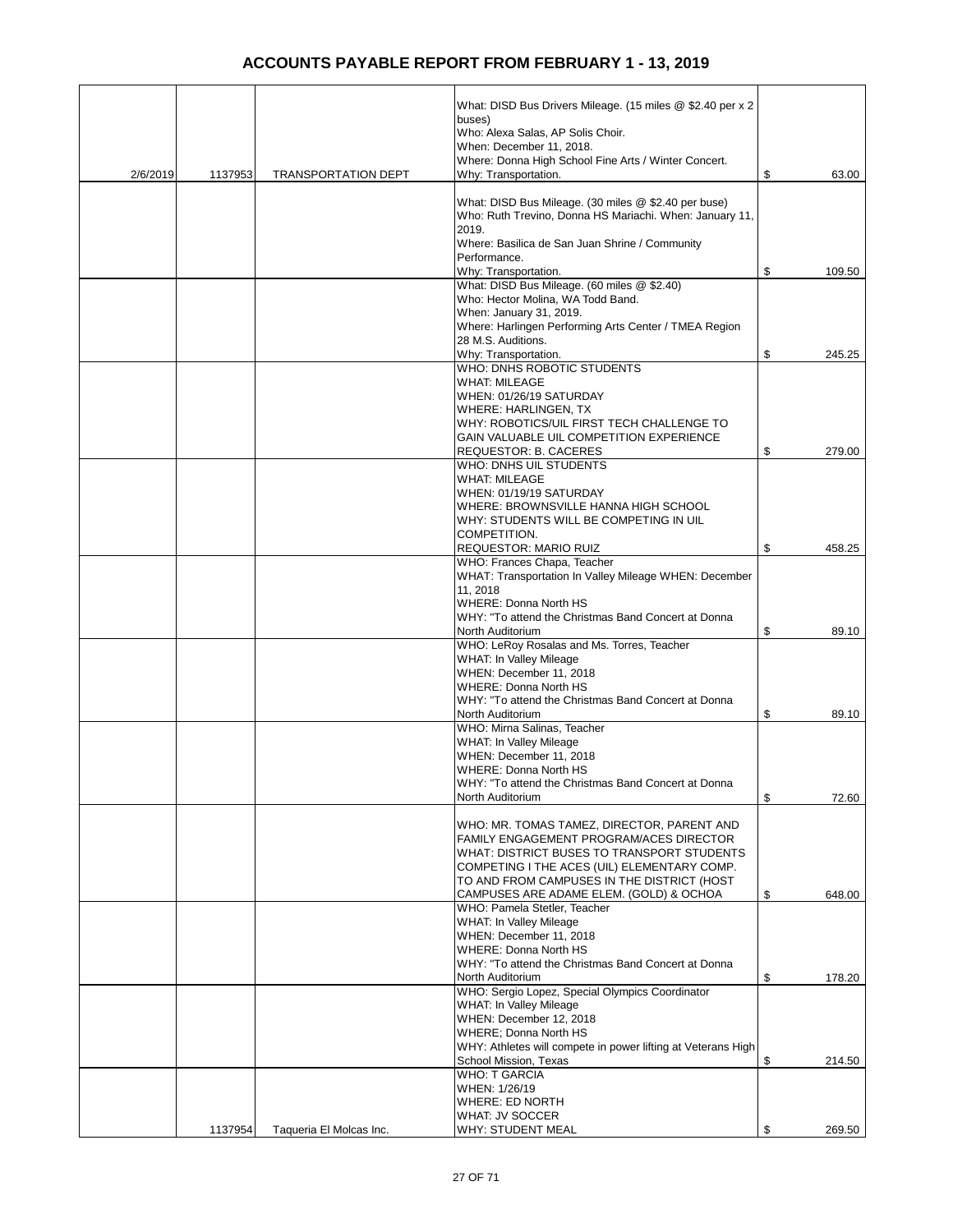# ACCOUNTS PAYABLE REPORT FROM FEBRUARY 1 - 13, 2019

| | | | | |
|---|---|---|---|---|
| 2/6/2019 | 1137953 | TRANSPORTATION DEPT | What: DISD Bus Drivers Mileage. (15 miles @ $2.40 per x 2 buses)<br>Who: Alexa Salas, AP Solis Choir.<br>When: December 11, 2018.<br>Where: Donna High School Fine Arts / Winter Concert.<br>Why: Transportation. | $ 63.00 |
| | | | What: DISD Bus Mileage. (30 miles @ $2.40 per buse)<br>Who: Ruth Trevino, Donna HS Mariachi. When: January 11, 2019.<br>Where: Basilica de San Juan Shrine / Community Performance.<br>Why: Transportation. | $ 109.50 |
| | | | What: DISD Bus Mileage. (60 miles @ $2.40)<br>Who: Hector Molina, WA Todd Band.<br>When: January 31, 2019.<br>Where: Harlingen Performing Arts Center / TMEA Region 28 M.S. Auditions.<br>Why: Transportation. | $ 245.25 |
| | | | WHO: DNHS ROBOTIC STUDENTS<br>WHAT: MILEAGE<br>WHEN: 01/26/19 SATURDAY<br>WHERE: HARLINGEN, TX<br>WHY: ROBOTICS/UIL FIRST TECH CHALLENGE TO GAIN VALUABLE UIL COMPETITION EXPERIENCE<br>REQUESTOR: B. CACERES | $ 279.00 |
| | | | WHO: DNHS UIL STUDENTS<br>WHAT: MILEAGE<br>WHEN: 01/19/19 SATURDAY<br>WHERE: BROWNSVILLE HANNA HIGH SCHOOL<br>WHY: STUDENTS WILL BE COMPETING IN UIL COMPETITION.<br>REQUESTOR: MARIO RUIZ | $ 458.25 |
| | | | WHO: Frances Chapa, Teacher<br>WHAT: Transportation In Valley Mileage WHEN: December 11, 2018<br>WHERE: Donna North HS<br>WHY: "To attend the Christmas Band Concert at Donna North Auditorium | $ 89.10 |
| | | | WHO: LeRoy Rosalas and Ms. Torres, Teacher<br>WHAT: In Valley Mileage<br>WHEN: December 11, 2018<br>WHERE: Donna North HS<br>WHY: "To attend the Christmas Band Concert at Donna North Auditorium | $ 89.10 |
| | | | WHO: Mirna Salinas, Teacher<br>WHAT: In Valley Mileage<br>WHEN: December 11, 2018<br>WHERE: Donna North HS<br>WHY: "To attend the Christmas Band Concert at Donna North Auditorium | $ 72.60 |
| | | | WHO: MR. TOMAS TAMEZ, DIRECTOR, PARENT AND FAMILY ENGAGEMENT PROGRAM/ACES DIRECTOR<br>WHAT: DISTRICT BUSES TO TRANSPORT STUDENTS COMPETING I THE ACES (UIL) ELEMENTARY COMP. TO AND FROM CAMPUSES IN THE DISTRICT (HOST CAMPUSES ARE ADAME ELEM. (GOLD) & OCHOA | $ 648.00 |
| | | | WHO: Pamela Stetler, Teacher<br>WHAT: In Valley Mileage<br>WHEN: December 11, 2018<br>WHERE: Donna North HS<br>WHY: "To attend the Christmas Band Concert at Donna North Auditorium | $ 178.20 |
| | | | WHO: Sergio Lopez, Special Olympics Coordinator<br>WHAT: In Valley Mileage<br>WHEN: December 12, 2018<br>WHERE; Donna North HS<br>WHY: Athletes will compete in power lifting at Veterans High School Mission, Texas | $ 214.50 |
| | 1137954 | Taqueria El Molcas Inc. | WHO: T GARCIA<br>WHEN: 1/26/19<br>WHERE: ED NORTH<br>WHAT: JV SOCCER<br>WHY: STUDENT MEAL | $ 269.50 |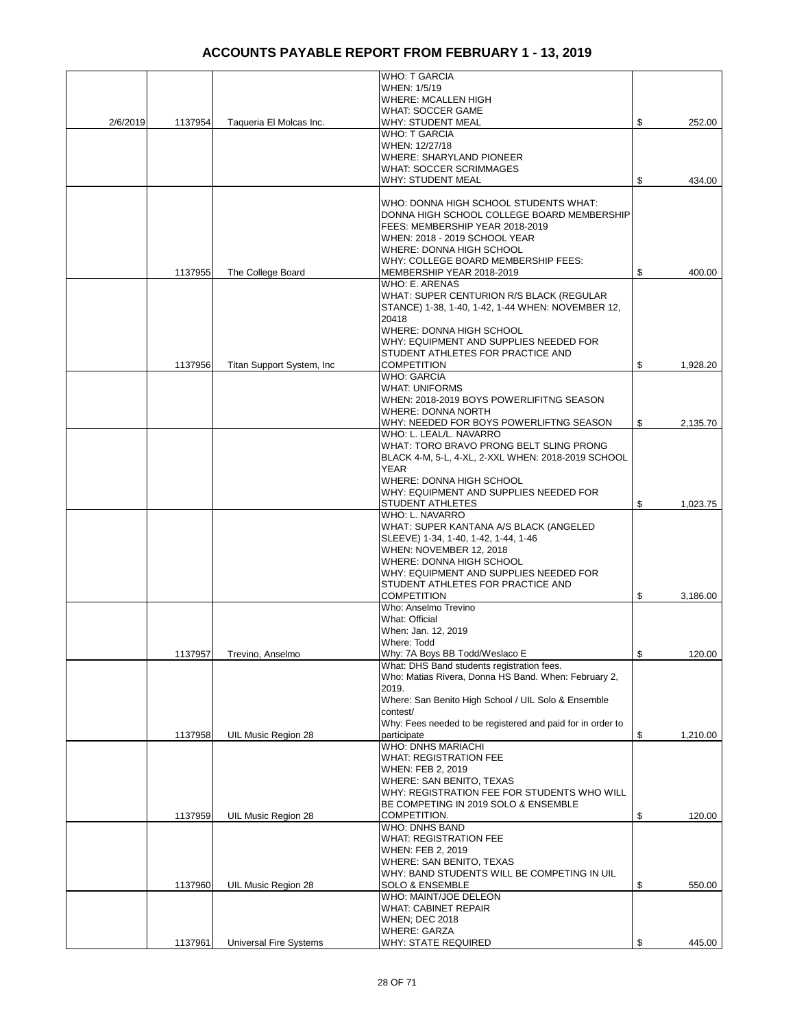# ACCOUNTS PAYABLE REPORT FROM FEBRUARY 1 - 13, 2019

| | | | | |
|---|---|---|---|---|
| 2/6/2019 | 1137954 | Taqueria El Molcas Inc. | WHO: T GARCIA<br>WHEN: 1/5/19<br>WHERE: MCALLEN HIGH<br>WHAT: SOCCER GAME<br>WHY: STUDENT MEAL | $ 252.00 |
| | | | WHO: T GARCIA<br>WHEN: 12/27/18<br>WHERE: SHARYLAND PIONEER<br>WHAT: SOCCER SCRIMMAGES<br>WHY: STUDENT MEAL | $ 434.00 |
| | 1137955 | The College Board | WHO: DONNA HIGH SCHOOL STUDENTS WHAT: DONNA HIGH SCHOOL COLLEGE BOARD MEMBERSHIP FEES: MEMBERSHIP YEAR 2018-2019<br>WHEN: 2018 - 2019 SCHOOL YEAR<br>WHERE: DONNA HIGH SCHOOL<br>WHY: COLLEGE BOARD MEMBERSHIP FEES: MEMBERSHIP YEAR 2018-2019 | $ 400.00 |
| | 1137956 | Titan Support System, Inc | WHO: E. ARENAS<br>WHAT: SUPER CENTURION R/S BLACK (REGULAR STANCE) 1-38, 1-40, 1-42, 1-44 WHEN: NOVEMBER 12, 20418<br>WHERE: DONNA HIGH SCHOOL<br>WHY: EQUIPMENT AND SUPPLIES NEEDED FOR STUDENT ATHLETES FOR PRACTICE AND COMPETITION | $ 1,928.20 |
| | | | WHO: GARCIA<br>WHAT: UNIFORMS<br>WHEN: 2018-2019 BOYS POWERLIFITNG SEASON<br>WHERE: DONNA NORTH<br>WHY: NEEDED FOR BOYS POWERLIFTNG SEASON | $ 2,135.70 |
| | | | WHO: L. LEAL/L. NAVARRO<br>WHAT: TORO BRAVO PRONG BELT SLING PRONG BLACK 4-M, 5-L, 4-XL, 2-XXL WHEN: 2018-2019 SCHOOL YEAR<br>WHERE: DONNA HIGH SCHOOL<br>WHY: EQUIPMENT AND SUPPLIES NEEDED FOR STUDENT ATHLETES | $ 1,023.75 |
| | | | WHO: L. NAVARRO<br>WHAT: SUPER KANTANA A/S BLACK (ANGELED SLEEVE) 1-34, 1-40, 1-42, 1-44, 1-46<br>WHEN: NOVEMBER 12, 2018<br>WHERE: DONNA HIGH SCHOOL<br>WHY: EQUIPMENT AND SUPPLIES NEEDED FOR STUDENT ATHLETES FOR PRACTICE AND COMPETITION | $ 3,186.00 |
| | 1137957 | Trevino, Anselmo | Who: Anselmo Trevino<br>What: Official<br>When: Jan. 12, 2019<br>Where: Todd<br>Why: 7A Boys BB Todd/Weslaco E | $ 120.00 |
| | 1137958 | UIL Music Region 28 | What: DHS Band students registration fees.<br>Who: Matias Rivera, Donna HS Band. When: February 2, 2019.<br>Where: San Benito High School / UIL Solo & Ensemble contest/<br>Why: Fees needed to be registered and paid for in order to participate | $ 1,210.00 |
| | 1137959 | UIL Music Region 28 | WHO: DNHS MARIACHI<br>WHAT: REGISTRATION FEE<br>WHEN: FEB 2, 2019<br>WHERE: SAN BENITO, TEXAS<br>WHY: REGISTRATION FEE FOR STUDENTS WHO WILL BE COMPETING IN 2019 SOLO & ENSEMBLE COMPETITION. | $ 120.00 |
| | 1137960 | UIL Music Region 28 | WHO: DNHS BAND<br>WHAT: REGISTRATION FEE<br>WHEN: FEB 2, 2019<br>WHERE: SAN BENITO, TEXAS<br>WHY: BAND STUDENTS WILL BE COMPETING IN UIL SOLO & ENSEMBLE | $ 550.00 |
| | 1137961 | Universal Fire Systems | WHO: MAINT/JOE DELEON<br>WHAT: CABINET REPAIR<br>WHEN; DEC 2018<br>WHERE: GARZA<br>WHY: STATE REQUIRED | $ 445.00 |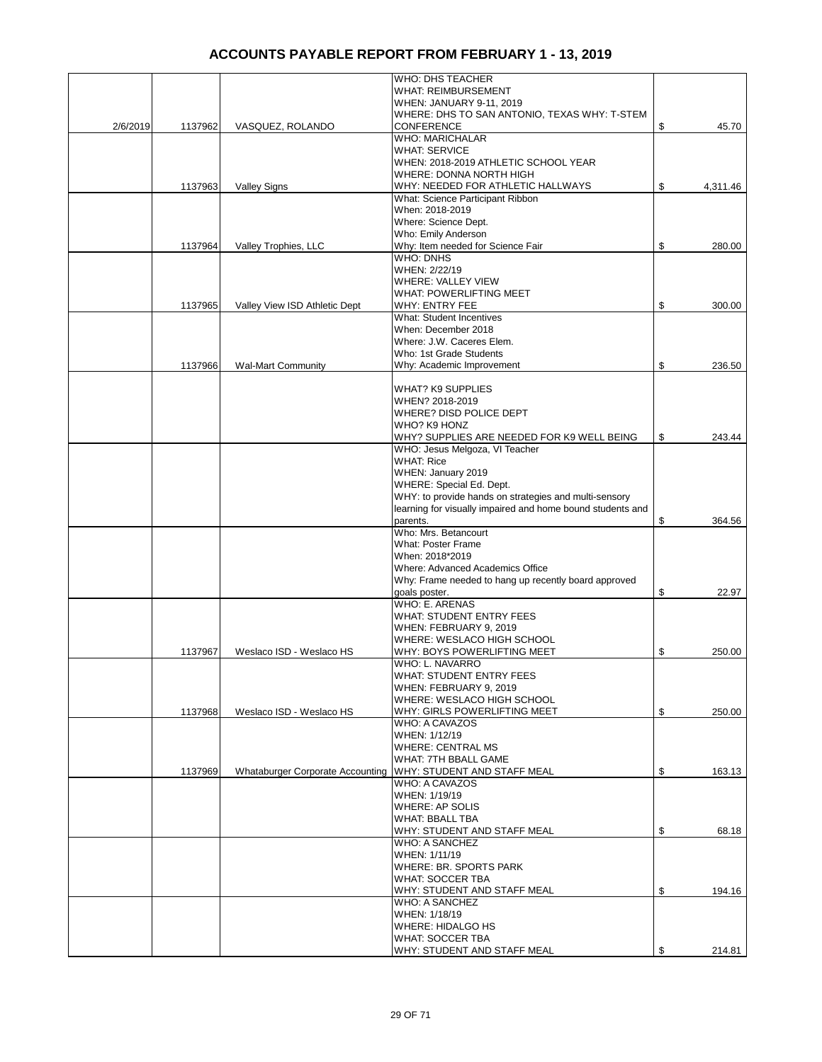# ACCOUNTS PAYABLE REPORT FROM FEBRUARY 1 - 13, 2019

| Date | Check No. | Vendor | Description | Amount |
|---|---|---|---|---|
| 2/6/2019 | 1137962 | VASQUEZ, ROLANDO | WHO: DHS TEACHER<br>WHAT: REIMBURSEMENT<br>WHEN: JANUARY 9-11, 2019<br>WHERE: DHS TO SAN ANTONIO, TEXAS WHY: T-STEM CONFERENCE | $ 45.70 |
| | 1137963 | Valley Signs | WHO: MARICHALAR<br>WHAT: SERVICE<br>WHEN: 2018-2019 ATHLETIC SCHOOL YEAR<br>WHERE: DONNA NORTH HIGH<br>WHY: NEEDED FOR ATHLETIC HALLWAYS | $ 4,311.46 |
| | 1137964 | Valley Trophies, LLC | What: Science Participant Ribbon<br>When: 2018-2019<br>Where: Science Dept.<br>Who: Emily Anderson<br>Why: Item needed for Science Fair | $ 280.00 |
| | 1137965 | Valley View ISD Athletic Dept | WHO: DNHS<br>WHEN: 2/22/19<br>WHERE: VALLEY VIEW<br>WHAT: POWERLIFTING MEET<br>WHY: ENTRY FEE | $ 300.00 |
| | 1137966 | Wal-Mart Community | What: Student Incentives<br>When: December 2018<br>Where: J.W. Caceres Elem.<br>Who: 1st Grade Students<br>Why: Academic Improvement | $ 236.50 |
| | | | WHAT? K9 SUPPLIES<br>WHEN? 2018-2019<br>WHERE? DISD POLICE DEPT<br>WHO? K9 HONZ<br>WHY? SUPPLIES ARE NEEDED FOR K9 WELL BEING | $ 243.44 |
| | | | WHO: Jesus Melgoza, VI Teacher<br>WHAT: Rice<br>WHEN: January 2019<br>WHERE: Special Ed. Dept.<br>WHY: to provide hands on strategies and multi-sensory learning for visually impaired and home bound students and parents. | $ 364.56 |
| | | | Who: Mrs. Betancourt<br>What: Poster Frame<br>When: 2018*2019<br>Where: Advanced Academics Office<br>Why: Frame needed to hang up recently board approved goals poster. | $ 22.97 |
| | 1137967 | Weslaco ISD - Weslaco HS | WHO: E. ARENAS<br>WHAT: STUDENT ENTRY FEES<br>WHEN: FEBRUARY 9, 2019<br>WHERE: WESLACO HIGH SCHOOL<br>WHY: BOYS POWERLIFTING MEET | $ 250.00 |
| | 1137968 | Weslaco ISD - Weslaco HS | WHO: L. NAVARRO<br>WHAT: STUDENT ENTRY FEES<br>WHEN: FEBRUARY 9, 2019<br>WHERE: WESLACO HIGH SCHOOL<br>WHY: GIRLS POWERLIFTING MEET | $ 250.00 |
| | 1137969 | Whataburger Corporate Accounting | WHO: A CAVAZOS<br>WHEN: 1/12/19<br>WHERE: CENTRAL MS<br>WHAT: 7TH BBALL GAME<br>WHY: STUDENT AND STAFF MEAL | $ 163.13 |
| | | | WHO: A CAVAZOS<br>WHEN: 1/19/19<br>WHERE: AP SOLIS<br>WHAT: BBALL TBA<br>WHY: STUDENT AND STAFF MEAL | $ 68.18 |
| | | | WHO: A SANCHEZ<br>WHEN: 1/11/19<br>WHERE: BR. SPORTS PARK<br>WHAT: SOCCER TBA<br>WHY: STUDENT AND STAFF MEAL | $ 194.16 |
| | | | WHO: A SANCHEZ<br>WHEN: 1/18/19<br>WHERE: HIDALGO HS<br>WHAT: SOCCER TBA<br>WHY: STUDENT AND STAFF MEAL | $ 214.81 |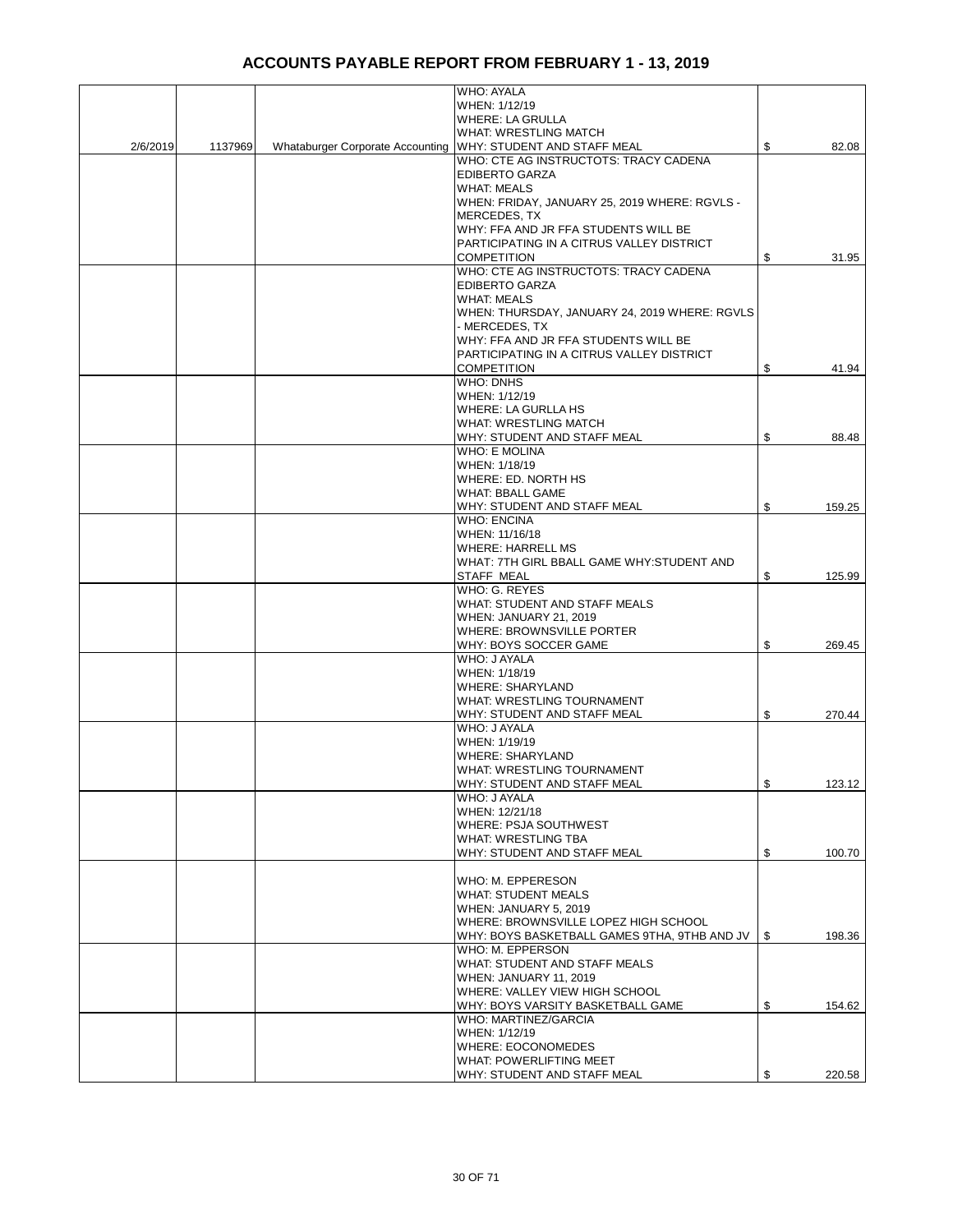# ACCOUNTS PAYABLE REPORT FROM FEBRUARY 1 - 13, 2019

| | | | | |
|---|---|---|---|---|
| 2/6/2019 | 1137969 | Whataburger Corporate Accounting | WHO: AYALA<br>WHEN: 1/12/19<br>WHERE: LA GRULLA<br>WHAT: WRESTLING MATCH<br>WHY: STUDENT AND STAFF MEAL | $ 82.08 |
| | | | WHO: CTE AG INSTRUCTOTS: TRACY CADENA EDIBERTO GARZA<br>WHAT: MEALS<br>WHEN: FRIDAY, JANUARY 25, 2019 WHERE: RGVLS - MERCEDES, TX<br>WHY: FFA AND JR FFA STUDENTS WILL BE PARTICIPATING IN A CITRUS VALLEY DISTRICT COMPETITION | $ 31.95 |
| | | | WHO: CTE AG INSTRUCTOTS: TRACY CADENA EDIBERTO GARZA<br>WHAT: MEALS<br>WHEN: THURSDAY, JANUARY 24, 2019 WHERE: RGVLS - MERCEDES, TX<br>WHY: FFA AND JR FFA STUDENTS WILL BE PARTICIPATING IN A CITRUS VALLEY DISTRICT COMPETITION | $ 41.94 |
| | | | WHO: DNHS<br>WHEN: 1/12/19<br>WHERE: LA GURLLA HS<br>WHAT: WRESTLING MATCH<br>WHY: STUDENT AND STAFF MEAL | $ 88.48 |
| | | | WHO: E MOLINA<br>WHEN: 1/18/19<br>WHERE: ED. NORTH HS<br>WHAT: BBALL GAME<br>WHY: STUDENT AND STAFF MEAL | $ 159.25 |
| | | | WHO: ENCINA<br>WHEN: 11/16/18<br>WHERE: HARRELL MS<br>WHAT: 7TH GIRL BBALL GAME WHY:STUDENT AND STAFF MEAL | $ 125.99 |
| | | | WHO: G. REYES<br>WHAT: STUDENT AND STAFF MEALS<br>WHEN: JANUARY 21, 2019<br>WHERE: BROWNSVILLE PORTER<br>WHY: BOYS SOCCER GAME | $ 269.45 |
| | | | WHO: J AYALA<br>WHEN: 1/18/19<br>WHERE: SHARYLAND<br>WHAT: WRESTLING TOURNAMENT<br>WHY: STUDENT AND STAFF MEAL | $ 270.44 |
| | | | WHO: J AYALA<br>WHEN: 1/19/19<br>WHERE: SHARYLAND<br>WHAT: WRESTLING TOURNAMENT<br>WHY: STUDENT AND STAFF MEAL | $ 123.12 |
| | | | WHO: J AYALA<br>WHEN: 12/21/18<br>WHERE: PSJA SOUTHWEST<br>WHAT: WRESTLING TBA<br>WHY: STUDENT AND STAFF MEAL | $ 100.70 |
| | | | WHO: M. EPPERESON<br>WHAT: STUDENT MEALS<br>WHEN: JANUARY 5, 2019<br>WHERE: BROWNSVILLE LOPEZ HIGH SCHOOL<br>WHY: BOYS BASKETBALL GAMES 9THA, 9THB AND JV | $ 198.36 |
| | | | WHO: M. EPPERSON<br>WHAT: STUDENT AND STAFF MEALS<br>WHEN: JANUARY 11, 2019<br>WHERE: VALLEY VIEW HIGH SCHOOL<br>WHY: BOYS VARSITY BASKETBALL GAME | $ 154.62 |
| | | | WHO: MARTINEZ/GARCIA<br>WHEN: 1/12/19<br>WHERE: EOCONOMEDES<br>WHAT: POWERLIFTING MEET<br>WHY: STUDENT AND STAFF MEAL | $ 220.58 |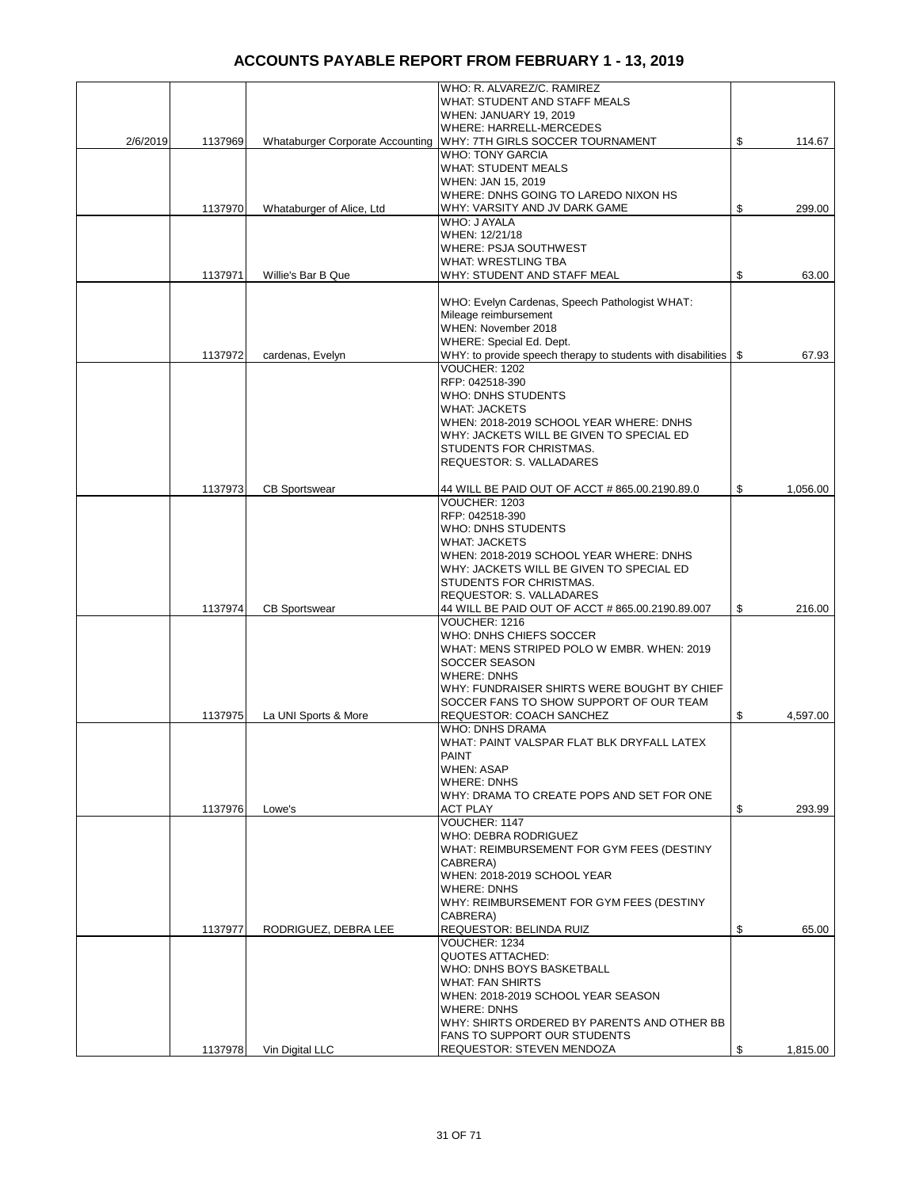# ACCOUNTS PAYABLE REPORT FROM FEBRUARY 1 - 13, 2019

| | | | | |
|---|---|---|---|---|
| 2/6/2019 | 1137969 | Whataburger Corporate Accounting | WHO: R. ALVAREZ/C. RAMIREZ<br>WHAT: STUDENT AND STAFF MEALS<br>WHEN: JANUARY 19, 2019<br>WHERE: HARRELL-MERCEDES<br>WHY: 7TH GIRLS SOCCER TOURNAMENT | $ 114.67 |
| | 1137970 | Whataburger of Alice, Ltd | WHO: TONY GARCIA<br>WHAT: STUDENT MEALS<br>WHEN: JAN 15, 2019<br>WHERE: DNHS GOING TO LAREDO NIXON HS<br>WHY: VARSITY AND JV DARK GAME | $ 299.00 |
| | 1137971 | Willie's Bar B Que | WHO: J AYALA<br>WHEN: 12/21/18<br>WHERE: PSJA SOUTHWEST<br>WHAT: WRESTLING TBA<br>WHY: STUDENT AND STAFF MEAL | $ 63.00 |
| | 1137972 | cardenas, Evelyn | WHO: Evelyn Cardenas, Speech Pathologist WHAT: Mileage reimbursement<br>WHEN: November 2018<br>WHERE: Special Ed. Dept.<br>WHY: to provide speech therapy to students with disabilities | $ 67.93 |
| | 1137973 | CB Sportswear | VOUCHER: 1202<br>RFP: 042518-390<br>WHO: DNHS STUDENTS<br>WHAT: JACKETS<br>WHEN: 2018-2019 SCHOOL YEAR WHERE: DNHS<br>WHY: JACKETS WILL BE GIVEN TO SPECIAL ED STUDENTS FOR CHRISTMAS.<br>REQUESTOR: S. VALLADARES<br><br>44 WILL BE PAID OUT OF ACCT # 865.00.2190.89.0 | $ 1,056.00 |
| | 1137974 | CB Sportswear | VOUCHER: 1203<br>RFP: 042518-390<br>WHO: DNHS STUDENTS<br>WHAT: JACKETS<br>WHEN: 2018-2019 SCHOOL YEAR WHERE: DNHS<br>WHY: JACKETS WILL BE GIVEN TO SPECIAL ED STUDENTS FOR CHRISTMAS.<br>REQUESTOR: S. VALLADARES<br>44 WILL BE PAID OUT OF ACCT # 865.00.2190.89.007 | $ 216.00 |
| | 1137975 | La UNI Sports & More | VOUCHER: 1216<br>WHO: DNHS CHIEFS SOCCER<br>WHAT: MENS STRIPED POLO W EMBR. WHEN: 2019 SOCCER SEASON<br>WHERE: DNHS<br>WHY: FUNDRAISER SHIRTS WERE BOUGHT BY CHIEF SOCCER FANS TO SHOW SUPPORT OF OUR TEAM<br>REQUESTOR: COACH SANCHEZ | $ 4,597.00 |
| | 1137976 | Lowe's | WHO: DNHS DRAMA<br>WHAT: PAINT VALSPAR FLAT BLK DRYFALL LATEX PAINT<br>WHEN: ASAP<br>WHERE: DNHS<br>WHY: DRAMA TO CREATE POPS AND SET FOR ONE ACT PLAY | $ 293.99 |
| | 1137977 | RODRIGUEZ, DEBRA LEE | VOUCHER: 1147<br>WHO: DEBRA RODRIGUEZ<br>WHAT: REIMBURSEMENT FOR GYM FEES (DESTINY CABRERA)<br>WHEN: 2018-2019 SCHOOL YEAR<br>WHERE: DNHS<br>WHY: REIMBURSEMENT FOR GYM FEES (DESTINY CABRERA)<br>REQUESTOR: BELINDA RUIZ | $ 65.00 |
| | 1137978 | Vin Digital LLC | VOUCHER: 1234<br>QUOTES ATTACHED:<br>WHO: DNHS BOYS BASKETBALL<br>WHAT: FAN SHIRTS<br>WHEN: 2018-2019 SCHOOL YEAR SEASON<br>WHERE: DNHS<br>WHY: SHIRTS ORDERED BY PARENTS AND OTHER BB FANS TO SUPPORT OUR STUDENTS<br>REQUESTOR: STEVEN MENDOZA | $ 1,815.00 |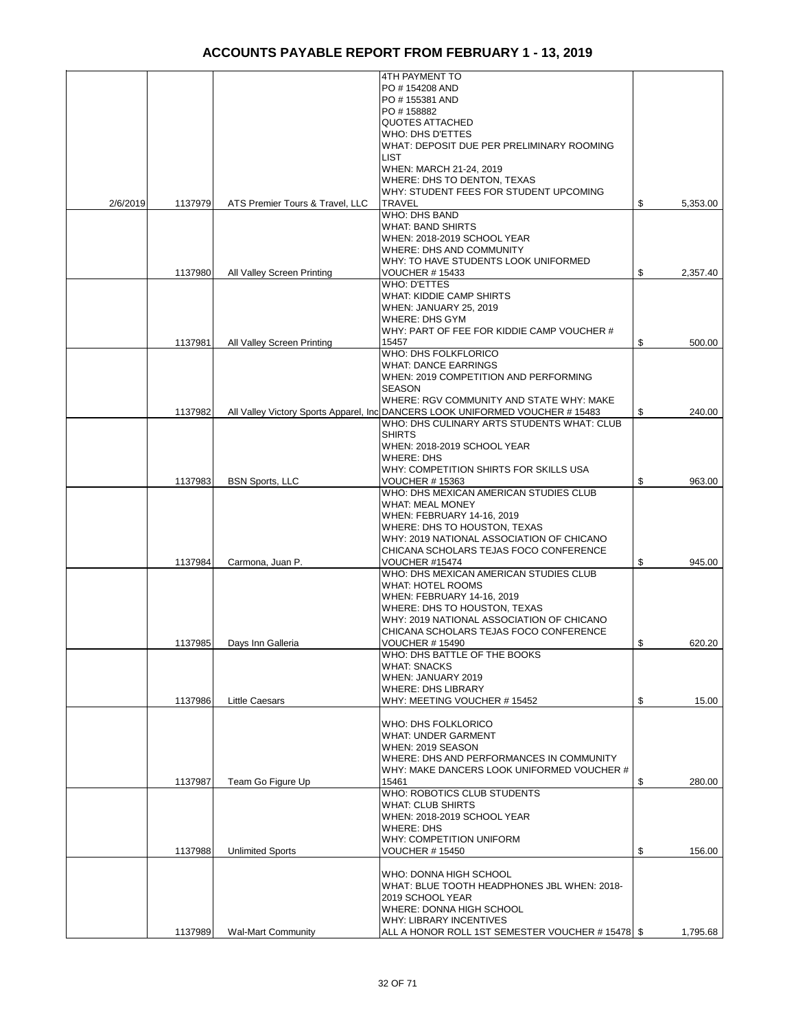# ACCOUNTS PAYABLE REPORT FROM FEBRUARY 1 - 13, 2019

| | | | | |
|---|---|---|---|---|
| 2/6/2019 | 1137979 | ATS Premier Tours & Travel, LLC | 4TH PAYMENT TO PO # 154208 AND PO # 155381 AND PO # 158882 QUOTES ATTACHED WHO: DHS D'ETTES WHAT: DEPOSIT DUE PER PRELIMINARY ROOMING LIST WHEN: MARCH 21-24, 2019 WHERE: DHS TO DENTON, TEXAS WHY: STUDENT FEES FOR STUDENT UPCOMING TRAVEL | $ 5,353.00 |
| | 1137980 | All Valley Screen Printing | WHO: DHS BAND WHAT: BAND SHIRTS WHEN: 2018-2019 SCHOOL YEAR WHERE: DHS AND COMMUNITY WHY: TO HAVE STUDENTS LOOK UNIFORMED VOUCHER # 15433 | $ 2,357.40 |
| | 1137981 | All Valley Screen Printing | WHO: D'ETTES WHAT: KIDDIE CAMP SHIRTS WHEN: JANUARY 25, 2019 WHERE: DHS GYM WHY: PART OF FEE FOR KIDDIE CAMP VOUCHER # 15457 | $ 500.00 |
| | 1137982 | All Valley Victory Sports Apparel, Inc | WHO: DHS FOLKFLORICO WHAT: DANCE EARRINGS WHEN: 2019 COMPETITION AND PERFORMING SEASON WHERE: RGV COMMUNITY AND STATE WHY: MAKE DANCERS LOOK UNIFORMED VOUCHER # 15483 | $ 240.00 |
| | 1137983 | BSN Sports, LLC | WHO: DHS CULINARY ARTS STUDENTS WHAT: CLUB SHIRTS WHEN: 2018-2019 SCHOOL YEAR WHERE: DHS WHY: COMPETITION SHIRTS FOR SKILLS USA VOUCHER # 15363 | $ 963.00 |
| | 1137984 | Carmona, Juan P. | WHO: DHS MEXICAN AMERICAN STUDIES CLUB WHAT: MEAL MONEY WHEN: FEBRUARY 14-16, 2019 WHERE: DHS TO HOUSTON, TEXAS WHY: 2019 NATIONAL ASSOCIATION OF CHICANO CHICANA SCHOLARS TEJAS FOCO CONFERENCE VOUCHER #15474 | $ 945.00 |
| | 1137985 | Days Inn Galleria | WHO: DHS MEXICAN AMERICAN STUDIES CLUB WHAT: HOTEL ROOMS WHEN: FEBRUARY 14-16, 2019 WHERE: DHS TO HOUSTON, TEXAS WHY: 2019 NATIONAL ASSOCIATION OF CHICANO CHICANA SCHOLARS TEJAS FOCO CONFERENCE VOUCHER # 15490 | $ 620.20 |
| | 1137986 | Little Caesars | WHO: DHS BATTLE OF THE BOOKS WHAT: SNACKS WHEN: JANUARY 2019 WHERE: DHS LIBRARY WHY: MEETING VOUCHER # 15452 | $ 15.00 |
| | 1137987 | Team Go Figure Up | WHO: DHS FOLKLORICO WHAT: UNDER GARMENT WHEN: 2019 SEASON WHERE: DHS AND PERFORMANCES IN COMMUNITY WHY: MAKE DANCERS LOOK UNIFORMED VOUCHER # 15461 | $ 280.00 |
| | 1137988 | Unlimited Sports | WHO: ROBOTICS CLUB STUDENTS WHAT: CLUB SHIRTS WHEN: 2018-2019 SCHOOL YEAR WHERE: DHS WHY: COMPETITION UNIFORM VOUCHER # 15450 | $ 156.00 |
| | 1137989 | Wal-Mart Community | WHO: DONNA HIGH SCHOOL WHAT: BLUE TOOTH HEADPHONES JBL WHEN: 2018-2019 SCHOOL YEAR WHERE: DONNA HIGH SCHOOL WHY: LIBRARY INCENTIVES ALL A HONOR ROLL 1ST SEMESTER VOUCHER # 15478 | $ 1,795.68 |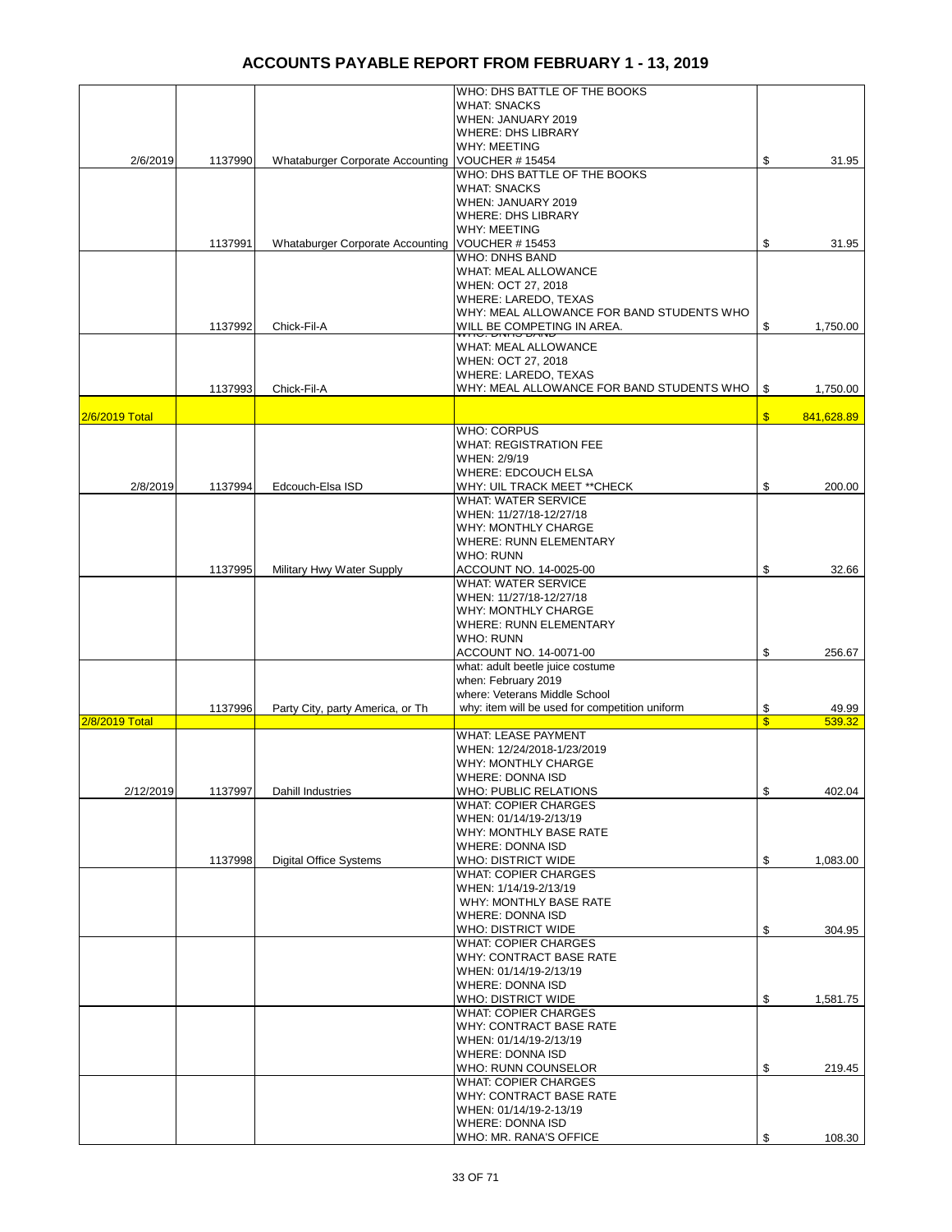# ACCOUNTS PAYABLE REPORT FROM FEBRUARY 1 - 13, 2019

| | | | | |
|---|---|---|---|---|
| 2/6/2019 | 1137990 | Whataburger Corporate Accounting | WHO: DHS BATTLE OF THE BOOKS<br>WHAT: SNACKS<br>WHEN: JANUARY 2019<br>WHERE: DHS LIBRARY<br>WHY: MEETING<br>VOUCHER # 15454 | $ 31.95 |
| | 1137991 | Whataburger Corporate Accounting | WHO: DHS BATTLE OF THE BOOKS<br>WHAT: SNACKS<br>WHEN: JANUARY 2019<br>WHERE: DHS LIBRARY<br>WHY: MEETING<br>VOUCHER # 15453 | $ 31.95 |
| | 1137992 | Chick-Fil-A | WHO: DNHS BAND<br>WHAT: MEAL ALLOWANCE<br>WHEN: OCT 27, 2018<br>WHERE: LAREDO, TEXAS<br>WHY: MEAL ALLOWANCE FOR BAND STUDENTS WHO WILL BE COMPETING IN AREA. | $ 1,750.00 |
| | 1137993 | Chick-Fil-A | WHO: DNHS BAND<br>WHAT: MEAL ALLOWANCE<br>WHEN: OCT 27, 2018<br>WHERE: LAREDO, TEXAS<br>WHY: MEAL ALLOWANCE FOR BAND STUDENTS WHO | $ 1,750.00 |
| 2/6/2019 Total | | | | $ 841,628.89 |
| 2/8/2019 | 1137994 | Edcouch-Elsa ISD | WHO: CORPUS<br>WHAT: REGISTRATION FEE<br>WHEN: 2/9/19<br>WHERE: EDCOUCH ELSA<br>WHY: UIL TRACK MEET **CHECK | $ 200.00 |
| | 1137995 | Military Hwy Water Supply | WHAT: WATER SERVICE<br>WHEN: 11/27/18-12/27/18<br>WHY: MONTHLY CHARGE<br>WHERE: RUNN ELEMENTARY<br>WHO: RUNN<br>ACCOUNT NO. 14-0025-00 | $ 32.66 |
| | | | WHAT: WATER SERVICE<br>WHEN: 11/27/18-12/27/18<br>WHY: MONTHLY CHARGE<br>WHERE: RUNN ELEMENTARY<br>WHO: RUNN<br>ACCOUNT NO. 14-0071-00 | $ 256.67 |
| | 1137996 | Party City, party America, or Th | what: adult beetle juice costume<br>when: February 2019<br>where: Veterans Middle School<br>why: item will be used for competition uniform | $ 49.99 |
| 2/8/2019 Total | | | | $ 539.32 |
| 2/12/2019 | 1137997 | Dahill Industries | WHAT: LEASE PAYMENT<br>WHEN: 12/24/2018-1/23/2019<br>WHY: MONTHLY CHARGE<br>WHERE: DONNA ISD<br>WHO: PUBLIC RELATIONS | $ 402.04 |
| | 1137998 | Digital Office Systems | WHAT: COPIER CHARGES<br>WHEN: 01/14/19-2/13/19<br>WHY: MONTHLY BASE RATE<br>WHERE: DONNA ISD<br>WHO: DISTRICT WIDE | $ 1,083.00 |
| | | | WHAT: COPIER CHARGES<br>WHEN: 1/14/19-2/13/19<br>WHY: MONTHLY BASE RATE<br>WHERE: DONNA ISD<br>WHO: DISTRICT WIDE | $ 304.95 |
| | | | WHAT: COPIER CHARGES<br>WHY: CONTRACT BASE RATE<br>WHEN: 01/14/19-2/13/19<br>WHERE: DONNA ISD<br>WHO: DISTRICT WIDE | $ 1,581.75 |
| | | | WHAT: COPIER CHARGES<br>WHY: CONTRACT BASE RATE<br>WHEN: 01/14/19-2/13/19<br>WHERE: DONNA ISD<br>WHO: RUNN COUNSELOR | $ 219.45 |
| | | | WHAT: COPIER CHARGES<br>WHY: CONTRACT BASE RATE<br>WHEN: 01/14/19-2-13/19<br>WHERE: DONNA ISD<br>WHO: MR. RANA'S OFFICE | $ 108.30 |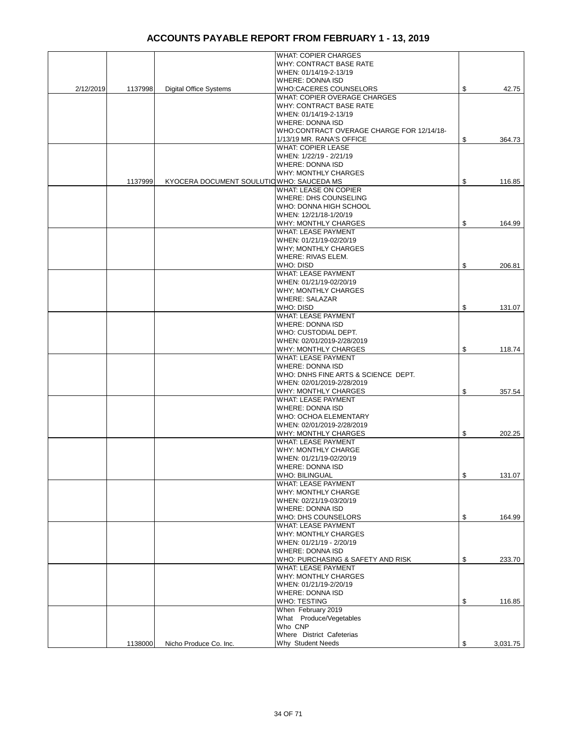# ACCOUNTS PAYABLE REPORT FROM FEBRUARY 1 - 13, 2019

| | | | | |
|---|---|---|---|---|
| 2/12/2019 | 1137998 | Digital Office Systems | WHAT: COPIER CHARGES<br>WHY: CONTRACT BASE RATE<br>WHEN: 01/14/19-2-13/19<br>WHERE: DONNA ISD<br>WHO:CACERES COUNSELORS | $ 42.75 |
| | | | WHAT: COPIER OVERAGE CHARGES<br>WHY: CONTRACT BASE RATE<br>WHEN: 01/14/19-2-13/19<br>WHERE: DONNA ISD<br>WHO:CONTRACT OVERAGE CHARGE FOR 12/14/18-1/13/19 MR. RANA'S OFFICE | $ 364.73 |
| | 1137999 | KYOCERA DOCUMENT SOULUTIO | WHAT: COPIER LEASE<br>WHEN: 1/22/19 - 2/21/19<br>WHERE: DONNA ISD<br>WHY: MONTHLY CHARGES<br>WHO: SAUCEDA MS | $ 116.85 |
| | | | WHAT: LEASE ON COPIER<br>WHERE: DHS COUNSELING<br>WHO: DONNA HIGH SCHOOL<br>WHEN: 12/21/18-1/20/19<br>WHY: MONTHLY CHARGES | $ 164.99 |
| | | | WHAT: LEASE PAYMENT<br>WHEN: 01/21/19-02/20/19<br>WHY; MONTHLY CHARGES<br>WHERE: RIVAS ELEM.<br>WHO: DISD | $ 206.81 |
| | | | WHAT: LEASE PAYMENT<br>WHEN: 01/21/19-02/20/19<br>WHY; MONTHLY CHARGES<br>WHERE: SALAZAR<br>WHO: DISD | $ 131.07 |
| | | | WHAT: LEASE PAYMENT<br>WHERE: DONNA ISD<br>WHO: CUSTODIAL DEPT.<br>WHEN: 02/01/2019-2/28/2019<br>WHY: MONTHLY CHARGES | $ 118.74 |
| | | | WHAT: LEASE PAYMENT<br>WHERE: DONNA ISD<br>WHO: DNHS FINE ARTS & SCIENCE DEPT.<br>WHEN: 02/01/2019-2/28/2019<br>WHY: MONTHLY CHARGES | $ 357.54 |
| | | | WHAT: LEASE PAYMENT<br>WHERE: DONNA ISD<br>WHO: OCHOA ELEMENTARY<br>WHEN: 02/01/2019-2/28/2019<br>WHY: MONTHLY CHARGES | $ 202.25 |
| | | | WHAT: LEASE PAYMENT<br>WHY: MONTHLY CHARGE<br>WHEN: 01/21/19-02/20/19<br>WHERE: DONNA ISD<br>WHO: BILINGUAL | $ 131.07 |
| | | | WHAT: LEASE PAYMENT<br>WHY: MONTHLY CHARGE<br>WHEN: 02/21/19-03/20/19<br>WHERE: DONNA ISD<br>WHO: DHS COUNSELORS | $ 164.99 |
| | | | WHAT: LEASE PAYMENT<br>WHY: MONTHLY CHARGES<br>WHEN: 01/21/19 - 2/20/19<br>WHERE: DONNA ISD<br>WHO: PURCHASING & SAFETY AND RISK | $ 233.70 |
| | | | WHAT: LEASE PAYMENT<br>WHY: MONTHLY CHARGES<br>WHEN: 01/21/19-2/20/19<br>WHERE: DONNA ISD<br>WHO: TESTING | $ 116.85 |
| | 1138000 | Nicho Produce Co. Inc. | When February 2019<br>What Produce/Vegetables<br>Who CNP<br>Where District Cafeterias<br>Why Student Needs | $ 3,031.75 |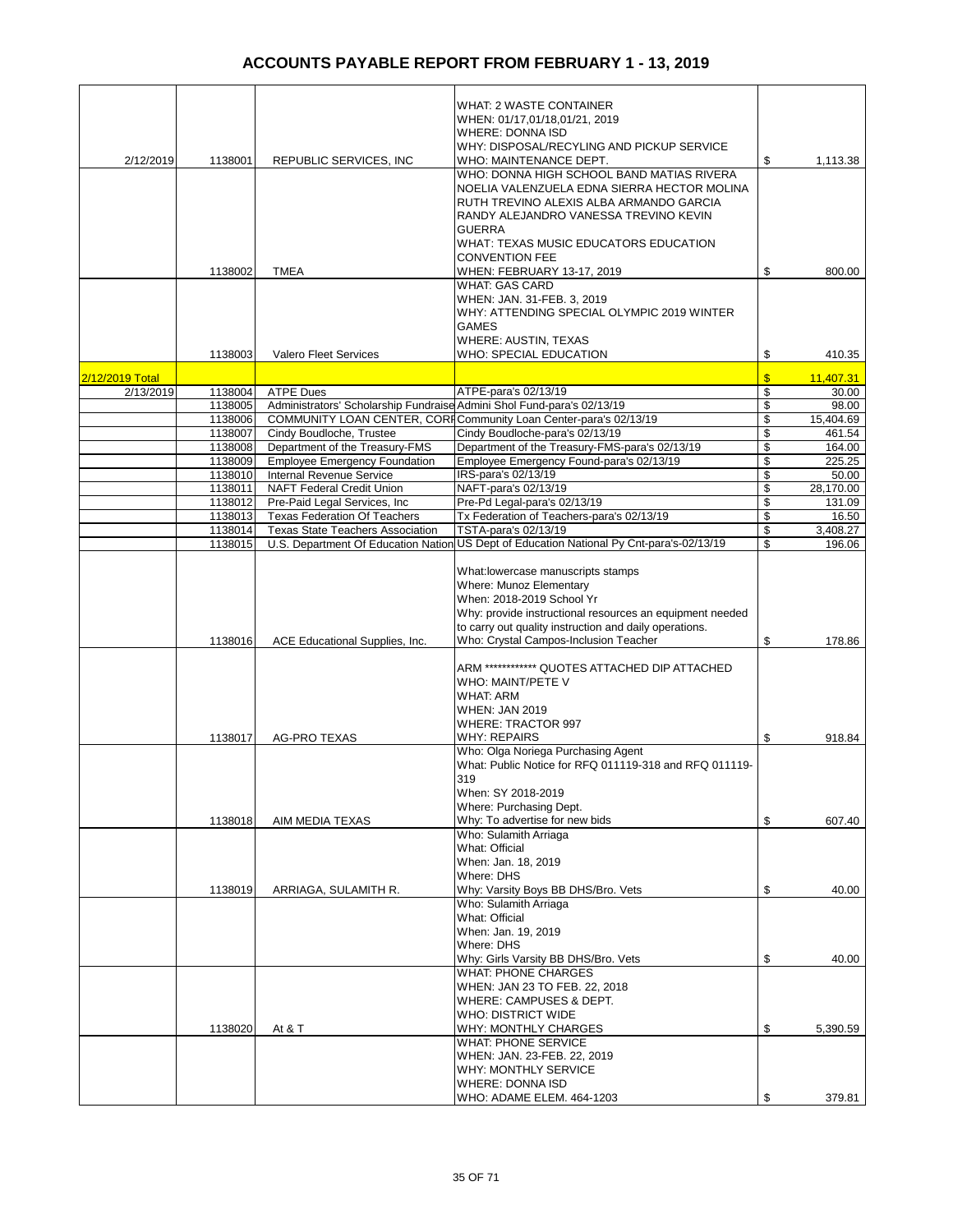# ACCOUNTS PAYABLE REPORT FROM FEBRUARY 1 - 13, 2019

| Date | Check # | Vendor | Description | | Amount |
|---|---|---|---|---|---|
| 2/12/2019 | 1138001 | REPUBLIC SERVICES, INC | WHAT: 2 WASTE CONTAINER<br>WHEN: 01/17,01/18,01/21, 2019<br>WHERE: DONNA ISD<br>WHY: DISPOSAL/RECYLING AND PICKUP SERVICE<br>WHO: MAINTENANCE DEPT. | $ | 1,113.38 |
| | 1138002 | TMEA | WHO: DONNA HIGH SCHOOL BAND MATIAS RIVERA NOELIA VALENZUELA EDNA SIERRA HECTOR MOLINA RUTH TREVINO ALEXIS ALBA ARMANDO GARCIA RANDY ALEJANDRO VANESSA TREVINO KEVIN GUERRA<br>WHAT: TEXAS MUSIC EDUCATORS EDUCATION CONVENTION FEE<br>WHEN: FEBRUARY 13-17, 2019 | $ | 800.00 |
| | 1138003 | Valero Fleet Services | WHAT: GAS CARD<br>WHEN: JAN. 31-FEB. 3, 2019<br>WHY: ATTENDING SPECIAL OLYMPIC 2019 WINTER GAMES<br>WHERE: AUSTIN, TEXAS<br>WHO: SPECIAL EDUCATION | $ | 410.35 |
| 2/12/2019 Total | | | | $ | 11,407.31 |
| 2/13/2019 | 1138004 | ATPE Dues | ATPE-para's 02/13/19 | $ | 30.00 |
| | 1138005 | Administrators' Scholarship Fundraise | Admini Shol Fund-para's 02/13/19 | $ | 98.00 |
| | 1138006 | COMMUNITY LOAN CENTER, CORP | Community Loan Center-para's 02/13/19 | $ | 15,404.69 |
| | 1138007 | Cindy Boudloche, Trustee | Cindy Boudloche-para's 02/13/19 | $ | 461.54 |
| | 1138008 | Department of the Treasury-FMS | Department of the Treasury-FMS-para's 02/13/19 | $ | 164.00 |
| | 1138009 | Employee Emergency Foundation | Employee Emergency Found-para's 02/13/19 | $ | 225.25 |
| | 1138010 | Internal Revenue Service | IRS-para's 02/13/19 | $ | 50.00 |
| | 1138011 | NAFT Federal Credit Union | NAFT-para's 02/13/19 | $ | 28,170.00 |
| | 1138012 | Pre-Paid Legal Services, Inc | Pre-Pd Legal-para's 02/13/19 | $ | 131.09 |
| | 1138013 | Texas Federation Of Teachers | Tx Federation of Teachers-para's 02/13/19 | $ | 16.50 |
| | 1138014 | Texas State Teachers Association | TSTA-para's 02/13/19 | $ | 3,408.27 |
| | 1138015 | U.S. Department Of Education Nation | US Dept of Education National Py Cnt-para's-02/13/19 | $ | 196.06 |
| | 1138016 | ACE Educational Supplies, Inc. | What:lowercase manuscripts stamps<br>Where: Munoz Elementary<br>When: 2018-2019 School Yr<br>Why: provide instructional resources an equipment needed to carry out quality instruction and daily operations.<br>Who: Crystal Campos-Inclusion Teacher | $ | 178.86 |
| | 1138017 | AG-PRO TEXAS | ARM ************ QUOTES ATTACHED DIP ATTACHED<br>WHO: MAINT/PETE V<br>WHAT: ARM<br>WHEN: JAN 2019<br>WHERE: TRACTOR 997<br>WHY: REPAIRS | $ | 918.84 |
| | 1138018 | AIM MEDIA TEXAS | Who: Olga Noriega Purchasing Agent<br>What: Public Notice for RFQ 011119-318 and RFQ 011119-319<br>When: SY 2018-2019<br>Where: Purchasing Dept.<br>Why: To advertise for new bids | $ | 607.40 |
| | 1138019 | ARRIAGA, SULAMITH R. | Who: Sulamith Arriaga<br>What: Official<br>When: Jan. 18, 2019<br>Where: DHS<br>Why: Varsity Boys BB DHS/Bro. Vets | $ | 40.00 |
| | | | Who: Sulamith Arriaga<br>What: Official<br>When: Jan. 19, 2019<br>Where: DHS<br>Why: Girls Varsity BB DHS/Bro. Vets | $ | 40.00 |
| | 1138020 | At & T | WHAT: PHONE CHARGES<br>WHEN: JAN 23 TO FEB. 22, 2018<br>WHERE: CAMPUSES & DEPT.<br>WHO: DISTRICT WIDE<br>WHY: MONTHLY CHARGES | $ | 5,390.59 |
| | | | WHAT: PHONE SERVICE<br>WHEN: JAN. 23-FEB. 22, 2019<br>WHY: MONTHLY SERVICE<br>WHERE: DONNA ISD<br>WHO: ADAME ELEM. 464-1203 | $ | 379.81 |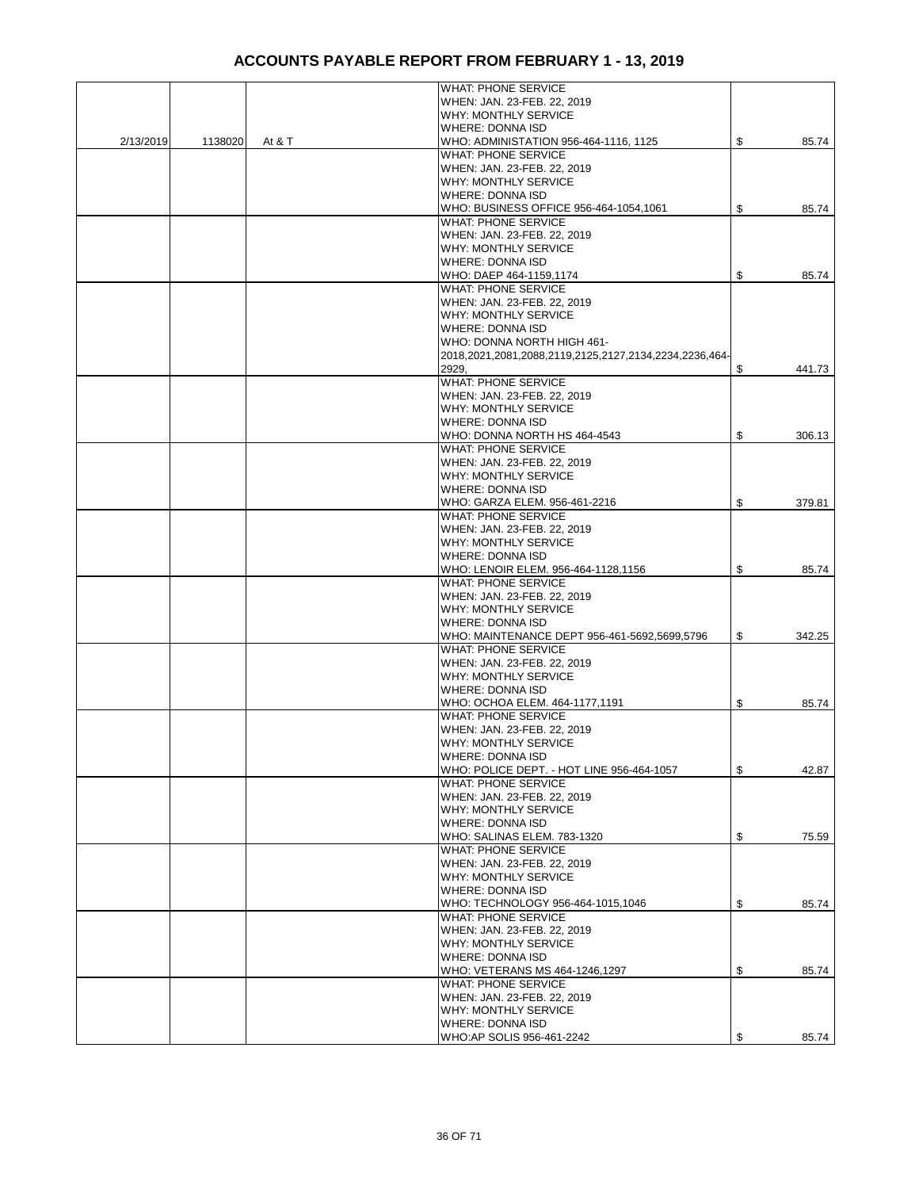# ACCOUNTS PAYABLE REPORT FROM FEBRUARY 1 - 13, 2019

| | | | | |
|---|---|---|---|---|
| 2/13/2019 | 1138020 | At & T | WHAT: PHONE SERVICE<br>WHEN: JAN. 23-FEB. 22, 2019<br>WHY: MONTHLY SERVICE<br>WHERE: DONNA ISD<br>WHO: ADMINISTATION 956-464-1116, 1125 | $ 85.74 |
| | | | WHAT: PHONE SERVICE<br>WHEN: JAN. 23-FEB. 22, 2019<br>WHY: MONTHLY SERVICE<br>WHERE: DONNA ISD<br>WHO: BUSINESS OFFICE 956-464-1054,1061 | $ 85.74 |
| | | | WHAT: PHONE SERVICE<br>WHEN: JAN. 23-FEB. 22, 2019<br>WHY: MONTHLY SERVICE<br>WHERE: DONNA ISD<br>WHO: DAEP 464-1159,1174 | $ 85.74 |
| | | | WHAT: PHONE SERVICE<br>WHEN: JAN. 23-FEB. 22, 2019<br>WHY: MONTHLY SERVICE<br>WHERE: DONNA ISD<br>WHO: DONNA NORTH HIGH 461-2018,2021,2081,2088,2119,2125,2127,2134,2234,2236,464-2929, | $ 441.73 |
| | | | WHAT: PHONE SERVICE<br>WHEN: JAN. 23-FEB. 22, 2019<br>WHY: MONTHLY SERVICE<br>WHERE: DONNA ISD<br>WHO: DONNA NORTH HS 464-4543 | $ 306.13 |
| | | | WHAT: PHONE SERVICE<br>WHEN: JAN. 23-FEB. 22, 2019<br>WHY: MONTHLY SERVICE<br>WHERE: DONNA ISD<br>WHO: GARZA ELEM. 956-461-2216 | $ 379.81 |
| | | | WHAT: PHONE SERVICE<br>WHEN: JAN. 23-FEB. 22, 2019<br>WHY: MONTHLY SERVICE<br>WHERE: DONNA ISD<br>WHO: LENOIR ELEM. 956-464-1128,1156 | $ 85.74 |
| | | | WHAT: PHONE SERVICE<br>WHEN: JAN. 23-FEB. 22, 2019<br>WHY: MONTHLY SERVICE<br>WHERE: DONNA ISD<br>WHO: MAINTENANCE DEPT 956-461-5692,5699,5796 | $ 342.25 |
| | | | WHAT: PHONE SERVICE<br>WHEN: JAN. 23-FEB. 22, 2019<br>WHY: MONTHLY SERVICE<br>WHERE: DONNA ISD<br>WHO: OCHOA ELEM. 464-1177,1191 | $ 85.74 |
| | | | WHAT: PHONE SERVICE<br>WHEN: JAN. 23-FEB. 22, 2019<br>WHY: MONTHLY SERVICE<br>WHERE: DONNA ISD<br>WHO: POLICE DEPT. - HOT LINE 956-464-1057 | $ 42.87 |
| | | | WHAT: PHONE SERVICE<br>WHEN: JAN. 23-FEB. 22, 2019<br>WHY: MONTHLY SERVICE<br>WHERE: DONNA ISD<br>WHO: SALINAS ELEM. 783-1320 | $ 75.59 |
| | | | WHAT: PHONE SERVICE<br>WHEN: JAN. 23-FEB. 22, 2019<br>WHY: MONTHLY SERVICE<br>WHERE: DONNA ISD<br>WHO: TECHNOLOGY 956-464-1015,1046 | $ 85.74 |
| | | | WHAT: PHONE SERVICE<br>WHEN: JAN. 23-FEB. 22, 2019<br>WHY: MONTHLY SERVICE<br>WHERE: DONNA ISD<br>WHO: VETERANS MS 464-1246,1297 | $ 85.74 |
| | | | WHAT: PHONE SERVICE<br>WHEN: JAN. 23-FEB. 22, 2019<br>WHY: MONTHLY SERVICE<br>WHERE: DONNA ISD<br>WHO:AP SOLIS 956-461-2242 | $ 85.74 |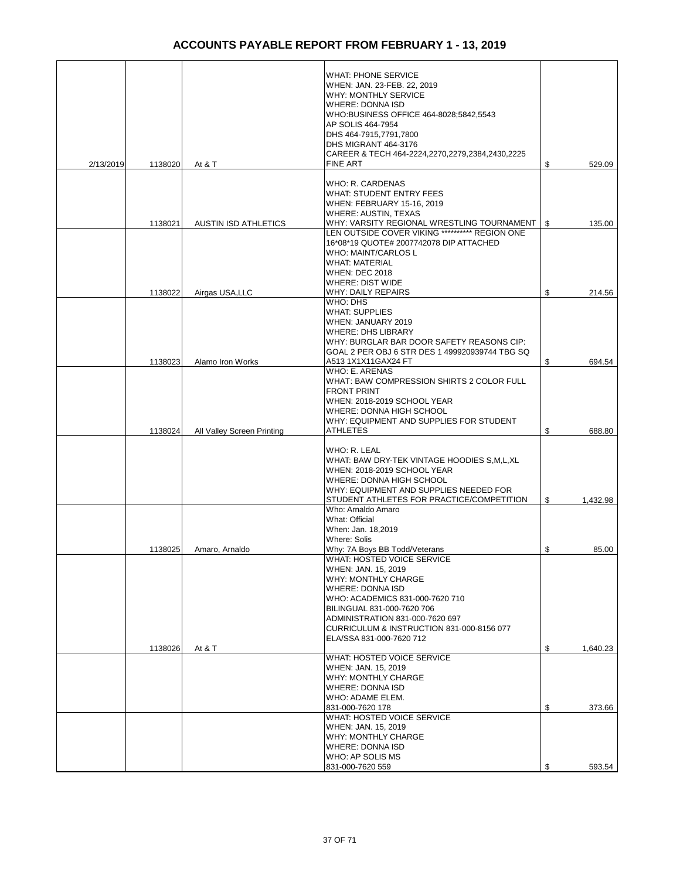# ACCOUNTS PAYABLE REPORT FROM FEBRUARY 1 - 13, 2019

| | | | | |
|---|---|---|---|---|
| 2/13/2019 | 1138020 | At & T | WHAT: PHONE SERVICE<br>WHEN: JAN. 23-FEB. 22, 2019<br>WHY: MONTHLY SERVICE<br>WHERE: DONNA ISD<br>WHO:BUSINESS OFFICE 464-8028;5842,5543<br>AP SOLIS 464-7954<br>DHS 464-7915,7791,7800<br>DHS MIGRANT 464-3176<br>CAREER & TECH 464-2224,2270,2279,2384,2430,2225<br>FINE ART | $ 529.09 |
| | 1138021 | AUSTIN ISD ATHLETICS | WHO: R. CARDENAS<br>WHAT: STUDENT ENTRY FEES<br>WHEN: FEBRUARY 15-16, 2019<br>WHERE: AUSTIN, TEXAS<br>WHY: VARSITY REGIONAL WRESTLING TOURNAMENT | $ 135.00 |
| | 1138022 | Airgas USA,LLC | LEN OUTSIDE COVER VIKING ********** REGION ONE 16*08*19 QUOTE# 2007742078 DIP ATTACHED<br>WHO: MAINT/CARLOS L<br>WHAT: MATERIAL<br>WHEN: DEC 2018<br>WHERE: DIST WIDE<br>WHY: DAILY REPAIRS | $ 214.56 |
| | 1138023 | Alamo Iron Works | WHO: DHS<br>WHAT: SUPPLIES<br>WHEN: JANUARY 2019<br>WHERE: DHS LIBRARY<br>WHY: BURGLAR BAR DOOR SAFETY REASONS CIP: GOAL 2 PER OBJ 6 STR DES 1 499920939744 TBG SQ A513 1X1X11GAX24 FT | $ 694.54 |
| | 1138024 | All Valley Screen Printing | WHO: E. ARENAS<br>WHAT: BAW COMPRESSION SHIRTS 2 COLOR FULL FRONT PRINT<br>WHEN: 2018-2019 SCHOOL YEAR<br>WHERE: DONNA HIGH SCHOOL<br>WHY: EQUIPMENT AND SUPPLIES FOR STUDENT ATHLETES | $ 688.80 |
| | | | WHO: R. LEAL<br>WHAT: BAW DRY-TEK VINTAGE HOODIES S,M,L,XL<br>WHEN: 2018-2019 SCHOOL YEAR<br>WHERE: DONNA HIGH SCHOOL<br>WHY: EQUIPMENT AND SUPPLIES NEEDED FOR STUDENT ATHLETES FOR PRACTICE/COMPETITION | $ 1,432.98 |
| | 1138025 | Amaro, Arnaldo | Who: Arnaldo Amaro<br>What: Official<br>When: Jan. 18,2019<br>Where: Solis<br>Why: 7A Boys BB Todd/Veterans | $ 85.00 |
| | 1138026 | At & T | WHAT: HOSTED VOICE SERVICE<br>WHEN: JAN. 15, 2019<br>WHY: MONTHLY CHARGE<br>WHERE: DONNA ISD<br>WHO: ACADEMICS 831-000-7620 710<br>BILINGUAL 831-000-7620 706<br>ADMINISTRATION 831-000-7620 697<br>CURRICULUM & INSTRUCTION 831-000-8156 077<br>ELA/SSA 831-000-7620 712 | $ 1,640.23 |
| | | | WHAT: HOSTED VOICE SERVICE<br>WHEN: JAN. 15, 2019<br>WHY: MONTHLY CHARGE<br>WHERE: DONNA ISD<br>WHO: ADAME ELEM.<br>831-000-7620 178 | $ 373.66 |
| | | | WHAT: HOSTED VOICE SERVICE<br>WHEN: JAN. 15, 2019<br>WHY: MONTHLY CHARGE<br>WHERE: DONNA ISD<br>WHO: AP SOLIS MS<br>831-000-7620 559 | $ 593.54 |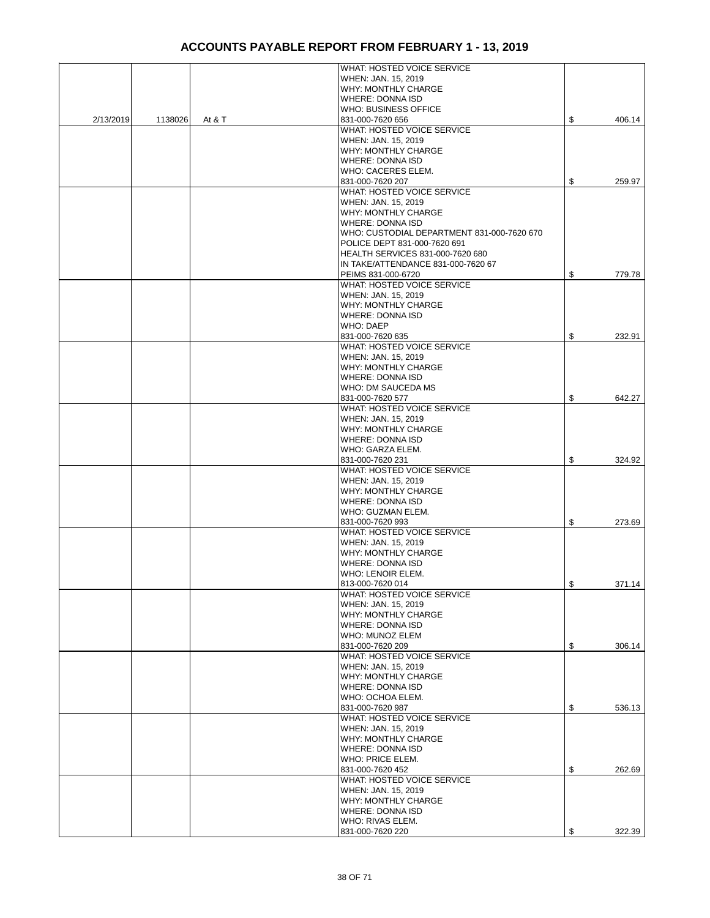# ACCOUNTS PAYABLE REPORT FROM FEBRUARY 1 - 13, 2019

| | | | | |
|---|---|---|---|---|
| 2/13/2019 | 1138026 | At & T | WHAT: HOSTED VOICE SERVICE<br>WHEN: JAN. 15, 2019<br>WHY: MONTHLY CHARGE<br>WHERE: DONNA ISD<br>WHO: BUSINESS OFFICE<br>831-000-7620 656 | $ 406.14 |
| | | | WHAT: HOSTED VOICE SERVICE<br>WHEN: JAN. 15, 2019<br>WHY: MONTHLY CHARGE<br>WHERE: DONNA ISD<br>WHO: CACERES ELEM.<br>831-000-7620 207 | $ 259.97 |
| | | | WHAT: HOSTED VOICE SERVICE<br>WHEN: JAN. 15, 2019<br>WHY: MONTHLY CHARGE<br>WHERE: DONNA ISD<br>WHO: CUSTODIAL DEPARTMENT 831-000-7620 670<br>POLICE DEPT 831-000-7620 691<br>HEALTH SERVICES 831-000-7620 680<br>IN TAKE/ATTENDANCE 831-000-7620 67<br>PEIMS 831-000-6720 | $ 779.78 |
| | | | WHAT: HOSTED VOICE SERVICE<br>WHEN: JAN. 15, 2019<br>WHY: MONTHLY CHARGE<br>WHERE: DONNA ISD<br>WHO: DAEP<br>831-000-7620 635 | $ 232.91 |
| | | | WHAT: HOSTED VOICE SERVICE<br>WHEN: JAN. 15, 2019<br>WHY: MONTHLY CHARGE<br>WHERE: DONNA ISD<br>WHO: DM SAUCEDA MS<br>831-000-7620 577 | $ 642.27 |
| | | | WHAT: HOSTED VOICE SERVICE<br>WHEN: JAN. 15, 2019<br>WHY: MONTHLY CHARGE<br>WHERE: DONNA ISD<br>WHO: GARZA ELEM.<br>831-000-7620 231 | $ 324.92 |
| | | | WHAT: HOSTED VOICE SERVICE<br>WHEN: JAN. 15, 2019<br>WHY: MONTHLY CHARGE<br>WHERE: DONNA ISD<br>WHO: GUZMAN ELEM.<br>831-000-7620 993 | $ 273.69 |
| | | | WHAT: HOSTED VOICE SERVICE<br>WHEN: JAN. 15, 2019<br>WHY: MONTHLY CHARGE<br>WHERE: DONNA ISD<br>WHO: LENOIR ELEM.<br>813-000-7620 014 | $ 371.14 |
| | | | WHAT: HOSTED VOICE SERVICE<br>WHEN: JAN. 15, 2019<br>WHY: MONTHLY CHARGE<br>WHERE: DONNA ISD<br>WHO: MUNOZ ELEM<br>831-000-7620 209 | $ 306.14 |
| | | | WHAT: HOSTED VOICE SERVICE<br>WHEN: JAN. 15, 2019<br>WHY: MONTHLY CHARGE<br>WHERE: DONNA ISD<br>WHO: OCHOA ELEM.<br>831-000-7620 987 | $ 536.13 |
| | | | WHAT: HOSTED VOICE SERVICE<br>WHEN: JAN. 15, 2019<br>WHY: MONTHLY CHARGE<br>WHERE: DONNA ISD<br>WHO: PRICE ELEM.<br>831-000-7620 452 | $ 262.69 |
| | | | WHAT: HOSTED VOICE SERVICE<br>WHEN: JAN. 15, 2019<br>WHY: MONTHLY CHARGE<br>WHERE: DONNA ISD<br>WHO: RIVAS ELEM.<br>831-000-7620 220 | $ 322.39 |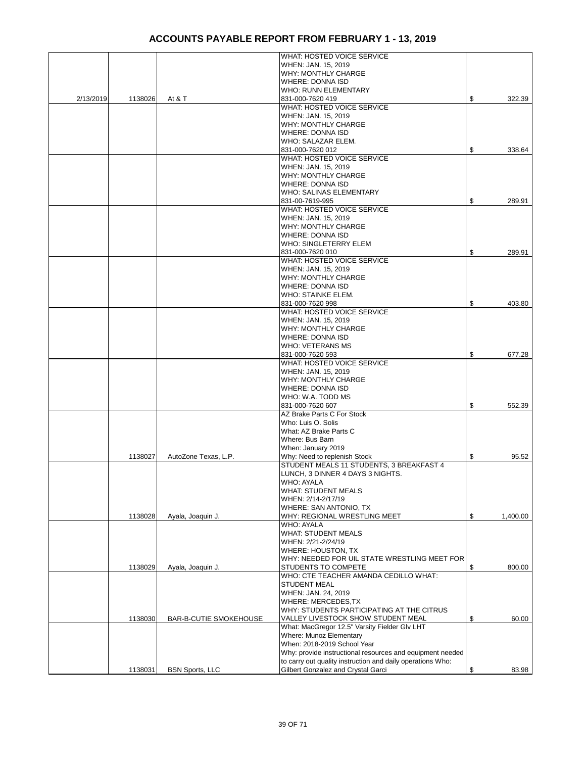# ACCOUNTS PAYABLE REPORT FROM FEBRUARY 1 - 13, 2019

| | | | | |
|---|---|---|---|---|
| 2/13/2019 | 1138026 | At & T | WHAT: HOSTED VOICE SERVICE<br>WHEN: JAN. 15, 2019<br>WHY: MONTHLY CHARGE<br>WHERE: DONNA ISD<br>WHO: RUNN ELEMENTARY<br>831-000-7620 419 | $ 322.39 |
| | | | WHAT: HOSTED VOICE SERVICE<br>WHEN: JAN. 15, 2019<br>WHY: MONTHLY CHARGE<br>WHERE: DONNA ISD<br>WHO: SALAZAR ELEM.<br>831-000-7620 012 | $ 338.64 |
| | | | WHAT: HOSTED VOICE SERVICE<br>WHEN: JAN. 15, 2019<br>WHY: MONTHLY CHARGE<br>WHERE: DONNA ISD<br>WHO: SALINAS ELEMENTARY<br>831-00-7619-995 | $ 289.91 |
| | | | WHAT: HOSTED VOICE SERVICE<br>WHEN: JAN. 15, 2019<br>WHY: MONTHLY CHARGE<br>WHERE: DONNA ISD<br>WHO: SINGLETERRY ELEM<br>831-000-7620 010 | $ 289.91 |
| | | | WHAT: HOSTED VOICE SERVICE<br>WHEN: JAN. 15, 2019<br>WHY: MONTHLY CHARGE<br>WHERE: DONNA ISD<br>WHO: STAINKE ELEM.<br>831-000-7620 998 | $ 403.80 |
| | | | WHAT: HOSTED VOICE SERVICE<br>WHEN: JAN. 15, 2019<br>WHY: MONTHLY CHARGE<br>WHERE: DONNA ISD<br>WHO: VETERANS MS<br>831-000-7620 593 | $ 677.28 |
| | | | WHAT: HOSTED VOICE SERVICE<br>WHEN: JAN. 15, 2019<br>WHY: MONTHLY CHARGE<br>WHERE: DONNA ISD<br>WHO: W.A. TODD MS<br>831-000-7620 607 | $ 552.39 |
| | 1138027 | AutoZone Texas, L.P. | AZ Brake Parts C For Stock<br>Who: Luis O. Solis<br>What: AZ Brake Parts C<br>Where: Bus Barn<br>When: January 2019<br>Why: Need to replenish Stock | $ 95.52 |
| | 1138028 | Ayala, Joaquin J. | STUDENT MEALS 11 STUDENTS, 3 BREAKFAST 4 LUNCH, 3 DINNER 4 DAYS 3 NIGHTS.<br>WHO: AYALA<br>WHAT: STUDENT MEALS<br>WHEN: 2/14-2/17/19<br>WHERE: SAN ANTONIO, TX<br>WHY: REGIONAL WRESTLING MEET | $ 1,400.00 |
| | 1138029 | Ayala, Joaquin J. | WHO: AYALA<br>WHAT: STUDENT MEALS<br>WHEN: 2/21-2/24/19<br>WHERE: HOUSTON, TX<br>WHY: NEEDED FOR UIL STATE WRESTLING MEET FOR STUDENTS TO COMPETE | $ 800.00 |
| | 1138030 | BAR-B-CUTIE SMOKEHOUSE | WHO: CTE TEACHER AMANDA CEDILLO WHAT: STUDENT MEAL<br>WHEN: JAN. 24, 2019<br>WHERE: MERCEDES,TX<br>WHY: STUDENTS PARTICIPATING AT THE CITRUS VALLEY LIVESTOCK SHOW STUDENT MEAL | $ 60.00 |
| | 1138031 | BSN Sports, LLC | What: MacGregor 12.5" Varsity Fielder Glv LHT<br>Where: Munoz Elementary<br>When: 2018-2019 School Year<br>Why: provide instructional resources and equipment needed to carry out quality instruction and daily operations Who: Gilbert Gonzalez and Crystal Garci | $ 83.98 |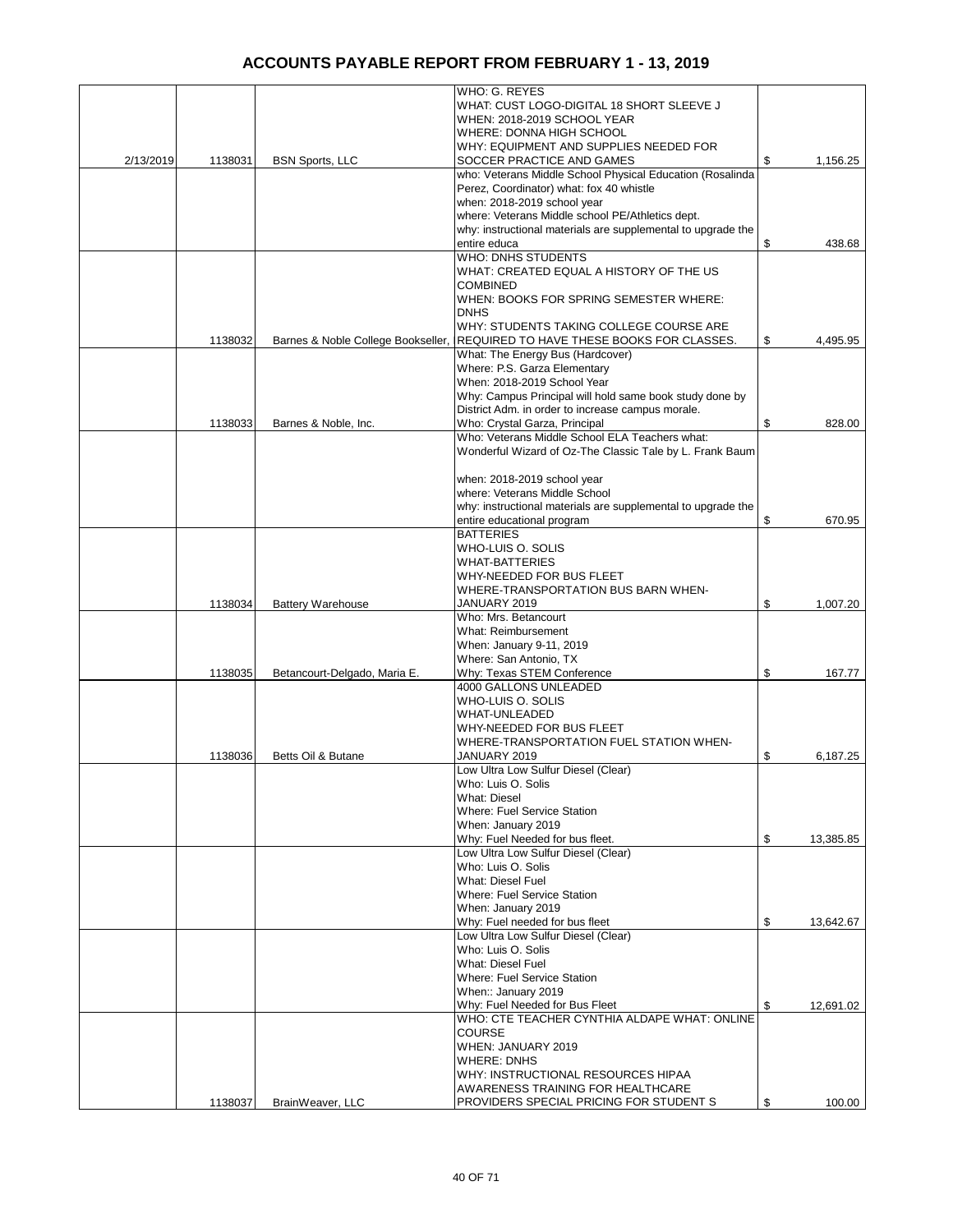# ACCOUNTS PAYABLE REPORT FROM FEBRUARY 1 - 13, 2019

| | | | | |
|---|---|---|---|---|
| 2/13/2019 | 1138031 | BSN Sports, LLC | WHO: G. REYES<br>WHAT: CUST LOGO-DIGITAL 18 SHORT SLEEVE J<br>WHEN: 2018-2019 SCHOOL YEAR<br>WHERE: DONNA HIGH SCHOOL<br>WHY: EQUIPMENT AND SUPPLIES NEEDED FOR SOCCER PRACTICE AND GAMES | $ 1,156.25 |
| | | | who: Veterans Middle School Physical Education (Rosalinda Perez, Coordinator) what: fox 40 whistle<br>when: 2018-2019 school year<br>where: Veterans Middle school PE/Athletics dept.<br>why: instructional materials are supplemental to upgrade the entire educa | $ 438.68 |
| | 1138032 | Barnes & Noble College Bookseller, | WHO: DNHS STUDENTS<br>WHAT: CREATED EQUAL A HISTORY OF THE US COMBINED<br>WHEN: BOOKS FOR SPRING SEMESTER WHERE: DNHS<br>WHY: STUDENTS TAKING COLLEGE COURSE ARE REQUIRED TO HAVE THESE BOOKS FOR CLASSES. | $ 4,495.95 |
| | 1138033 | Barnes & Noble, Inc. | What: The Energy Bus (Hardcover)<br>Where: P.S. Garza Elementary<br>When: 2018-2019 School Year<br>Why: Campus Principal will hold same book study done by District Adm. in order to increase campus morale.<br>Who: Crystal Garza, Principal | $ 828.00 |
| | | | Who: Veterans Middle School ELA Teachers what: Wonderful Wizard of Oz-The Classic Tale by L. Frank Baum<br><br>when: 2018-2019 school year<br>where: Veterans Middle School<br>why: instructional materials are supplemental to upgrade the entire educational program | $ 670.95 |
| | 1138034 | Battery Warehouse | BATTERIES<br>WHO-LUIS O. SOLIS<br>WHAT-BATTERIES<br>WHY-NEEDED FOR BUS FLEET<br>WHERE-TRANSPORTATION BUS BARN WHEN-JANUARY 2019 | $ 1,007.20 |
| | 1138035 | Betancourt-Delgado, Maria E. | Who: Mrs. Betancourt<br>What: Reimbursement<br>When: January 9-11, 2019<br>Where: San Antonio, TX<br>Why: Texas STEM Conference | $ 167.77 |
| | 1138036 | Betts Oil & Butane | 4000 GALLONS UNLEADED<br>WHO-LUIS O. SOLIS<br>WHAT-UNLEADED<br>WHY-NEEDED FOR BUS FLEET<br>WHERE-TRANSPORTATION FUEL STATION WHEN-JANUARY 2019 | $ 6,187.25 |
| | | | Low Ultra Low Sulfur Diesel (Clear)<br>Who: Luis O. Solis<br>What: Diesel<br>Where: Fuel Service Station<br>When: January 2019<br>Why: Fuel Needed for bus fleet. | $ 13,385.85 |
| | | | Low Ultra Low Sulfur Diesel (Clear)<br>Who: Luis O. Solis<br>What: Diesel Fuel<br>Where: Fuel Service Station<br>When: January 2019<br>Why: Fuel needed for bus fleet | $ 13,642.67 |
| | | | Low Ultra Low Sulfur Diesel (Clear)<br>Who: Luis O. Solis<br>What: Diesel Fuel<br>Where: Fuel Service Station<br>When:: January 2019<br>Why: Fuel Needed for Bus Fleet | $ 12,691.02 |
| | 1138037 | BrainWeaver, LLC | WHO: CTE TEACHER CYNTHIA ALDAPE WHAT: ONLINE COURSE<br>WHEN: JANUARY 2019<br>WHERE: DNHS<br>WHY: INSTRUCTIONAL RESOURCES HIPAA AWARENESS TRAINING FOR HEALTHCARE PROVIDERS SPECIAL PRICING FOR STUDENT S | $ 100.00 |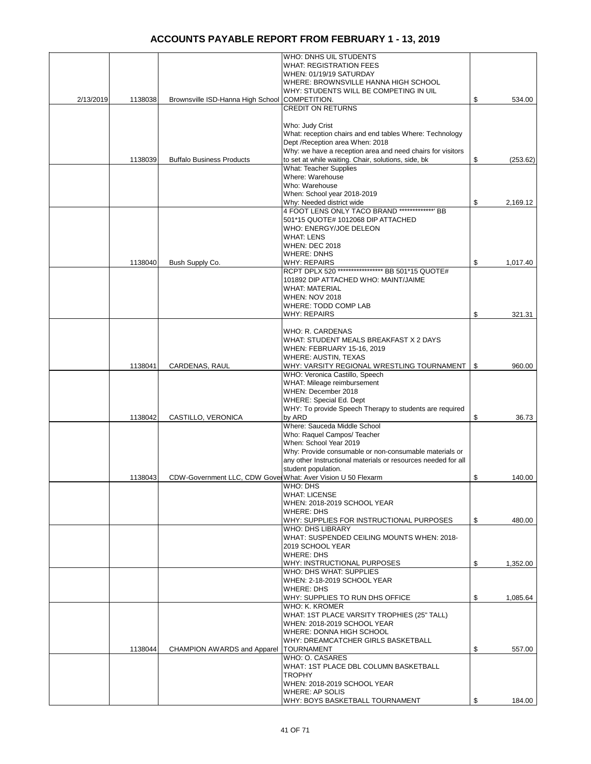# ACCOUNTS PAYABLE REPORT FROM FEBRUARY 1 - 13, 2019

| | | | | |
|---|---|---|---|---|
| 2/13/2019 | 1138038 | Brownsville ISD-Hanna High School | WHO: DNHS UIL STUDENTS WHAT: REGISTRATION FEES WHEN: 01/19/19 SATURDAY WHERE: BROWNSVILLE HANNA HIGH SCHOOL WHY: STUDENTS WILL BE COMPETING IN UIL COMPETITION. | $ 534.00 |
| | 1138039 | Buffalo Business Products | CREDIT ON RETURNS Who: Judy Crist What: reception chairs and end tables Where: Technology Dept /Reception area When: 2018 Why: we have a reception area and need chairs for visitors to set at while waiting. Chair, solutions, side, bk | $ (253.62) |
| | | | What: Teacher Supplies Where: Warehouse Who: Warehouse When: School year 2018-2019 Why: Needed district wide | $ 2,169.12 |
| | 1138040 | Bush Supply Co. | 4 FOOT LENS ONLY TACO BRAND **************' BB 501*15 QUOTE# 1012068 DIP ATTACHED WHO: ENERGY/JOE DELEON WHAT: LENS WHEN: DEC 2018 WHERE: DNHS WHY: REPAIRS | $ 1,017.40 |
| | | | RCPT DPLX 520 ****************** BB 501*15 QUOTE# 101892 DIP ATTACHED WHO: MAINT/JAIME WHAT: MATERIAL WHEN: NOV 2018 WHERE: TODD COMP LAB WHY: REPAIRS | $ 321.31 |
| | 1138041 | CARDENAS, RAUL | WHO: R. CARDENAS WHAT: STUDENT MEALS BREAKFAST X 2 DAYS WHEN: FEBRUARY 15-16, 2019 WHERE: AUSTIN, TEXAS WHY: VARSITY REGIONAL WRESTLING TOURNAMENT | $ 960.00 |
| | 1138042 | CASTILLO, VERONICA | WHO: Veronica Castillo, Speech WHAT: Mileage reimbursement WHEN: December 2018 WHERE: Special Ed. Dept WHY: To provide Speech Therapy to students are required by ARD | $ 36.73 |
| | 1138043 | CDW-Government LLC, CDW Gover | Where: Sauceda Middle School Who: Raquel Campos/ Teacher When: School Year 2019 Why: Provide consumable or non-consumable materials or any other Instructional materials or resources needed for all student population. What: Aver Vision U 50 Flexarm | $ 140.00 |
| | | | WHO: DHS WHAT: LICENSE WHEN: 2018-2019 SCHOOL YEAR WHERE: DHS WHY: SUPPLIES FOR INSTRUCTIONAL PURPOSES | $ 480.00 |
| | | | WHO: DHS LIBRARY WHAT: SUSPENDED CEILING MOUNTS WHEN: 2018-2019 SCHOOL YEAR WHERE: DHS WHY: INSTRUCTIONAL PURPOSES | $ 1,352.00 |
| | | | WHO: DHS WHAT: SUPPLIES WHEN: 2-18-2019 SCHOOL YEAR WHERE: DHS WHY: SUPPLIES TO RUN DHS OFFICE | $ 1,085.64 |
| | 1138044 | CHAMPION AWARDS and Apparel | WHO: K. KROMER WHAT: 1ST PLACE VARSITY TROPHIES (25" TALL) WHEN: 2018-2019 SCHOOL YEAR WHERE: DONNA HIGH SCHOOL WHY: DREAMCATCHER GIRLS BASKETBALL TOURNAMENT | $ 557.00 |
| | | | WHO: O. CASARES WHAT: 1ST PLACE DBL COLUMN BASKETBALL TROPHY WHEN: 2018-2019 SCHOOL YEAR WHERE: AP SOLIS WHY: BOYS BASKETBALL TOURNAMENT | $ 184.00 |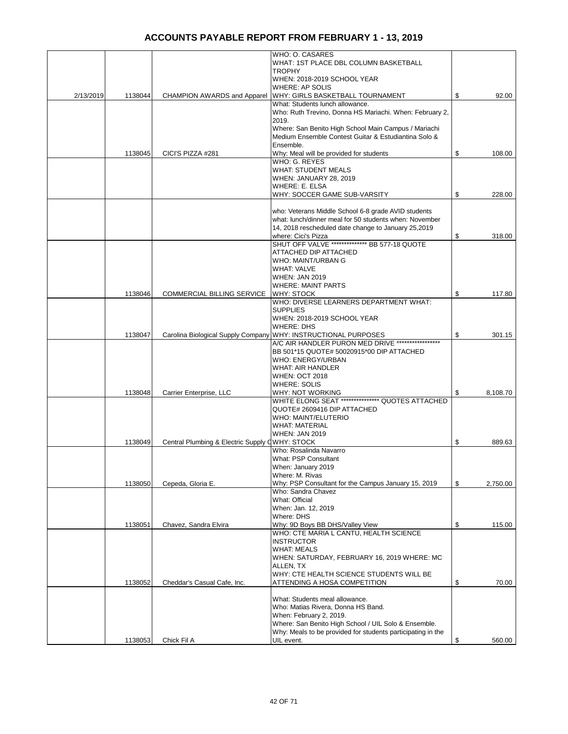# ACCOUNTS PAYABLE REPORT FROM FEBRUARY 1 - 13, 2019

| | | | | |
|---|---|---|---|---|
| 2/13/2019 | 1138044 | CHAMPION AWARDS and Apparel | WHO: O. CASARES<br>WHAT: 1ST PLACE DBL COLUMN BASKETBALL TROPHY<br>WHEN: 2018-2019 SCHOOL YEAR<br>WHERE: AP SOLIS<br>WHY: GIRLS BASKETBALL TOURNAMENT | $ 92.00 |
| | 1138045 | CICI'S PIZZA #281 | What: Students lunch allowance.<br>Who: Ruth Trevino, Donna HS Mariachi. When: February 2, 2019.<br>Where: San Benito High School Main Campus / Mariachi Medium Ensemble Contest Guitar & Estudiantina Solo & Ensemble.<br>Why: Meal will be provided for students | $ 108.00 |
| | | | WHO: G. REYES<br>WHAT: STUDENT MEALS<br>WHEN: JANUARY 28, 2019<br>WHERE: E. ELSA<br>WHY: SOCCER GAME SUB-VARSITY | $ 228.00 |
| | | | who: Veterans Middle School 6-8 grade AVID students<br>what: lunch/dinner meal for 50 students when: November 14, 2018 rescheduled date change to January 25,2019<br>where: Cici's Pizza | $ 318.00 |
| | 1138046 | COMMERCIAL BILLING SERVICE | SHUT OFF VALVE ************** BB 577-18 QUOTE ATTACHED DIP ATTACHED<br>WHO: MAINT/URBAN G<br>WHAT: VALVE<br>WHEN: JAN 2019<br>WHERE: MAINT PARTS<br>WHY: STOCK | $ 117.80 |
| | 1138047 | Carolina Biological Supply Company | WHO: DIVERSE LEARNERS DEPARTMENT WHAT: SUPPLIES<br>WHEN: 2018-2019 SCHOOL YEAR<br>WHERE: DHS<br>WHY: INSTRUCTIONAL PURPOSES | $ 301.15 |
| | 1138048 | Carrier Enterprise, LLC | A/C AIR HANDLER PURON MED DRIVE ***************** BB 501*15 QUOTE# 50020915*00 DIP ATTACHED<br>WHO: ENERGY/URBAN<br>WHAT: AIR HANDLER<br>WHEN: OCT 2018<br>WHERE: SOLIS<br>WHY: NOT WORKING | $ 8,108.70 |
| | 1138049 | Central Plumbing & Electric Supply C | WHITE ELONG SEAT *************** QUOTES ATTACHED QUOTE# 2609416 DIP ATTACHED<br>WHO: MAINT/ELUTERIO<br>WHAT: MATERIAL<br>WHEN: JAN 2019<br>WHY: STOCK | $ 889.63 |
| | 1138050 | Cepeda, Gloria E. | Who: Rosalinda Navarro<br>What: PSP Consultant<br>When: January 2019<br>Where: M. Rivas<br>Why: PSP Consultant for the Campus January 15, 2019 | $ 2,750.00 |
| | 1138051 | Chavez, Sandra Elvira | Who: Sandra Chavez<br>What: Official<br>When: Jan. 12, 2019<br>Where: DHS<br>Why: 9D Boys BB DHS/Valley View | $ 115.00 |
| | 1138052 | Cheddar's Casual Cafe, Inc. | WHO: CTE MARIA L CANTU, HEALTH SCIENCE INSTRUCTOR<br>WHAT: MEALS<br>WHEN: SATURDAY, FEBRUARY 16, 2019 WHERE: MC ALLEN, TX<br>WHY: CTE HEALTH SCIENCE STUDENTS WILL BE ATTENDING A HOSA COMPETITION | $ 70.00 |
| | 1138053 | Chick Fil A | What: Students meal allowance.<br>Who: Matias Rivera, Donna HS Band.<br>When: February 2, 2019.<br>Where: San Benito High School / UIL Solo & Ensemble.<br>Why: Meals to be provided for students participating in the UIL event. | $ 560.00 |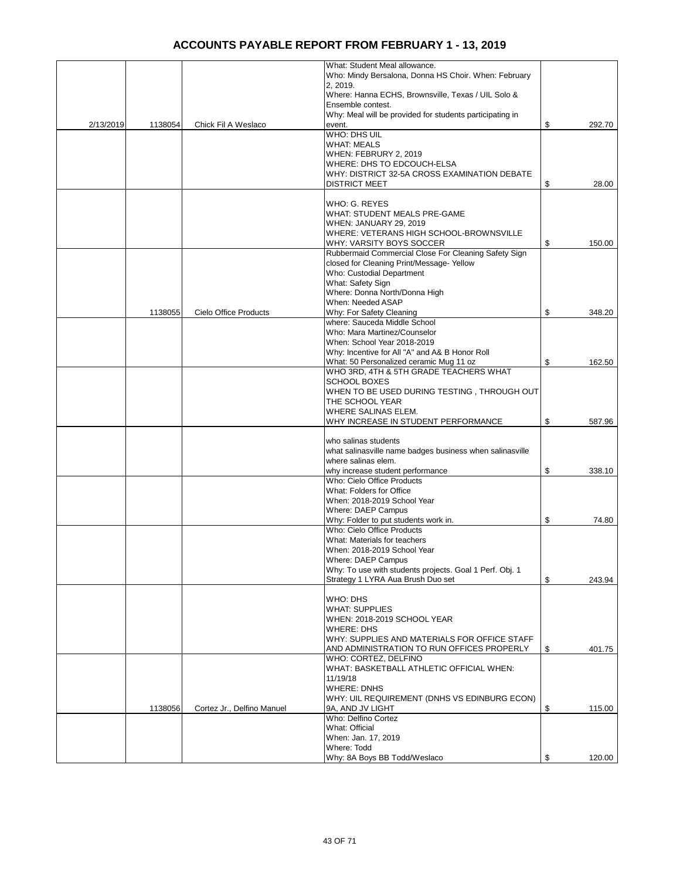# ACCOUNTS PAYABLE REPORT FROM FEBRUARY 1 - 13, 2019

| | | | | |
|---|---|---|---|---|
| 2/13/2019 | 1138054 | Chick Fil A Weslaco | What: Student Meal allowance. Who: Mindy Bersalona, Donna HS Choir. When: February 2, 2019. Where: Hanna ECHS, Brownsville, Texas / UIL Solo & Ensemble contest. Why: Meal will be provided for students participating in event. | $ 292.70 |
| | | | WHO: DHS UIL WHAT: MEALS WHEN: FEBRURY 2, 2019 WHERE: DHS TO EDCOUCH-ELSA WHY: DISTRICT 32-5A CROSS EXAMINATION DEBATE DISTRICT MEET | $ 28.00 |
| | | | WHO: G. REYES WHAT: STUDENT MEALS PRE-GAME WHEN: JANUARY 29, 2019 WHERE: VETERANS HIGH SCHOOL-BROWNSVILLE WHY: VARSITY BOYS SOCCER | $ 150.00 |
| | 1138055 | Cielo Office Products | Rubbermaid Commercial Close For Cleaning Safety Sign closed for Cleaning Print/Message- Yellow Who: Custodial Department What: Safety Sign Where: Donna North/Donna High When: Needed ASAP Why: For Safety Cleaning | $ 348.20 |
| | | | where: Sauceda Middle School Who: Mara Martinez/Counselor When: School Year 2018-2019 Why: Incentive for All "A" and A& B Honor Roll What: 50 Personalized ceramic Mug 11 oz | $ 162.50 |
| | | | WHO 3RD, 4TH & 5TH GRADE TEACHERS WHAT SCHOOL BOXES WHEN TO BE USED DURING TESTING , THROUGH OUT THE SCHOOL YEAR WHERE SALINAS ELEM. WHY INCREASE IN STUDENT PERFORMANCE | $ 587.96 |
| | | | who salinas students what salinasville name badges business when salinasville where salinas elem. why increase student performance | $ 338.10 |
| | | | Who: Cielo Office Products What: Folders for Office When: 2018-2019 School Year Where: DAEP Campus Why: Folder to put students work in. | $ 74.80 |
| | | | Who: Cielo Office Products What: Materials for teachers When: 2018-2019 School Year Where: DAEP Campus Why: To use with students projects. Goal 1 Perf. Obj. 1 Strategy 1 LYRA Aua Brush Duo set | $ 243.94 |
| | | | WHO: DHS WHAT: SUPPLIES WHEN: 2018-2019 SCHOOL YEAR WHERE: DHS WHY: SUPPLIES AND MATERIALS FOR OFFICE STAFF AND ADMINISTRATION TO RUN OFFICES PROPERLY | $ 401.75 |
| | 1138056 | Cortez Jr., Delfino Manuel | WHO: CORTEZ, DELFINO WHAT: BASKETBALL ATHLETIC OFFICIAL WHEN: 11/19/18 WHERE: DNHS WHY: UIL REQUIREMENT (DNHS VS EDINBURG ECON) 9A, AND JV LIGHT | $ 115.00 |
| | | | Who: Delfino Cortez What: Official When: Jan. 17, 2019 Where: Todd Why: 8A Boys BB Todd/Weslaco | $ 120.00 |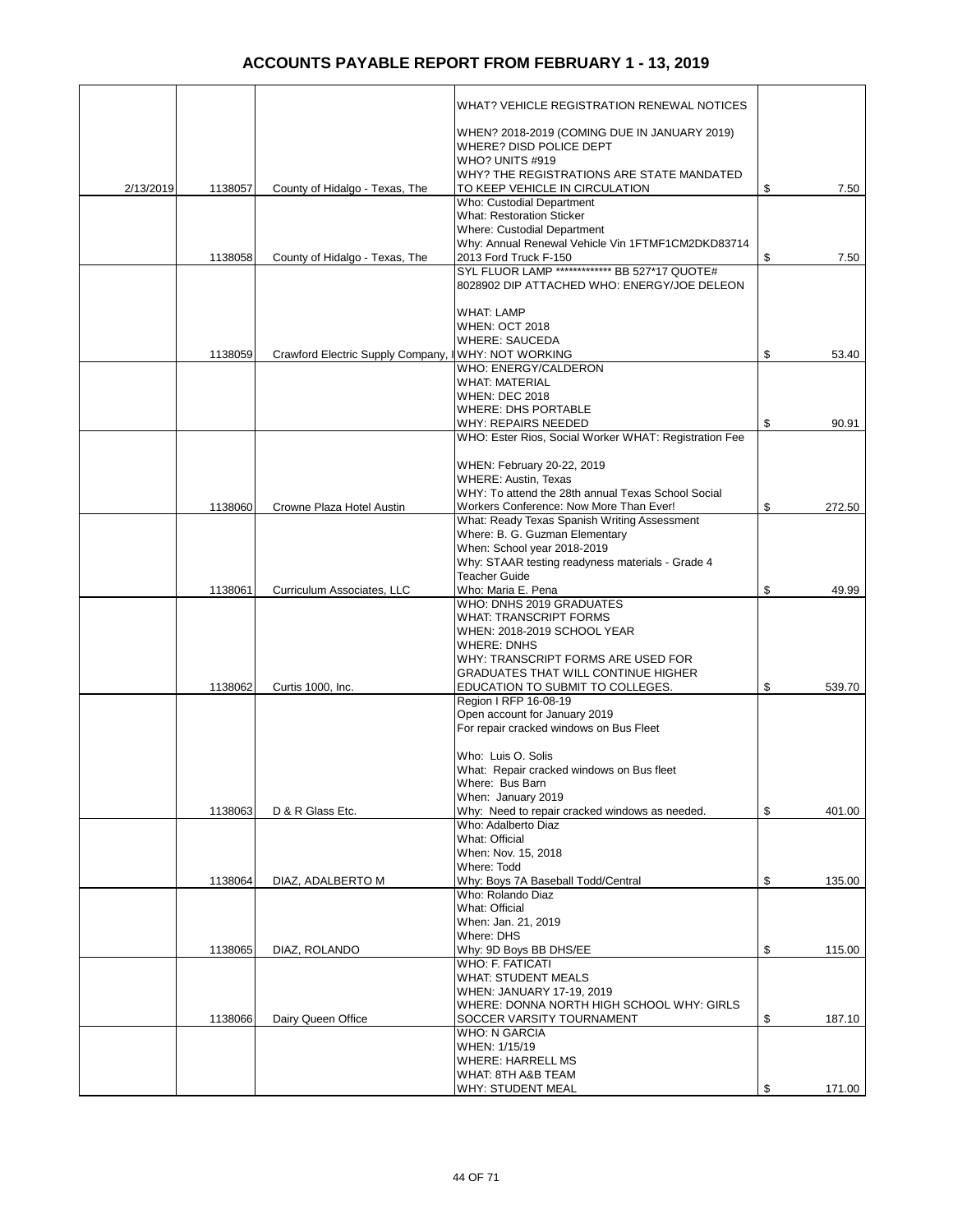# ACCOUNTS PAYABLE REPORT FROM FEBRUARY 1 - 13, 2019

| | | | | |
|---|---|---|---|---|
| 2/13/2019 | 1138057 | County of Hidalgo - Texas, The | WHAT? VEHICLE REGISTRATION RENEWAL NOTICES<br><br>WHEN? 2018-2019 (COMING DUE IN JANUARY 2019)<br>WHERE? DISD POLICE DEPT<br>WHO? UNITS #919<br>WHY? THE REGISTRATIONS ARE STATE MANDATED TO KEEP VEHICLE IN CIRCULATION | $ 7.50 |
| | 1138058 | County of Hidalgo - Texas, The | Who: Custodial Department<br>What: Restoration Sticker<br>Where: Custodial Department<br>Why: Annual Renewal Vehicle Vin 1FTMF1CM2DKD83714 2013 Ford Truck F-150 | $ 7.50 |
| | 1138059 | Crawford Electric Supply Company, I | SYL FLUOR LAMP ************* BB 527*17 QUOTE# 8028902 DIP ATTACHED WHO: ENERGY/JOE DELEON<br><br>WHAT: LAMP<br>WHEN: OCT 2018<br>WHERE: SAUCEDA<br>WHY: NOT WORKING | $ 53.40 |
| | | | WHO: ENERGY/CALDERON<br>WHAT: MATERIAL<br>WHEN: DEC 2018<br>WHERE: DHS PORTABLE<br>WHY: REPAIRS NEEDED | $ 90.91 |
| | 1138060 | Crowne Plaza Hotel Austin | WHO: Ester Rios, Social Worker WHAT: Registration Fee<br><br>WHEN: February 20-22, 2019<br>WHERE: Austin, Texas<br>WHY: To attend the 28th annual Texas School Social Workers Conference: Now More Than Ever! | $ 272.50 |
| | 1138061 | Curriculum Associates, LLC | What: Ready Texas Spanish Writing Assessment<br>Where: B. G. Guzman Elementary<br>When: School year 2018-2019<br>Why: STAAR testing readyness materials - Grade 4 Teacher Guide<br>Who: Maria E. Pena | $ 49.99 |
| | 1138062 | Curtis 1000, Inc. | WHO: DNHS 2019 GRADUATES<br>WHAT: TRANSCRIPT FORMS<br>WHEN: 2018-2019 SCHOOL YEAR<br>WHERE: DNHS<br>WHY: TRANSCRIPT FORMS ARE USED FOR GRADUATES THAT WILL CONTINUE HIGHER EDUCATION TO SUBMIT TO COLLEGES. | $ 539.70 |
| | 1138063 | D & R Glass Etc. | Region I RFP 16-08-19<br>Open account for January 2019<br>For repair cracked windows on Bus Fleet<br><br>Who: Luis O. Solis<br>What: Repair cracked windows on Bus fleet<br>Where: Bus Barn<br>When: January 2019<br>Why: Need to repair cracked windows as needed. | $ 401.00 |
| | 1138064 | DIAZ, ADALBERTO M | Who: Adalberto Diaz<br>What: Official<br>When: Nov. 15, 2018<br>Where: Todd<br>Why: Boys 7A Baseball Todd/Central | $ 135.00 |
| | 1138065 | DIAZ, ROLANDO | Who: Rolando Diaz<br>What: Official<br>When: Jan. 21, 2019<br>Where: DHS<br>Why: 9D Boys BB DHS/EE | $ 115.00 |
| | 1138066 | Dairy Queen Office | WHO: F. FATICATI<br>WHAT: STUDENT MEALS<br>WHEN: JANUARY 17-19, 2019<br>WHERE: DONNA NORTH HIGH SCHOOL WHY: GIRLS SOCCER VARSITY TOURNAMENT | $ 187.10 |
| | | | WHO: N GARCIA<br>WHEN: 1/15/19<br>WHERE: HARRELL MS<br>WHAT: 8TH A&B TEAM<br>WHY: STUDENT MEAL | $ 171.00 |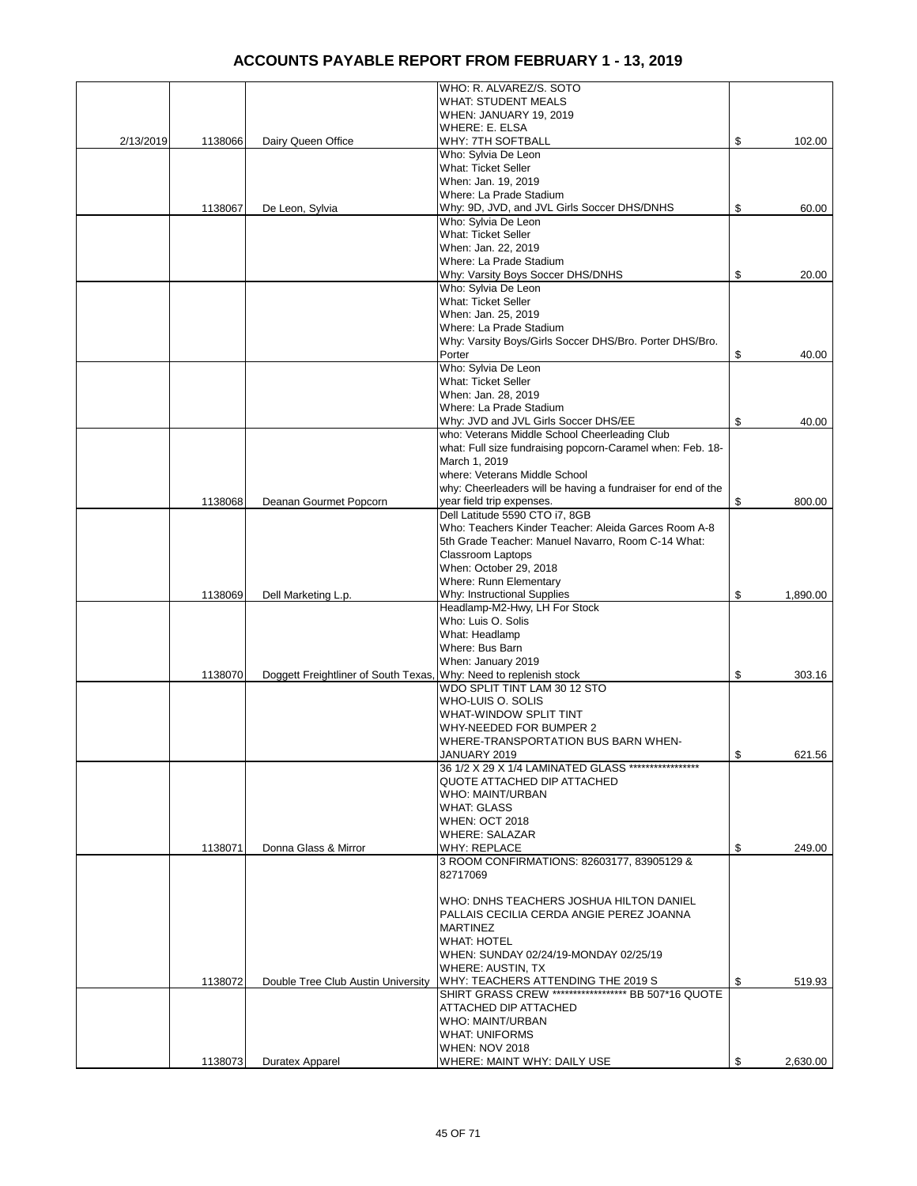# ACCOUNTS PAYABLE REPORT FROM FEBRUARY 1 - 13, 2019

| | | | | |
|---|---|---|---|---|
| 2/13/2019 | 1138066 | Dairy Queen Office | WHO: R. ALVAREZ/S. SOTO<br>WHAT: STUDENT MEALS<br>WHEN: JANUARY 19, 2019<br>WHERE: E. ELSA<br>WHY: 7TH SOFTBALL | $ 102.00 |
| | 1138067 | De Leon, Sylvia | Who: Sylvia De Leon<br>What: Ticket Seller<br>When: Jan. 19, 2019<br>Where: La Prade Stadium<br>Why: 9D, JVD, and JVL Girls Soccer DHS/DNHS | $ 60.00 |
| | | | Who: Sylvia De Leon<br>What: Ticket Seller<br>When: Jan. 22, 2019<br>Where: La Prade Stadium<br>Why: Varsity Boys Soccer DHS/DNHS | $ 20.00 |
| | | | Who: Sylvia De Leon<br>What: Ticket Seller<br>When: Jan. 25, 2019<br>Where: La Prade Stadium<br>Why: Varsity Boys/Girls Soccer DHS/Bro. Porter DHS/Bro. Porter | $ 40.00 |
| | | | Who: Sylvia De Leon<br>What: Ticket Seller<br>When: Jan. 28, 2019<br>Where: La Prade Stadium<br>Why: JVD and JVL Girls Soccer DHS/EE | $ 40.00 |
| | 1138068 | Deanan Gourmet Popcorn | who: Veterans Middle School Cheerleading Club<br>what: Full size fundraising popcorn-Caramel when: Feb. 18-March 1, 2019<br>where: Veterans Middle School<br>why: Cheerleaders will be having a fundraiser for end of the year field trip expenses. | $ 800.00 |
| | 1138069 | Dell Marketing L.p. | Dell Latitude 5590 CTO i7, 8GB<br>Who: Teachers Kinder Teacher: Aleida Garces Room A-8 5th Grade Teacher: Manuel Navarro, Room C-14 What: Classroom Laptops<br>When: October 29, 2018<br>Where: Runn Elementary<br>Why: Instructional Supplies | $ 1,890.00 |
| | 1138070 | Doggett Freightliner of South Texas, | Headlamp-M2-Hwy, LH For Stock<br>Who: Luis O. Solis<br>What: Headlamp<br>Where: Bus Barn<br>When: January 2019<br>Why: Need to replenish stock | $ 303.16 |
| | | | WDO SPLIT TINT LAM 30 12 STO<br>WHO-LUIS O. SOLIS<br>WHAT-WINDOW SPLIT TINT<br>WHY-NEEDED FOR BUMPER 2<br>WHERE-TRANSPORTATION BUS BARN WHEN-JANUARY 2019 | $ 621.56 |
| | 1138071 | Donna Glass & Mirror | 36 1/2 X 29 X 1/4 LAMINATED GLASS *****************<br>QUOTE ATTACHED DIP ATTACHED<br>WHO: MAINT/URBAN<br>WHAT: GLASS<br>WHEN: OCT 2018<br>WHERE: SALAZAR<br>WHY: REPLACE | $ 249.00 |
| | 1138072 | Double Tree Club Austin University | 3 ROOM CONFIRMATIONS: 82603177, 83905129 & 82717069<br><br>WHO: DNHS TEACHERS JOSHUA HILTON DANIEL PALLAIS CECILIA CERDA ANGIE PEREZ JOANNA MARTINEZ<br>WHAT: HOTEL<br>WHEN: SUNDAY 02/24/19-MONDAY 02/25/19<br>WHERE: AUSTIN, TX<br>WHY: TEACHERS ATTENDING THE 2019 S | $ 519.93 |
| | 1138073 | Duratex Apparel | SHIRT GRASS CREW ****************** BB 507*16 QUOTE ATTACHED DIP ATTACHED<br>WHO: MAINT/URBAN<br>WHAT: UNIFORMS<br>WHEN: NOV 2018<br>WHERE: MAINT WHY: DAILY USE | $ 2,630.00 |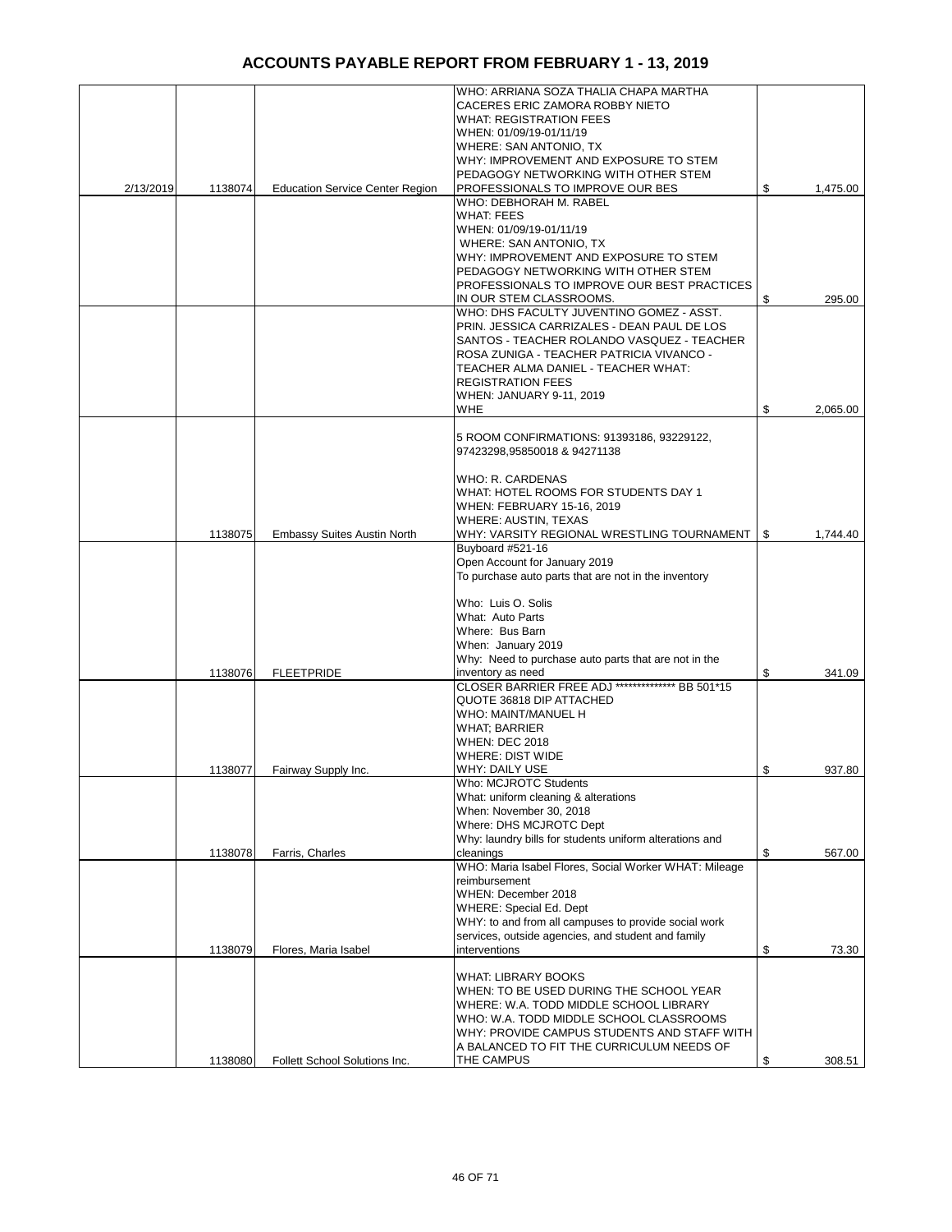# ACCOUNTS PAYABLE REPORT FROM FEBRUARY 1 - 13, 2019

| | | | | |
|---|---|---|---|---|
| 2/13/2019 | 1138074 | Education Service Center Region | WHO: ARRIANA SOZA THALIA CHAPA MARTHA CACERES ERIC ZAMORA ROBBY NIETO<br>WHAT: REGISTRATION FEES<br>WHEN: 01/09/19-01/11/19<br>WHERE: SAN ANTONIO, TX<br>WHY: IMPROVEMENT AND EXPOSURE TO STEM PEDAGOGY NETWORKING WITH OTHER STEM PROFESSIONALS TO IMPROVE OUR BES | $ 1,475.00 |
| | | | WHO: DEBHORAH M. RABEL<br>WHAT: FEES<br>WHEN: 01/09/19-01/11/19<br>WHERE: SAN ANTONIO, TX<br>WHY: IMPROVEMENT AND EXPOSURE TO STEM PEDAGOGY NETWORKING WITH OTHER STEM PROFESSIONALS TO IMPROVE OUR BEST PRACTICES IN OUR STEM CLASSROOMS. | $ 295.00 |
| | | | WHO: DHS FACULTY JUVENTINO GOMEZ - ASST. PRIN. JESSICA CARRIZALES - DEAN PAUL DE LOS SANTOS - TEACHER ROLANDO VASQUEZ - TEACHER ROSA ZUNIGA - TEACHER PATRICIA VIVANCO - TEACHER ALMA DANIEL - TEACHER WHAT: REGISTRATION FEES<br>WHEN: JANUARY 9-11, 2019<br>WHE | $ 2,065.00 |
| | 1138075 | Embassy Suites Austin North | 5 ROOM CONFIRMATIONS: 91393186, 93229122, 97423298,95850018 & 94271138<br><br>WHO: R. CARDENAS<br>WHAT: HOTEL ROOMS FOR STUDENTS DAY 1<br>WHEN: FEBRUARY 15-16, 2019<br>WHERE: AUSTIN, TEXAS<br>WHY: VARSITY REGIONAL WRESTLING TOURNAMENT | $ 1,744.40 |
| | 1138076 | FLEETPRIDE | Buyboard #521-16<br>Open Account for January 2019<br>To purchase auto parts that are not in the inventory<br><br>Who: Luis O. Solis<br>What: Auto Parts<br>Where: Bus Barn<br>When: January 2019<br>Why: Need to purchase auto parts that are not in the inventory as need | $ 341.09 |
| | 1138077 | Fairway Supply Inc. | CLOSER BARRIER FREE ADJ ************** BB 501*15 QUOTE 36818 DIP ATTACHED<br>WHO: MAINT/MANUEL H<br>WHAT; BARRIER<br>WHEN: DEC 2018<br>WHERE: DIST WIDE<br>WHY: DAILY USE | $ 937.80 |
| | 1138078 | Farris, Charles | Who: MCJROTC Students<br>What: uniform cleaning & alterations<br>When: November 30, 2018<br>Where: DHS MCJROTC Dept<br>Why: laundry bills for students uniform alterations and cleanings | $ 567.00 |
| | 1138079 | Flores, Maria Isabel | WHO: Maria Isabel Flores, Social Worker WHAT: Mileage reimbursement<br>WHEN: December 2018<br>WHERE: Special Ed. Dept<br>WHY: to and from all campuses to provide social work services, outside agencies, and student and family interventions | $ 73.30 |
| | 1138080 | Follett School Solutions Inc. | WHAT: LIBRARY BOOKS<br>WHEN: TO BE USED DURING THE SCHOOL YEAR<br>WHERE: W.A. TODD MIDDLE SCHOOL LIBRARY<br>WHO: W.A. TODD MIDDLE SCHOOL CLASSROOMS<br>WHY: PROVIDE CAMPUS STUDENTS AND STAFF WITH A BALANCED TO FIT THE CURRICULUM NEEDS OF THE CAMPUS | $ 308.51 |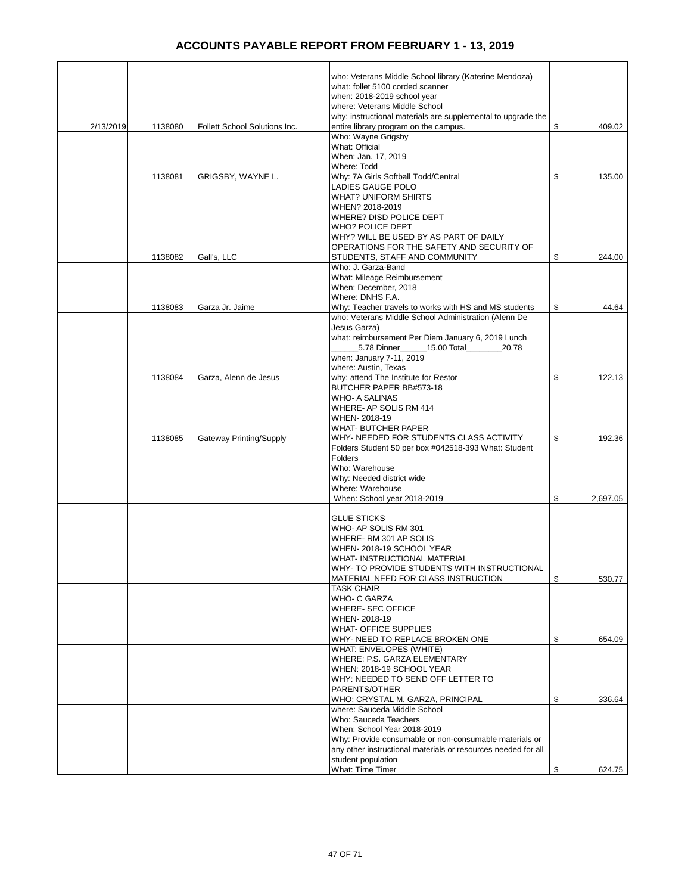# ACCOUNTS PAYABLE REPORT FROM FEBRUARY 1 - 13, 2019

| | | | | |
|---|---|---|---|---|
| 2/13/2019 | 1138080 | Follett School Solutions Inc. | who: Veterans Middle School library (Katerine Mendoza) what: follet 5100 corded scanner when: 2018-2019 school year where: Veterans Middle School why: instructional materials are supplemental to upgrade the entire library program on the campus. | $ 409.02 |
| | 1138081 | GRIGSBY, WAYNE L. | Who: Wayne Grigsby What: Official When: Jan. 17, 2019 Where: Todd Why: 7A Girls Softball Todd/Central | $ 135.00 |
| | 1138082 | Gall's, LLC | LADIES GAUGE POLO WHAT? UNIFORM SHIRTS WHEN? 2018-2019 WHERE? DISD POLICE DEPT WHO? POLICE DEPT WHY? WILL BE USED BY AS PART OF DAILY OPERATIONS FOR THE SAFETY AND SECURITY OF STUDENTS, STAFF AND COMMUNITY | $ 244.00 |
| | 1138083 | Garza Jr. Jaime | Who: J. Garza-Band What: Mileage Reimbursement When: December, 2018 Where: DNHS F.A. Why: Teacher travels to works with HS and MS students | $ 44.64 |
| | 1138084 | Garza, Alenn de Jesus | who: Veterans Middle School Administration (Alenn De Jesus Garza) what: reimbursement Per Diem January 6, 2019 Lunch ______5.78 Dinner______15.00 Total________20.78 when: January 7-11, 2019 where: Austin, Texas why: attend The Institute for Restor | $ 122.13 |
| | 1138085 | Gateway Printing/Supply | BUTCHER PAPER BB#573-18 WHO- A SALINAS WHERE- AP SOLIS RM 414 WHEN- 2018-19 WHAT- BUTCHER PAPER WHY- NEEDED FOR STUDENTS CLASS ACTIVITY | $ 192.36 |
| | | | Folders Student 50 per box #042518-393 What: Student Folders Who: Warehouse Why: Needed district wide Where: Warehouse When: School year 2018-2019 | $ 2,697.05 |
| | | | GLUE STICKS WHO- AP SOLIS RM 301 WHERE- RM 301 AP SOLIS WHEN- 2018-19 SCHOOL YEAR WHAT- INSTRUCTIONAL MATERIAL WHY- TO PROVIDE STUDENTS WITH INSTRUCTIONAL MATERIAL NEED FOR CLASS INSTRUCTION | $ 530.77 |
| | | | TASK CHAIR WHO- C GARZA WHERE- SEC OFFICE WHEN- 2018-19 WHAT- OFFICE SUPPLIES WHY- NEED TO REPLACE BROKEN ONE | $ 654.09 |
| | | | WHAT: ENVELOPES (WHITE) WHERE: P.S. GARZA ELEMENTARY WHEN: 2018-19 SCHOOL YEAR WHY: NEEDED TO SEND OFF LETTER TO PARENTS/OTHER WHO: CRYSTAL M. GARZA, PRINCIPAL | $ 336.64 |
| | | | where: Sauceda Middle School Who: Sauceda Teachers When: School Year 2018-2019 Why: Provide consumable or non-consumable materials or any other instructional materials or resources needed for all student population What: Time Timer | $ 624.75 |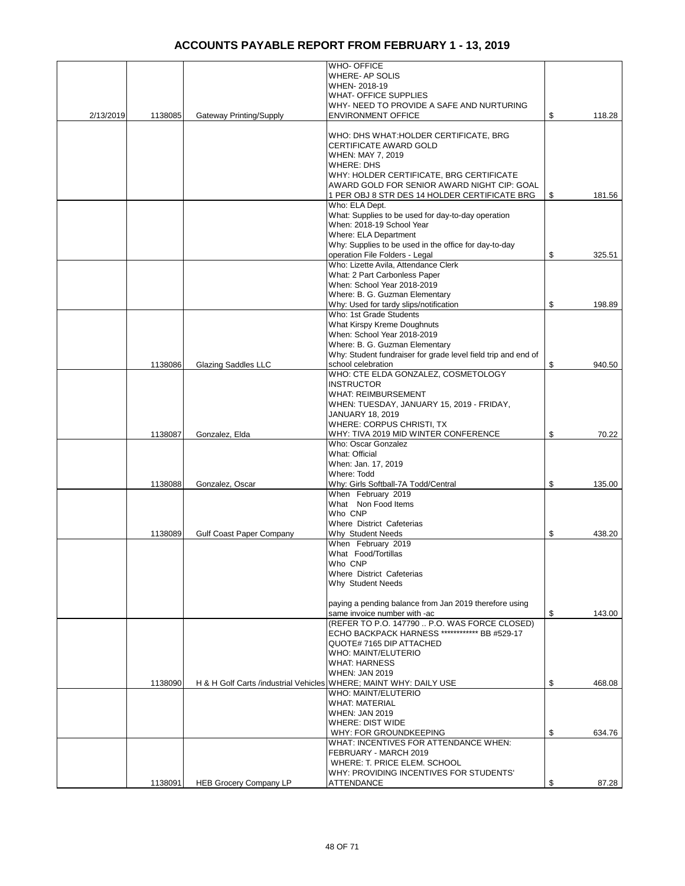# ACCOUNTS PAYABLE REPORT FROM FEBRUARY 1 - 13, 2019

| | | | | |
|---|---|---|---|---|
| 2/13/2019 | 1138085 | Gateway Printing/Supply | WHO- OFFICE<br>WHERE- AP SOLIS<br>WHEN- 2018-19<br>WHAT- OFFICE SUPPLIES<br>WHY- NEED TO PROVIDE A SAFE AND NURTURING ENVIRONMENT OFFICE | $ 118.28 |
| | | | WHO: DHS WHAT:HOLDER CERTIFICATE, BRG CERTIFICATE AWARD GOLD<br>WHEN: MAY 7, 2019<br>WHERE: DHS<br>WHY: HOLDER CERTIFICATE, BRG CERTIFICATE AWARD GOLD FOR SENIOR AWARD NIGHT CIP: GOAL 1 PER OBJ 8 STR DES 14 HOLDER CERTIFICATE BRG | $ 181.56 |
| | | | Who: ELA Dept.<br>What: Supplies to be used for day-to-day operation<br>When: 2018-19 School Year<br>Where: ELA Department<br>Why: Supplies to be used in the office for day-to-day operation File Folders - Legal | $ 325.51 |
| | | | Who: Lizette Avila, Attendance Clerk<br>What: 2 Part Carbonless Paper<br>When: School Year 2018-2019<br>Where: B. G. Guzman Elementary<br>Why: Used for tardy slips/notification | $ 198.89 |
| | 1138086 | Glazing Saddles LLC | Who: 1st Grade Students<br>What Kirspy Kreme Doughnuts<br>When: School Year 2018-2019<br>Where: B. G. Guzman Elementary<br>Why: Student fundraiser for grade level field trip and end of school celebration | $ 940.50 |
| | 1138087 | Gonzalez, Elda | WHO: CTE ELDA GONZALEZ, COSMETOLOGY INSTRUCTOR<br>WHAT: REIMBURSEMENT<br>WHEN: TUESDAY, JANUARY 15, 2019 - FRIDAY, JANUARY 18, 2019<br>WHERE: CORPUS CHRISTI, TX<br>WHY: TIVA 2019 MID WINTER CONFERENCE | $ 70.22 |
| | 1138088 | Gonzalez, Oscar | Who: Oscar Gonzalez<br>What: Official<br>When: Jan. 17, 2019<br>Where: Todd<br>Why: Girls Softball-7A Todd/Central | $ 135.00 |
| | 1138089 | Gulf Coast Paper Company | When February 2019<br>What Non Food Items<br>Who CNP<br>Where District Cafeterias<br>Why Student Needs | $ 438.20 |
| | | | When February 2019<br>What Food/Tortillas<br>Who CNP<br>Where District Cafeterias<br>Why Student Needs<br><br>paying a pending balance from Jan 2019 therefore using same invoice number with -ac | $ 143.00 |
| | 1138090 | H & H Golf Carts /industrial Vehicles | (REFER TO P.O. 147790 .. P.O. WAS FORCE CLOSED) ECHO BACKPACK HARNESS ************ BB #529-17 QUOTE# 7165 DIP ATTACHED<br>WHO: MAINT/ELUTERIO<br>WHAT: HARNESS<br>WHEN: JAN 2019<br>WHERE; MAINT WHY: DAILY USE | $ 468.08 |
| | | | WHO: MAINT/ELUTERIO<br>WHAT: MATERIAL<br>WHEN: JAN 2019<br>WHERE: DIST WIDE<br>WHY: FOR GROUNDKEEPING | $ 634.76 |
| | 1138091 | HEB Grocery Company LP | WHAT: INCENTIVES FOR ATTENDANCE WHEN: FEBRUARY - MARCH 2019<br>WHERE: T. PRICE ELEM. SCHOOL<br>WHY: PROVIDING INCENTIVES FOR STUDENTS' ATTENDANCE | $ 87.28 |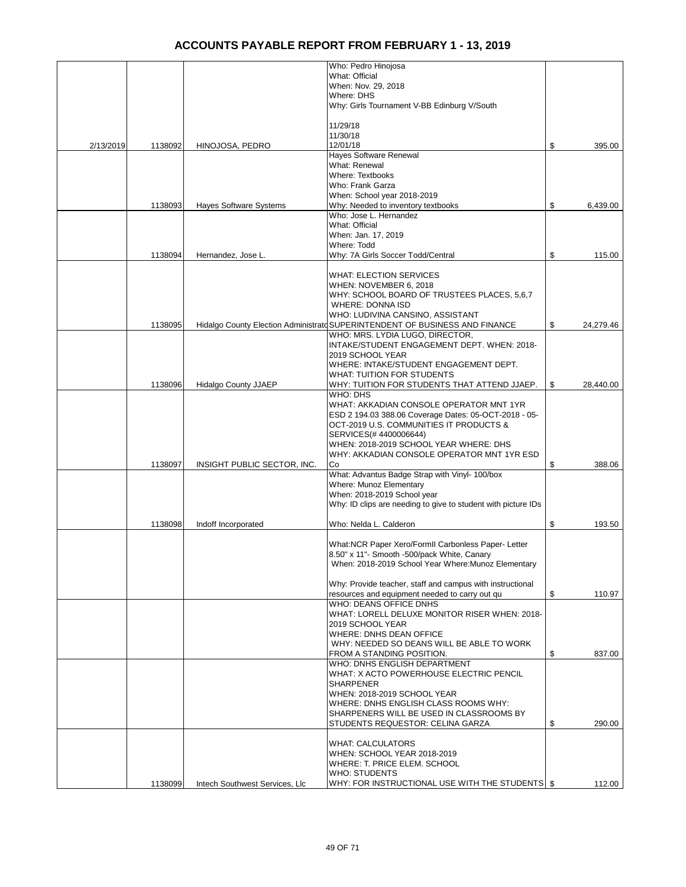# ACCOUNTS PAYABLE REPORT FROM FEBRUARY 1 - 13, 2019

| | | | | |
|---|---|---|---|---|
| 2/13/2019 | 1138092 | HINOJOSA, PEDRO | Who: Pedro Hinojosa<br>What: Official<br>When: Nov. 29, 2018<br>Where: DHS<br>Why: Girls Tournament V-BB Edinburg V/South<br><br>11/29/18<br>11/30/18<br>12/01/18 | $ 395.00 |
| | 1138093 | Hayes Software Systems | Hayes Software Renewal<br>What: Renewal<br>Where: Textbooks<br>Who: Frank Garza<br>When: School year 2018-2019<br>Why: Needed to inventory textbooks | $ 6,439.00 |
| | 1138094 | Hernandez, Jose L. | Who: Jose L. Hernandez<br>What: Official<br>When: Jan. 17, 2019<br>Where: Todd<br>Why: 7A Girls Soccer Todd/Central | $ 115.00 |
| | 1138095 | Hidalgo County Election Administrato | WHAT: ELECTION SERVICES<br>WHEN: NOVEMBER 6, 2018<br>WHY: SCHOOL BOARD OF TRUSTEES PLACES, 5,6,7<br>WHERE: DONNA ISD<br>WHO: LUDIVINA CANSINO, ASSISTANT SUPERINTENDENT OF BUSINESS AND FINANCE | $ 24,279.46 |
| | 1138096 | Hidalgo County JJAEP | WHO: MRS. LYDIA LUGO, DIRECTOR, INTAKE/STUDENT ENGAGEMENT DEPT. WHEN: 2018-2019 SCHOOL YEAR<br>WHERE: INTAKE/STUDENT ENGAGEMENT DEPT.<br>WHAT: TUITION FOR STUDENTS<br>WHY: TUITION FOR STUDENTS THAT ATTEND JJAEP. | $ 28,440.00 |
| | 1138097 | INSIGHT PUBLIC SECTOR, INC. | WHO: DHS<br>WHAT: AKKADIAN CONSOLE OPERATOR MNT 1YR ESD 2 194.03 388.06 Coverage Dates: 05-OCT-2018 - 05-OCT-2019 U.S. COMMUNITIES IT PRODUCTS & SERVICES(# 4400006644)<br>WHEN: 2018-2019 SCHOOL YEAR WHERE: DHS<br>WHY: AKKADIAN CONSOLE OPERATOR MNT 1YR ESD Co | $ 388.06 |
| | 1138098 | Indoff Incorporated | What: Advantus Badge Strap with Vinyl- 100/box<br>Where: Munoz Elementary<br>When: 2018-2019 School year<br>Why: ID clips are needing to give to student with picture IDs<br><br>Who: Nelda L. Calderon | $ 193.50 |
| | | | What:NCR Paper Xero/FormII Carbonless Paper- Letter 8.50" x 11"- Smooth -500/pack White, Canary<br>When: 2018-2019 School Year Where:Munoz Elementary<br><br>Why: Provide teacher, staff and campus with instructional resources and equipment needed to carry out qu | $ 110.97 |
| | | | WHO: DEANS OFFICE DNHS<br>WHAT: LORELL DELUXE MONITOR RISER WHEN: 2018-2019 SCHOOL YEAR<br>WHERE: DNHS DEAN OFFICE<br>WHY: NEEDED SO DEANS WILL BE ABLE TO WORK FROM A STANDING POSITION. | $ 837.00 |
| | | | WHO: DNHS ENGLISH DEPARTMENT<br>WHAT: X ACTO POWERHOUSE ELECTRIC PENCIL SHARPENER<br>WHEN: 2018-2019 SCHOOL YEAR<br>WHERE: DNHS ENGLISH CLASS ROOMS WHY: SHARPENERS WILL BE USED IN CLASSROOMS BY STUDENTS REQUESTOR: CELINA GARZA | $ 290.00 |
| | 1138099 | Intech Southwest Services, Llc | WHAT: CALCULATORS<br>WHEN: SCHOOL YEAR 2018-2019<br>WHERE: T. PRICE ELEM. SCHOOL<br>WHO: STUDENTS<br>WHY: FOR INSTRUCTIONAL USE WITH THE STUDENTS | $ 112.00 |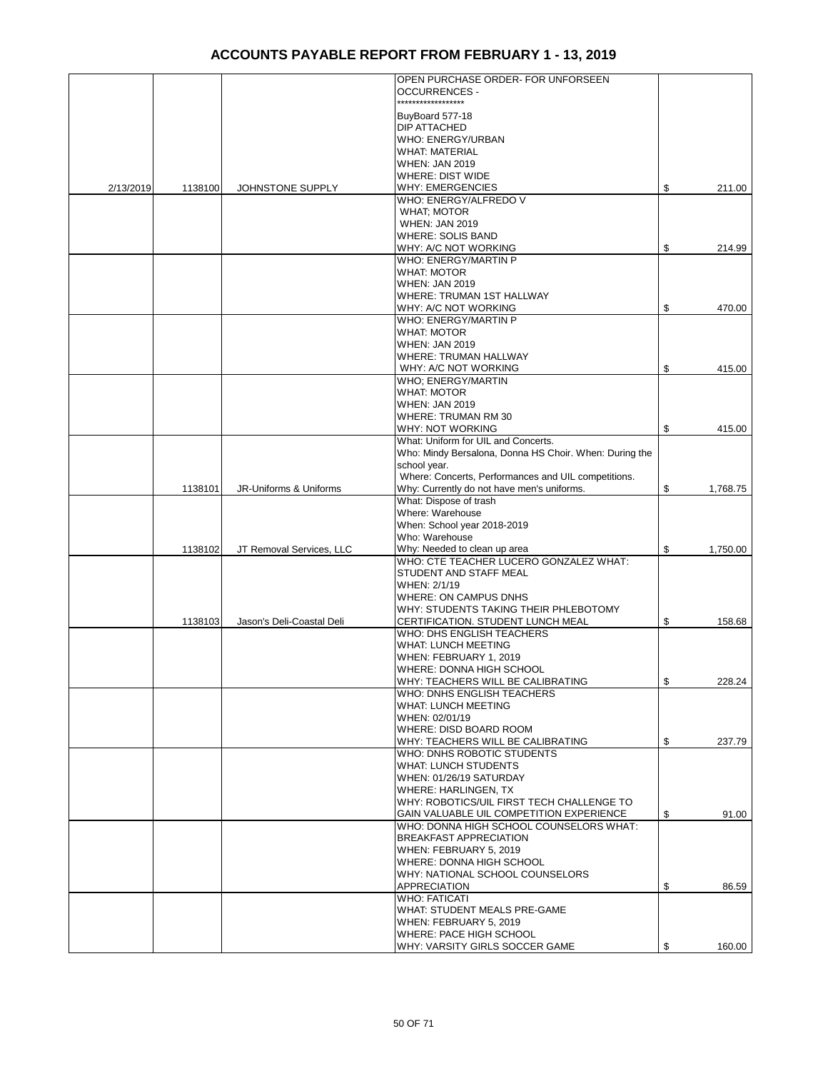# ACCOUNTS PAYABLE REPORT FROM FEBRUARY 1 - 13, 2019

| | | | | |
|---|---|---|---|---|
| 2/13/2019 | 1138100 | JOHNSTONE SUPPLY | OPEN PURCHASE ORDER- FOR UNFORSEEN OCCURRENCES - ****************** BuyBoard 577-18 DIP ATTACHED WHO: ENERGY/URBAN WHAT: MATERIAL WHEN: JAN 2019 WHERE: DIST WIDE WHY: EMERGENCIES | $ 211.00 |
| | | | WHO: ENERGY/ALFREDO V WHAT; MOTOR WHEN: JAN 2019 WHERE: SOLIS BAND WHY: A/C NOT WORKING | $ 214.99 |
| | | | WHO: ENERGY/MARTIN P WHAT: MOTOR WHEN: JAN 2019 WHERE: TRUMAN 1ST HALLWAY WHY: A/C NOT WORKING | $ 470.00 |
| | | | WHO: ENERGY/MARTIN P WHAT: MOTOR WHEN: JAN 2019 WHERE: TRUMAN HALLWAY WHY: A/C NOT WORKING | $ 415.00 |
| | | | WHO; ENERGY/MARTIN WHAT: MOTOR WHEN: JAN 2019 WHERE: TRUMAN RM 30 WHY: NOT WORKING | $ 415.00 |
| | 1138101 | JR-Uniforms & Uniforms | What: Uniform for UIL and Concerts. Who: Mindy Bersalona, Donna HS Choir. When: During the school year. Where: Concerts, Performances and UIL competitions. Why: Currently do not have men's uniforms. | $ 1,768.75 |
| | 1138102 | JT Removal Services, LLC | What: Dispose of trash Where: Warehouse When: School year 2018-2019 Who: Warehouse Why: Needed to clean up area | $ 1,750.00 |
| | 1138103 | Jason's Deli-Coastal Deli | WHO: CTE TEACHER LUCERO GONZALEZ WHAT: STUDENT AND STAFF MEAL WHEN: 2/1/19 WHERE: ON CAMPUS DNHS WHY: STUDENTS TAKING THEIR PHLEBOTOMY CERTIFICATION. STUDENT LUNCH MEAL | $ 158.68 |
| | | | WHO: DHS ENGLISH TEACHERS WHAT: LUNCH MEETING WHEN: FEBRUARY 1, 2019 WHERE: DONNA HIGH SCHOOL WHY: TEACHERS WILL BE CALIBRATING | $ 228.24 |
| | | | WHO: DNHS ENGLISH TEACHERS WHAT: LUNCH MEETING WHEN: 02/01/19 WHERE: DISD BOARD ROOM WHY: TEACHERS WILL BE CALIBRATING | $ 237.79 |
| | | | WHO: DNHS ROBOTIC STUDENTS WHAT: LUNCH STUDENTS WHEN: 01/26/19 SATURDAY WHERE: HARLINGEN, TX WHY: ROBOTICS/UIL FIRST TECH CHALLENGE TO GAIN VALUABLE UIL COMPETITION EXPERIENCE | $ 91.00 |
| | | | WHO: DONNA HIGH SCHOOL COUNSELORS WHAT: BREAKFAST APPRECIATION WHEN: FEBRUARY 5, 2019 WHERE: DONNA HIGH SCHOOL WHY: NATIONAL SCHOOL COUNSELORS APPRECIATION | $ 86.59 |
| | | | WHO: FATICATI WHAT: STUDENT MEALS PRE-GAME WHEN: FEBRUARY 5, 2019 WHERE: PACE HIGH SCHOOL WHY: VARSITY GIRLS SOCCER GAME | $ 160.00 |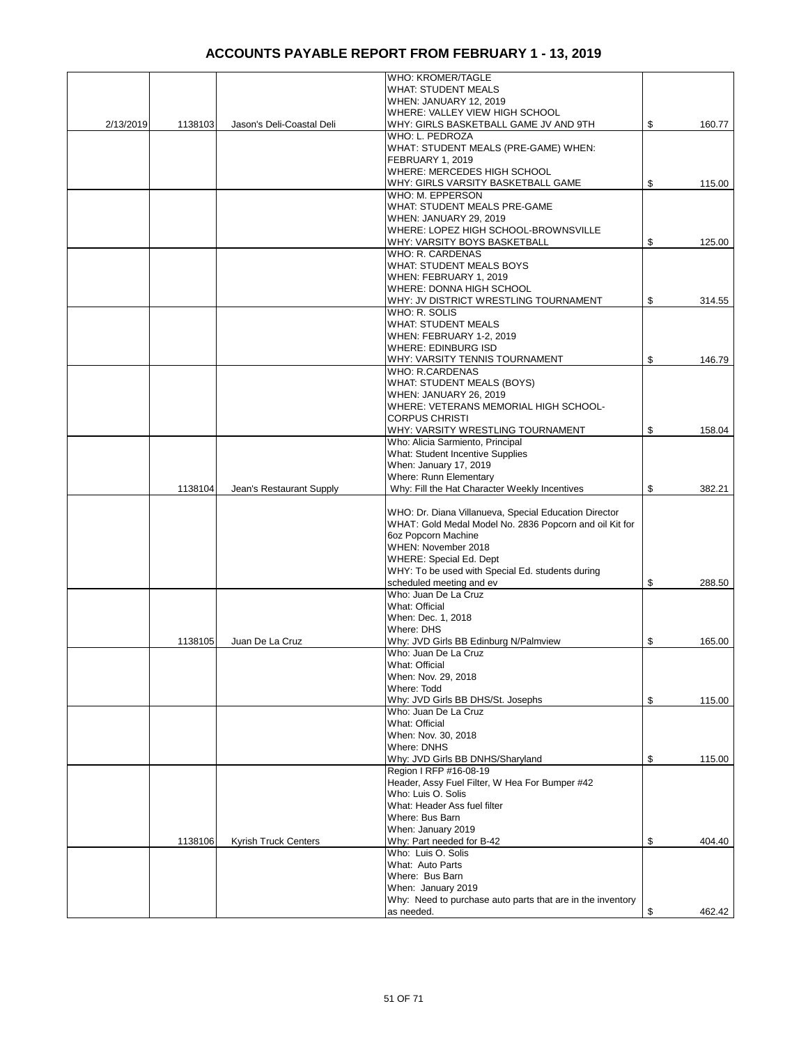# ACCOUNTS PAYABLE REPORT FROM FEBRUARY 1 - 13, 2019

| | | | | |
|---|---|---|---|---|
| 2/13/2019 | 1138103 | Jason's Deli-Coastal Deli | WHO: KROMER/TAGLE<br>WHAT: STUDENT MEALS<br>WHEN: JANUARY 12, 2019<br>WHERE: VALLEY VIEW HIGH SCHOOL<br>WHY: GIRLS BASKETBALL GAME JV AND 9TH | $ 160.77 |
| | | | WHO: L. PEDROZA<br>WHAT: STUDENT MEALS (PRE-GAME) WHEN: FEBRUARY 1, 2019<br>WHERE: MERCEDES HIGH SCHOOL<br>WHY: GIRLS VARSITY BASKETBALL GAME | $ 115.00 |
| | | | WHO: M. EPPERSON<br>WHAT: STUDENT MEALS PRE-GAME<br>WHEN: JANUARY 29, 2019<br>WHERE: LOPEZ HIGH SCHOOL-BROWNSVILLE<br>WHY: VARSITY BOYS BASKETBALL | $ 125.00 |
| | | | WHO: R. CARDENAS<br>WHAT: STUDENT MEALS BOYS<br>WHEN: FEBRUARY 1, 2019<br>WHERE: DONNA HIGH SCHOOL<br>WHY: JV DISTRICT WRESTLING TOURNAMENT | $ 314.55 |
| | | | WHO: R. SOLIS<br>WHAT: STUDENT MEALS<br>WHEN: FEBRUARY 1-2, 2019<br>WHERE: EDINBURG ISD<br>WHY: VARSITY TENNIS TOURNAMENT | $ 146.79 |
| | | | WHO: R.CARDENAS<br>WHAT: STUDENT MEALS (BOYS)<br>WHEN: JANUARY 26, 2019<br>WHERE: VETERANS MEMORIAL HIGH SCHOOL-CORPUS CHRISTI<br>WHY: VARSITY WRESTLING TOURNAMENT | $ 158.04 |
| | 1138104 | Jean's Restaurant Supply | Who: Alicia Sarmiento, Principal<br>What: Student Incentive Supplies<br>When: January 17, 2019<br>Where: Runn Elementary<br>Why: Fill the Hat Character Weekly Incentives | $ 382.21 |
| | | | WHO: Dr. Diana Villanueva, Special Education Director<br>WHAT: Gold Medal Model No. 2836 Popcorn and oil Kit for 6oz Popcorn Machine<br>WHEN: November 2018<br>WHERE: Special Ed. Dept<br>WHY: To be used with Special Ed. students during scheduled meeting and ev | $ 288.50 |
| | 1138105 | Juan De La Cruz | Who: Juan De La Cruz<br>What: Official<br>When: Dec. 1, 2018<br>Where: DHS<br>Why: JVD Girls BB Edinburg N/Palmview | $ 165.00 |
| | | | Who: Juan De La Cruz<br>What: Official<br>When: Nov. 29, 2018<br>Where: Todd<br>Why: JVD Girls BB DHS/St. Josephs | $ 115.00 |
| | | | Who: Juan De La Cruz<br>What: Official<br>When: Nov. 30, 2018<br>Where: DNHS<br>Why: JVD Girls BB DNHS/Sharyland | $ 115.00 |
| | 1138106 | Kyrish Truck Centers | Region I RFP #16-08-19<br>Header, Assy Fuel Filter, W Hea For Bumper #42<br>Who: Luis O. Solis<br>What: Header Ass fuel filter<br>Where: Bus Barn<br>When: January 2019<br>Why: Part needed for B-42 | $ 404.40 |
| | | | Who: Luis O. Solis<br>What: Auto Parts<br>Where: Bus Barn<br>When: January 2019<br>Why: Need to purchase auto parts that are in the inventory as needed. | $ 462.42 |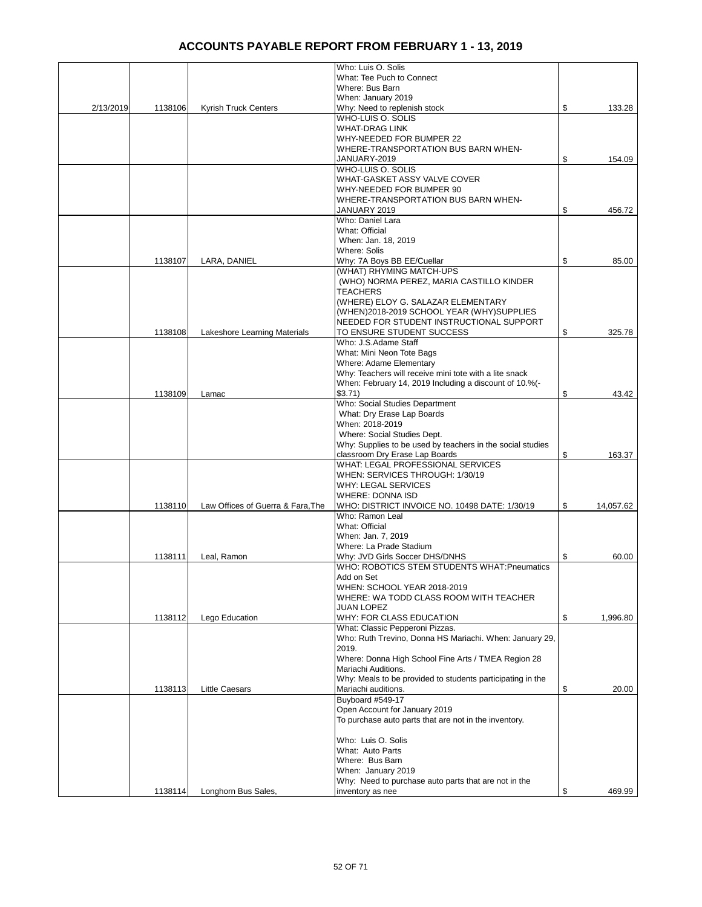# ACCOUNTS PAYABLE REPORT FROM FEBRUARY 1 - 13, 2019

| | | | | |
|---|---|---|---|---|
| 2/13/2019 | 1138106 | Kyrish Truck Centers | Who: Luis O. Solis<br>What: Tee Puch to Connect<br>Where: Bus Barn<br>When: January 2019<br>Why: Need to replenish stock | $ 133.28 |
| | | | WHO-LUIS O. SOLIS<br>WHAT-DRAG LINK<br>WHY-NEEDED FOR BUMPER 22<br>WHERE-TRANSPORTATION BUS BARN WHEN-JANUARY-2019 | $ 154.09 |
| | | | WHO-LUIS O. SOLIS<br>WHAT-GASKET ASSY VALVE COVER<br>WHY-NEEDED FOR BUMPER 90<br>WHERE-TRANSPORTATION BUS BARN WHEN-JANUARY 2019 | $ 456.72 |
| | 1138107 | LARA, DANIEL | Who: Daniel Lara<br>What: Official<br>When: Jan. 18, 2019<br>Where: Solis<br>Why: 7A Boys BB EE/Cuellar | $ 85.00 |
| | 1138108 | Lakeshore Learning Materials | (WHAT) RHYMING MATCH-UPS<br>(WHO) NORMA PEREZ, MARIA CASTILLO KINDER TEACHERS<br>(WHERE) ELOY G. SALAZAR ELEMENTARY<br>(WHEN)2018-2019 SCHOOL YEAR (WHY)SUPPLIES NEEDED FOR STUDENT INSTRUCTIONAL SUPPORT TO ENSURE STUDENT SUCCESS | $ 325.78 |
| | 1138109 | Lamac | Who: J.S.Adame Staff<br>What: Mini Neon Tote Bags<br>Where: Adame Elementary<br>Why: Teachers will receive mini tote with a lite snack<br>When: February 14, 2019 Including a discount of 10.%(-$3.71) | $ 43.42 |
| | | | Who: Social Studies Department<br>What: Dry Erase Lap Boards<br>When: 2018-2019<br>Where: Social Studies Dept.<br>Why: Supplies to be used by teachers in the social studies classroom Dry Erase Lap Boards | $ 163.37 |
| | 1138110 | Law Offices of Guerra & Fara,The | WHAT: LEGAL PROFESSIONAL SERVICES<br>WHEN: SERVICES THROUGH: 1/30/19<br>WHY: LEGAL SERVICES<br>WHERE: DONNA ISD<br>WHO: DISTRICT INVOICE NO. 10498 DATE: 1/30/19 | $ 14,057.62 |
| | 1138111 | Leal, Ramon | Who: Ramon Leal<br>What: Official<br>When: Jan. 7, 2019<br>Where: La Prade Stadium<br>Why: JVD Girls Soccer DHS/DNHS | $ 60.00 |
| | 1138112 | Lego Education | WHO: ROBOTICS STEM STUDENTS WHAT:Pneumatics Add on Set<br>WHEN: SCHOOL YEAR 2018-2019<br>WHERE: WA TODD CLASS ROOM WITH TEACHER JUAN LOPEZ<br>WHY: FOR CLASS EDUCATION | $ 1,996.80 |
| | 1138113 | Little Caesars | What: Classic Pepperoni Pizzas.<br>Who: Ruth Trevino, Donna HS Mariachi. When: January 29, 2019.<br>Where: Donna High School Fine Arts / TMEA Region 28 Mariachi Auditions.<br>Why: Meals to be provided to students participating in the Mariachi auditions. | $ 20.00 |
| | 1138114 | Longhorn Bus Sales, | Buyboard #549-17<br>Open Account for January 2019<br>To purchase auto parts that are not in the inventory.<br><br>Who: Luis O. Solis<br>What: Auto Parts<br>Where: Bus Barn<br>When: January 2019<br>Why: Need to purchase auto parts that are not in the inventory as nee | $ 469.99 |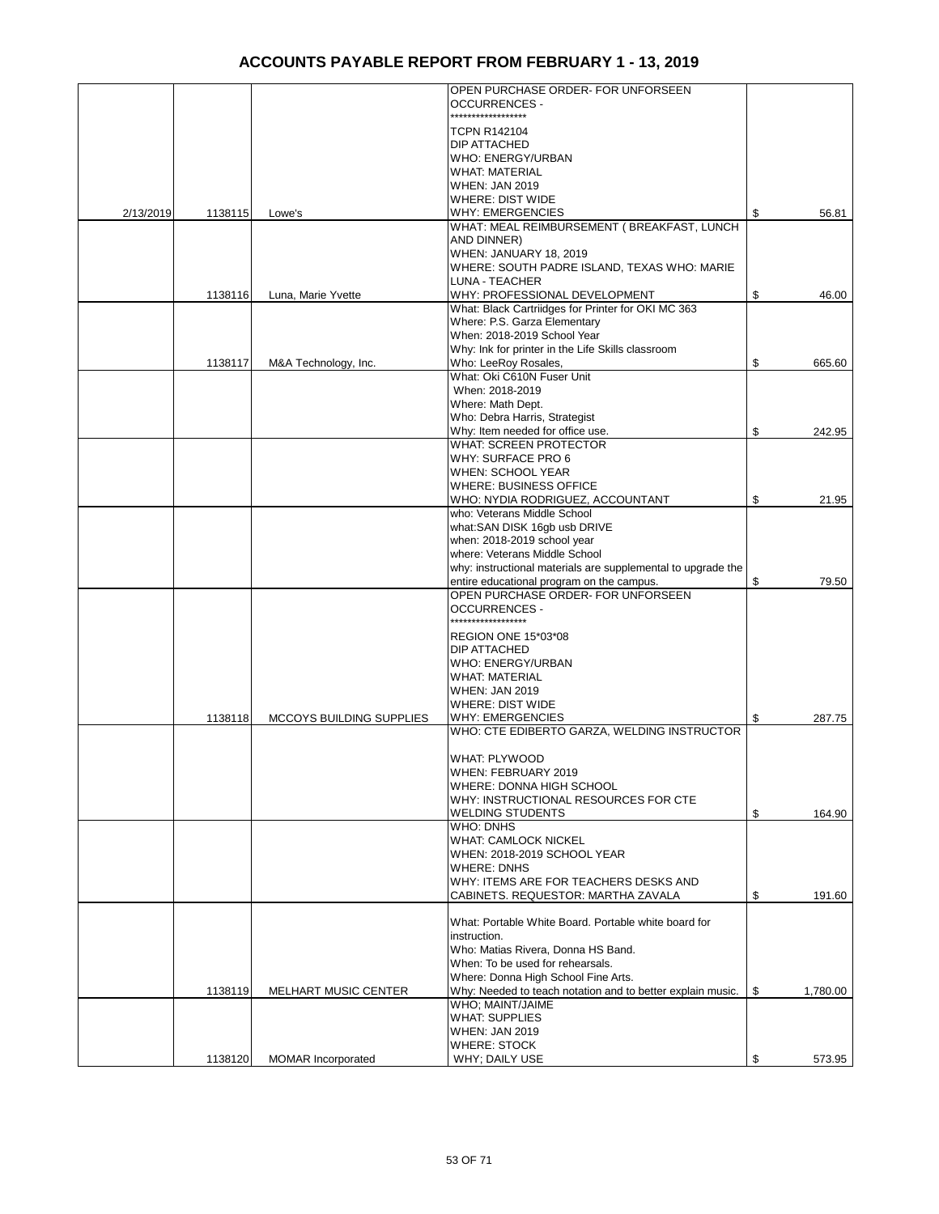# ACCOUNTS PAYABLE REPORT FROM FEBRUARY 1 - 13, 2019

| | | | | |
|---|---|---|---|---|
| 2/13/2019 | 1138115 | Lowe's | OPEN PURCHASE ORDER- FOR UNFORSEEN OCCURRENCES - ****************** TCPN R142104 DIP ATTACHED WHO: ENERGY/URBAN WHAT: MATERIAL WHEN: JAN 2019 WHERE: DIST WIDE WHY: EMERGENCIES | $ 56.81 |
| | 1138116 | Luna, Marie Yvette | WHAT: MEAL REIMBURSEMENT ( BREAKFAST, LUNCH AND DINNER) WHEN: JANUARY 18, 2019 WHERE: SOUTH PADRE ISLAND, TEXAS WHO: MARIE LUNA - TEACHER WHY: PROFESSIONAL DEVELOPMENT | $ 46.00 |
| | 1138117 | M&A Technology, Inc. | What: Black Cartriidges for Printer for OKI MC 363 Where: P.S. Garza Elementary When: 2018-2019 School Year Why: Ink for printer in the Life Skills classroom Who: LeeRoy Rosales, | $ 665.60 |
| | | | What: Oki C610N Fuser Unit When: 2018-2019 Where: Math Dept. Who: Debra Harris, Strategist Why: Item needed for office use. | $ 242.95 |
| | | | WHAT: SCREEN PROTECTOR WHY: SURFACE PRO 6 WHEN: SCHOOL YEAR WHERE: BUSINESS OFFICE WHO: NYDIA RODRIGUEZ, ACCOUNTANT | $ 21.95 |
| | | | who: Veterans Middle School what:SAN DISK 16gb usb DRIVE when: 2018-2019 school year where: Veterans Middle School why: instructional materials are supplemental to upgrade the entire educational program on the campus. | $ 79.50 |
| | 1138118 | MCCOYS BUILDING SUPPLIES | OPEN PURCHASE ORDER- FOR UNFORSEEN OCCURRENCES - ****************** REGION ONE 15*03*08 DIP ATTACHED WHO: ENERGY/URBAN WHAT: MATERIAL WHEN: JAN 2019 WHERE: DIST WIDE WHY: EMERGENCIES | $ 287.75 |
| | | | WHO: CTE EDIBERTO GARZA, WELDING INSTRUCTOR WHAT: PLYWOOD WHEN: FEBRUARY 2019 WHERE: DONNA HIGH SCHOOL WHY: INSTRUCTIONAL RESOURCES FOR CTE WELDING STUDENTS | $ 164.90 |
| | | | WHO: DNHS WHAT: CAMLOCK NICKEL WHEN: 2018-2019 SCHOOL YEAR WHERE: DNHS WHY: ITEMS ARE FOR TEACHERS DESKS AND CABINETS. REQUESTOR: MARTHA ZAVALA | $ 191.60 |
| | 1138119 | MELHART MUSIC CENTER | What: Portable White Board. Portable white board for instruction. Who: Matias Rivera, Donna HS Band. When: To be used for rehearsals. Where: Donna High School Fine Arts. Why: Needed to teach notation and to better explain music. | $ 1,780.00 |
| | 1138120 | MOMAR Incorporated | WHO; MAINT/JAIME WHAT: SUPPLIES WHEN: JAN 2019 WHERE: STOCK WHY; DAILY USE | $ 573.95 |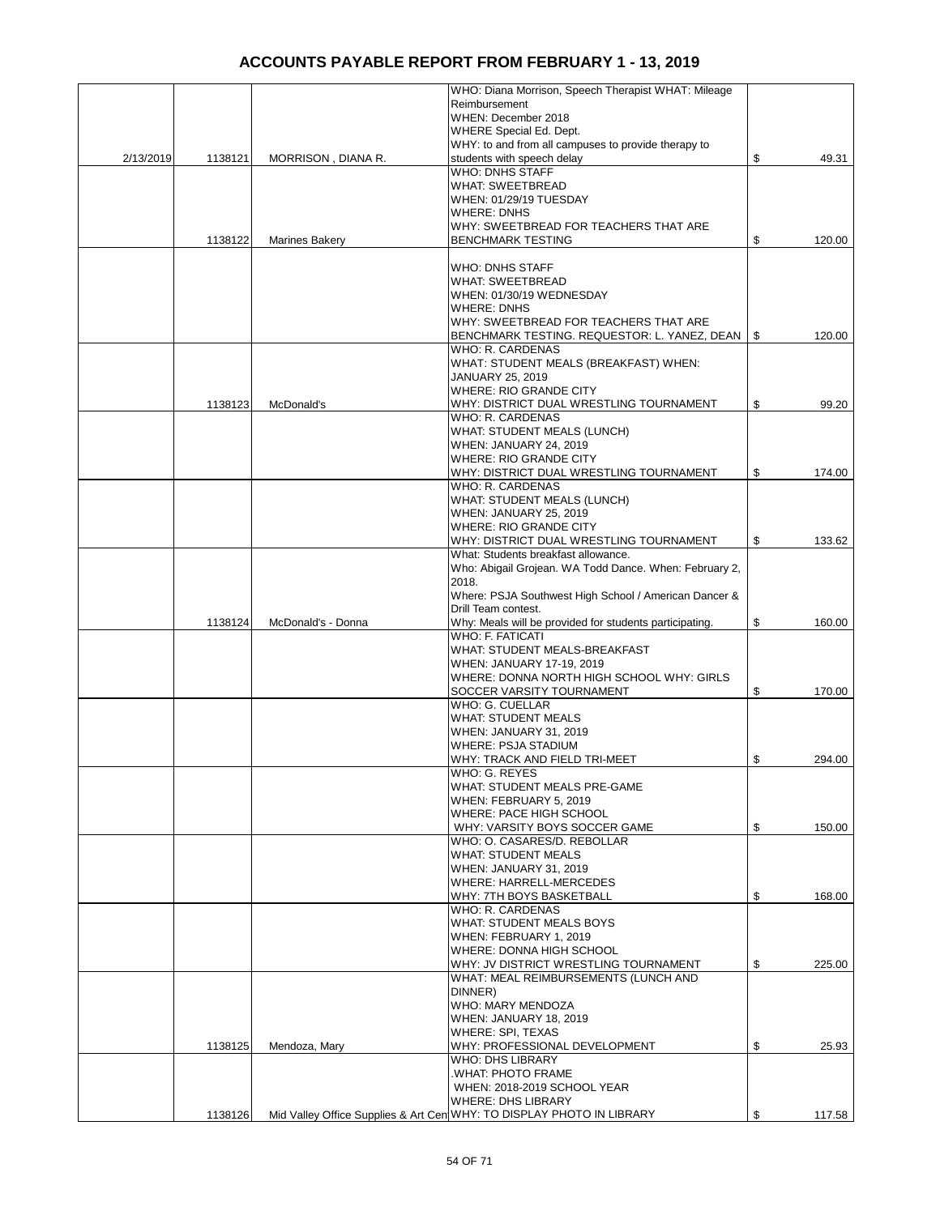# ACCOUNTS PAYABLE REPORT FROM FEBRUARY 1 - 13, 2019

| | | | | |
|---|---|---|---|---|
| 2/13/2019 | 1138121 | MORRISON , DIANA R. | WHO: Diana Morrison, Speech Therapist WHAT: Mileage Reimbursement WHEN: December 2018 WHERE Special Ed. Dept. WHY: to and from all campuses to provide therapy to students with speech delay | $ 49.31 |
| | 1138122 | Marines Bakery | WHO: DNHS STAFF WHAT: SWEETBREAD WHEN: 01/29/19 TUESDAY WHERE: DNHS WHY: SWEETBREAD FOR TEACHERS THAT ARE BENCHMARK TESTING | $ 120.00 |
| | | | WHO: DNHS STAFF WHAT: SWEETBREAD WHEN: 01/30/19 WEDNESDAY WHERE: DNHS WHY: SWEETBREAD FOR TEACHERS THAT ARE BENCHMARK TESTING. REQUESTOR: L. YANEZ, DEAN | $ 120.00 |
| | 1138123 | McDonald's | WHO: R. CARDENAS WHAT: STUDENT MEALS (BREAKFAST) WHEN: JANUARY 25, 2019 WHERE: RIO GRANDE CITY WHY: DISTRICT DUAL WRESTLING TOURNAMENT | $ 99.20 |
| | | | WHO: R. CARDENAS WHAT: STUDENT MEALS (LUNCH) WHEN: JANUARY 24, 2019 WHERE: RIO GRANDE CITY WHY: DISTRICT DUAL WRESTLING TOURNAMENT | $ 174.00 |
| | | | WHO: R. CARDENAS WHAT: STUDENT MEALS (LUNCH) WHEN: JANUARY 25, 2019 WHERE: RIO GRANDE CITY WHY: DISTRICT DUAL WRESTLING TOURNAMENT | $ 133.62 |
| | 1138124 | McDonald's - Donna | What: Students breakfast allowance. Who: Abigail Grojean. WA Todd Dance. When: February 2, 2018. Where: PSJA Southwest High School / American Dancer & Drill Team contest. Why: Meals will be provided for students participating. | $ 160.00 |
| | | | WHO: F. FATICATI WHAT: STUDENT MEALS-BREAKFAST WHEN: JANUARY 17-19, 2019 WHERE: DONNA NORTH HIGH SCHOOL WHY: GIRLS SOCCER VARSITY TOURNAMENT | $ 170.00 |
| | | | WHO: G. CUELLAR WHAT: STUDENT MEALS WHEN: JANUARY 31, 2019 WHERE: PSJA STADIUM WHY: TRACK AND FIELD TRI-MEET | $ 294.00 |
| | | | WHO: G. REYES WHAT: STUDENT MEALS PRE-GAME WHEN: FEBRUARY 5, 2019 WHERE: PACE HIGH SCHOOL WHY: VARSITY BOYS SOCCER GAME | $ 150.00 |
| | | | WHO: O. CASARES/D. REBOLLAR WHAT: STUDENT MEALS WHEN: JANUARY 31, 2019 WHERE: HARRELL-MERCEDES WHY: 7TH BOYS BASKETBALL | $ 168.00 |
| | | | WHO: R. CARDENAS WHAT: STUDENT MEALS BOYS WHEN: FEBRUARY 1, 2019 WHERE: DONNA HIGH SCHOOL WHY: JV DISTRICT WRESTLING TOURNAMENT | $ 225.00 |
| | 1138125 | Mendoza, Mary | WHAT: MEAL REIMBURSEMENTS (LUNCH AND DINNER) WHO: MARY MENDOZA WHEN: JANUARY 18, 2019 WHERE: SPI, TEXAS WHY: PROFESSIONAL DEVELOPMENT | $ 25.93 |
| | 1138126 | Mid Valley Office Supplies & Art Cen | WHO: DHS LIBRARY .WHAT: PHOTO FRAME WHEN: 2018-2019 SCHOOL YEAR WHERE: DHS LIBRARY WHY: TO DISPLAY PHOTO IN LIBRARY | $ 117.58 |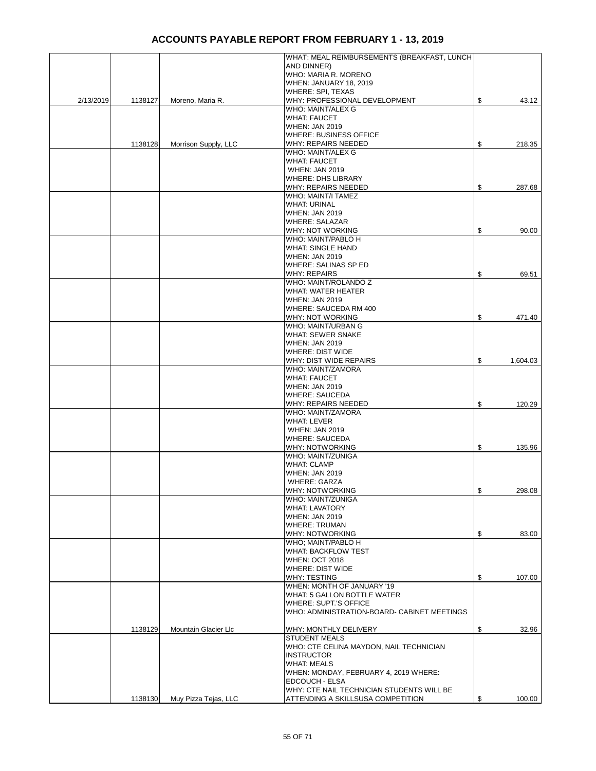# ACCOUNTS PAYABLE REPORT FROM FEBRUARY 1 - 13, 2019

| | | | | |
|---|---|---|---|---|
| 2/13/2019 | 1138127 | Moreno, Maria R. | WHAT: MEAL REIMBURSEMENTS (BREAKFAST, LUNCH AND DINNER)<br>WHO: MARIA R. MORENO<br>WHEN: JANUARY 18, 2019<br>WHERE: SPI, TEXAS<br>WHY: PROFESSIONAL DEVELOPMENT | $ 43.12 |
| | 1138128 | Morrison Supply, LLC | WHO: MAINT/ALEX G<br>WHAT: FAUCET<br>WHEN: JAN 2019<br>WHERE: BUSINESS OFFICE<br>WHY: REPAIRS NEEDED | $ 218.35 |
| | | | WHO: MAINT/ALEX G<br>WHAT: FAUCET<br>WHEN: JAN 2019<br>WHERE: DHS LIBRARY<br>WHY: REPAIRS NEEDED | $ 287.68 |
| | | | WHO: MAINT/I TAMEZ<br>WHAT: URINAL<br>WHEN: JAN 2019<br>WHERE: SALAZAR<br>WHY: NOT WORKING | $ 90.00 |
| | | | WHO: MAINT/PABLO H<br>WHAT: SINGLE HAND<br>WHEN: JAN 2019<br>WHERE: SALINAS SP ED<br>WHY: REPAIRS | $ 69.51 |
| | | | WHO: MAINT/ROLANDO Z<br>WHAT: WATER HEATER<br>WHEN: JAN 2019<br>WHERE: SAUCEDA RM 400<br>WHY: NOT WORKING | $ 471.40 |
| | | | WHO: MAINT/URBAN G<br>WHAT: SEWER SNAKE<br>WHEN: JAN 2019<br>WHERE: DIST WIDE<br>WHY: DIST WIDE REPAIRS | $ 1,604.03 |
| | | | WHO: MAINT/ZAMORA<br>WHAT: FAUCET<br>WHEN: JAN 2019<br>WHERE: SAUCEDA<br>WHY: REPAIRS NEEDED | $ 120.29 |
| | | | WHO: MAINT/ZAMORA<br>WHAT: LEVER<br>WHEN: JAN 2019<br>WHERE: SAUCEDA<br>WHY: NOTWORKING | $ 135.96 |
| | | | WHO: MAINT/ZUNIGA<br>WHAT: CLAMP<br>WHEN: JAN 2019<br>WHERE: GARZA<br>WHY: NOTWORKING | $ 298.08 |
| | | | WHO: MAINT/ZUNIGA<br>WHAT: LAVATORY<br>WHEN: JAN 2019<br>WHERE: TRUMAN<br>WHY: NOTWORKING | $ 83.00 |
| | | | WHO; MAINT/PABLO H<br>WHAT: BACKFLOW TEST<br>WHEN: OCT 2018<br>WHERE: DIST WIDE<br>WHY: TESTING | $ 107.00 |
| | 1138129 | Mountain Glacier Llc | WHEN: MONTH OF JANUARY '19<br>WHAT: 5 GALLON BOTTLE WATER<br>WHERE: SUPT.'S OFFICE<br>WHO: ADMINISTRATION-BOARD- CABINET MEETINGS<br><br>WHY: MONTHLY DELIVERY | $ 32.96 |
| | 1138130 | Muy Pizza Tejas, LLC | STUDENT MEALS<br>WHO: CTE CELINA MAYDON, NAIL TECHNICIAN INSTRUCTOR<br>WHAT: MEALS<br>WHEN: MONDAY, FEBRUARY 4, 2019 WHERE: EDCOUCH - ELSA<br>WHY: CTE NAIL TECHNICIAN STUDENTS WILL BE ATTENDING A SKILLSUSA COMPETITION | $ 100.00 |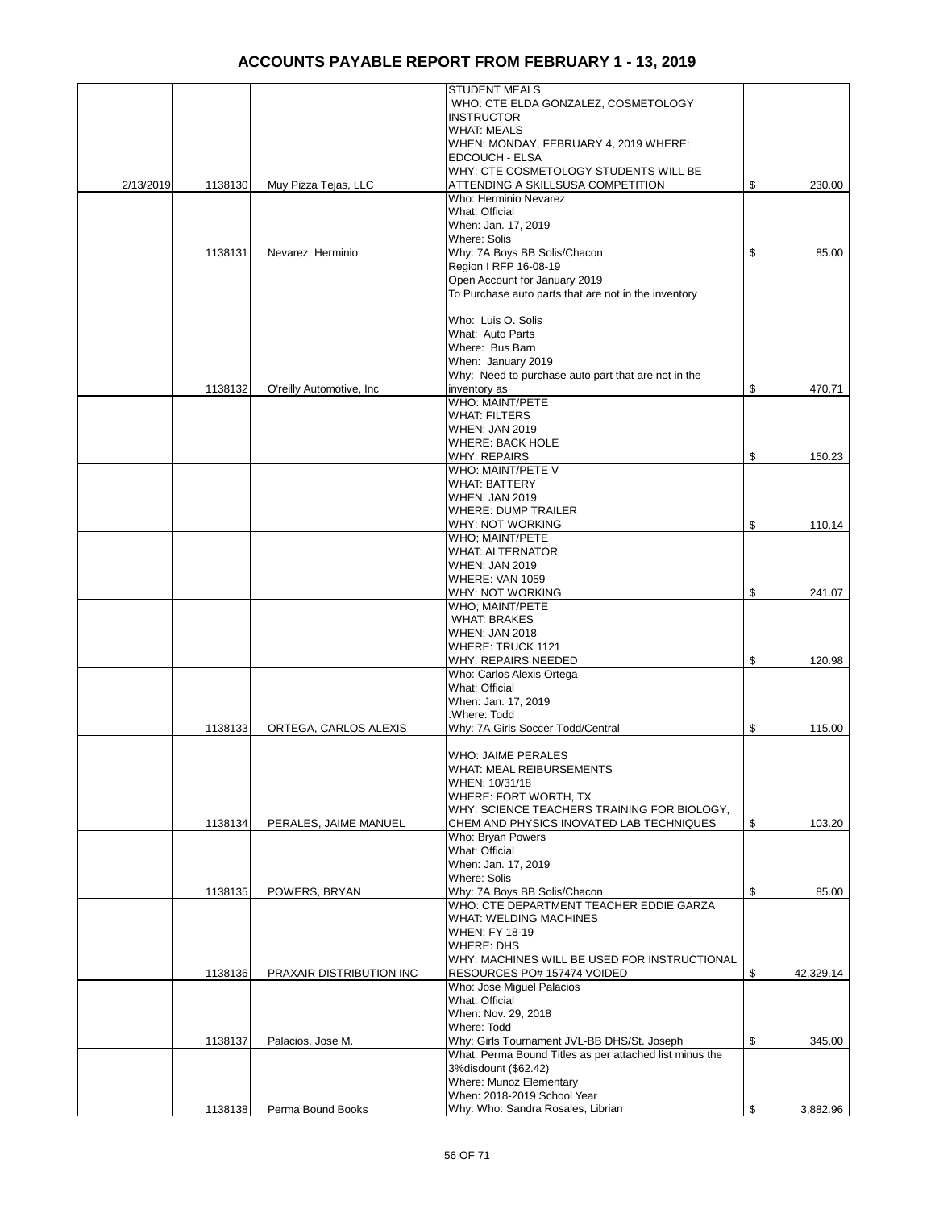# ACCOUNTS PAYABLE REPORT FROM FEBRUARY 1 - 13, 2019

| Date | Check # | Vendor | Description | Amount |
|---|---|---|---|---|
| 2/13/2019 | 1138130 | Muy Pizza Tejas, LLC | STUDENT MEALS WHO: CTE ELDA GONZALEZ, COSMETOLOGY INSTRUCTOR WHAT: MEALS WHEN: MONDAY, FEBRUARY 4, 2019 WHERE: EDCOUCH - ELSA WHY: CTE COSMETOLOGY STUDENTS WILL BE ATTENDING A SKILLSUSA COMPETITION | $ 230.00 |
| | 1138131 | Nevarez, Herminio | Who: Herminio Nevarez What: Official When: Jan. 17, 2019 Where: Solis Why: 7A Boys BB Solis/Chacon | $ 85.00 |
| | 1138132 | O'reilly Automotive, Inc | Region I RFP 16-08-19 Open Account for January 2019 To Purchase auto parts that are not in the inventory Who: Luis O. Solis What: Auto Parts Where: Bus Barn When: January 2019 Why: Need to purchase auto part that are not in the inventory as | $ 470.71 |
| | | | WHO: MAINT/PETE WHAT: FILTERS WHEN: JAN 2019 WHERE: BACK HOLE WHY: REPAIRS | $ 150.23 |
| | | | WHO: MAINT/PETE V WHAT: BATTERY WHEN: JAN 2019 WHERE: DUMP TRAILER WHY: NOT WORKING | $ 110.14 |
| | | | WHO; MAINT/PETE WHAT: ALTERNATOR WHEN: JAN 2019 WHERE: VAN 1059 WHY: NOT WORKING | $ 241.07 |
| | | | WHO; MAINT/PETE WHAT: BRAKES WHEN: JAN 2018 WHERE: TRUCK 1121 WHY: REPAIRS NEEDED | $ 120.98 |
| | 1138133 | ORTEGA, CARLOS ALEXIS | Who: Carlos Alexis Ortega What: Official When: Jan. 17, 2019 .Where: Todd Why: 7A Girls Soccer Todd/Central | $ 115.00 |
| | 1138134 | PERALES, JAIME MANUEL | WHO: JAIME PERALES WHAT: MEAL REIBURSEMENTS WHEN: 10/31/18 WHERE: FORT WORTH, TX WHY: SCIENCE TEACHERS TRAINING FOR BIOLOGY, CHEM AND PHYSICS INOVATED LAB TECHNIQUES | $ 103.20 |
| | 1138135 | POWERS, BRYAN | Who: Bryan Powers What: Official When: Jan. 17, 2019 Where: Solis Why: 7A Boys BB Solis/Chacon | $ 85.00 |
| | 1138136 | PRAXAIR DISTRIBUTION INC | WHO: CTE DEPARTMENT TEACHER EDDIE GARZA WHAT: WELDING MACHINES WHEN: FY 18-19 WHERE: DHS WHY: MACHINES WILL BE USED FOR INSTRUCTIONAL RESOURCES PO# 157474 VOIDED | $ 42,329.14 |
| | 1138137 | Palacios, Jose M. | Who: Jose Miguel Palacios What: Official When: Nov. 29, 2018 Where: Todd Why: Girls Tournament JVL-BB DHS/St. Joseph | $ 345.00 |
| | 1138138 | Perma Bound Books | What: Perma Bound Titles as per attached list minus the 3%disdount ($62.42) Where: Munoz Elementary When: 2018-2019 School Year Why: Who: Sandra Rosales, Librian | $ 3,882.96 |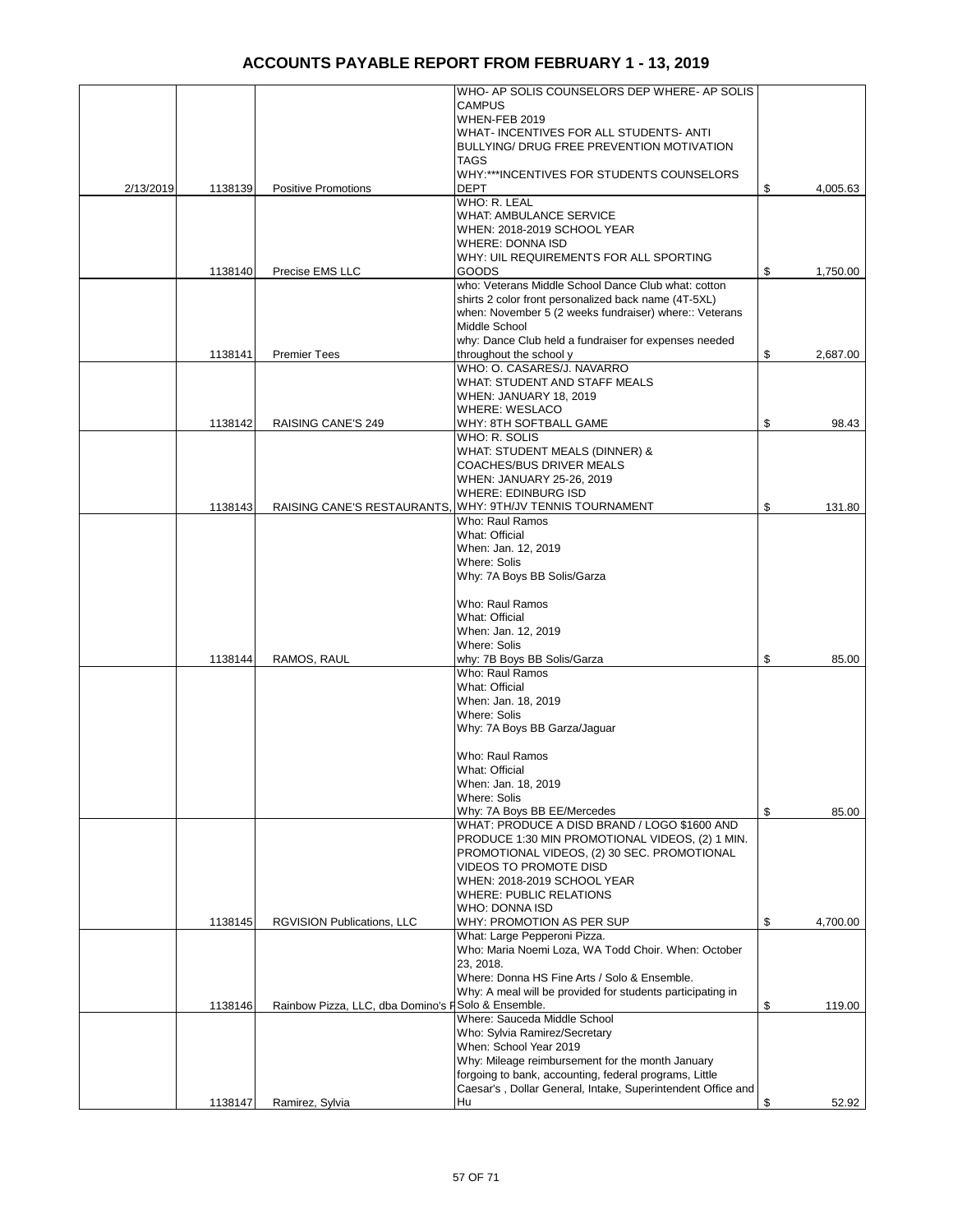# ACCOUNTS PAYABLE REPORT FROM FEBRUARY 1 - 13, 2019

| | | | | |
|---|---|---|---|---|
| 2/13/2019 | 1138139 | Positive Promotions | WHO- AP SOLIS COUNSELORS DEP WHERE- AP SOLIS CAMPUS<br>WHEN-FEB 2019<br>WHAT- INCENTIVES FOR ALL STUDENTS- ANTI BULLYING/ DRUG FREE PREVENTION MOTIVATION TAGS<br>WHY:***INCENTIVES FOR STUDENTS COUNSELORS DEPT | $ 4,005.63 |
| | 1138140 | Precise EMS LLC | WHO: R. LEAL<br>WHAT: AMBULANCE SERVICE<br>WHEN: 2018-2019 SCHOOL YEAR<br>WHERE: DONNA ISD<br>WHY: UIL REQUIREMENTS FOR ALL SPORTING GOODS | $ 1,750.00 |
| | 1138141 | Premier Tees | who: Veterans Middle School Dance Club what: cotton shirts 2 color front personalized back name (4T-5XL)<br>when: November 5 (2 weeks fundraiser) where:: Veterans Middle School<br>why: Dance Club held a fundraiser for expenses needed throughout the school y | $ 2,687.00 |
| | 1138142 | RAISING CANE'S 249 | WHO: O. CASARES/J. NAVARRO<br>WHAT: STUDENT AND STAFF MEALS<br>WHEN: JANUARY 18, 2019<br>WHERE: WESLACO<br>WHY: 8TH SOFTBALL GAME | $ 98.43 |
| | 1138143 | RAISING CANE'S RESTAURANTS, | WHO: R. SOLIS<br>WHAT: STUDENT MEALS (DINNER) & COACHES/BUS DRIVER MEALS<br>WHEN: JANUARY 25-26, 2019<br>WHERE: EDINBURG ISD<br>WHY: 9TH/JV TENNIS TOURNAMENT | $ 131.80 |
| | 1138144 | RAMOS, RAUL | Who: Raul Ramos<br>What: Official<br>When: Jan. 12, 2019<br>Where: Solis<br>Why: 7A Boys BB Solis/Garza<br><br>Who: Raul Ramos<br>What: Official<br>When: Jan. 12, 2019<br>Where: Solis<br>why: 7B Boys BB Solis/Garza | $ 85.00 |
| | | | Who: Raul Ramos<br>What: Official<br>When: Jan. 18, 2019<br>Where: Solis<br>Why: 7A Boys BB Garza/Jaguar<br><br>Who: Raul Ramos<br>What: Official<br>When: Jan. 18, 2019<br>Where: Solis<br>Why: 7A Boys BB EE/Mercedes | $ 85.00 |
| | 1138145 | RGVISION Publications, LLC | WHAT: PRODUCE A DISD BRAND / LOGO $1600 AND PRODUCE 1:30 MIN PROMOTIONAL VIDEOS, (2) 1 MIN. PROMOTIONAL VIDEOS, (2) 30 SEC. PROMOTIONAL VIDEOS TO PROMOTE DISD<br>WHEN: 2018-2019 SCHOOL YEAR<br>WHERE: PUBLIC RELATIONS<br>WHO: DONNA ISD<br>WHY: PROMOTION AS PER SUP | $ 4,700.00 |
| | 1138146 | Rainbow Pizza, LLC, dba Domino's P | What: Large Pepperoni Pizza.<br>Who: Maria Noemi Loza, WA Todd Choir. When: October 23, 2018.<br>Where: Donna HS Fine Arts / Solo & Ensemble.<br>Why: A meal will be provided for students participating in Solo & Ensemble. | $ 119.00 |
| | 1138147 | Ramirez, Sylvia | Where: Sauceda Middle School<br>Who: Sylvia Ramirez/Secretary<br>When: School Year 2019<br>Why: Mileage reimbursement for the month January forgoing to bank, accounting, federal programs, Little Caesar's , Dollar General, Intake, Superintendent Office and Hu | $ 52.92 |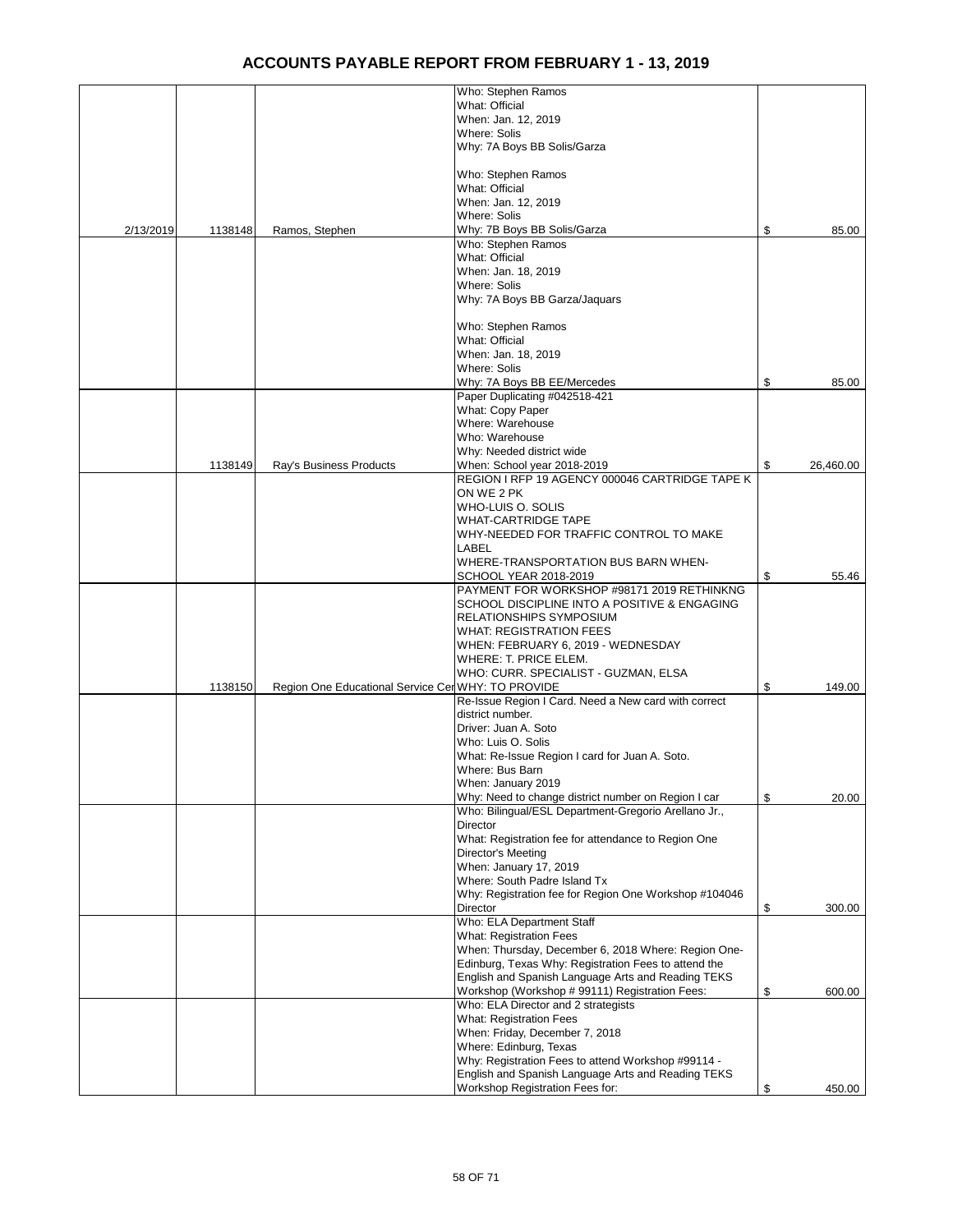# ACCOUNTS PAYABLE REPORT FROM FEBRUARY 1 - 13, 2019

| | | | | |
|---|---|---|---|---|
| 2/13/2019 | 1138148 | Ramos, Stephen | Who: Stephen Ramos<br>What: Official<br>When: Jan. 12, 2019<br>Where: Solis<br>Why: 7A Boys BB Solis/Garza<br><br>Who: Stephen Ramos<br>What: Official<br>When: Jan. 12, 2019<br>Where: Solis<br>Why: 7B Boys BB Solis/Garza | $ 85.00 |
| | | | Who: Stephen Ramos<br>What: Official<br>When: Jan. 18, 2019<br>Where: Solis<br>Why: 7A Boys BB Garza/Jaquars<br><br>Who: Stephen Ramos<br>What: Official<br>When: Jan. 18, 2019<br>Where: Solis<br>Why: 7A Boys BB EE/Mercedes | $ 85.00 |
| | 1138149 | Ray's Business Products | Paper Duplicating #042518-421<br>What: Copy Paper<br>Where: Warehouse<br>Who: Warehouse<br>Why: Needed district wide<br>When: School year 2018-2019 | $ 26,460.00 |
| | | | REGION I RFP 19 AGENCY 000046 CARTRIDGE TAPE K ON WE 2 PK<br>WHO-LUIS O. SOLIS<br>WHAT-CARTRIDGE TAPE<br>WHY-NEEDED FOR TRAFFIC CONTROL TO MAKE LABEL<br>WHERE-TRANSPORTATION BUS BARN WHEN-SCHOOL YEAR 2018-2019 | $ 55.46 |
| | 1138150 | Region One Educational Service Cer | PAYMENT FOR WORKSHOP #98171 2019 RETHINKNG SCHOOL DISCIPLINE INTO A POSITIVE & ENGAGING RELATIONSHIPS SYMPOSIUM<br>WHAT: REGISTRATION FEES<br>WHEN: FEBRUARY 6, 2019 - WEDNESDAY<br>WHERE: T. PRICE ELEM.<br>WHO: CURR. SPECIALIST - GUZMAN, ELSA<br>WHY: TO PROVIDE | $ 149.00 |
| | | | Re-Issue Region I Card. Need a New card with correct district number.<br>Driver: Juan A. Soto<br>Who: Luis O. Solis<br>What: Re-Issue Region I card for Juan A. Soto.<br>Where: Bus Barn<br>When: January 2019<br>Why: Need to change district number on Region I car | $ 20.00 |
| | | | Who: Bilingual/ESL Department-Gregorio Arellano Jr., Director<br>What: Registration fee for attendance to Region One Director's Meeting<br>When: January 17, 2019<br>Where: South Padre Island Tx<br>Why: Registration fee for Region One Workshop #104046 Director | $ 300.00 |
| | | | Who: ELA Department Staff<br>What: Registration Fees<br>When: Thursday, December 6, 2018 Where: Region One-Edinburg, Texas Why: Registration Fees to attend the English and Spanish Language Arts and Reading TEKS Workshop (Workshop # 99111) Registration Fees: | $ 600.00 |
| | | | Who: ELA Director and 2 strategists<br>What: Registration Fees<br>When: Friday, December 7, 2018<br>Where: Edinburg, Texas<br>Why: Registration Fees to attend Workshop #99114 - English and Spanish Language Arts and Reading TEKS Workshop Registration Fees for: | $ 450.00 |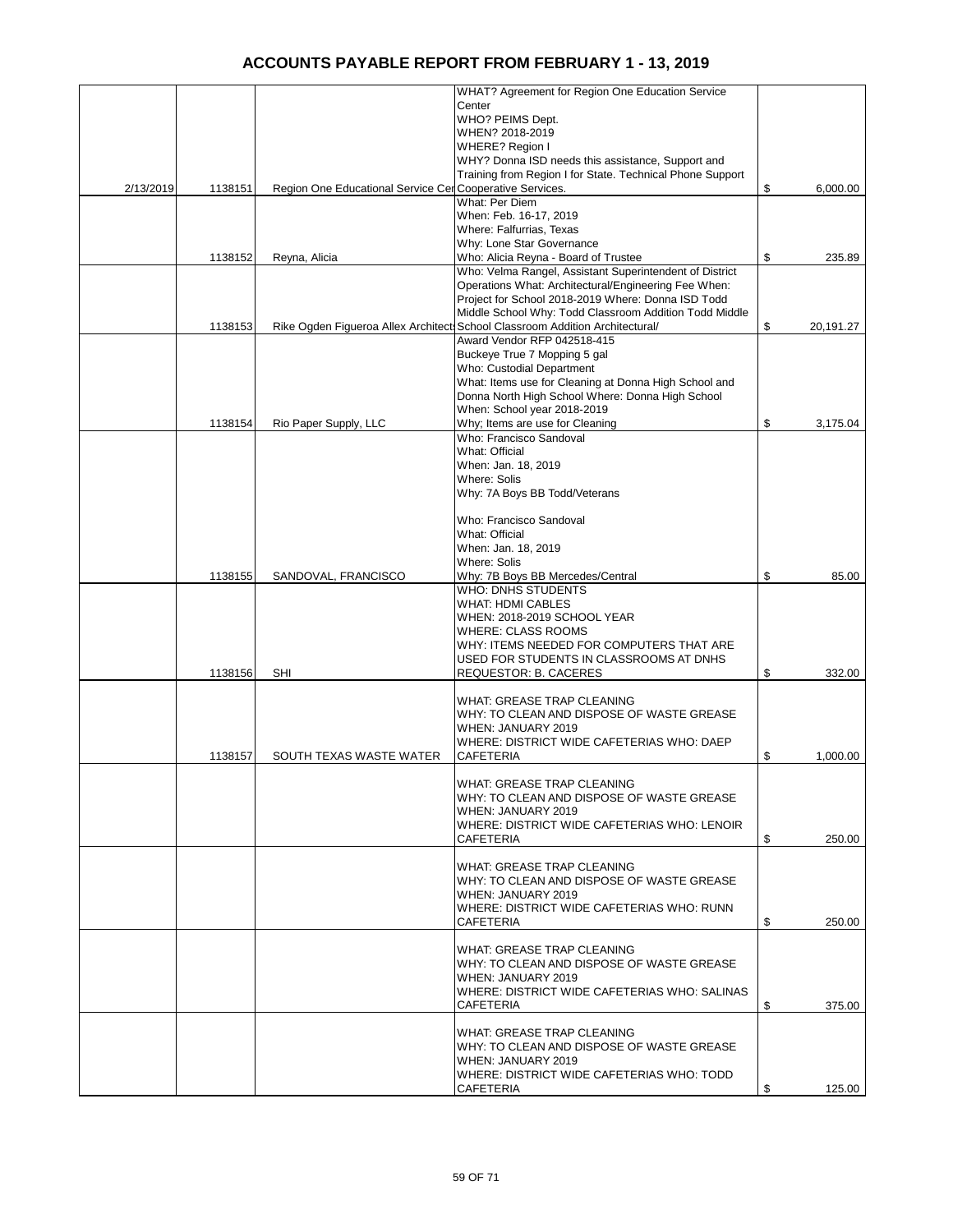# ACCOUNTS PAYABLE REPORT FROM FEBRUARY 1 - 13, 2019

| | | | | |
|---|---|---|---|---|
| 2/13/2019 | 1138151 | Region One Educational Service Cen | WHAT? Agreement for Region One Education Service Center WHO? PEIMS Dept. WHEN? 2018-2019 WHERE? Region I WHY? Donna ISD needs this assistance, Support and Training from Region I for State. Technical Phone Support Cooperative Services. | $ 6,000.00 |
| | 1138152 | Reyna, Alicia | What: Per Diem When: Feb. 16-17, 2019 Where: Falfurrias, Texas Why: Lone Star Governance Who: Alicia Reyna - Board of Trustee | $ 235.89 |
| | 1138153 | Rike Ogden Figueroa Allex Architects | Who: Velma Rangel, Assistant Superintendent of District Operations What: Architectural/Engineering Fee When: Project for School 2018-2019 Where: Donna ISD Todd Middle School Why: Todd Classroom Addition Todd Middle School Classroom Addition Architectural/ | $ 20,191.27 |
| | 1138154 | Rio Paper Supply, LLC | Award Vendor RFP 042518-415 Buckeye True 7 Mopping 5 gal Who: Custodial Department What: Items use for Cleaning at Donna High School and Donna North High School Where: Donna High School When: School year 2018-2019 Why; Items are use for Cleaning | $ 3,175.04 |
| | 1138155 | SANDOVAL, FRANCISCO | Who: Francisco Sandoval What: Official When: Jan. 18, 2019 Where: Solis Why: 7A Boys BB Todd/Veterans<br><br>Who: Francisco Sandoval What: Official When: Jan. 18, 2019 Where: Solis Why: 7B Boys BB Mercedes/Central | $ 85.00 |
| | 1138156 | SHI | WHO: DNHS STUDENTS WHAT: HDMI CABLES WHEN: 2018-2019 SCHOOL YEAR WHERE: CLASS ROOMS WHY: ITEMS NEEDED FOR COMPUTERS THAT ARE USED FOR STUDENTS IN CLASSROOMS AT DNHS REQUESTOR: B. CACERES | $ 332.00 |
| | 1138157 | SOUTH TEXAS WASTE WATER | WHAT: GREASE TRAP CLEANING WHY: TO CLEAN AND DISPOSE OF WASTE GREASE WHEN: JANUARY 2019 WHERE: DISTRICT WIDE CAFETERIAS WHO: DAEP CAFETERIA | $ 1,000.00 |
| | | | WHAT: GREASE TRAP CLEANING WHY: TO CLEAN AND DISPOSE OF WASTE GREASE WHEN: JANUARY 2019 WHERE: DISTRICT WIDE CAFETERIAS WHO: LENOIR CAFETERIA | $ 250.00 |
| | | | WHAT: GREASE TRAP CLEANING WHY: TO CLEAN AND DISPOSE OF WASTE GREASE WHEN: JANUARY 2019 WHERE: DISTRICT WIDE CAFETERIAS WHO: RUNN CAFETERIA | $ 250.00 |
| | | | WHAT: GREASE TRAP CLEANING WHY: TO CLEAN AND DISPOSE OF WASTE GREASE WHEN: JANUARY 2019 WHERE: DISTRICT WIDE CAFETERIAS WHO: SALINAS CAFETERIA | $ 375.00 |
| | | | WHAT: GREASE TRAP CLEANING WHY: TO CLEAN AND DISPOSE OF WASTE GREASE WHEN: JANUARY 2019 WHERE: DISTRICT WIDE CAFETERIAS WHO: TODD CAFETERIA | $ 125.00 |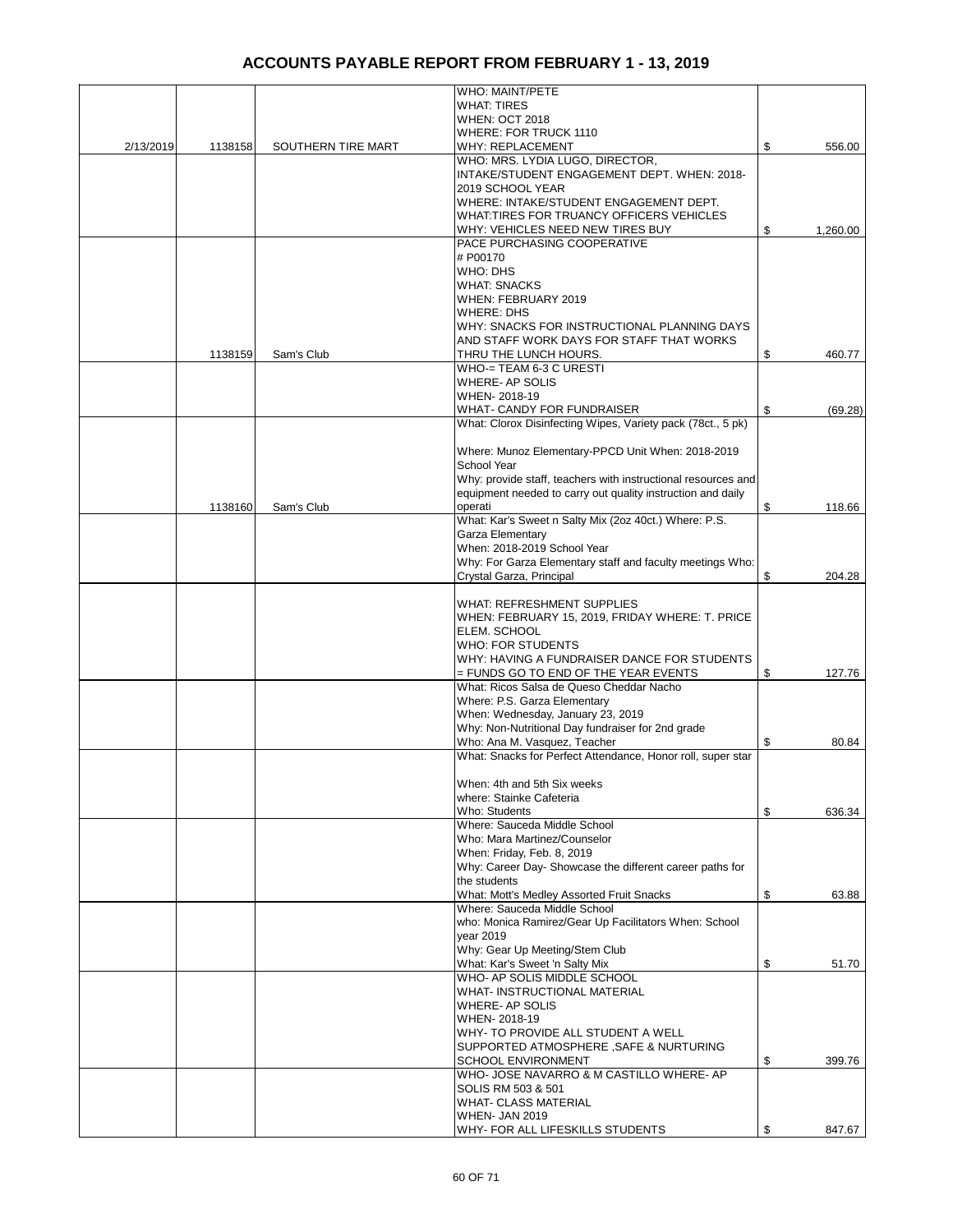# ACCOUNTS PAYABLE REPORT FROM FEBRUARY 1 - 13, 2019

| | | | | |
|---|---|---|---|---|
| 2/13/2019 | 1138158 | SOUTHERN TIRE MART | WHO: MAINT/PETE<br>WHAT: TIRES<br>WHEN: OCT 2018<br>WHERE: FOR TRUCK 1110<br>WHY: REPLACEMENT | $ 556.00 |
| | | | WHO: MRS. LYDIA LUGO, DIRECTOR, INTAKE/STUDENT ENGAGEMENT DEPT. WHEN: 2018-2019 SCHOOL YEAR<br>WHERE: INTAKE/STUDENT ENGAGEMENT DEPT.<br>WHAT:TIRES FOR TRUANCY OFFICERS VEHICLES<br>WHY: VEHICLES NEED NEW TIRES BUY | $ 1,260.00 |
| | 1138159 | Sam's Club | PACE PURCHASING COOPERATIVE<br># P00170<br>WHO: DHS<br>WHAT: SNACKS<br>WHEN: FEBRUARY 2019<br>WHERE: DHS<br>WHY: SNACKS FOR INSTRUCTIONAL PLANNING DAYS AND STAFF WORK DAYS FOR STAFF THAT WORKS THRU THE LUNCH HOURS. | $ 460.77 |
| | | | WHO-= TEAM 6-3 C URESTI<br>WHERE- AP SOLIS<br>WHEN- 2018-19<br>WHAT- CANDY FOR FUNDRAISER | $ (69.28) |
| | 1138160 | Sam's Club | What: Clorox Disinfecting Wipes, Variety pack (78ct., 5 pk)<br><br>Where: Munoz Elementary-PPCD Unit When: 2018-2019 School Year<br>Why: provide staff, teachers with instructional resources and equipment needed to carry out quality instruction and daily operati | $ 118.66 |
| | | | What: Kar's Sweet n Salty Mix (2oz 40ct.) Where: P.S. Garza Elementary<br>When: 2018-2019 School Year<br>Why: For Garza Elementary staff and faculty meetings Who: Crystal Garza, Principal | $ 204.28 |
| | | | WHAT: REFRESHMENT SUPPLIES<br>WHEN: FEBRUARY 15, 2019, FRIDAY WHERE: T. PRICE ELEM. SCHOOL<br>WHO: FOR STUDENTS<br>WHY: HAVING A FUNDRAISER DANCE FOR STUDENTS = FUNDS GO TO END OF THE YEAR EVENTS | $ 127.76 |
| | | | What: Ricos Salsa de Queso Cheddar Nacho<br>Where: P.S. Garza Elementary<br>When: Wednesday, January 23, 2019<br>Why: Non-Nutritional Day fundraiser for 2nd grade<br>Who: Ana M. Vasquez, Teacher | $ 80.84 |
| | | | What: Snacks for Perfect Attendance, Honor roll, super star<br><br>When: 4th and 5th Six weeks<br>where: Stainke Cafeteria<br>Who: Students | $ 636.34 |
| | | | Where: Sauceda Middle School<br>Who: Mara Martinez/Counselor<br>When: Friday, Feb. 8, 2019<br>Why: Career Day- Showcase the different career paths for the students<br>What: Mott's Medley Assorted Fruit Snacks | $ 63.88 |
| | | | Where: Sauceda Middle School<br>who: Monica Ramirez/Gear Up Facilitators When: School year 2019<br>Why: Gear Up Meeting/Stem Club<br>What: Kar's Sweet 'n Salty Mix | $ 51.70 |
| | | | WHO- AP SOLIS MIDDLE SCHOOL<br>WHAT- INSTRUCTIONAL MATERIAL<br>WHERE- AP SOLIS<br>WHEN- 2018-19<br>WHY- TO PROVIDE ALL STUDENT A WELL SUPPORTED ATMOSPHERE ,SAFE & NURTURING SCHOOL ENVIRONMENT | $ 399.76 |
| | | | WHO- JOSE NAVARRO & M CASTILLO WHERE- AP SOLIS RM 503 & 501<br>WHAT- CLASS MATERIAL<br>WHEN- JAN 2019<br>WHY- FOR ALL LIFESKILLS STUDENTS | $ 847.67 |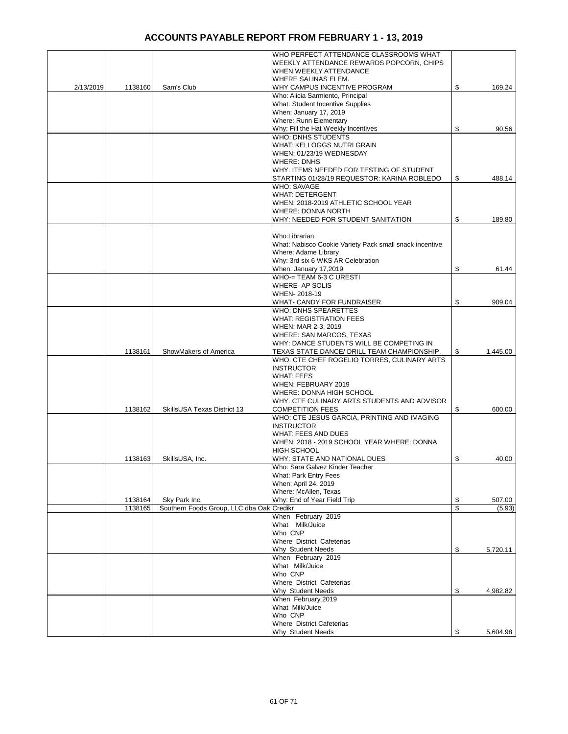# ACCOUNTS PAYABLE REPORT FROM FEBRUARY 1 - 13, 2019

| | | | | |
|---|---|---|---|---|
| 2/13/2019 | 1138160 | Sam's Club | WHO PERFECT ATTENDANCE CLASSROOMS WHAT WEEKLY ATTENDANCE REWARDS POPCORN, CHIPS WHEN WEEKLY ATTENDANCE WHERE SALINAS ELEM. WHY CAMPUS INCENTIVE PROGRAM | $ 169.24 |
| | | | Who: Alicia Sarmiento, Principal What: Student Incentive Supplies When: January 17, 2019 Where: Runn Elementary Why: Fill the Hat Weekly Incentives | $ 90.56 |
| | | | WHO: DNHS STUDENTS WHAT: KELLOGGS NUTRI GRAIN WHEN: 01/23/19 WEDNESDAY WHERE: DNHS WHY: ITEMS NEEDED FOR TESTING OF STUDENT STARTING 01/28/19 REQUESTOR: KARINA ROBLEDO | $ 488.14 |
| | | | WHO: SAVAGE WHAT: DETERGENT WHEN: 2018-2019 ATHLETIC SCHOOL YEAR WHERE: DONNA NORTH WHY: NEEDED FOR STUDENT SANITATION | $ 189.80 |
| | | | Who:Librarian What: Nabisco Cookie Variety Pack small snack incentive Where: Adame Library Why: 3rd six 6 WKS AR Celebration When: January 17,2019 | $ 61.44 |
| | | | WHO-= TEAM 6-3 C URESTI WHERE- AP SOLIS WHEN- 2018-19 WHAT- CANDY FOR FUNDRAISER | $ 909.04 |
| | 1138161 | ShowMakers of America | WHO: DNHS SPEARETTES WHAT: REGISTRATION FEES WHEN: MAR 2-3, 2019 WHERE: SAN MARCOS, TEXAS WHY: DANCE STUDENTS WILL BE COMPETING IN TEXAS STATE DANCE/ DRILL TEAM CHAMPIONSHIP. | $ 1,445.00 |
| | 1138162 | SkillsUSA Texas District 13 | WHO: CTE CHEF ROGELIO TORRES, CULINARY ARTS INSTRUCTOR WHAT: FEES WHEN: FEBRUARY 2019 WHERE: DONNA HIGH SCHOOL WHY: CTE CULINARY ARTS STUDENTS AND ADVISOR COMPETITION FEES | $ 600.00 |
| | 1138163 | SkillsUSA, Inc. | WHO: CTE JESUS GARCIA, PRINTING AND IMAGING INSTRUCTOR WHAT: FEES AND DUES WHEN: 2018 - 2019 SCHOOL YEAR WHERE: DONNA HIGH SCHOOL WHY: STATE AND NATIONAL DUES | $ 40.00 |
| | 1138164 | Sky Park Inc. | Who: Sara Galvez Kinder Teacher What: Park Entry Fees When: April 24, 2019 Where: McAllen, Texas Why: End of Year Field Trip | $ 507.00 |
| | 1138165 | Southern Foods Group, LLC dba Oak Credikr | | $ (5.93) |
| | | | When February 2019 What Milk/Juice Who CNP Where District Cafeterias Why Student Needs | $ 5,720.11 |
| | | | When February 2019 What Milk/Juice Who CNP Where District Cafeterias Why Student Needs | $ 4,982.82 |
| | | | When February 2019 What Milk/Juice Who CNP Where District Cafeterias Why Student Needs | $ 5,604.98 |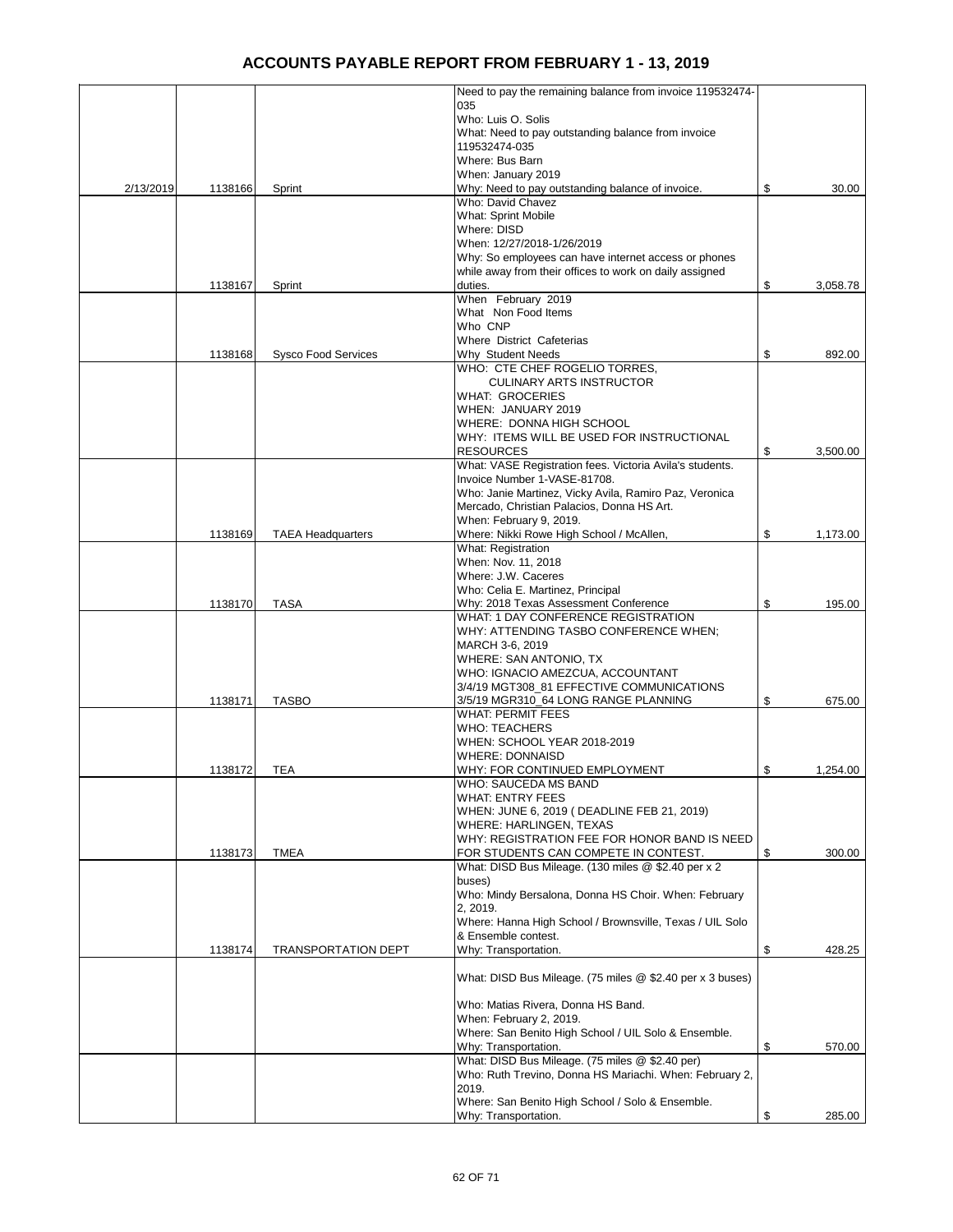# ACCOUNTS PAYABLE REPORT FROM FEBRUARY 1 - 13, 2019

| | | | | |
|---|---|---|---|---|
| 2/13/2019 | 1138166 | Sprint | Need to pay the remaining balance from invoice 119532474-035<br>Who: Luis O. Solis<br>What: Need to pay outstanding balance from invoice 119532474-035<br>Where: Bus Barn<br>When: January 2019<br>Why: Need to pay outstanding balance of invoice. | $ 30.00 |
| | 1138167 | Sprint | Who: David Chavez<br>What: Sprint Mobile<br>Where: DISD<br>When: 12/27/2018-1/26/2019<br>Why: So employees can have internet access or phones while away from their offices to work on daily assigned duties. | $ 3,058.78 |
| | 1138168 | Sysco Food Services | When February 2019<br>What Non Food Items<br>Who CNP<br>Where District Cafeterias<br>Why Student Needs | $ 892.00 |
| | | | WHO: CTE CHEF ROGELIO TORRES, CULINARY ARTS INSTRUCTOR<br>WHAT: GROCERIES<br>WHEN: JANUARY 2019<br>WHERE: DONNA HIGH SCHOOL<br>WHY: ITEMS WILL BE USED FOR INSTRUCTIONAL RESOURCES | $ 3,500.00 |
| | 1138169 | TAEA Headquarters | What: VASE Registration fees. Victoria Avila's students. Invoice Number 1-VASE-81708.<br>Who: Janie Martinez, Vicky Avila, Ramiro Paz, Veronica Mercado, Christian Palacios, Donna HS Art.<br>When: February 9, 2019.<br>Where: Nikki Rowe High School / McAllen, | $ 1,173.00 |
| | 1138170 | TASA | What: Registration<br>When: Nov. 11, 2018<br>Where: J.W. Caceres<br>Who: Celia E. Martinez, Principal<br>Why: 2018 Texas Assessment Conference | $ 195.00 |
| | 1138171 | TASBO | WHAT: 1 DAY CONFERENCE REGISTRATION<br>WHY: ATTENDING TASBO CONFERENCE WHEN; MARCH 3-6, 2019<br>WHERE: SAN ANTONIO, TX<br>WHO: IGNACIO AMEZCUA, ACCOUNTANT<br>3/4/19 MGT308_81 EFFECTIVE COMMUNICATIONS<br>3/5/19 MGR310_64 LONG RANGE PLANNING | $ 675.00 |
| | 1138172 | TEA | WHAT: PERMIT FEES<br>WHO: TEACHERS<br>WHEN: SCHOOL YEAR 2018-2019<br>WHERE: DONNAISD<br>WHY: FOR CONTINUED EMPLOYMENT | $ 1,254.00 |
| | 1138173 | TMEA | WHO: SAUCEDA MS BAND<br>WHAT: ENTRY FEES<br>WHEN: JUNE 6, 2019 ( DEADLINE FEB 21, 2019)<br>WHERE: HARLINGEN, TEXAS<br>WHY: REGISTRATION FEE FOR HONOR BAND IS NEED FOR STUDENTS CAN COMPETE IN CONTEST. | $ 300.00 |
| | 1138174 | TRANSPORTATION DEPT | What: DISD Bus Mileage. (130 miles @ $2.40 per x 2 buses)<br>Who: Mindy Bersalona, Donna HS Choir. When: February 2, 2019.<br>Where: Hanna High School / Brownsville, Texas / UIL Solo & Ensemble contest.<br>Why: Transportation. | $ 428.25 |
| | | | What: DISD Bus Mileage. (75 miles @ $2.40 per x 3 buses)<br>Who: Matias Rivera, Donna HS Band.<br>When: February 2, 2019.<br>Where: San Benito High School / UIL Solo & Ensemble.<br>Why: Transportation. | $ 570.00 |
| | | | What: DISD Bus Mileage. (75 miles @ $2.40 per)<br>Who: Ruth Trevino, Donna HS Mariachi. When: February 2, 2019.<br>Where: San Benito High School / Solo & Ensemble.<br>Why: Transportation. | $ 285.00 |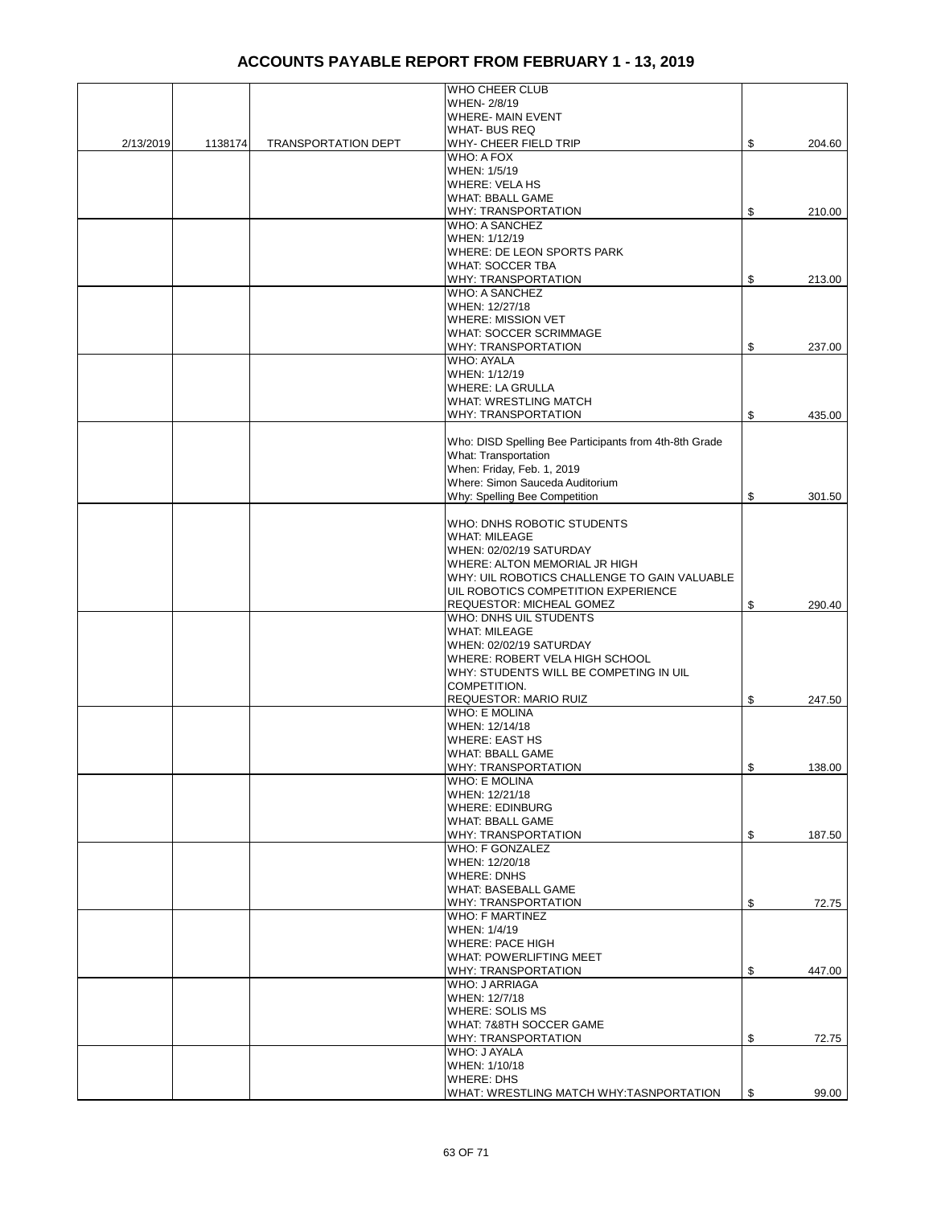# ACCOUNTS PAYABLE REPORT FROM FEBRUARY 1 - 13, 2019

| | | | | |
|---|---|---|---|---|
| 2/13/2019 | 1138174 | TRANSPORTATION DEPT | WHO CHEER CLUB<br>WHEN- 2/8/19<br>WHERE- MAIN EVENT<br>WHAT- BUS REQ<br>WHY- CHEER FIELD TRIP | $ 204.60 |
| | | | WHO: A FOX<br>WHEN: 1/5/19<br>WHERE: VELA HS<br>WHAT: BBALL GAME<br>WHY: TRANSPORTATION | $ 210.00 |
| | | | WHO: A SANCHEZ<br>WHEN: 1/12/19<br>WHERE: DE LEON SPORTS PARK<br>WHAT: SOCCER TBA<br>WHY: TRANSPORTATION | $ 213.00 |
| | | | WHO: A SANCHEZ<br>WHEN: 12/27/18<br>WHERE: MISSION VET<br>WHAT: SOCCER SCRIMMAGE<br>WHY: TRANSPORTATION | $ 237.00 |
| | | | WHO: AYALA<br>WHEN: 1/12/19<br>WHERE: LA GRULLA<br>WHAT: WRESTLING MATCH<br>WHY: TRANSPORTATION | $ 435.00 |
| | | | Who: DISD Spelling Bee Participants from 4th-8th Grade<br>What: Transportation<br>When: Friday, Feb. 1, 2019<br>Where: Simon Sauceda Auditorium<br>Why: Spelling Bee Competition | $ 301.50 |
| | | | WHO: DNHS ROBOTIC STUDENTS<br>WHAT: MILEAGE<br>WHEN: 02/02/19 SATURDAY<br>WHERE: ALTON MEMORIAL JR HIGH<br>WHY: UIL ROBOTICS CHALLENGE TO GAIN VALUABLE UIL ROBOTICS COMPETITION EXPERIENCE<br>REQUESTOR: MICHEAL GOMEZ | $ 290.40 |
| | | | WHO: DNHS UIL STUDENTS<br>WHAT: MILEAGE<br>WHEN: 02/02/19 SATURDAY<br>WHERE: ROBERT VELA HIGH SCHOOL<br>WHY: STUDENTS WILL BE COMPETING IN UIL COMPETITION.<br>REQUESTOR: MARIO RUIZ | $ 247.50 |
| | | | WHO: E MOLINA<br>WHEN: 12/14/18<br>WHERE: EAST HS<br>WHAT: BBALL GAME<br>WHY: TRANSPORTATION | $ 138.00 |
| | | | WHO: E MOLINA<br>WHEN: 12/21/18<br>WHERE: EDINBURG<br>WHAT: BBALL GAME<br>WHY: TRANSPORTATION | $ 187.50 |
| | | | WHO: F GONZALEZ<br>WHEN: 12/20/18<br>WHERE: DNHS<br>WHAT: BASEBALL GAME<br>WHY: TRANSPORTATION | $ 72.75 |
| | | | WHO: F MARTINEZ<br>WHEN: 1/4/19<br>WHERE: PACE HIGH<br>WHAT: POWERLIFTING MEET<br>WHY: TRANSPORTATION | $ 447.00 |
| | | | WHO: J ARRIAGA<br>WHEN: 12/7/18<br>WHERE: SOLIS MS<br>WHAT: 7&8TH SOCCER GAME<br>WHY: TRANSPORTATION | $ 72.75 |
| | | | WHO: J AYALA<br>WHEN: 1/10/18<br>WHERE: DHS<br>WHAT: WRESTLING MATCH WHY:TASNPORTATION | $ 99.00 |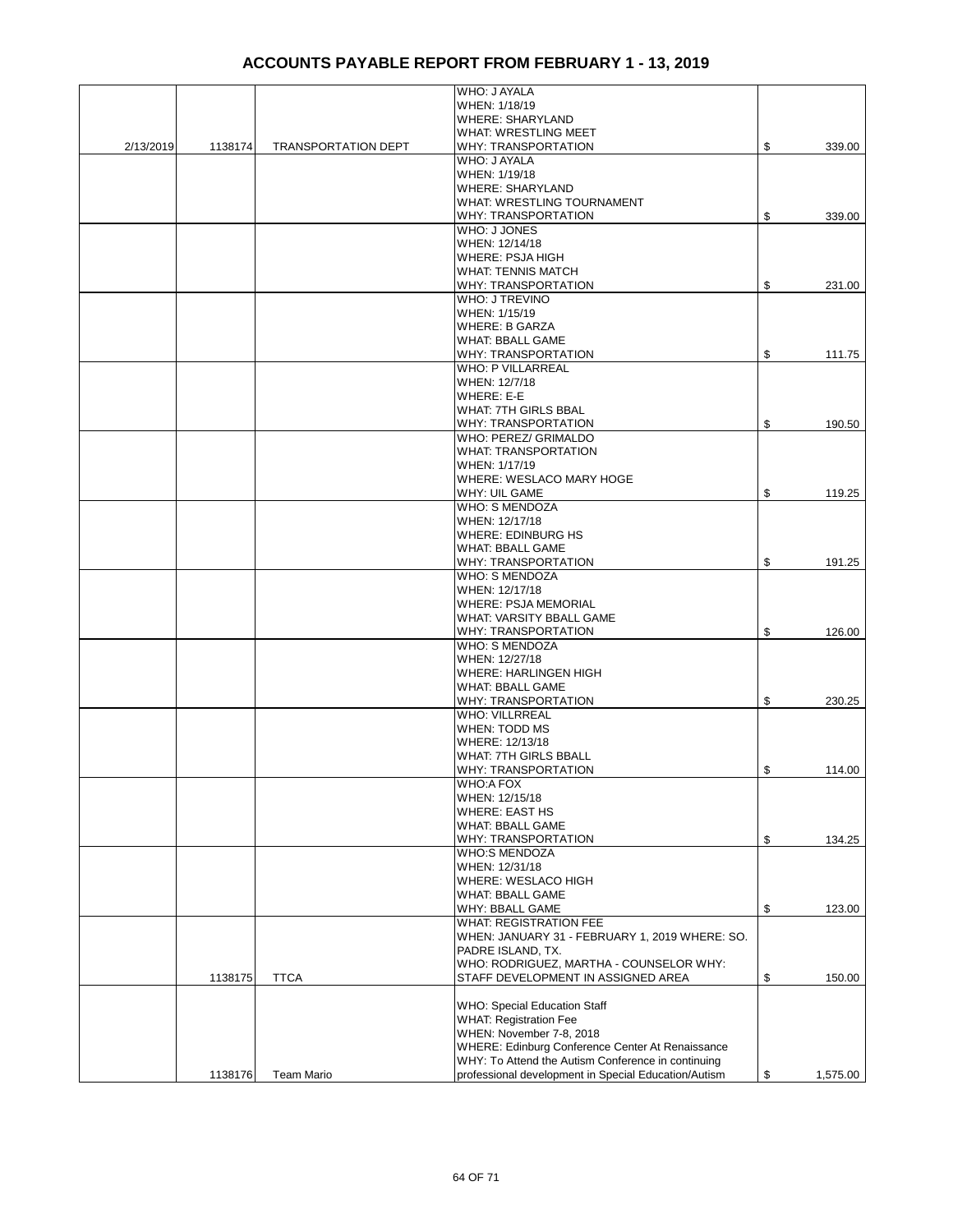# ACCOUNTS PAYABLE REPORT FROM FEBRUARY 1 - 13, 2019

| | | | | |
|---|---|---|---|---|
| 2/13/2019 | 1138174 | TRANSPORTATION DEPT | WHO: J AYALA<br>WHEN: 1/18/19<br>WHERE: SHARYLAND<br>WHAT: WRESTLING MEET<br>WHY: TRANSPORTATION | $ 339.00 |
| | | | WHO: J AYALA<br>WHEN: 1/19/18<br>WHERE: SHARYLAND<br>WHAT: WRESTLING TOURNAMENT<br>WHY: TRANSPORTATION | $ 339.00 |
| | | | WHO: J JONES<br>WHEN: 12/14/18<br>WHERE: PSJA HIGH<br>WHAT: TENNIS MATCH<br>WHY: TRANSPORTATION | $ 231.00 |
| | | | WHO: J TREVINO<br>WHEN: 1/15/19<br>WHERE: B GARZA<br>WHAT: BBALL GAME<br>WHY: TRANSPORTATION | $ 111.75 |
| | | | WHO: P VILLARREAL<br>WHEN: 12/7/18<br>WHERE: E-E<br>WHAT: 7TH GIRLS BBAL<br>WHY: TRANSPORTATION | $ 190.50 |
| | | | WHO: PEREZ/ GRIMALDO<br>WHAT: TRANSPORTATION<br>WHEN: 1/17/19<br>WHERE: WESLACO MARY HOGE<br>WHY: UIL GAME | $ 119.25 |
| | | | WHO: S MENDOZA<br>WHEN: 12/17/18<br>WHERE: EDINBURG HS<br>WHAT: BBALL GAME<br>WHY: TRANSPORTATION | $ 191.25 |
| | | | WHO: S MENDOZA<br>WHEN: 12/17/18<br>WHERE: PSJA MEMORIAL<br>WHAT: VARSITY BBALL GAME<br>WHY: TRANSPORTATION | $ 126.00 |
| | | | WHO: S MENDOZA<br>WHEN: 12/27/18<br>WHERE: HARLINGEN HIGH<br>WHAT: BBALL GAME<br>WHY: TRANSPORTATION | $ 230.25 |
| | | | WHO: VILLRREAL<br>WHEN: TODD MS<br>WHERE: 12/13/18<br>WHAT: 7TH GIRLS BBALL<br>WHY: TRANSPORTATION | $ 114.00 |
| | | | WHO:A FOX<br>WHEN: 12/15/18<br>WHERE: EAST HS<br>WHAT: BBALL GAME<br>WHY: TRANSPORTATION | $ 134.25 |
| | | | WHO:S MENDOZA<br>WHEN: 12/31/18<br>WHERE: WESLACO HIGH<br>WHAT: BBALL GAME<br>WHY: BBALL GAME | $ 123.00 |
| | 1138175 | TTCA | WHAT: REGISTRATION FEE<br>WHEN: JANUARY 31 - FEBRUARY 1, 2019 WHERE: SO. PADRE ISLAND, TX.<br>WHO: RODRIGUEZ, MARTHA - COUNSELOR WHY: STAFF DEVELOPMENT IN ASSIGNED AREA | $ 150.00 |
| | 1138176 | Team Mario | WHO: Special Education Staff<br>WHAT: Registration Fee<br>WHEN: November 7-8, 2018<br>WHERE: Edinburg Conference Center At Renaissance<br>WHY: To Attend the Autism Conference in continuing professional development in Special Education/Autism | $ 1,575.00 |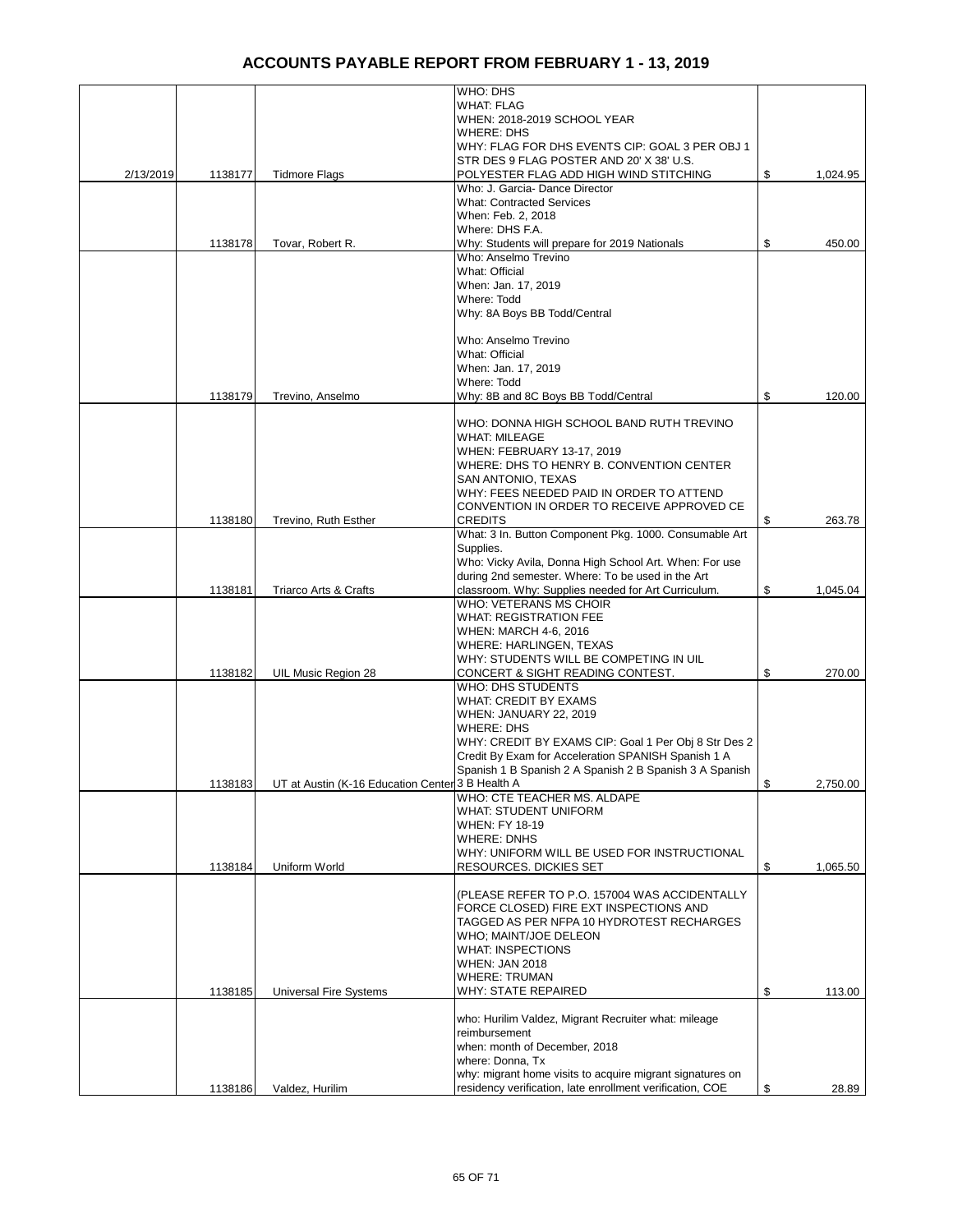# ACCOUNTS PAYABLE REPORT FROM FEBRUARY 1 - 13, 2019

| | | | | |
|---|---|---|---|---|
| 2/13/2019 | 1138177 | Tidmore Flags | WHO: DHS<br>WHAT: FLAG<br>WHEN: 2018-2019 SCHOOL YEAR<br>WHERE: DHS<br>WHY: FLAG FOR DHS EVENTS CIP: GOAL 3 PER OBJ 1 STR DES 9 FLAG POSTER AND 20' X 38' U.S. POLYESTER FLAG ADD HIGH WIND STITCHING | $ 1,024.95 |
| | 1138178 | Tovar, Robert R. | Who: J. Garcia- Dance Director<br>What: Contracted Services<br>When: Feb. 2, 2018<br>Where: DHS F.A.<br>Why: Students will prepare for 2019 Nationals | $ 450.00 |
| | 1138179 | Trevino, Anselmo | Who: Anselmo Trevino<br>What: Official<br>When: Jan. 17, 2019<br>Where: Todd<br>Why: 8A Boys BB Todd/Central<br><br>Who: Anselmo Trevino<br>What: Official<br>When: Jan. 17, 2019<br>Where: Todd<br>Why: 8B and 8C Boys BB Todd/Central | $ 120.00 |
| | 1138180 | Trevino, Ruth Esther | WHO: DONNA HIGH SCHOOL BAND RUTH TREVINO<br>WHAT: MILEAGE<br>WHEN: FEBRUARY 13-17, 2019<br>WHERE: DHS TO HENRY B. CONVENTION CENTER SAN ANTONIO, TEXAS<br>WHY: FEES NEEDED PAID IN ORDER TO ATTEND CONVENTION IN ORDER TO RECEIVE APPROVED CE CREDITS | $ 263.78 |
| | 1138181 | Triarco Arts & Crafts | What: 3 In. Button Component Pkg. 1000. Consumable Art Supplies.<br>Who: Vicky Avila, Donna High School Art. When: For use during 2nd semester. Where: To be used in the Art classroom. Why: Supplies needed for Art Curriculum. | $ 1,045.04 |
| | 1138182 | UIL Music Region 28 | WHO: VETERANS MS CHOIR<br>WHAT: REGISTRATION FEE<br>WHEN: MARCH 4-6, 2016<br>WHERE: HARLINGEN, TEXAS<br>WHY: STUDENTS WILL BE COMPETING IN UIL CONCERT & SIGHT READING CONTEST. | $ 270.00 |
| | 1138183 | UT at Austin (K-16 Education Center | WHO: DHS STUDENTS<br>WHAT: CREDIT BY EXAMS<br>WHEN: JANUARY 22, 2019<br>WHERE: DHS<br>WHY: CREDIT BY EXAMS CIP: Goal 1 Per Obj 8 Str Des 2 Credit By Exam for Acceleration SPANISH Spanish 1 A Spanish 1 B Spanish 2 A Spanish 2 B Spanish 3 A Spanish 3 B Health A | $ 2,750.00 |
| | 1138184 | Uniform World | WHO: CTE TEACHER MS. ALDAPE<br>WHAT: STUDENT UNIFORM<br>WHEN: FY 18-19<br>WHERE: DNHS<br>WHY: UNIFORM WILL BE USED FOR INSTRUCTIONAL RESOURCES. DICKIES SET | $ 1,065.50 |
| | 1138185 | Universal Fire Systems | (PLEASE REFER TO P.O. 157004 WAS ACCIDENTALLY FORCE CLOSED) FIRE EXT INSPECTIONS AND TAGGED AS PER NFPA 10 HYDROTEST RECHARGES<br>WHO; MAINT/JOE DELEON<br>WHAT: INSPECTIONS<br>WHEN: JAN 2018<br>WHERE: TRUMAN<br>WHY: STATE REPAIRED | $ 113.00 |
| | 1138186 | Valdez, Hurilim | who: Hurilim Valdez, Migrant Recruiter what: mileage reimbursement<br>when: month of December, 2018<br>where: Donna, Tx<br>why: migrant home visits to acquire migrant signatures on residency verification, late enrollment verification, COE | $ 28.89 |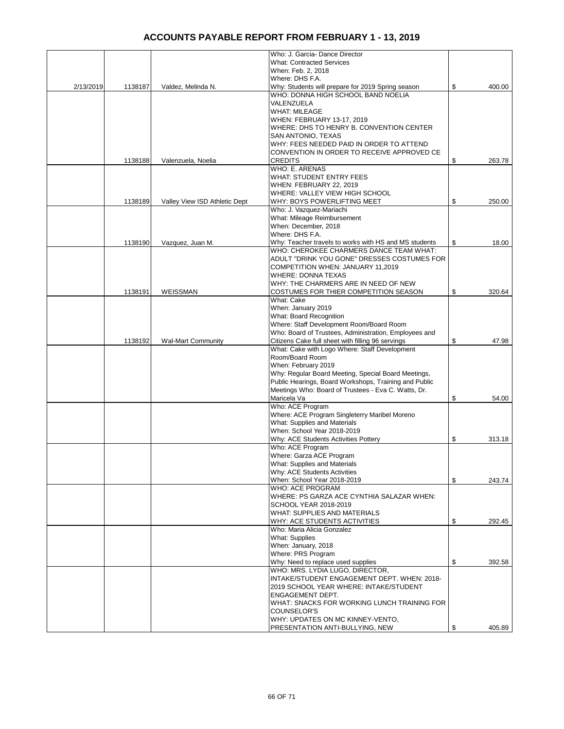# ACCOUNTS PAYABLE REPORT FROM FEBRUARY 1 - 13, 2019

| | | | | |
|---|---|---|---|---|
| 2/13/2019 | 1138187 | Valdez, Melinda N. | Who: J. Garcia- Dance Director<br>What: Contracted Services<br>When: Feb. 2, 2018<br>Where: DHS F.A.<br>Why: Students will prepare for 2019 Spring season | $ 400.00 |
| | 1138188 | Valenzuela, Noelia | WHO: DONNA HIGH SCHOOL BAND NOELIA VALENZUELA<br>WHAT: MILEAGE<br>WHEN: FEBRUARY 13-17, 2019<br>WHERE: DHS TO HENRY B. CONVENTION CENTER SAN ANTONIO, TEXAS<br>WHY: FEES NEEDED PAID IN ORDER TO ATTEND CONVENTION IN ORDER TO RECEIVE APPROVED CE CREDITS | $ 263.78 |
| | 1138189 | Valley View ISD Athletic Dept | WHO: E. ARENAS<br>WHAT: STUDENT ENTRY FEES<br>WHEN: FEBRUARY 22, 2019<br>WHERE: VALLEY VIEW HIGH SCHOOL<br>WHY: BOYS POWERLIFTING MEET | $ 250.00 |
| | 1138190 | Vazquez, Juan M. | Who: J. Vazquez-Mariachi<br>What: Mileage Reimbursement<br>When: December, 2018<br>Where: DHS F.A.<br>Why: Teacher travels to works with HS and MS students | $ 18.00 |
| | 1138191 | WEISSMAN | WHO: CHEROKEE CHARMERS DANCE TEAM WHAT: ADULT "DRINK YOU GONE" DRESSES COSTUMES FOR COMPETITION WHEN: JANUARY 11,2019<br>WHERE: DONNA TEXAS<br>WHY: THE CHARMERS ARE IN NEED OF NEW COSTUMES FOR THIER COMPETITION SEASON | $ 320.64 |
| | 1138192 | Wal-Mart Community | What: Cake<br>When: January 2019<br>What: Board Recognition<br>Where: Staff Development Room/Board Room<br>Who: Board of Trustees, Administration, Employees and Citizens Cake full sheet with filling 96 servings | $ 47.98 |
| | | | What: Cake with Logo Where: Staff Development Room/Board Room<br>When: February 2019<br>Why: Regular Board Meeting, Special Board Meetings, Public Hearings, Board Workshops, Training and Public Meetings Who: Board of Trustees - Eva C. Watts, Dr. Maricela Va | $ 54.00 |
| | | | Who: ACE Program<br>Where: ACE Program Singleterry Maribel Moreno<br>What: Supplies and Materials<br>When: School Year 2018-2019<br>Why: ACE Students Activities Pottery | $ 313.18 |
| | | | Who: ACE Program<br>Where: Garza ACE Program<br>What: Supplies and Materials<br>Why: ACE Students Activities<br>When: School Year 2018-2019 | $ 243.74 |
| | | | WHO: ACE PROGRAM<br>WHERE: PS GARZA ACE CYNTHIA SALAZAR WHEN: SCHOOL YEAR 2018-2019<br>WHAT: SUPPLIES AND MATERIALS<br>WHY: ACE STUDENTS ACTIVITIES | $ 292.45 |
| | | | Who: Maria Alicia Gonzalez<br>What: Supplies<br>When: January, 2018<br>Where: PRS Program<br>Why: Need to replace used supplies | $ 392.58 |
| | | | WHO: MRS. LYDIA LUGO, DIRECTOR, INTAKE/STUDENT ENGAGEMENT DEPT. WHEN: 2018-2019 SCHOOL YEAR WHERE: INTAKE/STUDENT ENGAGEMENT DEPT.<br>WHAT: SNACKS FOR WORKING LUNCH TRAINING FOR COUNSELOR'S<br>WHY: UPDATES ON MC KINNEY-VENTO, PRESENTATION ANTI-BULLYING, NEW | $ 405.89 |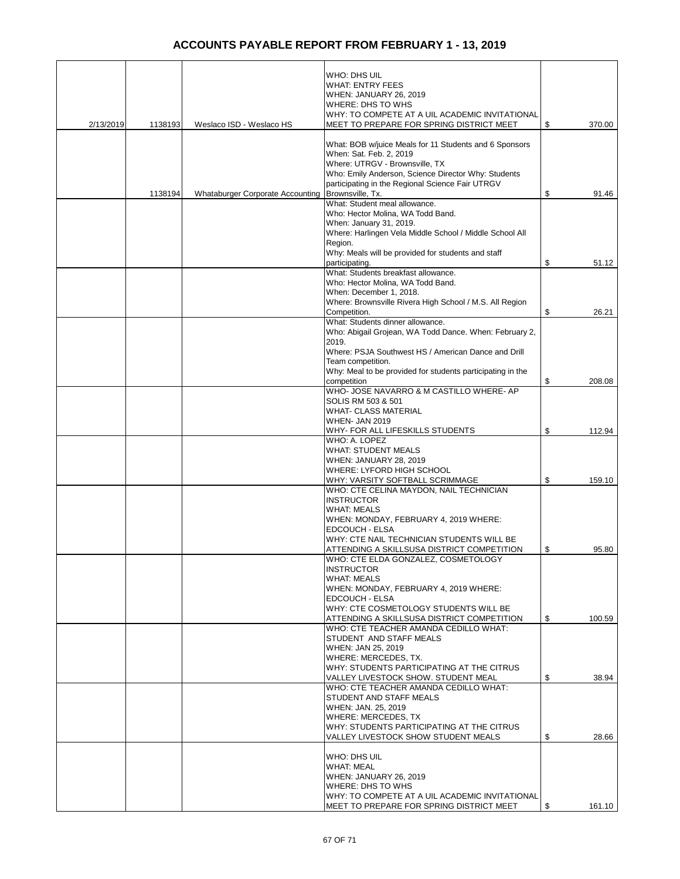# ACCOUNTS PAYABLE REPORT FROM FEBRUARY 1 - 13, 2019

| | | | | |
|---|---|---|---|---|
| 2/13/2019 | 1138193 | Weslaco ISD - Weslaco HS | WHO: DHS UIL<br>WHAT: ENTRY FEES<br>WHEN: JANUARY 26, 2019<br>WHERE: DHS TO WHS<br>WHY: TO COMPETE AT A UIL ACADEMIC INVITATIONAL MEET TO PREPARE FOR SPRING DISTRICT MEET | $ 370.00 |
| | 1138194 | Whataburger Corporate Accounting | What: BOB w/juice Meals for 11 Students and 6 Sponsors<br>When: Sat. Feb. 2, 2019<br>Where: UTRGV - Brownsville, TX<br>Who: Emily Anderson, Science Director Why: Students participating in the Regional Science Fair UTRGV Brownsville, Tx. | $ 91.46 |
| | | | What: Student meal allowance.<br>Who: Hector Molina, WA Todd Band.<br>When: January 31, 2019.<br>Where: Harlingen Vela Middle School / Middle School All Region.<br>Why: Meals will be provided for students and staff participating. | $ 51.12 |
| | | | What: Students breakfast allowance.<br>Who: Hector Molina, WA Todd Band.<br>When: December 1, 2018.<br>Where: Brownsville Rivera High School / M.S. All Region Competition. | $ 26.21 |
| | | | What: Students dinner allowance.<br>Who: Abigail Grojean, WA Todd Dance. When: February 2, 2019.<br>Where: PSJA Southwest HS / American Dance and Drill Team competition.<br>Why: Meal to be provided for students participating in the competition | $ 208.08 |
| | | | WHO- JOSE NAVARRO & M CASTILLO WHERE- AP SOLIS RM 503 & 501<br>WHAT- CLASS MATERIAL<br>WHEN- JAN 2019<br>WHY- FOR ALL LIFESKILLS STUDENTS | $ 112.94 |
| | | | WHO: A. LOPEZ<br>WHAT: STUDENT MEALS<br>WHEN: JANUARY 28, 2019<br>WHERE: LYFORD HIGH SCHOOL<br>WHY: VARSITY SOFTBALL SCRIMMAGE | $ 159.10 |
| | | | WHO: CTE CELINA MAYDON, NAIL TECHNICIAN INSTRUCTOR<br>WHAT: MEALS<br>WHEN: MONDAY, FEBRUARY 4, 2019 WHERE: EDCOUCH - ELSA<br>WHY: CTE NAIL TECHNICIAN STUDENTS WILL BE ATTENDING A SKILLSUSA DISTRICT COMPETITION | $ 95.80 |
| | | | WHO: CTE ELDA GONZALEZ, COSMETOLOGY INSTRUCTOR<br>WHAT: MEALS<br>WHEN: MONDAY, FEBRUARY 4, 2019 WHERE: EDCOUCH - ELSA<br>WHY: CTE COSMETOLOGY STUDENTS WILL BE ATTENDING A SKILLSUSA DISTRICT COMPETITION | $ 100.59 |
| | | | WHO: CTE TEACHER AMANDA CEDILLO WHAT: STUDENT AND STAFF MEALS<br>WHEN: JAN 25, 2019<br>WHERE: MERCEDES, TX.<br>WHY: STUDENTS PARTICIPATING AT THE CITRUS VALLEY LIVESTOCK SHOW. STUDENT MEAL | $ 38.94 |
| | | | WHO: CTE TEACHER AMANDA CEDILLO WHAT: STUDENT AND STAFF MEALS<br>WHEN: JAN. 25, 2019<br>WHERE: MERCEDES, TX<br>WHY: STUDENTS PARTICIPATING AT THE CITRUS VALLEY LIVESTOCK SHOW STUDENT MEALS | $ 28.66 |
| | | | WHO: DHS UIL<br>WHAT: MEAL<br>WHEN: JANUARY 26, 2019<br>WHERE: DHS TO WHS<br>WHY: TO COMPETE AT A UIL ACADEMIC INVITATIONAL MEET TO PREPARE FOR SPRING DISTRICT MEET | $ 161.10 |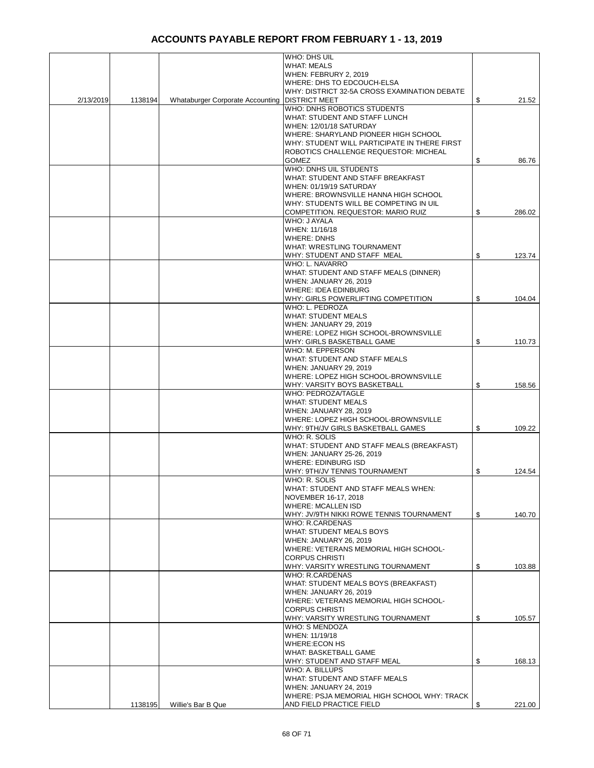# ACCOUNTS PAYABLE REPORT FROM FEBRUARY 1 - 13, 2019

| | | | | |
|---|---|---|---|---|
| 2/13/2019 | 1138194 | Whataburger Corporate Accounting | WHO: DHS UIL<br>WHAT: MEALS<br>WHEN: FEBRURY 2, 2019<br>WHERE: DHS TO EDCOUCH-ELSA<br>WHY: DISTRICT 32-5A CROSS EXAMINATION DEBATE DISTRICT MEET | $ 21.52 |
| | | | WHO: DNHS ROBOTICS STUDENTS<br>WHAT: STUDENT AND STAFF LUNCH<br>WHEN: 12/01/18 SATURDAY<br>WHERE: SHARYLAND PIONEER HIGH SCHOOL<br>WHY: STUDENT WILL PARTICIPATE IN THERE FIRST ROBOTICS CHALLENGE REQUESTOR: MICHEAL GOMEZ | $ 86.76 |
| | | | WHO: DNHS UIL STUDENTS<br>WHAT: STUDENT AND STAFF BREAKFAST<br>WHEN: 01/19/19 SATURDAY<br>WHERE: BROWNSVILLE HANNA HIGH SCHOOL<br>WHY: STUDENTS WILL BE COMPETING IN UIL COMPETITION. REQUESTOR: MARIO RUIZ | $ 286.02 |
| | | | WHO: J AYALA<br>WHEN: 11/16/18<br>WHERE: DNHS<br>WHAT: WRESTLING TOURNAMENT<br>WHY: STUDENT AND STAFF MEAL | $ 123.74 |
| | | | WHO: L. NAVARRO<br>WHAT: STUDENT AND STAFF MEALS (DINNER)<br>WHEN: JANUARY 26, 2019<br>WHERE: IDEA EDINBURG<br>WHY: GIRLS POWERLIFTING COMPETITION | $ 104.04 |
| | | | WHO: L. PEDROZA<br>WHAT: STUDENT MEALS<br>WHEN: JANUARY 29, 2019<br>WHERE: LOPEZ HIGH SCHOOL-BROWNSVILLE<br>WHY: GIRLS BASKETBALL GAME | $ 110.73 |
| | | | WHO: M. EPPERSON<br>WHAT: STUDENT AND STAFF MEALS<br>WHEN: JANUARY 29, 2019<br>WHERE: LOPEZ HIGH SCHOOL-BROWNSVILLE<br>WHY: VARSITY BOYS BASKETBALL | $ 158.56 |
| | | | WHO: PEDROZA/TAGLE<br>WHAT: STUDENT MEALS<br>WHEN: JANUARY 28, 2019<br>WHERE: LOPEZ HIGH SCHOOL-BROWNSVILLE<br>WHY: 9TH/JV GIRLS BASKETBALL GAMES | $ 109.22 |
| | | | WHO: R. SOLIS<br>WHAT: STUDENT AND STAFF MEALS (BREAKFAST)<br>WHEN: JANUARY 25-26, 2019<br>WHERE: EDINBURG ISD<br>WHY: 9TH/JV TENNIS TOURNAMENT | $ 124.54 |
| | | | WHO: R. SOLIS<br>WHAT: STUDENT AND STAFF MEALS WHEN: NOVEMBER 16-17, 2018<br>WHERE: MCALLEN ISD<br>WHY: JV/9TH NIKKI ROWE TENNIS TOURNAMENT | $ 140.70 |
| | | | WHO: R.CARDENAS<br>WHAT: STUDENT MEALS BOYS<br>WHEN: JANUARY 26, 2019<br>WHERE: VETERANS MEMORIAL HIGH SCHOOL-CORPUS CHRISTI<br>WHY: VARSITY WRESTLING TOURNAMENT | $ 103.88 |
| | | | WHO: R.CARDENAS<br>WHAT: STUDENT MEALS BOYS (BREAKFAST)<br>WHEN: JANUARY 26, 2019<br>WHERE: VETERANS MEMORIAL HIGH SCHOOL-CORPUS CHRISTI<br>WHY: VARSITY WRESTLING TOURNAMENT | $ 105.57 |
| | | | WHO: S MENDOZA<br>WHEN: 11/19/18<br>WHERE:ECON HS<br>WHAT: BASKETBALL GAME<br>WHY: STUDENT AND STAFF MEAL | $ 168.13 |
| | 1138195 | Willie's Bar B Que | WHO: A. BILLUPS<br>WHAT: STUDENT AND STAFF MEALS<br>WHEN: JANUARY 24, 2019<br>WHERE: PSJA MEMORIAL HIGH SCHOOL WHY: TRACK AND FIELD PRACTICE FIELD | $ 221.00 |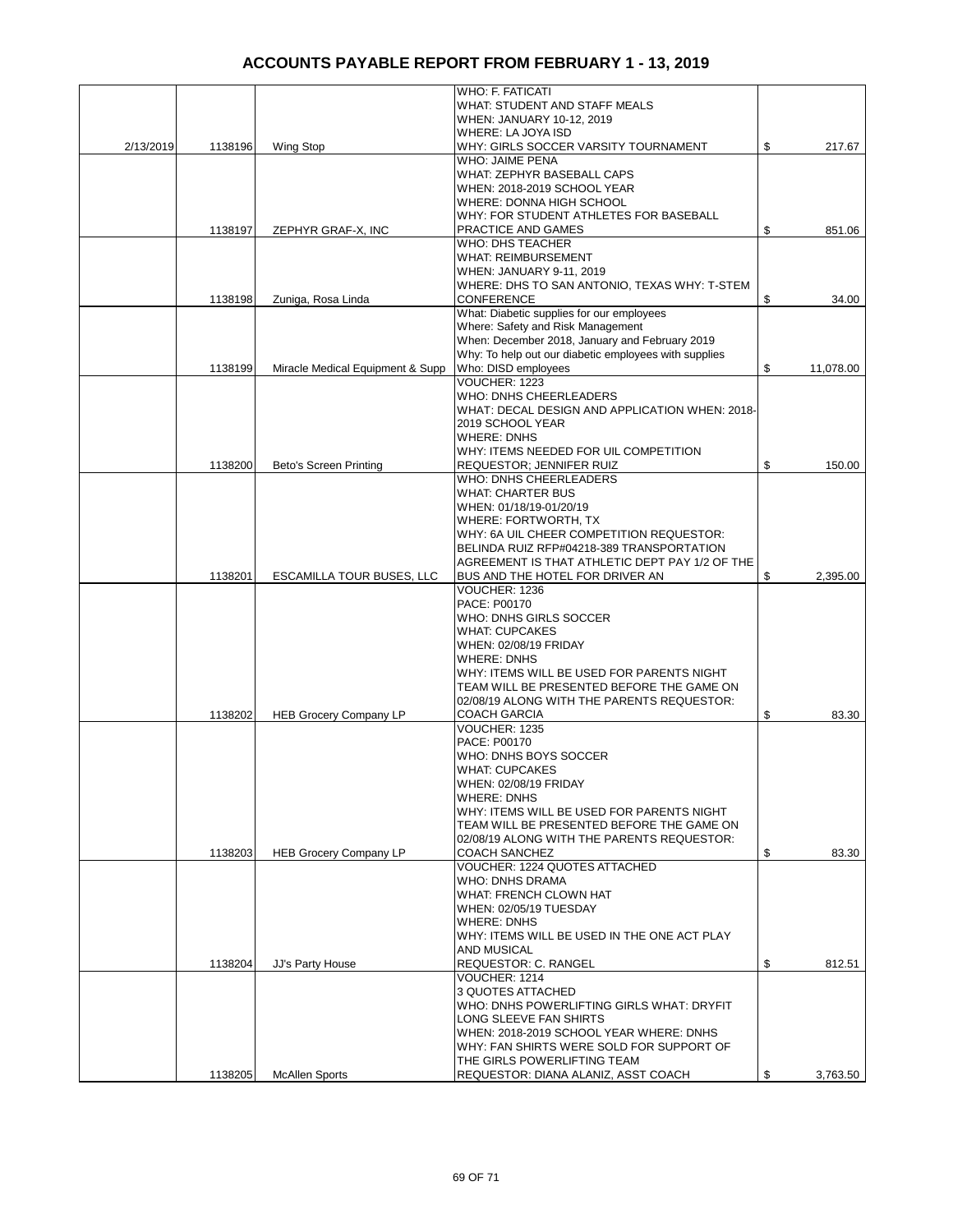# ACCOUNTS PAYABLE REPORT FROM FEBRUARY 1 - 13, 2019

| | | | | |
|---|---|---|---|---|
| 2/13/2019 | 1138196 | Wing Stop | WHO: F. FATICATI WHAT: STUDENT AND STAFF MEALS WHEN: JANUARY 10-12, 2019 WHERE: LA JOYA ISD WHY: GIRLS SOCCER VARSITY TOURNAMENT | $ 217.67 |
| | 1138197 | ZEPHYR GRAF-X, INC | WHO: JAIME PENA WHAT: ZEPHYR BASEBALL CAPS WHEN: 2018-2019 SCHOOL YEAR WHERE: DONNA HIGH SCHOOL WHY: FOR STUDENT ATHLETES FOR BASEBALL PRACTICE AND GAMES | $ 851.06 |
| | 1138198 | Zuniga, Rosa Linda | WHO: DHS TEACHER WHAT: REIMBURSEMENT WHEN: JANUARY 9-11, 2019 WHERE: DHS TO SAN ANTONIO, TEXAS WHY: T-STEM CONFERENCE | $ 34.00 |
| | 1138199 | Miracle Medical Equipment & Supp | What: Diabetic supplies for our employees Where: Safety and Risk Management When: December 2018, January and February 2019 Why: To help out our diabetic employees with supplies Who: DISD employees | $ 11,078.00 |
| | 1138200 | Beto's Screen Printing | VOUCHER: 1223 WHO: DNHS CHEERLEADERS WHAT: DECAL DESIGN AND APPLICATION WHEN: 2018-2019 SCHOOL YEAR WHERE: DNHS WHY: ITEMS NEEDED FOR UIL COMPETITION REQUESTOR; JENNIFER RUIZ | $ 150.00 |
| | 1138201 | ESCAMILLA TOUR BUSES, LLC | WHO: DNHS CHEERLEADERS WHAT: CHARTER BUS WHEN: 01/18/19-01/20/19 WHERE: FORTWORTH, TX WHY: 6A UIL CHEER COMPETITION REQUESTOR: BELINDA RUIZ RFP#04218-389 TRANSPORTATION AGREEMENT IS THAT ATHLETIC DEPT PAY 1/2 OF THE BUS AND THE HOTEL FOR DRIVER AN | $ 2,395.00 |
| | 1138202 | HEB Grocery Company LP | VOUCHER: 1236 PACE: P00170 WHO: DNHS GIRLS SOCCER WHAT: CUPCAKES WHEN: 02/08/19 FRIDAY WHERE: DNHS WHY: ITEMS WILL BE USED FOR PARENTS NIGHT TEAM WILL BE PRESENTED BEFORE THE GAME ON 02/08/19 ALONG WITH THE PARENTS REQUESTOR: COACH GARCIA | $ 83.30 |
| | 1138203 | HEB Grocery Company LP | VOUCHER: 1235 PACE: P00170 WHO: DNHS BOYS SOCCER WHAT: CUPCAKES WHEN: 02/08/19 FRIDAY WHERE: DNHS WHY: ITEMS WILL BE USED FOR PARENTS NIGHT TEAM WILL BE PRESENTED BEFORE THE GAME ON 02/08/19 ALONG WITH THE PARENTS REQUESTOR: COACH SANCHEZ | $ 83.30 |
| | 1138204 | JJ's Party House | VOUCHER: 1224 QUOTES ATTACHED WHO: DNHS DRAMA WHAT: FRENCH CLOWN HAT WHEN: 02/05/19 TUESDAY WHERE: DNHS WHY: ITEMS WILL BE USED IN THE ONE ACT PLAY AND MUSICAL REQUESTOR: C. RANGEL | $ 812.51 |
| | 1138205 | McAllen Sports | VOUCHER: 1214 3 QUOTES ATTACHED WHO: DNHS POWERLIFTING GIRLS WHAT: DRYFIT LONG SLEEVE FAN SHIRTS WHEN: 2018-2019 SCHOOL YEAR WHERE: DNHS WHY: FAN SHIRTS WERE SOLD FOR SUPPORT OF THE GIRLS POWERLIFTING TEAM REQUESTOR: DIANA ALANIZ, ASST COACH | $ 3,763.50 |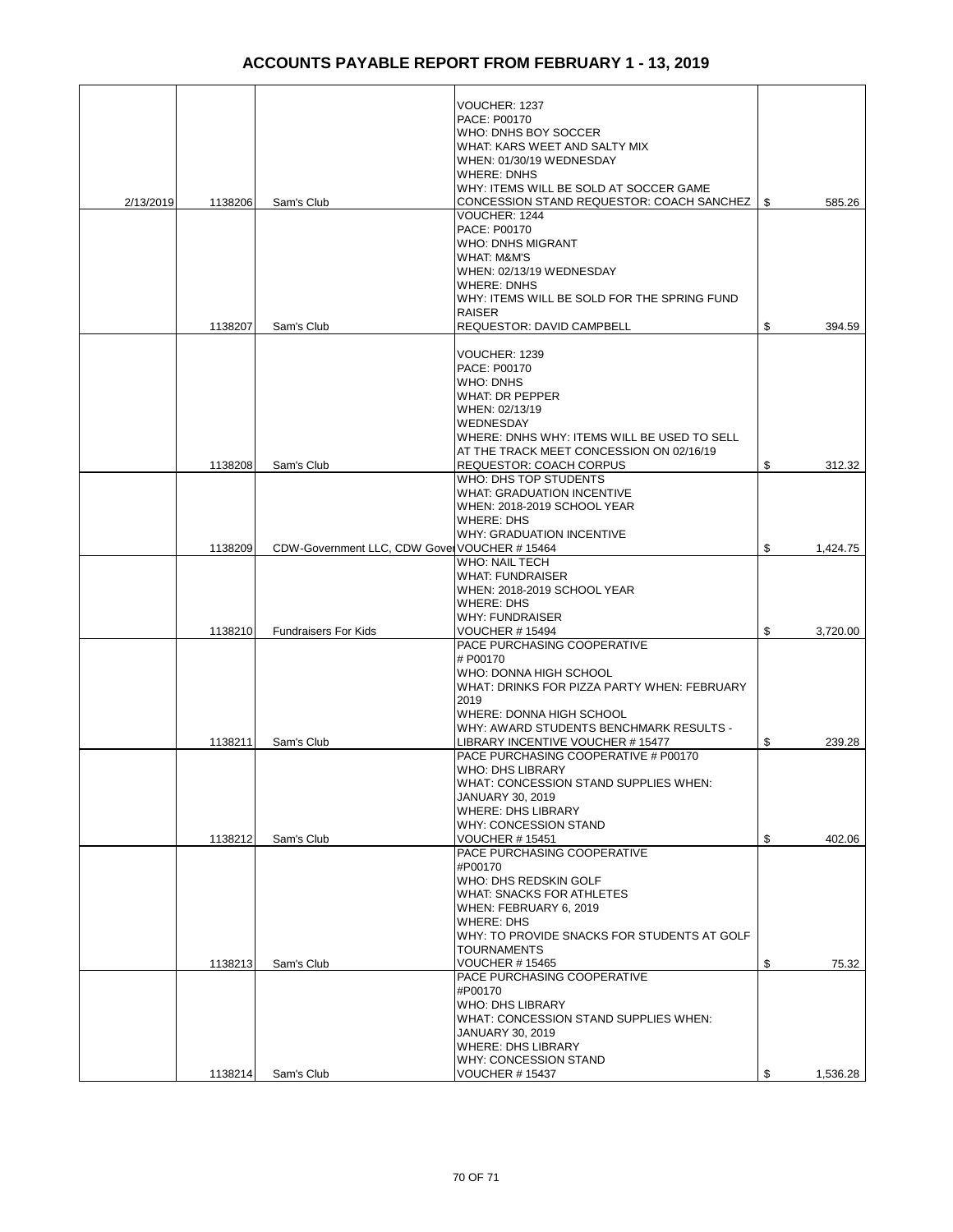# ACCOUNTS PAYABLE REPORT FROM FEBRUARY 1 - 13, 2019

| | | | | |
|---|---|---|---|---|
| 2/13/2019 | 1138206 | Sam's Club | VOUCHER: 1237 PACE: P00170 WHO: DNHS BOY SOCCER WHAT: KARS WEET AND SALTY MIX WHEN: 01/30/19 WEDNESDAY WHERE: DNHS WHY: ITEMS WILL BE SOLD AT SOCCER GAME CONCESSION STAND REQUESTOR: COACH SANCHEZ | $ 585.26 |
| | 1138207 | Sam's Club | VOUCHER: 1244 PACE: P00170 WHO: DNHS MIGRANT WHAT: M&M'S WHEN: 02/13/19 WEDNESDAY WHERE: DNHS WHY: ITEMS WILL BE SOLD FOR THE SPRING FUND RAISER REQUESTOR: DAVID CAMPBELL | $ 394.59 |
| | 1138208 | Sam's Club | VOUCHER: 1239 PACE: P00170 WHO: DNHS WHAT: DR PEPPER WHEN: 02/13/19 WEDNESDAY WHERE: DNHS WHY: ITEMS WILL BE USED TO SELL AT THE TRACK MEET CONCESSION ON 02/16/19 REQUESTOR: COACH CORPUS | $ 312.32 |
| | 1138209 | CDW-Government LLC, CDW Gover | WHO: DHS TOP STUDENTS WHAT: GRADUATION INCENTIVE WHEN: 2018-2019 SCHOOL YEAR WHERE: DHS WHY: GRADUATION INCENTIVE VOUCHER # 15464 | $ 1,424.75 |
| | 1138210 | Fundraisers For Kids | WHO: NAIL TECH WHAT: FUNDRAISER WHEN: 2018-2019 SCHOOL YEAR WHERE: DHS WHY: FUNDRAISER VOUCHER # 15494 | $ 3,720.00 |
| | 1138211 | Sam's Club | PACE PURCHASING COOPERATIVE # P00170 WHO: DONNA HIGH SCHOOL WHAT: DRINKS FOR PIZZA PARTY WHEN: FEBRUARY 2019 WHERE: DONNA HIGH SCHOOL WHY: AWARD STUDENTS BENCHMARK RESULTS - LIBRARY INCENTIVE VOUCHER # 15477 | $ 239.28 |
| | 1138212 | Sam's Club | PACE PURCHASING COOPERATIVE # P00170 WHO: DHS LIBRARY WHAT: CONCESSION STAND SUPPLIES WHEN: JANUARY 30, 2019 WHERE: DHS LIBRARY WHY: CONCESSION STAND VOUCHER # 15451 | $ 402.06 |
| | 1138213 | Sam's Club | PACE PURCHASING COOPERATIVE #P00170 WHO: DHS REDSKIN GOLF WHAT: SNACKS FOR ATHLETES WHEN: FEBRUARY 6, 2019 WHERE: DHS WHY: TO PROVIDE SNACKS FOR STUDENTS AT GOLF TOURNAMENTS VOUCHER # 15465 | $ 75.32 |
| | 1138214 | Sam's Club | PACE PURCHASING COOPERATIVE #P00170 WHO: DHS LIBRARY WHAT: CONCESSION STAND SUPPLIES WHEN: JANUARY 30, 2019 WHERE: DHS LIBRARY WHY: CONCESSION STAND VOUCHER # 15437 | $ 1,536.28 |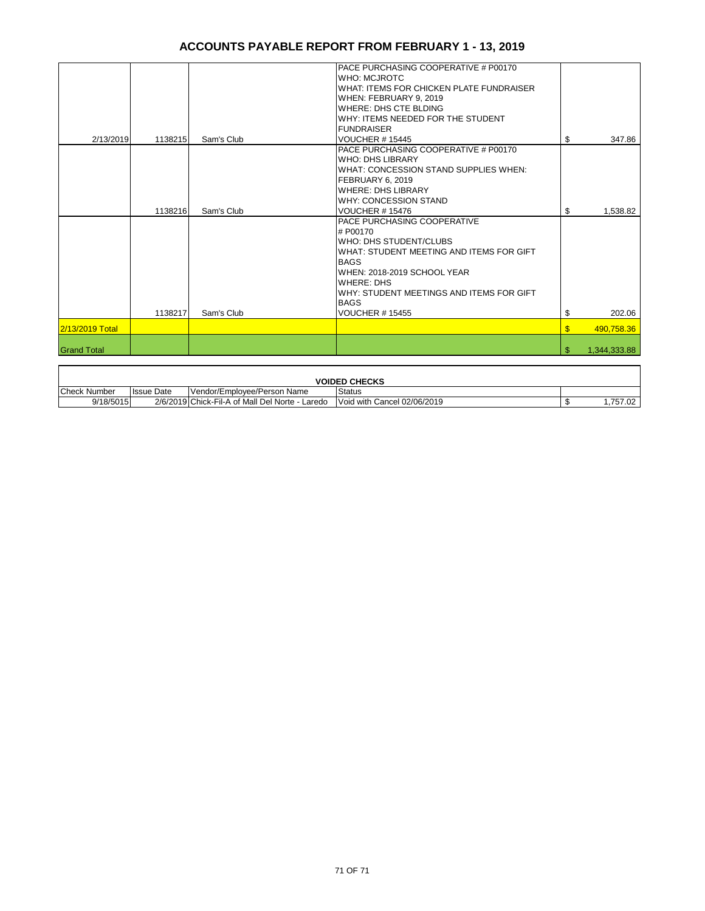# ACCOUNTS PAYABLE REPORT FROM FEBRUARY 1 - 13, 2019

| | | | | |
|---|---|---|---|---|
| 2/13/2019 | 1138215 | Sam's Club | PACE PURCHASING COOPERATIVE # P00170 WHO: MCJROTC WHAT: ITEMS FOR CHICKEN PLATE FUNDRAISER WHEN: FEBRUARY 9, 2019 WHERE: DHS CTE BLDING WHY: ITEMS NEEDED FOR THE STUDENT FUNDRAISER VOUCHER # 15445 | $ 347.86 |
| | 1138216 | Sam's Club | PACE PURCHASING COOPERATIVE # P00170 WHO: DHS LIBRARY WHAT: CONCESSION STAND SUPPLIES WHEN: FEBRUARY 6, 2019 WHERE: DHS LIBRARY WHY: CONCESSION STAND VOUCHER # 15476 | $ 1,538.82 |
| | 1138217 | Sam's Club | PACE PURCHASING COOPERATIVE # P00170 WHO: DHS STUDENT/CLUBS WHAT: STUDENT MEETING AND ITEMS FOR GIFT BAGS WHEN: 2018-2019 SCHOOL YEAR WHERE: DHS WHY: STUDENT MEETINGS AND ITEMS FOR GIFT BAGS VOUCHER # 15455 | $ 202.06 |
| 2/13/2019 Total | | | | $ 490,758.36 |
| Grand Total | | | | $ 1,344,333.88 |

**VOIDED CHECKS**

| Check Number | Issue Date | Vendor/Employee/Person Name | Status | |
|---|---|---|---|---|
| 9/18/5015 | 2/6/2019 | Chick-Fil-A of Mall Del Norte - Laredo | Void with Cancel 02/06/2019 | $ 1,757.02 |